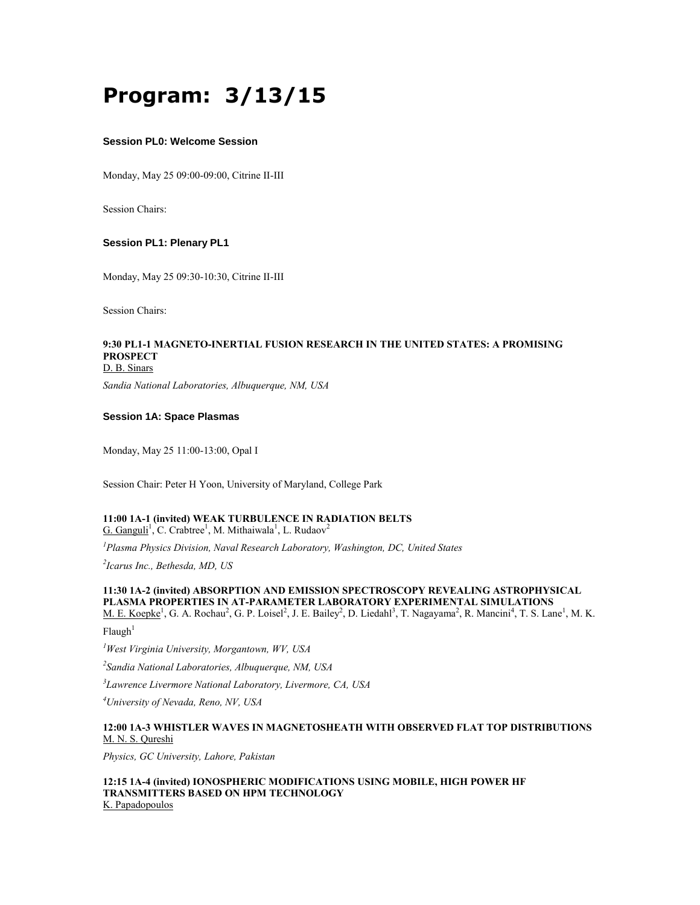# Program: 3/13/15

### Session PL0: Welcome Session

Monday, May 25 09:00-09:00, Citrine II-III

Session Chairs:

### Session PL1: Plenary PL1

Monday, May 25 09:30-10:30, Citrine II-III

Session Chairs:

**9:30 PL1-1 MAGNETO-INERTIAL FUSION RESEARCH IN THE UNITED STATES: A PROMISING PROSPECT**
D. B. Sinars

*Sandia National Laboratories, Albuquerque, NM, USA*

### Session 1A: Space Plasmas

Monday, May 25 11:00-13:00, Opal I

Session Chair: Peter H Yoon, University of Maryland, College Park

**11:00 1A-1 (invited) WEAK TURBULENCE IN RADIATION BELTS**
G. Ganguli[1], C. Crabtree[1], M. Mithaiwala[1], L. Rudaov[2]

*[1]Plasma Physics Division, Naval Research Laboratory, Washington, DC, United States*

*[2]Icarus Inc., Bethesda, MD, US*

**11:30 1A-2 (invited) ABSORPTION AND EMISSION SPECTROSCOPY REVEALING ASTROPHYSICAL PLASMA PROPERTIES IN AT-PARAMETER LABORATORY EXPERIMENTAL SIMULATIONS**
M. E. Koepke[1], G. A. Rochau[2], G. P. Loisel[2], J. E. Bailey[2], D. Liedahl[3], T. Nagayama[2], R. Mancini[4], T. S. Lane[1], M. K. Flaugh[1]

*[1]West Virginia University, Morgantown, WV, USA*

*[2]Sandia National Laboratories, Albuquerque, NM, USA*

*[3]Lawrence Livermore National Laboratory, Livermore, CA, USA*

*[4]University of Nevada, Reno, NV, USA*

**12:00 1A-3 WHISTLER WAVES IN MAGNETOSHEATH WITH OBSERVED FLAT TOP DISTRIBUTIONS**
M. N. S. Qureshi

*Physics, GC University, Lahore, Pakistan*

**12:15 1A-4 (invited) IONOSPHERIC MODIFICATIONS USING MOBILE, HIGH POWER HF TRANSMITTERS BASED ON HPM TECHNOLOGY**
K. Papadopoulos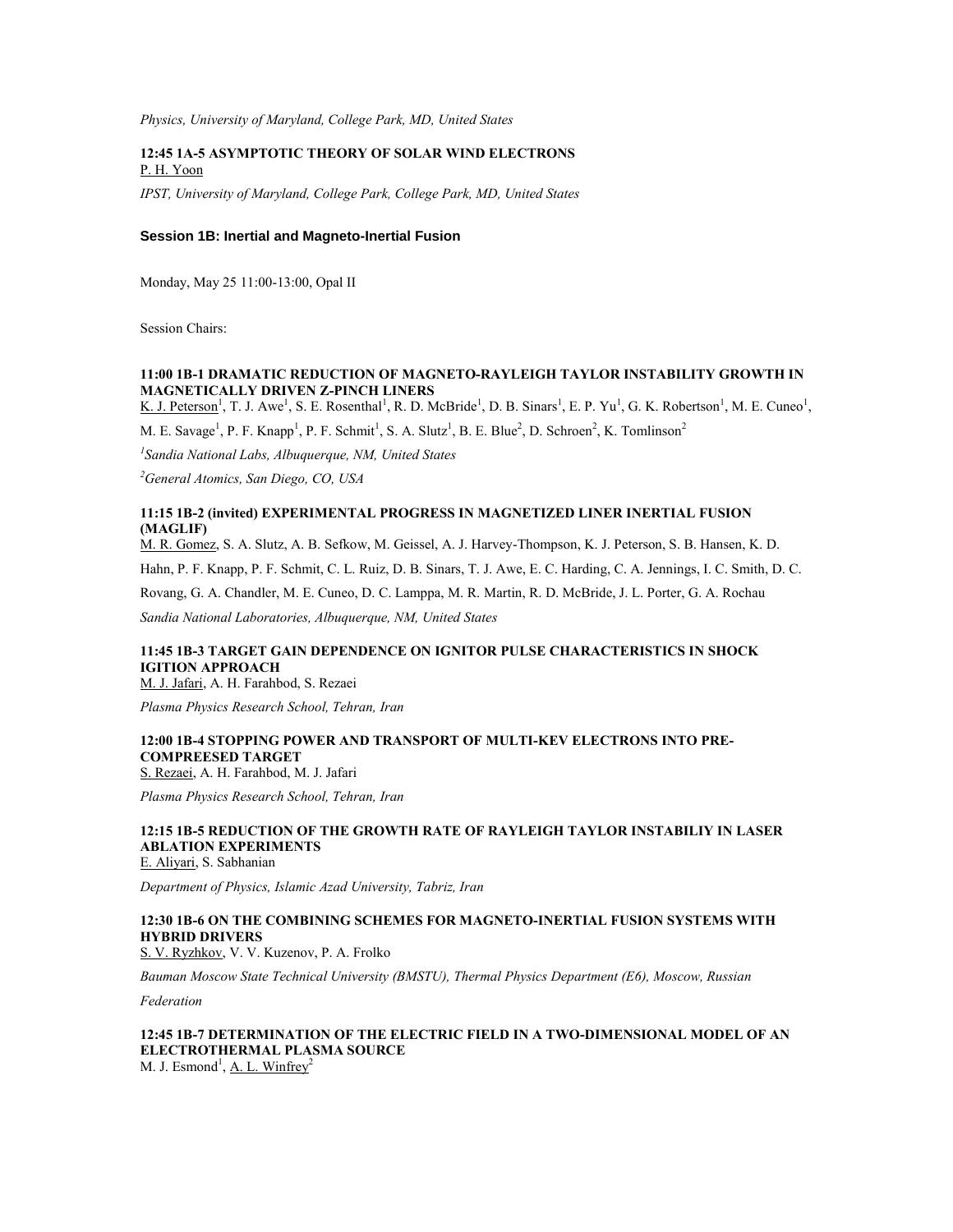*Physics, University of Maryland, College Park, MD, United States*

**12:45 1A-5 ASYMPTOTIC THEORY OF SOLAR WIND ELECTRONS**
P. H. Yoon

*IPST, University of Maryland, College Park, College Park, MD, United States*

### Session 1B: Inertial and Magneto-Inertial Fusion

Monday, May 25 11:00-13:00, Opal II

Session Chairs:

**11:00 1B-1 DRAMATIC REDUCTION OF MAGNETO-RAYLEIGH TAYLOR INSTABILITY GROWTH IN MAGNETICALLY DRIVEN Z-PINCH LINERS**
K. J. Peterson[1], T. J. Awe[1], S. E. Rosenthal[1], R. D. McBride[1], D. B. Sinars[1], E. P. Yu[1], G. K. Robertson[1], M. E. Cuneo[1], M. E. Savage[1], P. F. Knapp[1], P. F. Schmit[1], S. A. Slutz[1], B. E. Blue[2], D. Schroen[2], K. Tomlinson[2]

*[1]Sandia National Labs, Albuquerque, NM, United States*

*[2]General Atomics, San Diego, CO, USA*

**11:15 1B-2 (invited) EXPERIMENTAL PROGRESS IN MAGNETIZED LINER INERTIAL FUSION (MAGLIF)**
M. R. Gomez, S. A. Slutz, A. B. Sefkow, M. Geissel, A. J. Harvey-Thompson, K. J. Peterson, S. B. Hansen, K. D. Hahn, P. F. Knapp, P. F. Schmit, C. L. Ruiz, D. B. Sinars, T. J. Awe, E. C. Harding, C. A. Jennings, I. C. Smith, D. C. Rovang, G. A. Chandler, M. E. Cuneo, D. C. Lamppa, M. R. Martin, R. D. McBride, J. L. Porter, G. A. Rochau

*Sandia National Laboratories, Albuquerque, NM, United States*

**11:45 1B-3 TARGET GAIN DEPENDENCE ON IGNITOR PULSE CHARACTERISTICS IN SHOCK IGITION APPROACH**
M. J. Jafari, A. H. Farahbod, S. Rezaei

*Plasma Physics Research School, Tehran, Iran*

**12:00 1B-4 STOPPING POWER AND TRANSPORT OF MULTI-KEV ELECTRONS INTO PRE-COMPREEESED TARGET**
S. Rezaei, A. H. Farahbod, M. J. Jafari

*Plasma Physics Research School, Tehran, Iran*

**12:15 1B-5 REDUCTION OF THE GROWTH RATE OF RAYLEIGH TAYLOR INSTABILIY IN LASER ABLATION EXPERIMENTS**
E. Aliyari, S. Sabhanian

*Department of Physics, Islamic Azad University, Tabriz, Iran*

**12:30 1B-6 ON THE COMBINING SCHEMES FOR MAGNETO-INERTIAL FUSION SYSTEMS WITH HYBRID DRIVERS**
S. V. Ryzhkov, V. V. Kuzenov, P. A. Frolko

*Bauman Moscow State Technical University (BMSTU), Thermal Physics Department (E6), Moscow, Russian Federation*

**12:45 1B-7 DETERMINATION OF THE ELECTRIC FIELD IN A TWO-DIMENSIONAL MODEL OF AN ELECTROTHERMAL PLASMA SOURCE**
M. J. Esmond[1], A. L. Winfrey[2]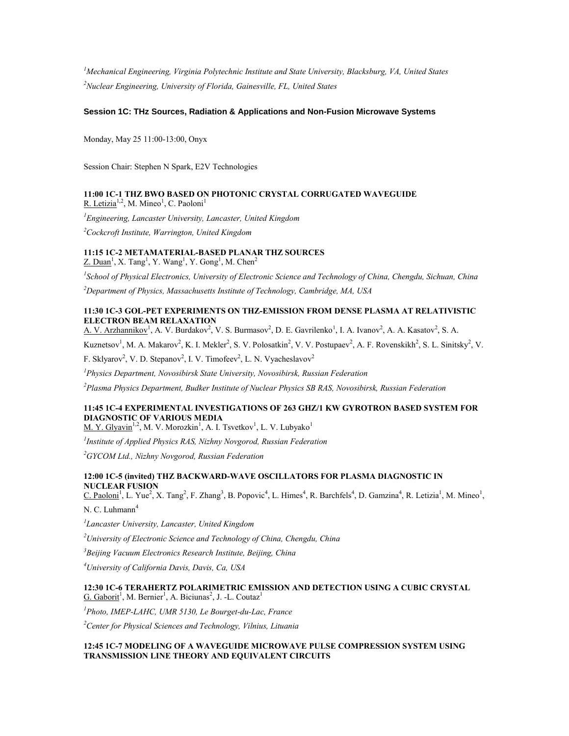*[1]Mechanical Engineering, Virginia Polytechnic Institute and State University, Blacksburg, VA, United States*

*[2]Nuclear Engineering, University of Florida, Gainesville, FL, United States*

### Session 1C: THz Sources, Radiation & Applications and Non-Fusion Microwave Systems

Monday, May 25 11:00-13:00, Onyx

Session Chair: Stephen N Spark, E2V Technologies

**11:00 1C-1 THZ BWO BASED ON PHOTONIC CRYSTAL CORRUGATED WAVEGUIDE**
R. Letizia[1,2], M. Mineo[1], C. Paoloni[1]

*[1]Engineering, Lancaster University, Lancaster, United Kingdom*

*[2]Cockcroft Institute, Warrington, United Kingdom*

**11:15 1C-2 METAMATERIAL-BASED PLANAR THZ SOURCES**
Z. Duan[1], X. Tang[1], Y. Wang[1], Y. Gong[1], M. Chen[2]

*[1]School of Physical Electronics, University of Electronic Science and Technology of China, Chengdu, Sichuan, China*

*[2]Department of Physics, Massachusetts Institute of Technology, Cambridge, MA, USA*

**11:30 1C-3 GOL-PET EXPERIMENTS ON THZ-EMISSION FROM DENSE PLASMA AT RELATIVISTIC ELECTRON BEAM RELAXATION**
A. V. Arzhannikov[1], A. V. Burdakov[2], V. S. Burmasov[2], D. E. Gavrilenko[1], I. A. Ivanov[2], A. A. Kasatov[2], S. A. Kuznetsov[1], M. A. Makarov[2], K. I. Mekler[2], S. V. Polosatkin[2], V. V. Postupaev[2], A. F. Rovenskikh[2], S. L. Sinitsky[2], V. F. Sklyarov[2], V. D. Stepanov[2], I. V. Timofeev[2], L. N. Vyacheslavov[2]

*[1]Physics Department, Novosibirsk State University, Novosibirsk, Russian Federation*

*[2]Plasma Physics Department, Budker Institute of Nuclear Physics SB RAS, Novosibirsk, Russian Federation*

**11:45 1C-4 EXPERIMENTAL INVESTIGATIONS OF 263 GHZ/1 KW GYROTRON BASED SYSTEM FOR DIAGNOSTIC OF VARIOUS MEDIA**
M. Y. Glyavin[1,2], M. V. Morozkin[1], A. I. Tsvetkov[1], L. V. Lubyako[1]

*[1]Institute of Applied Physics RAS, Nizhny Novgorod, Russian Federation*

*[2]GYCOM Ltd., Nizhny Novgorod, Russian Federation*

**12:00 1C-5 (invited) THZ BACKWARD-WAVE OSCILLATORS FOR PLASMA DIAGNOSTIC IN NUCLEAR FUSION**
C. Paoloni[1], L. Yue[2], X. Tang[2], F. Zhang[3], B. Popovic[4], L. Himes[4], R. Barchfels[4], D. Gamzina[4], R. Letizia[1], M. Mineo[1], N. C. Luhmann[4]

*[1]Lancaster University, Lancaster, United Kingdom*

*[2]University of Electronic Science and Technology of China, Chengdu, China*

*[3]Beijing Vacuum Electronics Research Institute, Beijing, China*

*[4]University of California Davis, Davis, Ca, USA*

**12:30 1C-6 TERAHERTZ POLARIMETRIC EMISSION AND DETECTION USING A CUBIC CRYSTAL**
G. Gaborit[1], M. Bernier[1], A. Biciunas[2], J. -L. Coutaz[1]

*[1]Photo, IMEP-LAHC, UMR 5130, Le Bourget-du-Lac, France*

*[2]Center for Physical Sciences and Technology, Vilnius, Lituania*

**12:45 1C-7 MODELING OF A WAVEGUIDE MICROWAVE PULSE COMPRESSION SYSTEM USING TRANSMISSION LINE THEORY AND EQUIVALENT CIRCUITS**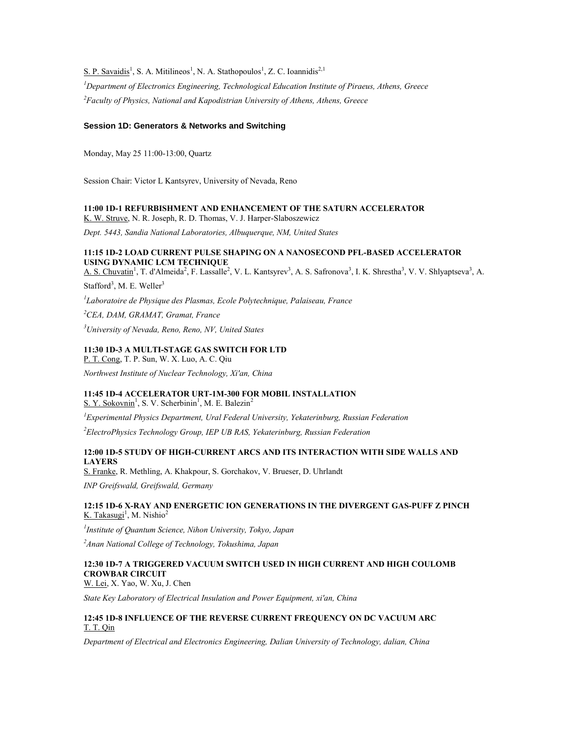S. P. Savaidis[1], S. A. Mitilineos[1], N. A. Stathopoulos[1], Z. C. Ioannidis[2,1]

*[1]Department of Electronics Engineering, Technological Education Institute of Piraeus, Athens, Greece*

*[2]Faculty of Physics, National and Kapodistrian University of Athens, Athens, Greece*

### Session 1D: Generators & Networks and Switching

Monday, May 25 11:00-13:00, Quartz

Session Chair: Victor L Kantsyrev, University of Nevada, Reno

**11:00 1D-1 REFURBISHMENT AND ENHANCEMENT OF THE SATURN ACCELERATOR**

K. W. Struve, N. R. Joseph, R. D. Thomas, V. J. Harper-Slaboszewicz

*Dept. 5443, Sandia National Laboratories, Albuquerque, NM, United States*

**11:15 1D-2 LOAD CURRENT PULSE SHAPING ON A NANOSECOND PFL-BASED ACCELERATOR USING DYNAMIC LCM TECHNIQUE**

A. S. Chuvatin[1], T. d'Almeida[2], F. Lassalle[2], V. L. Kantsyrev[3], A. S. Safronova[3], I. K. Shrestha[3], V. V. Shlyaptseva[3], A. Stafford[3], M. E. Weller[3]

*[1]Laboratoire de Physique des Plasmas, Ecole Polytechnique, Palaiseau, France*

*[2]CEA, DAM, GRAMAT, Gramat, France*

*[3]University of Nevada, Reno, Reno, NV, United States*

**11:30 1D-3 A MULTI-STAGE GAS SWITCH FOR LTD**

P. T. Cong, T. P. Sun, W. X. Luo, A. C. Qiu

*Northwest Institute of Nuclear Technology, Xi'an, China*

**11:45 1D-4 ACCELERATOR URT-1M-300 FOR MOBIL INSTALLATION**

S. Y. Sokovnin[1], S. V. Scherbinin[1], M. E. Balezin[2]

*[1]Experimental Physics Department, Ural Federal University, Yekaterinburg, Russian Federation*

*[2]ElectroPhysics Technology Group, IEP UB RAS, Yekaterinburg, Russian Federation*

**12:00 1D-5 STUDY OF HIGH-CURRENT ARCS AND ITS INTERACTION WITH SIDE WALLS AND LAYERS**

S. Franke, R. Methling, A. Khakpour, S. Gorchakov, V. Brueser, D. Uhrlandt

*INP Greifswald, Greifswald, Germany*

**12:15 1D-6 X-RAY AND ENERGETIC ION GENERATIONS IN THE DIVERGENT GAS-PUFF Z PINCH**

K. Takasugi[1], M. Nishio[2]

*[1]Institute of Quantum Science, Nihon University, Tokyo, Japan*

*[2]Anan National College of Technology, Tokushima, Japan*

**12:30 1D-7 A TRIGGERED VACUUM SWITCH USED IN HIGH CURRENT AND HIGH COULOMB CROWBAR CIRCUIT**

W. Lei, X. Yao, W. Xu, J. Chen

*State Key Laboratory of Electrical Insulation and Power Equipment, xi'an, China*

**12:45 1D-8 INFLUENCE OF THE REVERSE CURRENT FREQUENCY ON DC VACUUM ARC**

T. T. Qin

*Department of Electrical and Electronics Engineering, Dalian University of Technology, dalian, China*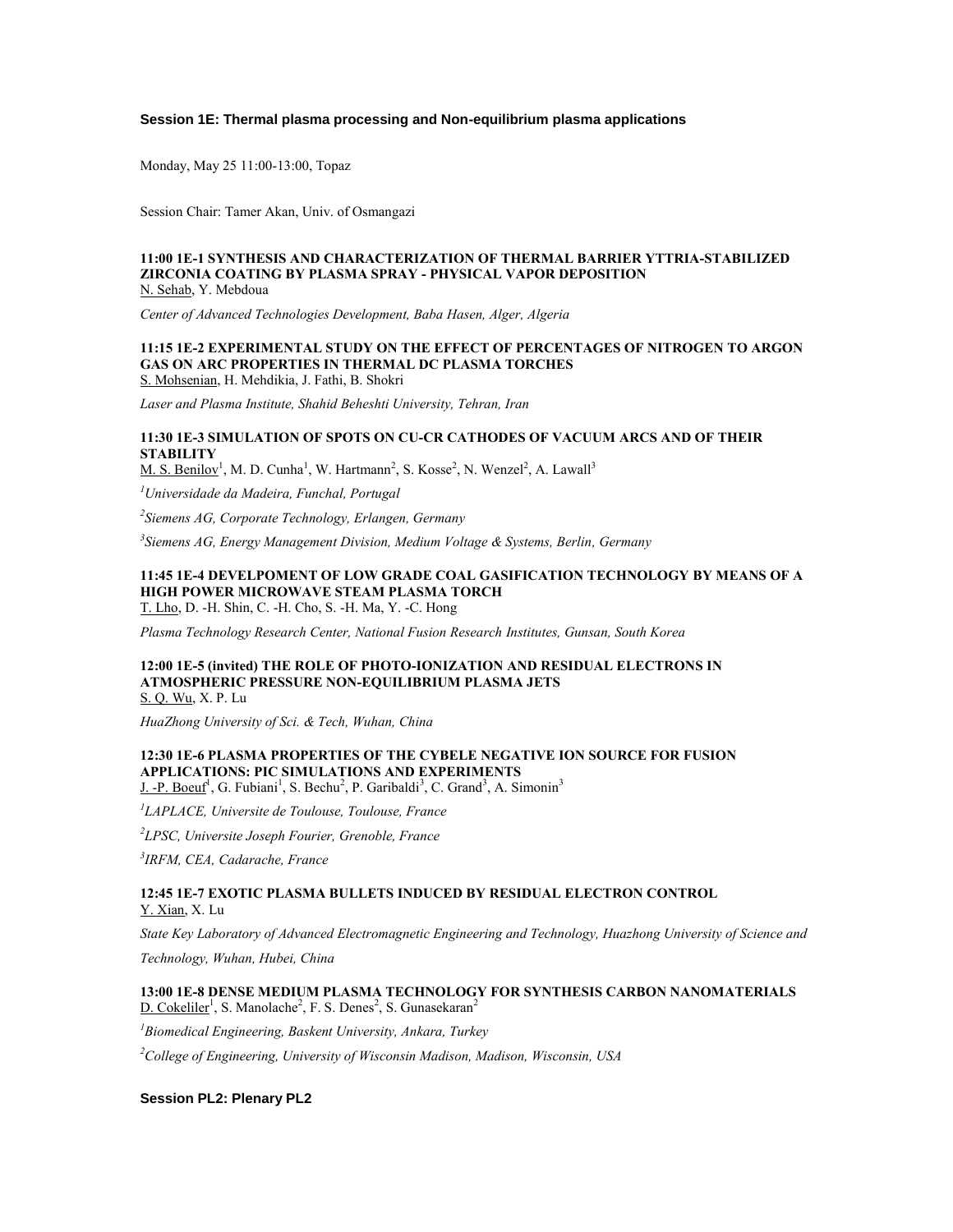## Session 1E: Thermal plasma processing and Non-equilibrium plasma applications

Monday, May 25 11:00-13:00, Topaz

Session Chair: Tamer Akan, Univ. of Osmangazi

### 11:00 1E-1 SYNTHESIS AND CHARACTERIZATION OF THERMAL BARRIER YTTRIA-STABILIZED ZIRCONIA COATING BY PLASMA SPRAY - PHYSICAL VAPOR DEPOSITION

N. Sehab, Y. Mebdoua

*Center of Advanced Technologies Development, Baba Hasen, Alger, Algeria*

### 11:15 1E-2 EXPERIMENTAL STUDY ON THE EFFECT OF PERCENTAGES OF NITROGEN TO ARGON GAS ON ARC PROPERTIES IN THERMAL DC PLASMA TORCHES

S. Mohsenian, H. Mehdikia, J. Fathi, B. Shokri

*Laser and Plasma Institute, Shahid Beheshti University, Tehran, Iran*

### 11:30 1E-3 SIMULATION OF SPOTS ON CU-CR CATHODES OF VACUUM ARCS AND OF THEIR STABILITY

M. S. Benilov[1], M. D. Cunha[1], W. Hartmann[2], S. Kosse[2], N. Wenzel[2], A. Lawall[3]

[1]*Universidade da Madeira, Funchal, Portugal*

[2]*Siemens AG, Corporate Technology, Erlangen, Germany*

[3]*Siemens AG, Energy Management Division, Medium Voltage & Systems, Berlin, Germany*

### 11:45 1E-4 DEVELPOMENT OF LOW GRADE COAL GASIFICATION TECHNOLOGY BY MEANS OF A HIGH POWER MICROWAVE STEAM PLASMA TORCH

T. Lho, D. -H. Shin, C. -H. Cho, S. -H. Ma, Y. -C. Hong

*Plasma Technology Research Center, National Fusion Research Institutes, Gunsan, South Korea*

### 12:00 1E-5 (invited) THE ROLE OF PHOTO-IONIZATION AND RESIDUAL ELECTRONS IN ATMOSPHERIC PRESSURE NON-EQUILIBRIUM PLASMA JETS

S. Q. Wu, X. P. Lu

*HuaZhong University of Sci. & Tech, Wuhan, China*

### 12:30 1E-6 PLASMA PROPERTIES OF THE CYBELE NEGATIVE ION SOURCE FOR FUSION APPLICATIONS: PIC SIMULATIONS AND EXPERIMENTS

J. -P. Boeuf[1], G. Fubiani[1], S. Bechu[2], P. Garibaldi[3], C. Grand[3], A. Simonin[3]

[1]*LAPLACE, Universite de Toulouse, Toulouse, France*

[2]*LPSC, Universite Joseph Fourier, Grenoble, France*

[3]*IRFM, CEA, Cadarache, France*

### 12:45 1E-7 EXOTIC PLASMA BULLETS INDUCED BY RESIDUAL ELECTRON CONTROL

Y. Xian, X. Lu

*State Key Laboratory of Advanced Electromagnetic Engineering and Technology, Huazhong University of Science and Technology, Wuhan, Hubei, China*

### 13:00 1E-8 DENSE MEDIUM PLASMA TECHNOLOGY FOR SYNTHESIS CARBON NANOMATERIALS

D. Cokeliler[1], S. Manolache[2], F. S. Denes[2], S. Gunasekaran[2]

[1]*Biomedical Engineering, Baskent University, Ankara, Turkey*

[2]*College of Engineering, University of Wisconsin Madison, Madison, Wisconsin, USA*

## Session PL2: Plenary PL2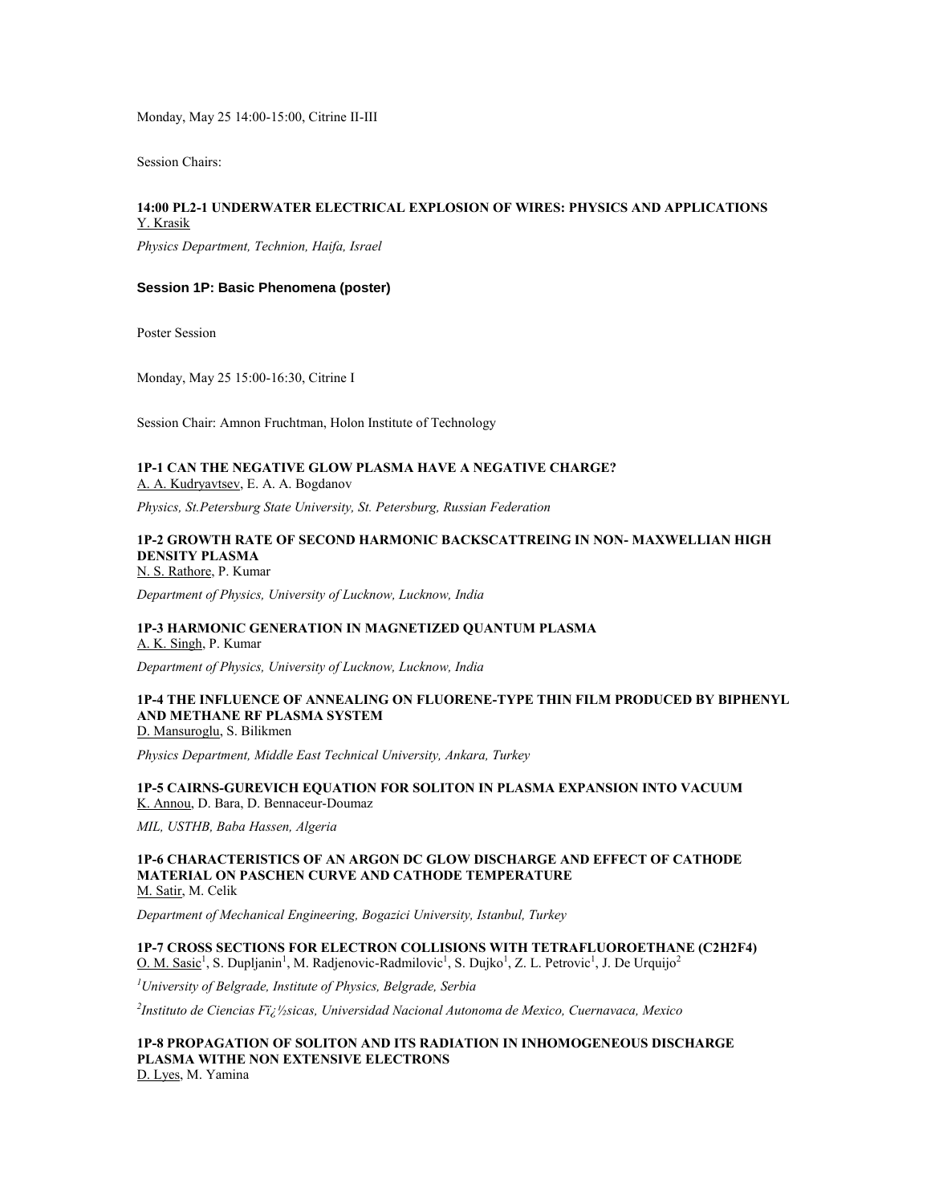Monday, May 25 14:00-15:00, Citrine II-III

Session Chairs:

**14:00 PL2-1 UNDERWATER ELECTRICAL EXPLOSION OF WIRES: PHYSICS AND APPLICATIONS**
Y. Krasik

*Physics Department, Technion, Haifa, Israel*

### Session 1P: Basic Phenomena (poster)

Poster Session

Monday, May 25 15:00-16:30, Citrine I

Session Chair: Amnon Fruchtman, Holon Institute of Technology

**1P-1 CAN THE NEGATIVE GLOW PLASMA HAVE A NEGATIVE CHARGE?**
A. A. Kudryavtsev, E. A. A. Bogdanov

*Physics, St.Petersburg State University, St. Petersburg, Russian Federation*

**1P-2 GROWTH RATE OF SECOND HARMONIC BACKSCATTREING IN NON- MAXWELLIAN HIGH DENSITY PLASMA**
N. S. Rathore, P. Kumar

*Department of Physics, University of Lucknow, Lucknow, India*

**1P-3 HARMONIC GENERATION IN MAGNETIZED QUANTUM PLASMA**
A. K. Singh, P. Kumar

*Department of Physics, University of Lucknow, Lucknow, India*

**1P-4 THE INFLUENCE OF ANNEALING ON FLUORENE-TYPE THIN FILM PRODUCED BY BIPHENYL AND METHANE RF PLASMA SYSTEM**
D. Mansuroglu, S. Bilikmen

*Physics Department, Middle East Technical University, Ankara, Turkey*

**1P-5 CAIRNS-GUREVICH EQUATION FOR SOLITON IN PLASMA EXPANSION INTO VACUUM**
K. Annou, D. Bara, D. Bennaceur-Doumaz

*MIL, USTHB, Baba Hassen, Algeria*

**1P-6 CHARACTERISTICS OF AN ARGON DC GLOW DISCHARGE AND EFFECT OF CATHODE MATERIAL ON PASCHEN CURVE AND CATHODE TEMPERATURE**
M. Satir, M. Celik

*Department of Mechanical Engineering, Bogazici University, Istanbul, Turkey*

**1P-7 CROSS SECTIONS FOR ELECTRON COLLISIONS WITH TETRAFLUOROETHANE (C2H2F4)**
O. M. Sasic[1], S. Dupljanin[1], M. Radjenovic-Radmilovic[1], S. Dujko[1], Z. L. Petrovic[1], J. De Urquijo[2]

[1]*University of Belgrade, Institute of Physics, Belgrade, Serbia*

[2]*Instituto de Ciencias Fï¿½sicas, Universidad Nacional Autonoma de Mexico, Cuernavaca, Mexico*

**1P-8 PROPAGATION OF SOLITON AND ITS RADIATION IN INHOMOGENEOUS DISCHARGE PLASMA WITHE NON EXTENSIVE ELECTRONS**
D. Lyes, M. Yamina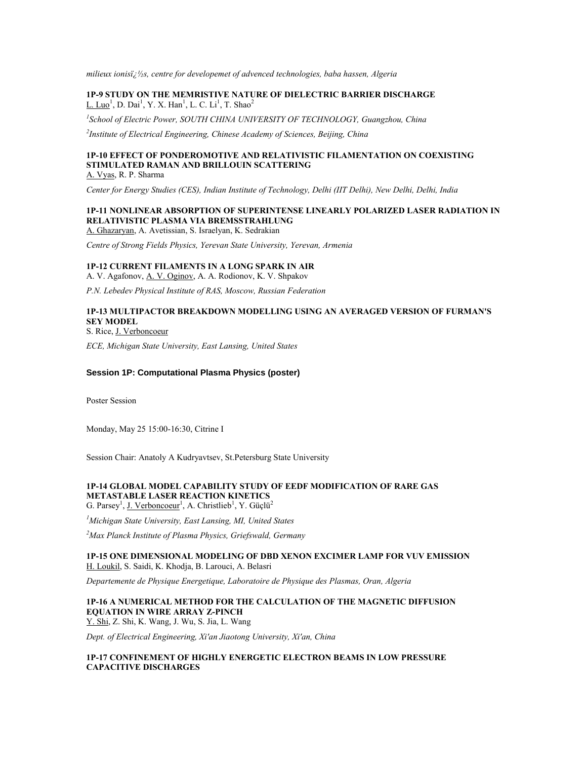*milieux ionisï¿½s, centre for developemet of advenced technologies, baba hassen, Algeria*

**1P-9 STUDY ON THE MEMRISTIVE NATURE OF DIELECTRIC BARRIER DISCHARGE**
L. Luo[1], D. Dai[1], Y. X. Han[1], L. C. Li[1], T. Shao[2]

*[1]School of Electric Power, SOUTH CHINA UNIVERSITY OF TECHNOLOGY, Guangzhou, China*

*[2]Institute of Electrical Engineering, Chinese Academy of Sciences, Beijing, China*

**1P-10 EFFECT OF PONDEROMOTIVE AND RELATIVISTIC FILAMENTATION ON COEXISTING STIMULATED RAMAN AND BRILLOUIN SCATTERING**
A. Vyas, R. P. Sharma

*Center for Energy Studies (CES), Indian Institute of Technology, Delhi (IIT Delhi), New Delhi, Delhi, India*

**1P-11 NONLINEAR ABSORPTION OF SUPERINTENSE LINEARLY POLARIZED LASER RADIATION IN RELATIVISTIC PLASMA VIA BREMSSTRAHLUNG**
A. Ghazaryan, A. Avetissian, S. Israelyan, K. Sedrakian

*Centre of Strong Fields Physics, Yerevan State University, Yerevan, Armenia*

**1P-12 CURRENT FILAMENTS IN A LONG SPARK IN AIR**
A. V. Agafonov, A. V. Oginov, A. A. Rodionov, K. V. Shpakov

*P.N. Lebedev Physical Institute of RAS, Moscow, Russian Federation*

**1P-13 MULTIPACTOR BREAKDOWN MODELLING USING AN AVERAGED VERSION OF FURMAN'S SEY MODEL**
S. Rice, J. Verboncoeur

*ECE, Michigan State University, East Lansing, United States*

### Session 1P: Computational Plasma Physics (poster)

Poster Session

Monday, May 25 15:00-16:30, Citrine I

Session Chair: Anatoly A Kudryavtsev, St.Petersburg State University

**1P-14 GLOBAL MODEL CAPABILITY STUDY OF EEDF MODIFICATION OF RARE GAS METASTABLE LASER REACTION KINETICS**
G. Parsey[1], J. Verboncoeur[1], A. Christlieb[1], Y. Güçlü[2]

*[1]Michigan State University, East Lansing, MI, United States*

*[2]Max Planck Institute of Plasma Physics, Griefswald, Germany*

**1P-15 ONE DIMENSIONAL MODELING OF DBD XENON EXCIMER LAMP FOR VUV EMISSION**
H. Loukil, S. Saidi, K. Khodja, B. Larouci, A. Belasri

*Departemente de Physique Energetique, Laboratoire de Physique des Plasmas, Oran, Algeria*

**1P-16 A NUMERICAL METHOD FOR THE CALCULATION OF THE MAGNETIC DIFFUSION EQUATION IN WIRE ARRAY Z-PINCH**
Y. Shi, Z. Shi, K. Wang, J. Wu, S. Jia, L. Wang

*Dept. of Electrical Engineering, Xi'an Jiaotong University, Xi'an, China*

**1P-17 CONFINEMENT OF HIGHLY ENERGETIC ELECTRON BEAMS IN LOW PRESSURE CAPACITIVE DISCHARGES**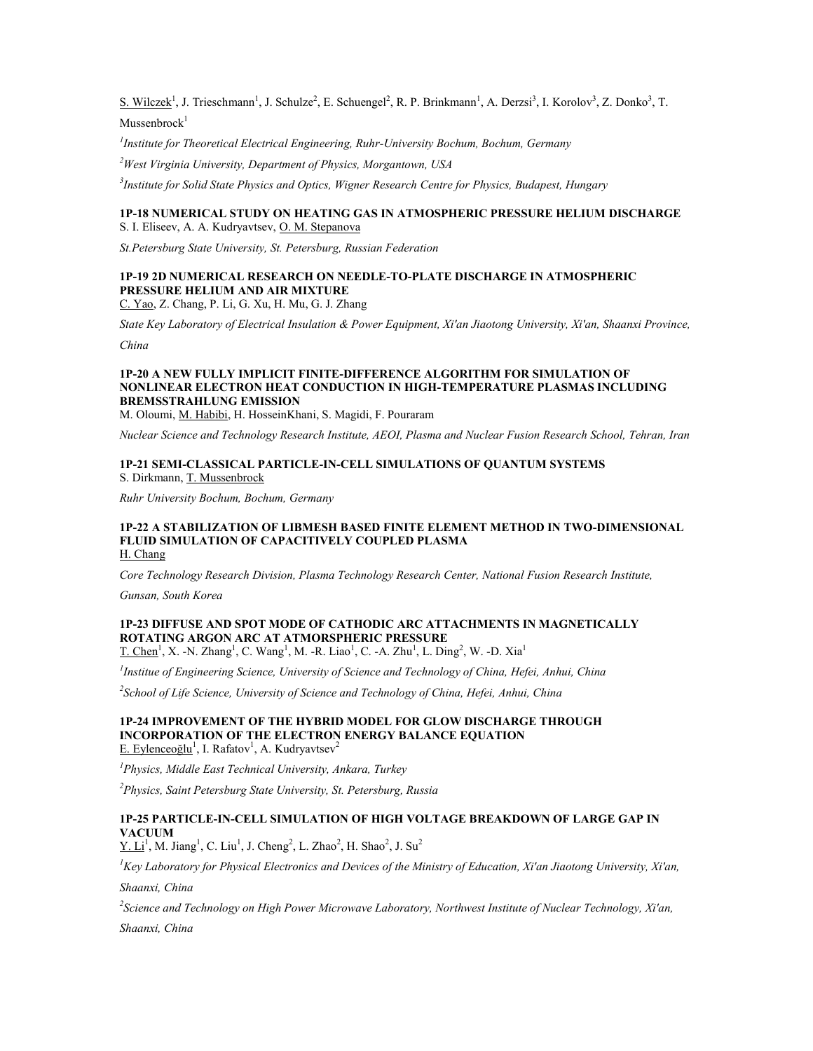S. Wilczek[1], J. Trieschmann[1], J. Schulze[2], E. Schuengel[2], R. P. Brinkmann[1], A. Derzsi[3], I. Korolov[3], Z. Donko[3], T. Mussenbrock[1]

*[1]Institute for Theoretical Electrical Engineering, Ruhr-University Bochum, Bochum, Germany*

*[2]West Virginia University, Department of Physics, Morgantown, USA*

*[3]Institute for Solid State Physics and Optics, Wigner Research Centre for Physics, Budapest, Hungary*

**1P-18 NUMERICAL STUDY ON HEATING GAS IN ATMOSPHERIC PRESSURE HELIUM DISCHARGE**
S. I. Eliseev, A. A. Kudryavtsev, O. M. Stepanova

*St.Petersburg State University, St. Petersburg, Russian Federation*

**1P-19 2D NUMERICAL RESEARCH ON NEEDLE-TO-PLATE DISCHARGE IN ATMOSPHERIC PRESSURE HELIUM AND AIR MIXTURE**
C. Yao, Z. Chang, P. Li, G. Xu, H. Mu, G. J. Zhang

*State Key Laboratory of Electrical Insulation & Power Equipment, Xi'an Jiaotong University, Xi'an, Shaanxi Province, China*

**1P-20 A NEW FULLY IMPLICIT FINITE-DIFFERENCE ALGORITHM FOR SIMULATION OF NONLINEAR ELECTRON HEAT CONDUCTION IN HIGH-TEMPERATURE PLASMAS INCLUDING BREMSSTRAHLUNG EMISSION**
M. Oloumi, M. Habibi, H. HosseinKhani, S. Magidi, F. Pouraram

*Nuclear Science and Technology Research Institute, AEOI, Plasma and Nuclear Fusion Research School, Tehran, Iran*

**1P-21 SEMI-CLASSICAL PARTICLE-IN-CELL SIMULATIONS OF QUANTUM SYSTEMS**
S. Dirkmann, T. Mussenbrock

*Ruhr University Bochum, Bochum, Germany*

**1P-22 A STABILIZATION OF LIBMESH BASED FINITE ELEMENT METHOD IN TWO-DIMENSIONAL FLUID SIMULATION OF CAPACITIVELY COUPLED PLASMA**
H. Chang

*Core Technology Research Division, Plasma Technology Research Center, National Fusion Research Institute, Gunsan, South Korea*

**1P-23 DIFFUSE AND SPOT MODE OF CATHODIC ARC ATTACHMENTS IN MAGNETICALLY ROTATING ARGON ARC AT ATMORSPHERIC PRESSURE**
T. Chen[1], X. -N. Zhang[1], C. Wang[1], M. -R. Liao[1], C. -A. Zhu[1], L. Ding[2], W. -D. Xia[1]

*[1]Institue of Engineering Science, University of Science and Technology of China, Hefei, Anhui, China*

*[2]School of Life Science, University of Science and Technology of China, Hefei, Anhui, China*

**1P-24 IMPROVEMENT OF THE HYBRID MODEL FOR GLOW DISCHARGE THROUGH INCORPORATION OF THE ELECTRON ENERGY BALANCE EQUATION**
E. Eylenceoğlu[1], I. Rafatov[1], A. Kudryavtsev[2]

*[1]Physics, Middle East Technical University, Ankara, Turkey*

*[2]Physics, Saint Petersburg State University, St. Petersburg, Russia*

**1P-25 PARTICLE-IN-CELL SIMULATION OF HIGH VOLTAGE BREAKDOWN OF LARGE GAP IN VACUUM**
Y. Li[1], M. Jiang[1], C. Liu[1], J. Cheng[2], L. Zhao[2], H. Shao[2], J. Su[2]

*[1]Key Laboratory for Physical Electronics and Devices of the Ministry of Education, Xi'an Jiaotong University, Xi'an, Shaanxi, China*

*[2]Science and Technology on High Power Microwave Laboratory, Northwest Institute of Nuclear Technology, Xi'an, Shaanxi, China*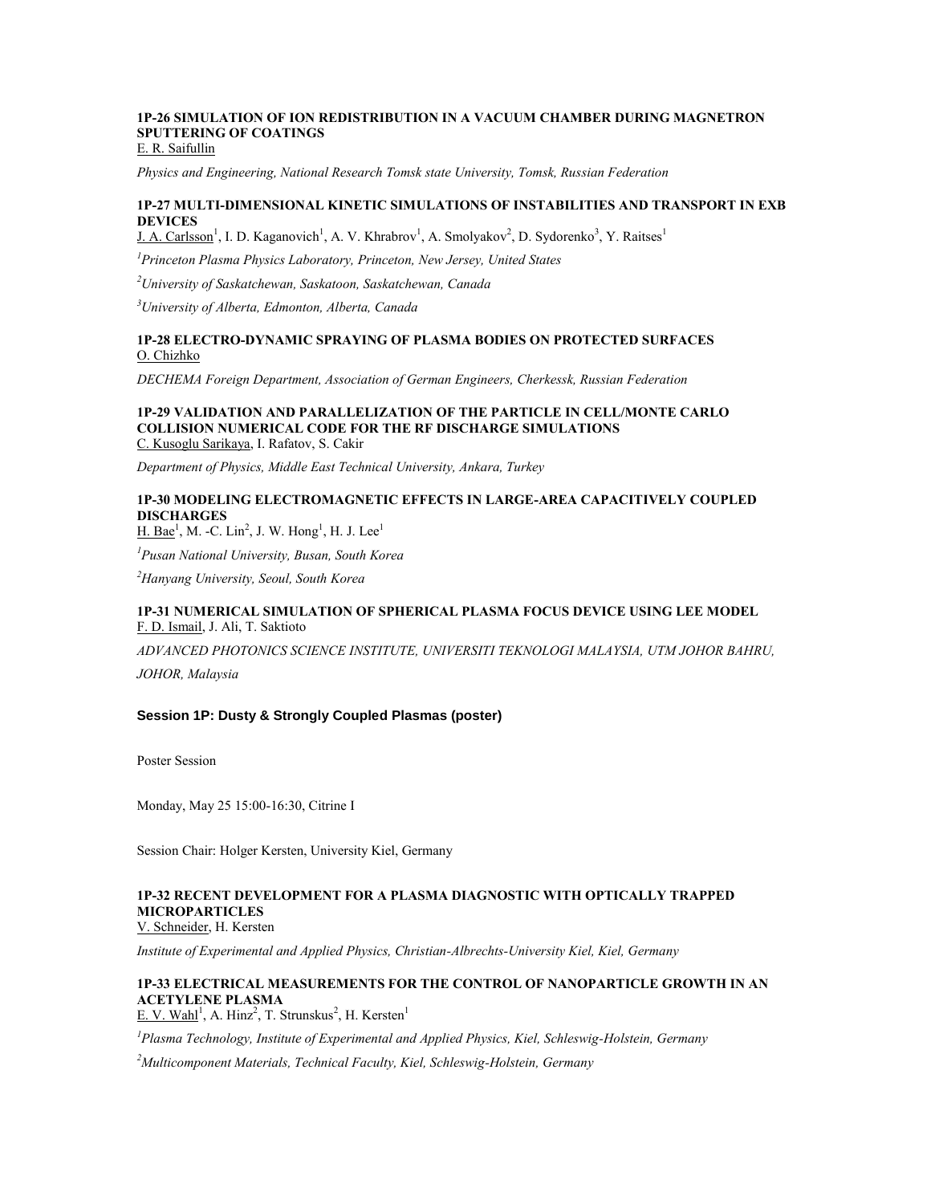**1P-26 SIMULATION OF ION REDISTRIBUTION IN A VACUUM CHAMBER DURING MAGNETRON SPUTTERING OF COATINGS**
E. R. Saifullin

*Physics and Engineering, National Research Tomsk state University, Tomsk, Russian Federation*

**1P-27 MULTI-DIMENSIONAL KINETIC SIMULATIONS OF INSTABILITIES AND TRANSPORT IN EXB DEVICES**
J. A. Carlsson[1], I. D. Kaganovich[1], A. V. Khrabrov[1], A. Smolyakov[2], D. Sydorenko[3], Y. Raitses[1]

*[1]Princeton Plasma Physics Laboratory, Princeton, New Jersey, United States*

*[2]University of Saskatchewan, Saskatoon, Saskatchewan, Canada*

*[3]University of Alberta, Edmonton, Alberta, Canada*

**1P-28 ELECTRO-DYNAMIC SPRAYING OF PLASMA BODIES ON PROTECTED SURFACES**
O. Chizhko

*DECHEMA Foreign Department, Association of German Engineers, Cherkessk, Russian Federation*

**1P-29 VALIDATION AND PARALLELIZATION OF THE PARTICLE IN CELL/MONTE CARLO COLLISION NUMERICAL CODE FOR THE RF DISCHARGE SIMULATIONS**
C. Kusoglu Sarikaya, I. Rafatov, S. Cakir

*Department of Physics, Middle East Technical University, Ankara, Turkey*

**1P-30 MODELING ELECTROMAGNETIC EFFECTS IN LARGE-AREA CAPACITIVELY COUPLED DISCHARGES**
H. Bae[1], M. -C. Lin[2], J. W. Hong[1], H. J. Lee[1]

*[1]Pusan National University, Busan, South Korea*

*[2]Hanyang University, Seoul, South Korea*

**1P-31 NUMERICAL SIMULATION OF SPHERICAL PLASMA FOCUS DEVICE USING LEE MODEL**
F. D. Ismail, J. Ali, T. Saktioto

*ADVANCED PHOTONICS SCIENCE INSTITUTE, UNIVERSITI TEKNOLOGI MALAYSIA, UTM JOHOR BAHRU, JOHOR, Malaysia*

### Session 1P: Dusty & Strongly Coupled Plasmas (poster)

Poster Session

Monday, May 25 15:00-16:30, Citrine I

Session Chair: Holger Kersten, University Kiel, Germany

**1P-32 RECENT DEVELOPMENT FOR A PLASMA DIAGNOSTIC WITH OPTICALLY TRAPPED MICROPARTICLES**
V. Schneider, H. Kersten

*Institute of Experimental and Applied Physics, Christian-Albrechts-University Kiel, Kiel, Germany*

**1P-33 ELECTRICAL MEASUREMENTS FOR THE CONTROL OF NANOPARTICLE GROWTH IN AN ACETYLENE PLASMA**
E. V. Wahl[1], A. Hinz[2], T. Strunskus[2], H. Kersten[1]

*[1]Plasma Technology, Institute of Experimental and Applied Physics, Kiel, Schleswig-Holstein, Germany*

*[2]Multicomponent Materials, Technical Faculty, Kiel, Schleswig-Holstein, Germany*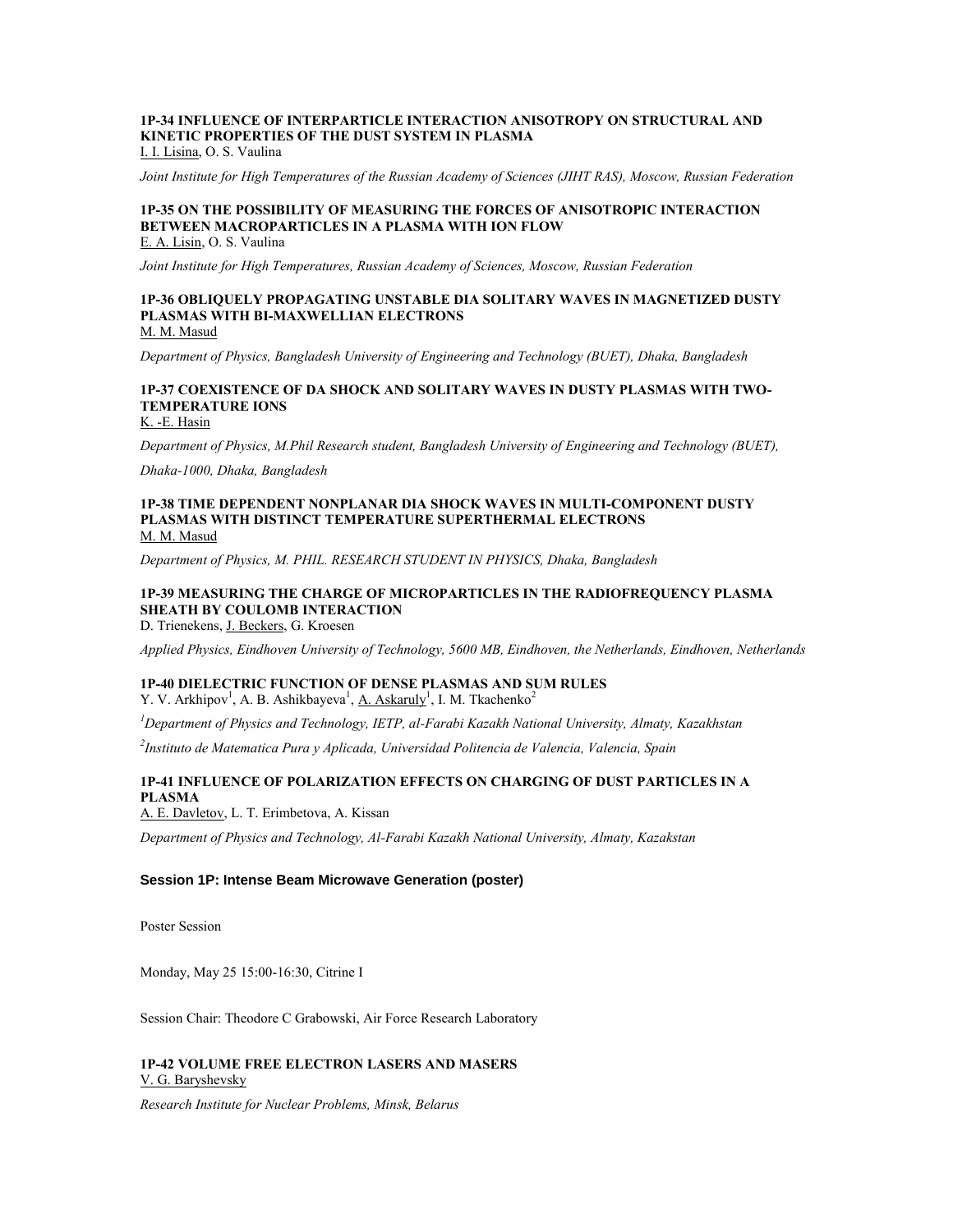#### 1P-34 INFLUENCE OF INTERPARTICLE INTERACTION ANISOTROPY ON STRUCTURAL AND KINETIC PROPERTIES OF THE DUST SYSTEM IN PLASMA

I. I. Lisina, O. S. Vaulina

*Joint Institute for High Temperatures of the Russian Academy of Sciences (JIHT RAS), Moscow, Russian Federation*

#### 1P-35 ON THE POSSIBILITY OF MEASURING THE FORCES OF ANISOTROPIC INTERACTION BETWEEN MACROPARTICLES IN A PLASMA WITH ION FLOW

E. A. Lisin, O. S. Vaulina

*Joint Institute for High Temperatures, Russian Academy of Sciences, Moscow, Russian Federation*

#### 1P-36 OBLIQUELY PROPAGATING UNSTABLE DIA SOLITARY WAVES IN MAGNETIZED DUSTY PLASMAS WITH BI-MAXWELLIAN ELECTRONS

M. M. Masud

*Department of Physics, Bangladesh University of Engineering and Technology (BUET), Dhaka, Bangladesh*

#### 1P-37 COEXISTENCE OF DA SHOCK AND SOLITARY WAVES IN DUSTY PLASMAS WITH TWO-TEMPERATURE IONS

K. -E. Hasin

*Department of Physics, M.Phil Research student, Bangladesh University of Engineering and Technology (BUET), Dhaka-1000, Dhaka, Bangladesh*

#### 1P-38 TIME DEPENDENT NONPLANAR DIA SHOCK WAVES IN MULTI-COMPONENT DUSTY PLASMAS WITH DISTINCT TEMPERATURE SUPERTHERMAL ELECTRONS

M. M. Masud

*Department of Physics, M. PHIL. RESEARCH STUDENT IN PHYSICS, Dhaka, Bangladesh*

#### 1P-39 MEASURING THE CHARGE OF MICROPARTICLES IN THE RADIOFREQUENCY PLASMA SHEATH BY COULOMB INTERACTION

D. Trienekens, J. Beckers, G. Kroesen

*Applied Physics, Eindhoven University of Technology, 5600 MB, Eindhoven, the Netherlands, Eindhoven, Netherlands*

#### 1P-40 DIELECTRIC FUNCTION OF DENSE PLASMAS AND SUM RULES

Y. V. Arkhipov[1], A. B. Ashikbayeva[1], A. Askaruly[1], I. M. Tkachenko[2]

*[1]Department of Physics and Technology, IETP, al-Farabi Kazakh National University, Almaty, Kazakhstan*

*[2]Instituto de Matematica Pura y Aplicada, Universidad Politencia de Valencia, Valencia, Spain*

#### 1P-41 INFLUENCE OF POLARIZATION EFFECTS ON CHARGING OF DUST PARTICLES IN A PLASMA

A. E. Davletov, L. T. Erimbetova, A. Kissan

*Department of Physics and Technology, Al-Farabi Kazakh National University, Almaty, Kazakstan*

### Session 1P: Intense Beam Microwave Generation (poster)

Poster Session

Monday, May 25 15:00-16:30, Citrine I

Session Chair: Theodore C Grabowski, Air Force Research Laboratory

#### 1P-42 VOLUME FREE ELECTRON LASERS AND MASERS

V. G. Baryshevsky

*Research Institute for Nuclear Problems, Minsk, Belarus*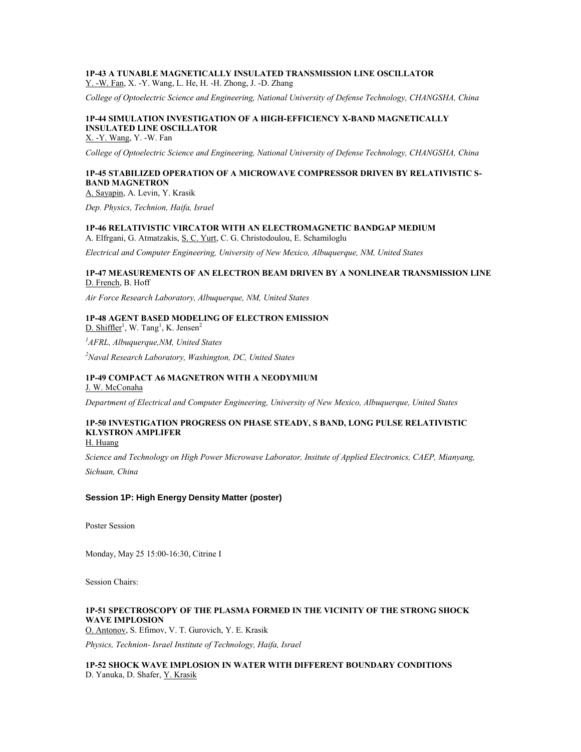**1P-43 A TUNABLE MAGNETICALLY INSULATED TRANSMISSION LINE OSCILLATOR**
Y. -W. Fan, X. -Y. Wang, L. He, H. -H. Zhong, J. -D. Zhang

*College of Optoelectric Science and Engineering, National University of Defense Technology, CHANGSHA, China*

**1P-44 SIMULATION INVESTIGATION OF A HIGH-EFFICIENCY X-BAND MAGNETICALLY INSULATED LINE OSCILLATOR**
X. -Y. Wang, Y. -W. Fan

*College of Optoelectric Science and Engineering, National University of Defense Technology, CHANGSHA, China*

**1P-45 STABILIZED OPERATION OF A MICROWAVE COMPRESSOR DRIVEN BY RELATIVISTIC S-BAND MAGNETRON**
A. Sayapin, A. Levin, Y. Krasik

*Dep. Physics, Technion, Haifa, Israel*

**1P-46 RELATIVISTIC VIRCATOR WITH AN ELECTROMAGNETIC BANDGAP MEDIUM**
A. Elfrgani, G. Atmatzakis, S. C. Yurt, C. G. Christodoulou, E. Schamiloglu

*Electrical and Computer Engineering, University of New Mexico, Albuquerque, NM, United States*

**1P-47 MEASUREMENTS OF AN ELECTRON BEAM DRIVEN BY A NONLINEAR TRANSMISSION LINE**
D. French, B. Hoff

*Air Force Research Laboratory, Albuquerque, NM, United States*

**1P-48 AGENT BASED MODELING OF ELECTRON EMISSION**
D. Shiffler[1], W. Tang[1], K. Jensen[2]

*[1]AFRL, Albuquerque,NM, United States*

*[2]Naval Research Laboratory, Washington, DC, United States*

**1P-49 COMPACT A6 MAGNETRON WITH A NEODYMIUM**
J. W. McConaha

*Department of Electrical and Computer Engineering, University of New Mexico, Albuquerque, United States*

**1P-50 INVESTIGATION PROGRESS ON PHASE STEADY, S BAND, LONG PULSE RELATIVISTIC KLYSTRON AMPLIFER**
H. Huang

*Science and Technology on High Power Microwave Laborator, Insitute of Applied Electronics, CAEP, Mianyang, Sichuan, China*

### Session 1P: High Energy Density Matter (poster)

Poster Session

Monday, May 25 15:00-16:30, Citrine I

Session Chairs:

**1P-51 SPECTROSCOPY OF THE PLASMA FORMED IN THE VICINITY OF THE STRONG SHOCK WAVE IMPLOSION**
O. Antonov, S. Efimov, V. T. Gurovich, Y. E. Krasik

*Physics, Technion- Israel Institute of Technology, Haifa, Israel*

**1P-52 SHOCK WAVE IMPLOSION IN WATER WITH DIFFERENT BOUNDARY CONDITIONS**
D. Yanuka, D. Shafer, Y. Krasik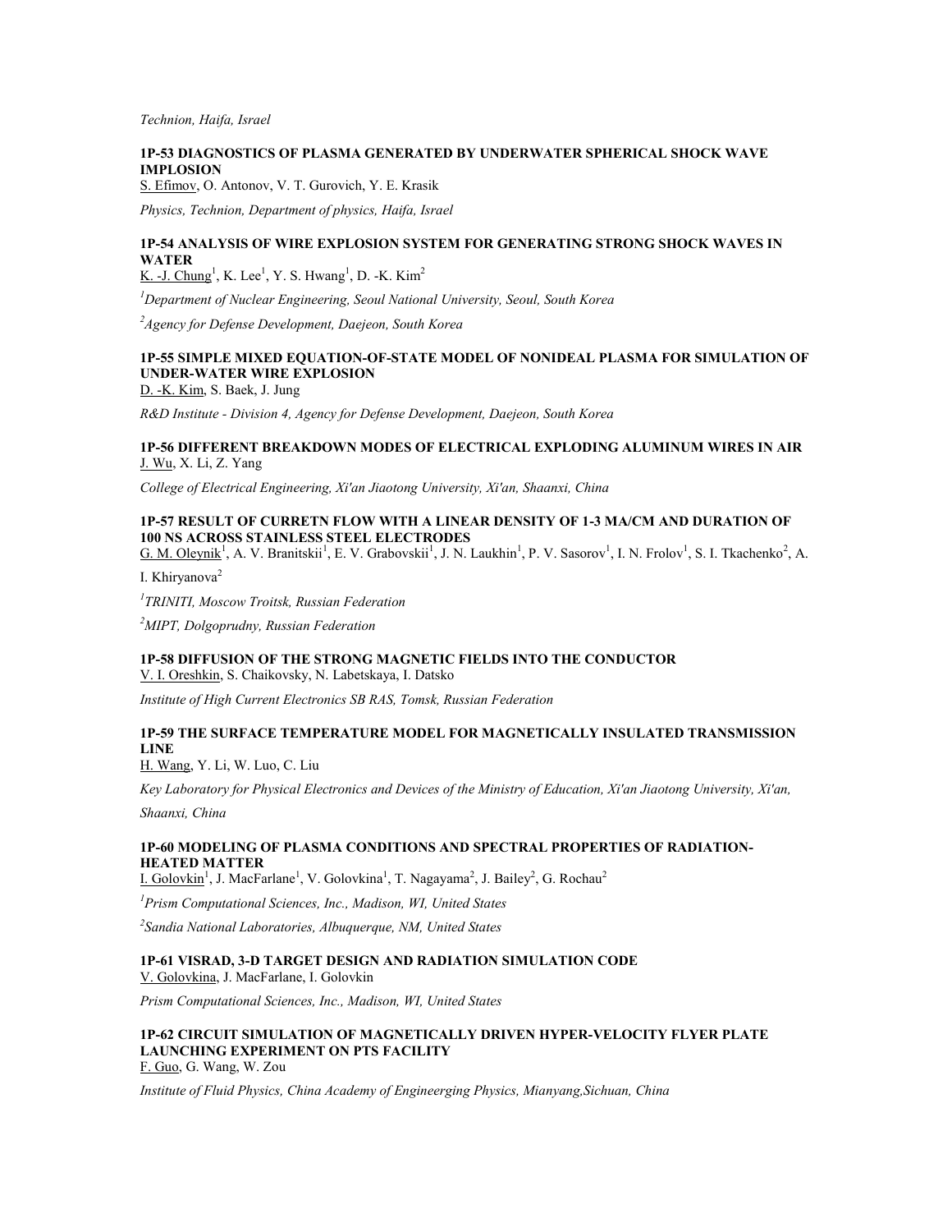*Technion, Haifa, Israel*

### 1P-53 DIAGNOSTICS OF PLASMA GENERATED BY UNDERWATER SPHERICAL SHOCK WAVE IMPLOSION

S. Efimov, O. Antonov, V. T. Gurovich, Y. E. Krasik

*Physics, Technion, Department of physics, Haifa, Israel*

### 1P-54 ANALYSIS OF WIRE EXPLOSION SYSTEM FOR GENERATING STRONG SHOCK WAVES IN WATER

K. -J. Chung[1], K. Lee[1], Y. S. Hwang[1], D. -K. Kim[2]

*[1]Department of Nuclear Engineering, Seoul National University, Seoul, South Korea*

*[2]Agency for Defense Development, Daejeon, South Korea*

### 1P-55 SIMPLE MIXED EQUATION-OF-STATE MODEL OF NONIDEAL PLASMA FOR SIMULATION OF UNDER-WATER WIRE EXPLOSION

D. -K. Kim, S. Baek, J. Jung

*R&D Institute - Division 4, Agency for Defense Development, Daejeon, South Korea*

### 1P-56 DIFFERENT BREAKDOWN MODES OF ELECTRICAL EXPLODING ALUMINUM WIRES IN AIR

J. Wu, X. Li, Z. Yang

*College of Electrical Engineering, Xi'an Jiaotong University, Xi'an, Shaanxi, China*

### 1P-57 RESULT OF CURRETN FLOW WITH A LINEAR DENSITY OF 1-3 MA/CM AND DURATION OF 100 NS ACROSS STAINLESS STEEL ELECTRODES

G. M. Oleynik[1], A. V. Branitskii[1], E. V. Grabovskii[1], J. N. Laukhin[1], P. V. Sasorov[1], I. N. Frolov[1], S. I. Tkachenko[2], A. I. Khiryanova[2]

*[1]TRINITI, Moscow Troitsk, Russian Federation*

*[2]MIPT, Dolgoprudny, Russian Federation*

### 1P-58 DIFFUSION OF THE STRONG MAGNETIC FIELDS INTO THE CONDUCTOR

V. I. Oreshkin, S. Chaikovsky, N. Labetskaya, I. Datsko

*Institute of High Current Electronics SB RAS, Tomsk, Russian Federation*

### 1P-59 THE SURFACE TEMPERATURE MODEL FOR MAGNETICALLY INSULATED TRANSMISSION LINE

H. Wang, Y. Li, W. Luo, C. Liu

*Key Laboratory for Physical Electronics and Devices of the Ministry of Education, Xi'an Jiaotong University, Xi'an, Shaanxi, China*

### 1P-60 MODELING OF PLASMA CONDITIONS AND SPECTRAL PROPERTIES OF RADIATION-HEATED MATTER

I. Golovkin[1], J. MacFarlane[1], V. Golovkina[1], T. Nagayama[2], J. Bailey[2], G. Rochau[2]

*[1]Prism Computational Sciences, Inc., Madison, WI, United States*

*[2]Sandia National Laboratories, Albuquerque, NM, United States*

### 1P-61 VISRAD, 3-D TARGET DESIGN AND RADIATION SIMULATION CODE

V. Golovkina, J. MacFarlane, I. Golovkin

*Prism Computational Sciences, Inc., Madison, WI, United States*

### 1P-62 CIRCUIT SIMULATION OF MAGNETICALLY DRIVEN HYPER-VELOCITY FLYER PLATE LAUNCHING EXPERIMENT ON PTS FACILITY

F. Guo, G. Wang, W. Zou

*Institute of Fluid Physics, China Academy of Engineerging Physics, Mianyang,Sichuan, China*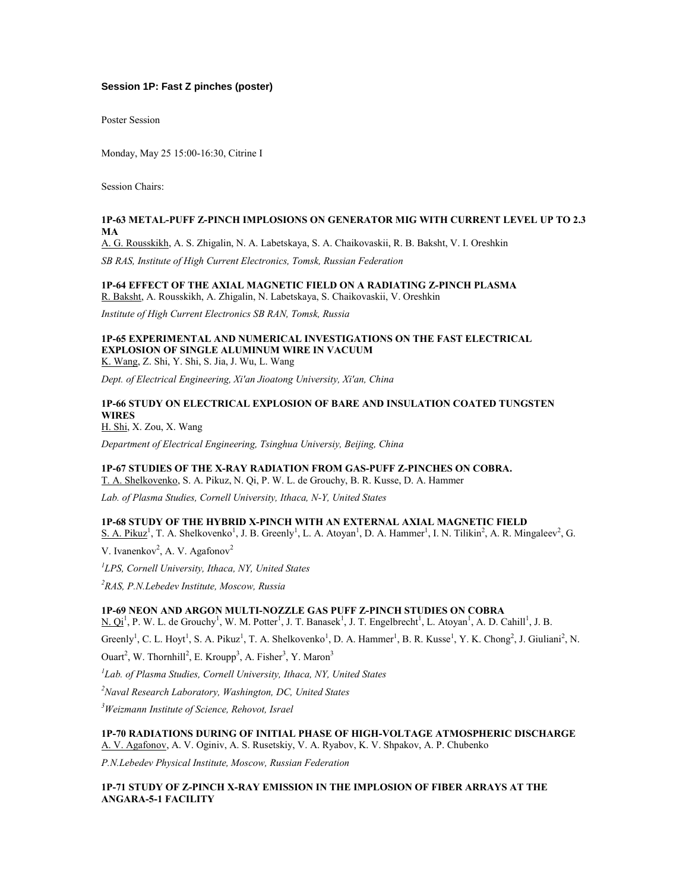### Session 1P: Fast Z pinches (poster)

Poster Session

Monday, May 25 15:00-16:30, Citrine I

Session Chairs:

**1P-63 METAL-PUFF Z-PINCH IMPLOSIONS ON GENERATOR MIG WITH CURRENT LEVEL UP TO 2.3 MA**

A. G. Rousskikh, A. S. Zhigalin, N. A. Labetskaya, S. A. Chaikovaskii, R. B. Baksht, V. I. Oreshkin

*SB RAS, Institute of High Current Electronics, Tomsk, Russian Federation*

**1P-64 EFFECT OF THE AXIAL MAGNETIC FIELD ON A RADIATING Z-PINCH PLASMA**

R. Baksht, A. Rousskikh, A. Zhigalin, N. Labetskaya, S. Chaikovaskii, V. Oreshkin

*Institute of High Current Electronics SB RAN, Tomsk, Russia*

**1P-65 EXPERIMENTAL AND NUMERICAL INVESTIGATIONS ON THE FAST ELECTRICAL EXPLOSION OF SINGLE ALUMINUM WIRE IN VACUUM**

K. Wang, Z. Shi, Y. Shi, S. Jia, J. Wu, L. Wang

*Dept. of Electrical Engineering, Xi'an Jioatong University, Xi'an, China*

**1P-66 STUDY ON ELECTRICAL EXPLOSION OF BARE AND INSULATION COATED TUNGSTEN WIRES**

H. Shi, X. Zou, X. Wang

*Department of Electrical Engineering, Tsinghua Universiy, Beijing, China*

**1P-67 STUDIES OF THE X-RAY RADIATION FROM GAS-PUFF Z-PINCHES ON COBRA.**

T. A. Shelkovenko, S. A. Pikuz, N. Qi, P. W. L. de Grouchy, B. R. Kusse, D. A. Hammer

*Lab. of Plasma Studies, Cornell University, Ithaca, N-Y, United States*

**1P-68 STUDY OF THE HYBRID X-PINCH WITH AN EXTERNAL AXIAL MAGNETIC FIELD**

S. A. Pikuz[1], T. A. Shelkovenko[1], J. B. Greenly[1], L. A. Atoyan[1], D. A. Hammer[1], I. N. Tilikin[2], A. R. Mingaleev[2], G. V. Ivanenkov[2], A. V. Agafonov[2]

[1]*LPS, Cornell University, Ithaca, NY, United States*

[2]*RAS, P.N.Lebedev Institute, Moscow, Russia*

**1P-69 NEON AND ARGON MULTI-NOZZLE GAS PUFF Z-PINCH STUDIES ON COBRA**

N. Qi[1], P. W. L. de Grouchy[1], W. M. Potter[1], J. T. Banasek[1], J. T. Engelbrecht[1], L. Atoyan[1], A. D. Cahill[1], J. B. Greenly[1], C. L. Hoyt[1], S. A. Pikuz[1], T. A. Shelkovenko[1], D. A. Hammer[1], B. R. Kusse[1], Y. K. Chong[2], J. Giuliani[2], N. Ouart[2], W. Thornhill[2], E. Kroupp[3], A. Fisher[3], Y. Maron[3]

[1]*Lab. of Plasma Studies, Cornell University, Ithaca, NY, United States*

[2]*Naval Research Laboratory, Washington, DC, United States*

[3]*Weizmann Institute of Science, Rehovot, Israel*

**1P-70 RADIATIONS DURING OF INITIAL PHASE OF HIGH-VOLTAGE ATMOSPHERIC DISCHARGE**

A. V. Agafonov, A. V. Oginiv, A. S. Rusetskiy, V. A. Ryabov, K. V. Shpakov, A. P. Chubenko

*P.N.Lebedev Physical Institute, Moscow, Russian Federation*

**1P-71 STUDY OF Z-PINCH X-RAY EMISSION IN THE IMPLOSION OF FIBER ARRAYS AT THE ANGARA-5-1 FACILITY**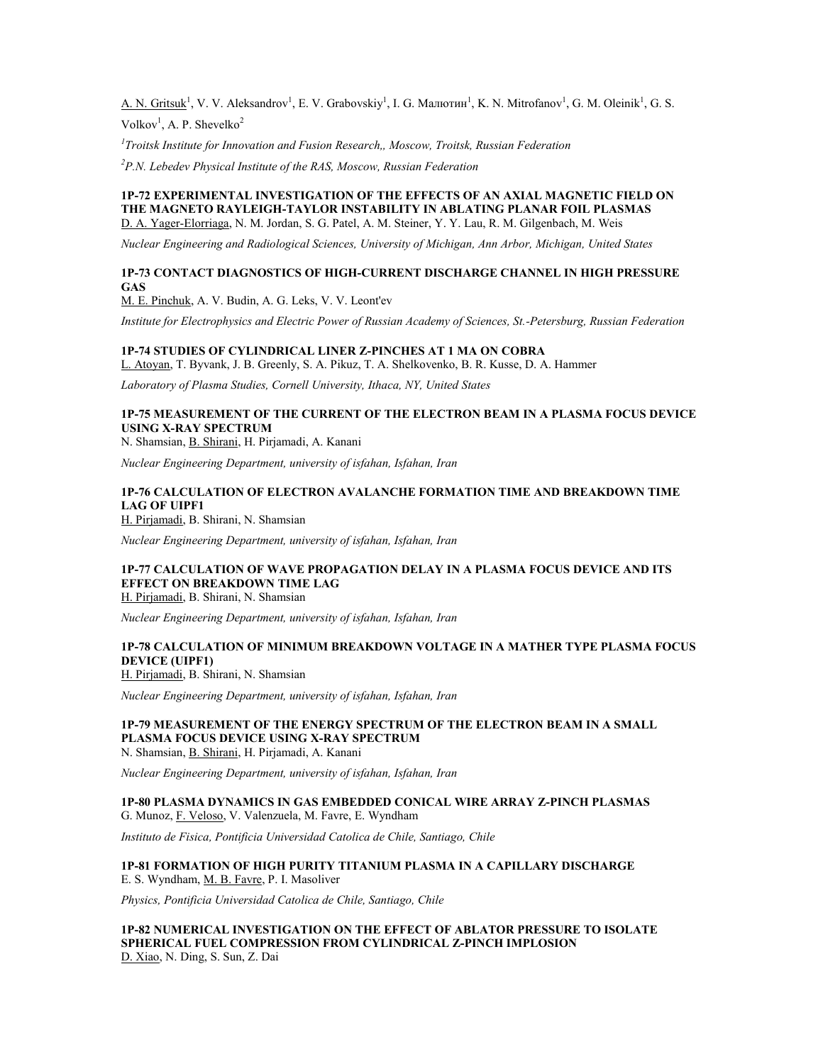A. N. Gritsuk[1], V. V. Aleksandrov[1], E. V. Grabovskiy[1], I. G. Малютин[1], K. N. Mitrofanov[1], G. M. Oleinik[1], G. S. Volkov[1], A. P. Shevelko[2]

*[1]Troitsk Institute for Innovation and Fusion Research,, Moscow, Troitsk, Russian Federation*

*[2]P.N. Lebedev Physical Institute of the RAS, Moscow, Russian Federation*

**1P-72 EXPERIMENTAL INVESTIGATION OF THE EFFECTS OF AN AXIAL MAGNETIC FIELD ON THE MAGNETO RAYLEIGH-TAYLOR INSTABILITY IN ABLATING PLANAR FOIL PLASMAS**
D. A. Yager-Elorriaga, N. M. Jordan, S. G. Patel, A. M. Steiner, Y. Y. Lau, R. M. Gilgenbach, M. Weis

*Nuclear Engineering and Radiological Sciences, University of Michigan, Ann Arbor, Michigan, United States*

**1P-73 CONTACT DIAGNOSTICS OF HIGH-CURRENT DISCHARGE CHANNEL IN HIGH PRESSURE GAS**
M. E. Pinchuk, A. V. Budin, A. G. Leks, V. V. Leont'ev

*Institute for Electrophysics and Electric Power of Russian Academy of Sciences, St.-Petersburg, Russian Federation*

**1P-74 STUDIES OF CYLINDRICAL LINER Z-PINCHES AT 1 MA ON COBRA**
L. Atoyan, T. Byvank, J. B. Greenly, S. A. Pikuz, T. A. Shelkovenko, B. R. Kusse, D. A. Hammer

*Laboratory of Plasma Studies, Cornell University, Ithaca, NY, United States*

**1P-75 MEASUREMENT OF THE CURRENT OF THE ELECTRON BEAM IN A PLASMA FOCUS DEVICE USING X-RAY SPECTRUM**
N. Shamsian, B. Shirani, H. Pirjamadi, A. Kanani

*Nuclear Engineering Department, university of isfahan, Isfahan, Iran*

**1P-76 CALCULATION OF ELECTRON AVALANCHE FORMATION TIME AND BREAKDOWN TIME LAG OF UIPF1**
H. Pirjamadi, B. Shirani, N. Shamsian

*Nuclear Engineering Department, university of isfahan, Isfahan, Iran*

**1P-77 CALCULATION OF WAVE PROPAGATION DELAY IN A PLASMA FOCUS DEVICE AND ITS EFFECT ON BREAKDOWN TIME LAG**
H. Pirjamadi, B. Shirani, N. Shamsian

*Nuclear Engineering Department, university of isfahan, Isfahan, Iran*

**1P-78 CALCULATION OF MINIMUM BREAKDOWN VOLTAGE IN A MATHER TYPE PLASMA FOCUS DEVICE (UIPF1)**
H. Pirjamadi, B. Shirani, N. Shamsian

*Nuclear Engineering Department, university of isfahan, Isfahan, Iran*

**1P-79 MEASUREMENT OF THE ENERGY SPECTRUM OF THE ELECTRON BEAM IN A SMALL PLASMA FOCUS DEVICE USING X-RAY SPECTRUM**
N. Shamsian, B. Shirani, H. Pirjamadi, A. Kanani

*Nuclear Engineering Department, university of isfahan, Isfahan, Iran*

**1P-80 PLASMA DYNAMICS IN GAS EMBEDDED CONICAL WIRE ARRAY Z-PINCH PLASMAS**
G. Munoz, F. Veloso, V. Valenzuela, M. Favre, E. Wyndham

*Instituto de Fisica, Pontificia Universidad Catolica de Chile, Santiago, Chile*

**1P-81 FORMATION OF HIGH PURITY TITANIUM PLASMA IN A CAPILLARY DISCHARGE**
E. S. Wyndham, M. B. Favre, P. I. Masoliver

*Physics, Pontificia Universidad Catolica de Chile, Santiago, Chile*

**1P-82 NUMERICAL INVESTIGATION ON THE EFFECT OF ABLATOR PRESSURE TO ISOLATE SPHERICAL FUEL COMPRESSION FROM CYLINDRICAL Z-PINCH IMPLOSION**
D. Xiao, N. Ding, S. Sun, Z. Dai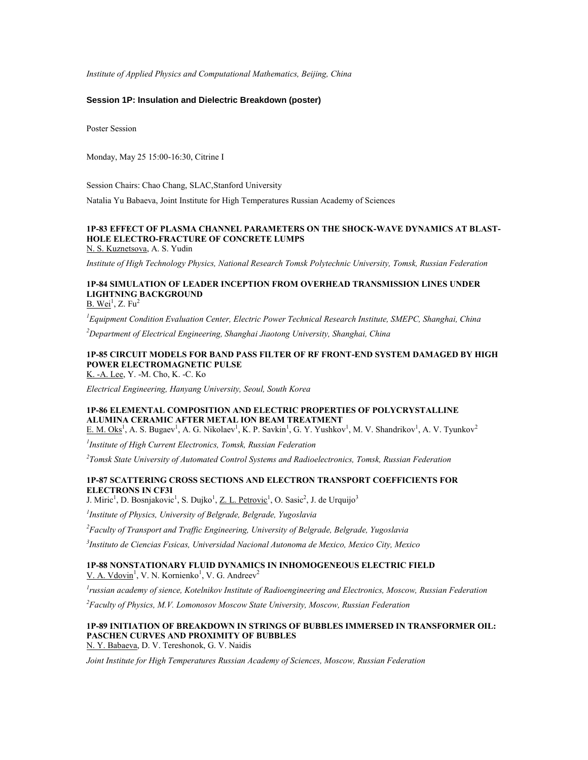*Institute of Applied Physics and Computational Mathematics, Beijing, China*

### Session 1P: Insulation and Dielectric Breakdown (poster)

Poster Session

Monday, May 25 15:00-16:30, Citrine I

Session Chairs: Chao Chang, SLAC,Stanford University

Natalia Yu Babaeva, Joint Institute for High Temperatures Russian Academy of Sciences

**1P-83 EFFECT OF PLASMA CHANNEL PARAMETERS ON THE SHOCK-WAVE DYNAMICS AT BLAST-HOLE ELECTRO-FRACTURE OF CONCRETE LUMPS**

N. S. Kuznetsova, A. S. Yudin

*Institute of High Technology Physics, National Research Tomsk Polytechnic University, Tomsk, Russian Federation*

**1P-84 SIMULATION OF LEADER INCEPTION FROM OVERHEAD TRANSMISSION LINES UNDER LIGHTNING BACKGROUND**

B. Wei[1], Z. Fu[2]

*[1]Equipment Condition Evaluation Center, Electric Power Technical Research Institute, SMEPC, Shanghai, China*

*[2]Department of Electrical Engineering, Shanghai Jiaotong University, Shanghai, China*

**1P-85 CIRCUIT MODELS FOR BAND PASS FILTER OF RF FRONT-END SYSTEM DAMAGED BY HIGH POWER ELECTROMAGNETIC PULSE**

K. -A. Lee, Y. -M. Cho, K. -C. Ko

*Electrical Engineering, Hanyang University, Seoul, South Korea*

**1P-86 ELEMENTAL COMPOSITION AND ELECTRIC PROPERTIES OF POLYCRYSTALLINE ALUMINA CERAMIC AFTER METAL ION BEAM TREATMENT**

E. M. Oks[1], A. S. Bugaev[1], A. G. Nikolaev[1], K. P. Savkin[1], G. Y. Yushkov[1], M. V. Shandrikov[1], A. V. Tyunkov[2]

*[1]Institute of High Current Electronics, Tomsk, Russian Federation*

*[2]Tomsk State University of Automated Control Systems and Radioelectronics, Tomsk, Russian Federation*

**1P-87 SCATTERING CROSS SECTIONS AND ELECTRON TRANSPORT COEFFICIENTS FOR ELECTRONS IN CF3I**

J. Miric[1], D. Bosnjakovic[1], S. Dujko[1], Z. L. Petrovic[1], O. Sasic[2], J. de Urquijo[3]

*[1]Institute of Physics, University of Belgrade, Belgrade, Yugoslavia*

*[2]Faculty of Transport and Traffic Engineering, University of Belgrade, Belgrade, Yugoslavia*

*[3]Instituto de Ciencias Fısicas, Universidad Nacional Autonoma de Mexico, Mexico City, Mexico*

**1P-88 NONSTATIONARY FLUID DYNAMICS IN INHOMOGENEOUS ELECTRIC FIELD**

V. A. Vdovin[1], V. N. Kornienko[1], V. G. Andreev[2]

*[1]russian academy of sience, Kotelnikov Institute of Radioengineering and Electronics, Moscow, Russian Federation*

*[2]Faculty of Physics, M.V. Lomonosov Moscow State University, Moscow, Russian Federation*

**1P-89 INITIATION OF BREAKDOWN IN STRINGS OF BUBBLES IMMERSED IN TRANSFORMER OIL: PASCHEN CURVES AND PROXIMITY OF BUBBLES**

N. Y. Babaeva, D. V. Tereshonok, G. V. Naidis

*Joint Institute for High Temperatures Russian Academy of Sciences, Moscow, Russian Federation*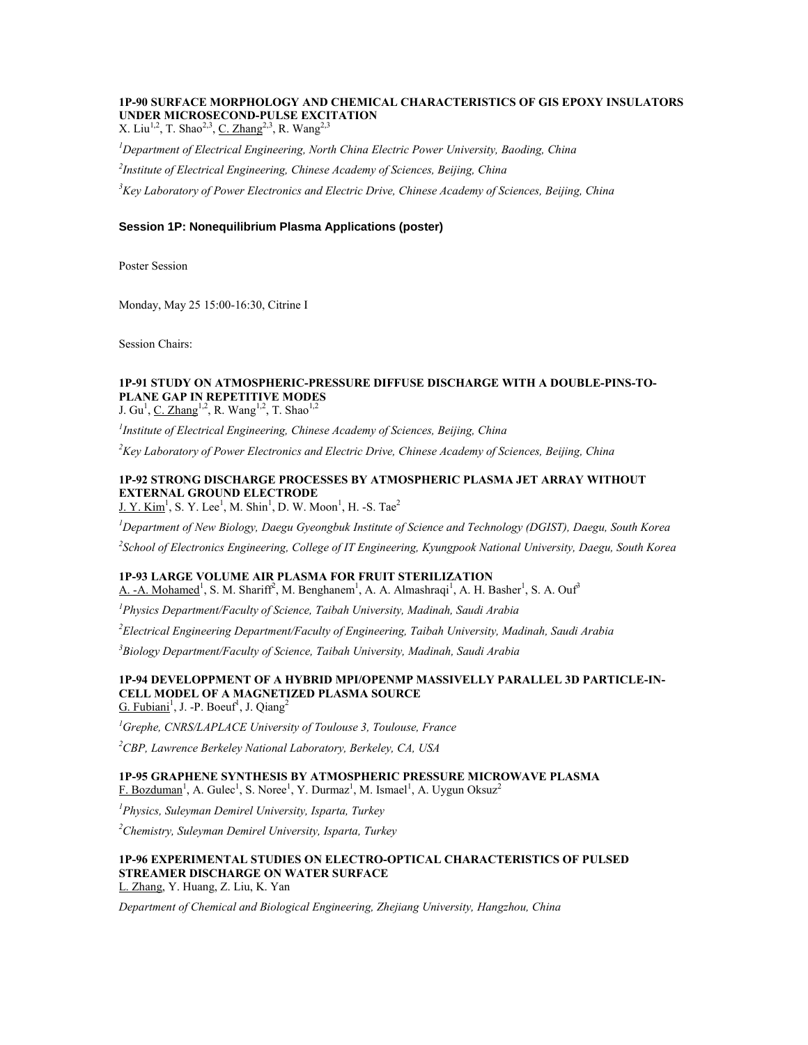#### 1P-90 SURFACE MORPHOLOGY AND CHEMICAL CHARACTERISTICS OF GIS EPOXY INSULATORS UNDER MICROSECOND-PULSE EXCITATION

X. Liu[1,2], T. Shao[2,3], C. Zhang[2,3], R. Wang[2,3]

*[1]Department of Electrical Engineering, North China Electric Power University, Baoding, China*

*[2]Institute of Electrical Engineering, Chinese Academy of Sciences, Beijing, China*

*[3]Key Laboratory of Power Electronics and Electric Drive, Chinese Academy of Sciences, Beijing, China*

### Session 1P: Nonequilibrium Plasma Applications (poster)

Poster Session

Monday, May 25 15:00-16:30, Citrine I

Session Chairs:

#### 1P-91 STUDY ON ATMOSPHERIC-PRESSURE DIFFUSE DISCHARGE WITH A DOUBLE-PINS-TO-PLANE GAP IN REPETITIVE MODES

J. Gu[1], C. Zhang[1,2], R. Wang[1,2], T. Shao[1,2]

*[1]Institute of Electrical Engineering, Chinese Academy of Sciences, Beijing, China*

*[2]Key Laboratory of Power Electronics and Electric Drive, Chinese Academy of Sciences, Beijing, China*

#### 1P-92 STRONG DISCHARGE PROCESSES BY ATMOSPHERIC PLASMA JET ARRAY WITHOUT EXTERNAL GROUND ELECTRODE

J. Y. Kim[1], S. Y. Lee[1], M. Shin[1], D. W. Moon[1], H. -S. Tae[2]

*[1]Department of New Biology, Daegu Gyeongbuk Institute of Science and Technology (DGIST), Daegu, South Korea*

*[2]School of Electronics Engineering, College of IT Engineering, Kyungpook National University, Daegu, South Korea*

#### 1P-93 LARGE VOLUME AIR PLASMA FOR FRUIT STERILIZATION

A. -A. Mohamed[1], S. M. Shariff[2], M. Benghanem[1], A. A. Almashraqi[1], A. H. Basher[1], S. A. Ouf[3]

*[1]Physics Department/Faculty of Science, Taibah University, Madinah, Saudi Arabia*

*[2]Electrical Engineering Department/Faculty of Engineering, Taibah University, Madinah, Saudi Arabia*

*[3]Biology Department/Faculty of Science, Taibah University, Madinah, Saudi Arabia*

#### 1P-94 DEVELOPPMENT OF A HYBRID MPI/OPENMP MASSIVELLY PARALLEL 3D PARTICLE-IN-CELL MODEL OF A MAGNETIZED PLASMA SOURCE

G. Fubiani[1], J. -P. Boeuf[1], J. Qiang[2]

*[1]Grephe, CNRS/LAPLACE University of Toulouse 3, Toulouse, France*

*[2]CBP, Lawrence Berkeley National Laboratory, Berkeley, CA, USA*

#### 1P-95 GRAPHENE SYNTHESIS BY ATMOSPHERIC PRESSURE MICROWAVE PLASMA

F. Bozduman[1], A. Gulec[1], S. Noree[1], Y. Durmaz[1], M. Ismael[1], A. Uygun Oksuz[2]

*[1]Physics, Suleyman Demirel University, Isparta, Turkey*

*[2]Chemistry, Suleyman Demirel University, Isparta, Turkey*

#### 1P-96 EXPERIMENTAL STUDIES ON ELECTRO-OPTICAL CHARACTERISTICS OF PULSED STREAMER DISCHARGE ON WATER SURFACE

L. Zhang, Y. Huang, Z. Liu, K. Yan

*Department of Chemical and Biological Engineering, Zhejiang University, Hangzhou, China*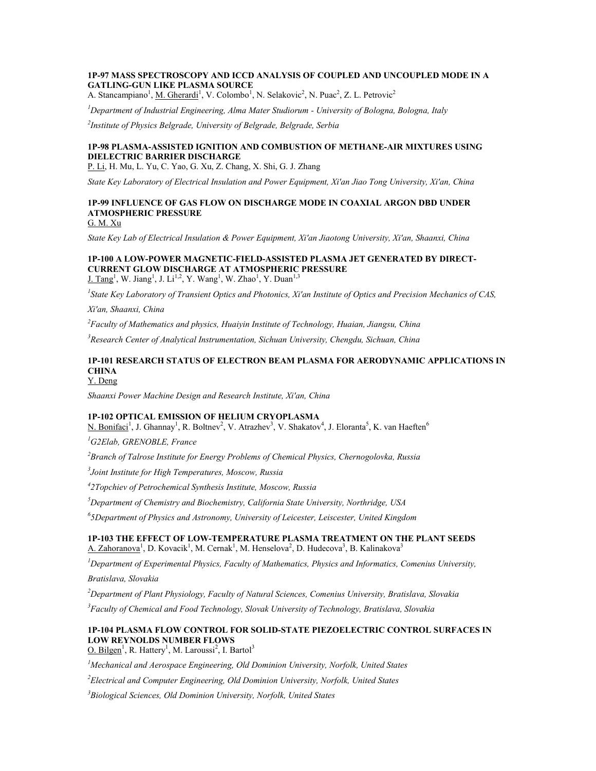### 1P-97 MASS SPECTROSCOPY AND ICCD ANALYSIS OF COUPLED AND UNCOUPLED MODE IN A GATLING-GUN LIKE PLASMA SOURCE

A. Stancampiano[1], M. Gherardi[1], V. Colombo[1], N. Selakovic[2], N. Puac[2], Z. L. Petrovic[2]

*[1]Department of Industrial Engineering, Alma Mater Studiorum - University of Bologna, Bologna, Italy*

*[2]Institute of Physics Belgrade, University of Belgrade, Belgrade, Serbia*

### 1P-98 PLASMA-ASSISTED IGNITION AND COMBUSTION OF METHANE-AIR MIXTURES USING DIELECTRIC BARRIER DISCHARGE

P. Li, H. Mu, L. Yu, C. Yao, G. Xu, Z. Chang, X. Shi, G. J. Zhang

*State Key Laboratory of Electrical Insulation and Power Equipment, Xi'an Jiao Tong University, Xi'an, China*

### 1P-99 INFLUENCE OF GAS FLOW ON DISCHARGE MODE IN COAXIAL ARGON DBD UNDER ATMOSPHERIC PRESSURE

G. M. Xu

*State Key Lab of Electrical Insulation & Power Equipment, Xi'an Jiaotong University, Xi'an, Shaanxi, China*

### 1P-100 A LOW-POWER MAGNETIC-FIELD-ASSISTED PLASMA JET GENERATED BY DIRECT-CURRENT GLOW DISCHARGE AT ATMOSPHERIC PRESSURE

J. Tang[1], W. Jiang[1], J. Li[1,2], Y. Wang[1], W. Zhao[1], Y. Duan[1,3]

*[1]State Key Laboratory of Transient Optics and Photonics, Xi'an Institute of Optics and Precision Mechanics of CAS, Xi'an, Shaanxi, China*

*[2]Faculty of Mathematics and physics, Huaiyin Institute of Technology, Huaian, Jiangsu, China*

*[3]Research Center of Analytical Instrumentation, Sichuan University, Chengdu, Sichuan, China*

### 1P-101 RESEARCH STATUS OF ELECTRON BEAM PLASMA FOR AERODYNAMIC APPLICATIONS IN CHINA

Y. Deng

*Shaanxi Power Machine Design and Research Institute, Xi'an, China*

### 1P-102 OPTICAL EMISSION OF HELIUM CRYOPLASMA

N. Bonifaci[1], J. Ghannay[1], R. Boltnev[2], V. Atrazhev[3], V. Shakatov[4], J. Eloranta[5], K. van Haeften[6]

*[1]G2Elab, GRENOBLE, France*

*[2]Branch of Talrose Institute for Energy Problems of Chemical Physics, Chernogolovka, Russia*

*[3]Joint Institute for High Temperatures, Moscow, Russia*

*[4]2Topchiev of Petrochemical Synthesis Institute, Moscow, Russia*

*[5]Department of Chemistry and Biochemistry, California State University, Northridge, USA*

*[6]5Department of Physics and Astronomy, University of Leicester, Leiscester, United Kingdom*

### 1P-103 THE EFFECT OF LOW-TEMPERATURE PLASMA TREATMENT ON THE PLANT SEEDS

A. Zahoranova[1], D. Kovacik[1], M. Cernak[1], M. Henselova[2], D. Hudecova[3], B. Kalinakova[3]

*[1]Department of Experimental Physics, Faculty of Mathematics, Physics and Informatics, Comenius University, Bratislava, Slovakia*

*[2]Department of Plant Physiology, Faculty of Natural Sciences, Comenius University, Bratislava, Slovakia*

*[3]Faculty of Chemical and Food Technology, Slovak University of Technology, Bratislava, Slovakia*

### 1P-104 PLASMA FLOW CONTROL FOR SOLID-STATE PIEZOELECTRIC CONTROL SURFACES IN LOW REYNOLDS NUMBER FLOWS

O. Bilgen[1], R. Hattery[1], M. Laroussi[2], I. Bartol[3]

*[1]Mechanical and Aerospace Engineering, Old Dominion University, Norfolk, United States*

*[2]Electrical and Computer Engineering, Old Dominion University, Norfolk, United States*

*[3]Biological Sciences, Old Dominion University, Norfolk, United States*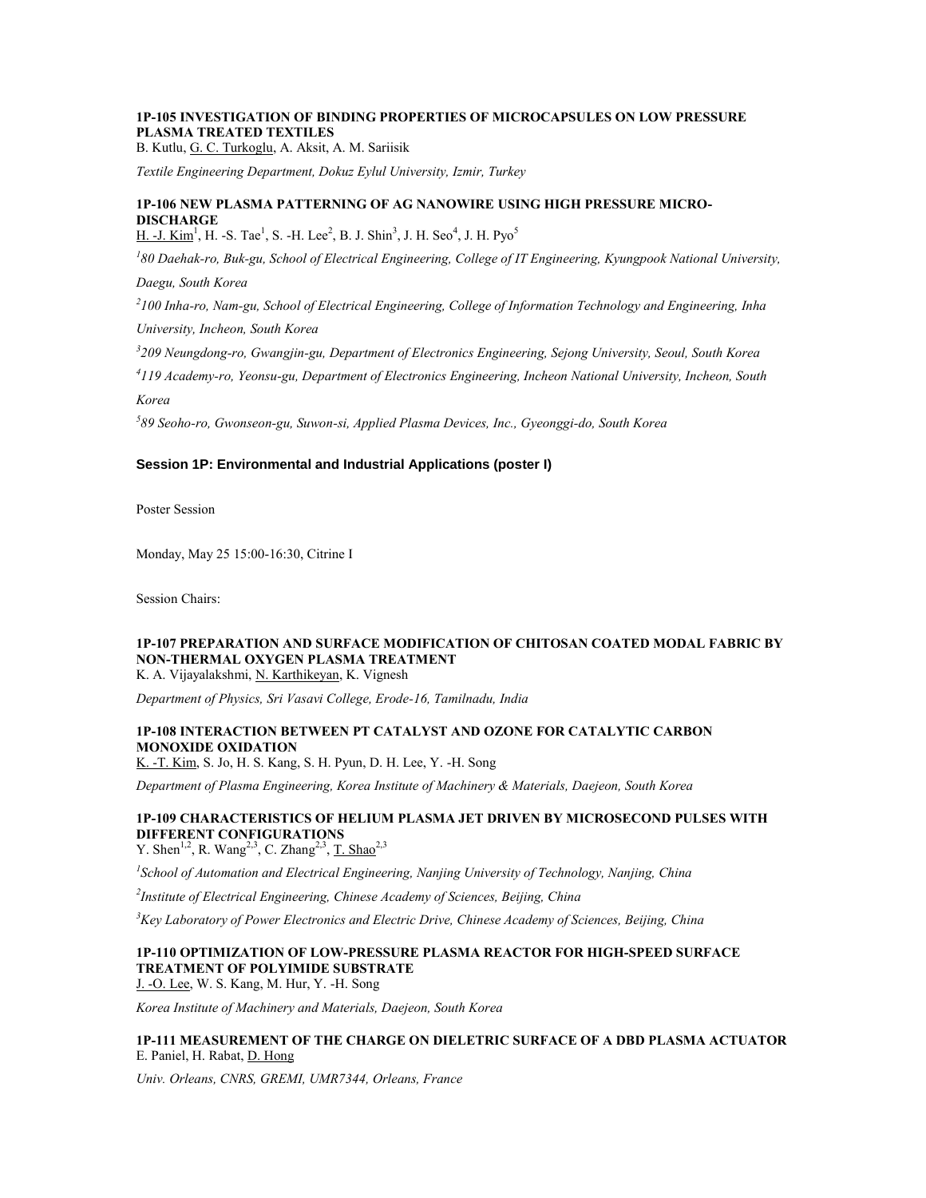### 1P-105 INVESTIGATION OF BINDING PROPERTIES OF MICROCAPSULES ON LOW PRESSURE PLASMA TREATED TEXTILES

B. Kutlu, G. C. Turkoglu, A. Aksit, A. M. Sariisik

*Textile Engineering Department, Dokuz Eylul University, Izmir, Turkey*

### 1P-106 NEW PLASMA PATTERNING OF AG NANOWIRE USING HIGH PRESSURE MICRO-DISCHARGE

H. -J. Kim[1], H. -S. Tae[1], S. -H. Lee[2], B. J. Shin[3], J. H. Seo[4], J. H. Pyo[5]

*[1]80 Daehak-ro, Buk-gu, School of Electrical Engineering, College of IT Engineering, Kyungpook National University, Daegu, South Korea*

*[2]100 Inha-ro, Nam-gu, School of Electrical Engineering, College of Information Technology and Engineering, Inha University, Incheon, South Korea*

*[3]209 Neungdong-ro, Gwangjin-gu, Department of Electronics Engineering, Sejong University, Seoul, South Korea*

*[4]119 Academy-ro, Yeonsu-gu, Department of Electronics Engineering, Incheon National University, Incheon, South Korea*

*[5]89 Seoho-ro, Gwonseon-gu, Suwon-si, Applied Plasma Devices, Inc., Gyeonggi-do, South Korea*

## Session 1P: Environmental and Industrial Applications (poster I)

Poster Session

Monday, May 25 15:00-16:30, Citrine I

Session Chairs:

### 1P-107 PREPARATION AND SURFACE MODIFICATION OF CHITOSAN COATED MODAL FABRIC BY NON-THERMAL OXYGEN PLASMA TREATMENT

K. A. Vijayalakshmi, N. Karthikeyan, K. Vignesh

*Department of Physics, Sri Vasavi College, Erode-16, Tamilnadu, India*

### 1P-108 INTERACTION BETWEEN PT CATALYST AND OZONE FOR CATALYTIC CARBON MONOXIDE OXIDATION

K. -T. Kim, S. Jo, H. S. Kang, S. H. Pyun, D. H. Lee, Y. -H. Song

*Department of Plasma Engineering, Korea Institute of Machinery & Materials, Daejeon, South Korea*

### 1P-109 CHARACTERISTICS OF HELIUM PLASMA JET DRIVEN BY MICROSECOND PULSES WITH DIFFERENT CONFIGURATIONS

Y. Shen[1,2], R. Wang[2,3], C. Zhang[2,3], T. Shao[2,3]

*[1]School of Automation and Electrical Engineering, Nanjing University of Technology, Nanjing, China*

*[2]Institute of Electrical Engineering, Chinese Academy of Sciences, Beijing, China*

*[3]Key Laboratory of Power Electronics and Electric Drive, Chinese Academy of Sciences, Beijing, China*

### 1P-110 OPTIMIZATION OF LOW-PRESSURE PLASMA REACTOR FOR HIGH-SPEED SURFACE TREATMENT OF POLYIMIDE SUBSTRATE

J. -O. Lee, W. S. Kang, M. Hur, Y. -H. Song

*Korea Institute of Machinery and Materials, Daejeon, South Korea*

### 1P-111 MEASUREMENT OF THE CHARGE ON DIELETRIC SURFACE OF A DBD PLASMA ACTUATOR

E. Paniel, H. Rabat, D. Hong

*Univ. Orleans, CNRS, GREMI, UMR7344, Orleans, France*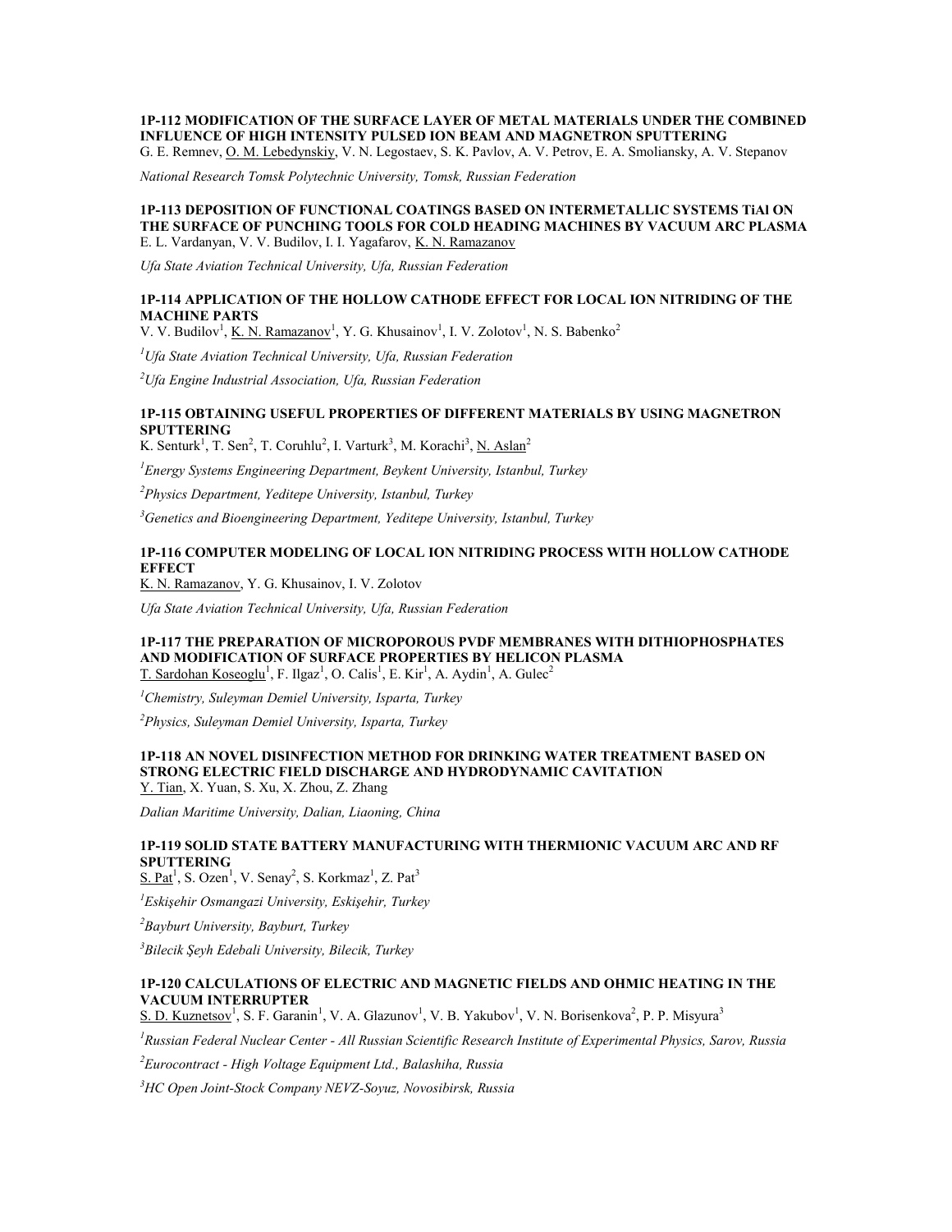### 1P-112 MODIFICATION OF THE SURFACE LAYER OF METAL MATERIALS UNDER THE COMBINED INFLUENCE OF HIGH INTENSITY PULSED ION BEAM AND MAGNETRON SPUTTERING

G. E. Remnev, O. M. Lebedynskiy, V. N. Legostaev, S. K. Pavlov, A. V. Petrov, E. A. Smoliansky, A. V. Stepanov

*National Research Tomsk Polytechnic University, Tomsk, Russian Federation*

### 1P-113 DEPOSITION OF FUNCTIONAL COATINGS BASED ON INTERMETALLIC SYSTEMS TiAl ON THE SURFACE OF PUNCHING TOOLS FOR COLD HEADING MACHINES BY VACUUM ARC PLASMA

E. L. Vardanyan, V. V. Budilov, I. I. Yagafarov, K. N. Ramazanov

*Ufa State Aviation Technical University, Ufa, Russian Federation*

### 1P-114 APPLICATION OF THE HOLLOW CATHODE EFFECT FOR LOCAL ION NITRIDING OF THE MACHINE PARTS

V. V. Budilov[1], K. N. Ramazanov[1], Y. G. Khusainov[1], I. V. Zolotov[1], N. S. Babenko[2]

*[1]Ufa State Aviation Technical University, Ufa, Russian Federation*

*[2]Ufa Engine Industrial Association, Ufa, Russian Federation*

### 1P-115 OBTAINING USEFUL PROPERTIES OF DIFFERENT MATERIALS BY USING MAGNETRON SPUTTERING

K. Senturk[1], T. Sen[2], T. Coruhlu[2], I. Varturk[3], M. Korachi[3], N. Aslan[2]

*[1]Energy Systems Engineering Department, Beykent University, Istanbul, Turkey*

*[2]Physics Department, Yeditepe University, Istanbul, Turkey*

*[3]Genetics and Bioengineering Department, Yeditepe University, Istanbul, Turkey*

### 1P-116 COMPUTER MODELING OF LOCAL ION NITRIDING PROCESS WITH HOLLOW CATHODE EFFECT

K. N. Ramazanov, Y. G. Khusainov, I. V. Zolotov

*Ufa State Aviation Technical University, Ufa, Russian Federation*

### 1P-117 THE PREPARATION OF MICROPOROUS PVDF MEMBRANES WITH DITHIOPHOSPHATES AND MODIFICATION OF SURFACE PROPERTIES BY HELICON PLASMA

T. Sardohan Koseoglu[1], F. Ilgaz[1], O. Calis[1], E. Kir[1], A. Aydin[1], A. Gulec[2]

*[1]Chemistry, Suleyman Demiel University, Isparta, Turkey*

*[2]Physics, Suleyman Demiel University, Isparta, Turkey*

### 1P-118 AN NOVEL DISINFECTION METHOD FOR DRINKING WATER TREATMENT BASED ON STRONG ELECTRIC FIELD DISCHARGE AND HYDRODYNAMIC CAVITATION

Y. Tian, X. Yuan, S. Xu, X. Zhou, Z. Zhang

*Dalian Maritime University, Dalian, Liaoning, China*

### 1P-119 SOLID STATE BATTERY MANUFACTURING WITH THERMIONIC VACUUM ARC AND RF SPUTTERING

S. Pat[1], S. Ozen[1], V. Senay[2], S. Korkmaz[1], Z. Pat[3]

*[1]Eskişehir Osmangazi University, Eskişehir, Turkey*

*[2]Bayburt University, Bayburt, Turkey*

*[3]Bilecik Şeyh Edebali University, Bilecik, Turkey*

### 1P-120 CALCULATIONS OF ELECTRIC AND MAGNETIC FIELDS AND OHMIC HEATING IN THE VACUUM INTERRUPTER

S. D. Kuznetsov[1], S. F. Garanin[1], V. A. Glazunov[1], V. B. Yakubov[1], V. N. Borisenkova[2], P. P. Misyura[3]

*[1]Russian Federal Nuclear Center - All Russian Scientific Research Institute of Experimental Physics, Sarov, Russia*

*[2]Eurocontract - High Voltage Equipment Ltd., Balashiha, Russia*

*[3]HC Open Joint-Stock Company NEVZ-Soyuz, Novosibirsk, Russia*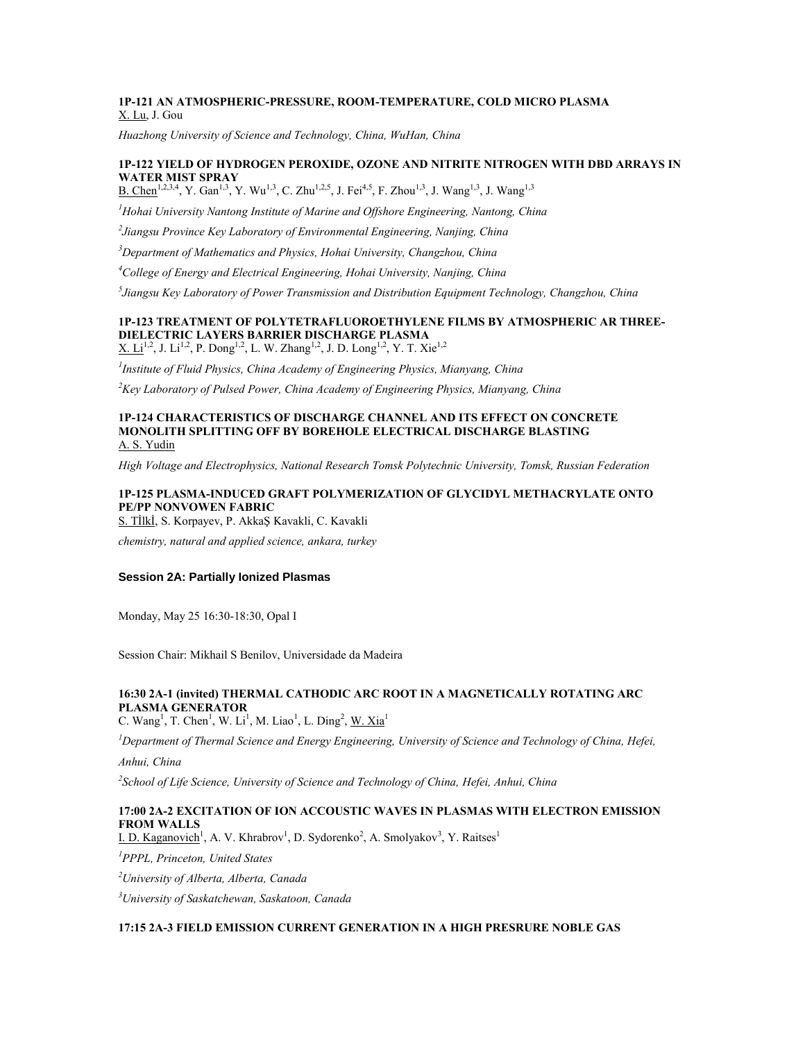**1P-121 AN ATMOSPHERIC-PRESSURE, ROOM-TEMPERATURE, COLD MICRO PLASMA**
X. Lu, J. Gou

*Huazhong University of Science and Technology, China, WuHan, China*

**1P-122 YIELD OF HYDROGEN PEROXIDE, OZONE AND NITRITE NITROGEN WITH DBD ARRAYS IN WATER MIST SPRAY**
B. Chen[1,2,3,4], Y. Gan[1,3], Y. Wu[1,3], C. Zhu[1,2,5], J. Fei[4,5], F. Zhou[1,3], J. Wang[1,3], J. Wang[1,3]

[1]*Hohai University Nantong Institute of Marine and Offshore Engineering, Nantong, China*

[2]*Jiangsu Province Key Laboratory of Environmental Engineering, Nanjing, China*

[3]*Department of Mathematics and Physics, Hohai University, Changzhou, China*

[4]*College of Energy and Electrical Engineering, Hohai University, Nanjing, China*

[5]*Jiangsu Key Laboratory of Power Transmission and Distribution Equipment Technology, Changzhou, China*

**1P-123 TREATMENT OF POLYTETRAFLUOROETHYLENE FILMS BY ATMOSPHERIC AR THREE-DIELECTRIC LAYERS BARRIER DISCHARGE PLASMA**
X. Li[1,2], J. Li[1,2], P. Dong[1,2], L. W. Zhang[1,2], J. D. Long[1,2], Y. T. Xie[1,2]

[1]*Institute of Fluid Physics, China Academy of Engineering Physics, Mianyang, China*

[2]*Key Laboratory of Pulsed Power, China Academy of Engineering Physics, Mianyang, China*

**1P-124 CHARACTERISTICS OF DISCHARGE CHANNEL AND ITS EFFECT ON CONCRETE MONOLITH SPLITTING OFF BY BOREHOLE ELECTRICAL DISCHARGE BLASTING**
A. S. Yudin

*High Voltage and Electrophysics, National Research Tomsk Polytechnic University, Tomsk, Russian Federation*

**1P-125 PLASMA-INDUCED GRAFT POLYMERIZATION OF GLYCIDYL METHACRYLATE ONTO PE/PP NONVOWEN FABRIC**
S. TİlkĪ, S. Korpayev, P. AkkaŞ Kavakli, C. Kavakli

*chemistry, natural and applied science, ankara, turkey*

## Session 2A: Partially Ionized Plasmas

Monday, May 25 16:30-18:30, Opal I

Session Chair: Mikhail S Benilov, Universidade da Madeira

**16:30 2A-1 (invited) THERMAL CATHODIC ARC ROOT IN A MAGNETICALLY ROTATING ARC PLASMA GENERATOR**
C. Wang[1], T. Chen[1], W. Li[1], M. Liao[1], L. Ding[2], W. Xia[1]

[1]*Department of Thermal Science and Energy Engineering, University of Science and Technology of China, Hefei, Anhui, China*

[2]*School of Life Science, University of Science and Technology of China, Hefei, Anhui, China*

**17:00 2A-2 EXCITATION OF ION ACCOUSTIC WAVES IN PLASMAS WITH ELECTRON EMISSION FROM WALLS**
I. D. Kaganovich[1], A. V. Khrabrov[1], D. Sydorenko[2], A. Smolyakov[3], Y. Raitses[1]

[1]*PPPL, Princeton, United States*

[2]*University of Alberta, Alberta, Canada*

[3]*University of Saskatchewan, Saskatoon, Canada*

**17:15 2A-3 FIELD EMISSION CURRENT GENERATION IN A HIGH PRESRURE NOBLE GAS**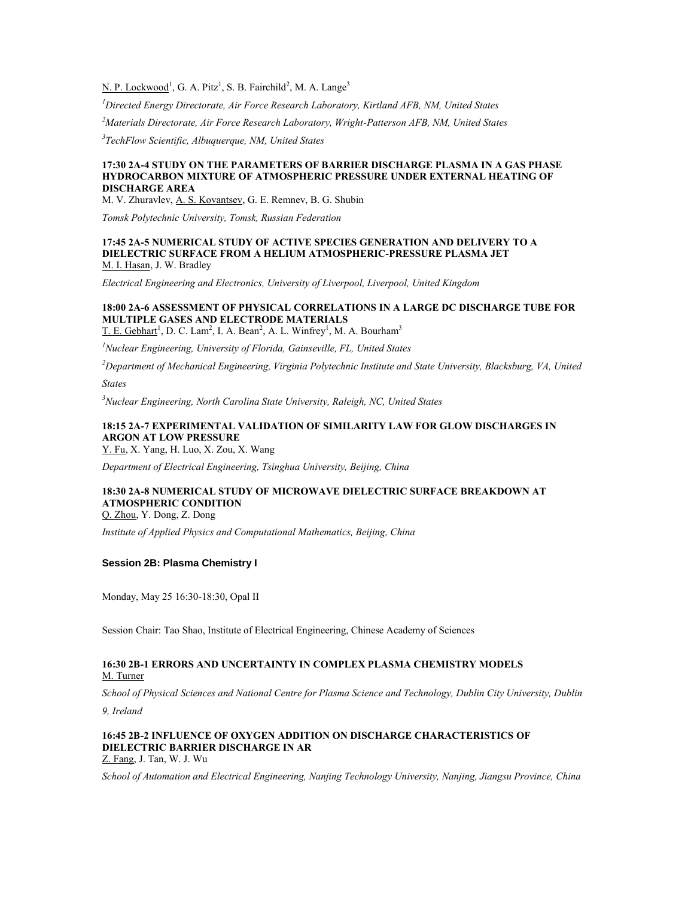N. P. Lockwood[1], G. A. Pitz[1], S. B. Fairchild[2], M. A. Lange[3]

*[1]Directed Energy Directorate, Air Force Research Laboratory, Kirtland AFB, NM, United States*

*[2]Materials Directorate, Air Force Research Laboratory, Wright-Patterson AFB, NM, United States*

*[3]TechFlow Scientific, Albuquerque, NM, United States*

**17:30 2A-4 STUDY ON THE PARAMETERS OF BARRIER DISCHARGE PLASMA IN A GAS PHASE HYDROCARBON MIXTURE OF ATMOSPHERIC PRESSURE UNDER EXTERNAL HEATING OF DISCHARGE AREA**
M. V. Zhuravlev, A. S. Kovantsev, G. E. Remnev, B. G. Shubin

*Tomsk Polytechnic University, Tomsk, Russian Federation*

**17:45 2A-5 NUMERICAL STUDY OF ACTIVE SPECIES GENERATION AND DELIVERY TO A DIELECTRIC SURFACE FROM A HELIUM ATMOSPHERIC-PRESSURE PLASMA JET**
M. I. Hasan, J. W. Bradley

*Electrical Engineering and Electronics, University of Liverpool, Liverpool, United Kingdom*

**18:00 2A-6 ASSESSMENT OF PHYSICAL CORRELATIONS IN A LARGE DC DISCHARGE TUBE FOR MULTIPLE GASES AND ELECTRODE MATERIALS**
T. E. Gebhart[1], D. C. Lam[2], I. A. Bean[2], A. L. Winfrey[1], M. A. Bourham[3]

*[1]Nuclear Engineering, University of Florida, Gainseville, FL, United States*

*[2]Department of Mechanical Engineering, Virginia Polytechnic Institute and State University, Blacksburg, VA, United States*

*[3]Nuclear Engineering, North Carolina State University, Raleigh, NC, United States*

**18:15 2A-7 EXPERIMENTAL VALIDATION OF SIMILARITY LAW FOR GLOW DISCHARGES IN ARGON AT LOW PRESSURE**
Y. Fu, X. Yang, H. Luo, X. Zou, X. Wang

*Department of Electrical Engineering, Tsinghua University, Beijing, China*

**18:30 2A-8 NUMERICAL STUDY OF MICROWAVE DIELECTRIC SURFACE BREAKDOWN AT ATMOSPHERIC CONDITION**
Q. Zhou, Y. Dong, Z. Dong

*Institute of Applied Physics and Computational Mathematics, Beijing, China*

## Session 2B: Plasma Chemistry I

Monday, May 25 16:30-18:30, Opal II

Session Chair: Tao Shao, Institute of Electrical Engineering, Chinese Academy of Sciences

**16:30 2B-1 ERRORS AND UNCERTAINTY IN COMPLEX PLASMA CHEMISTRY MODELS**
M. Turner

*School of Physical Sciences and National Centre for Plasma Science and Technology, Dublin City University, Dublin 9, Ireland*

**16:45 2B-2 INFLUENCE OF OXYGEN ADDITION ON DISCHARGE CHARACTERISTICS OF DIELECTRIC BARRIER DISCHARGE IN AR**
Z. Fang, J. Tan, W. J. Wu

*School of Automation and Electrical Engineering, Nanjing Technology University, Nanjing, Jiangsu Province, China*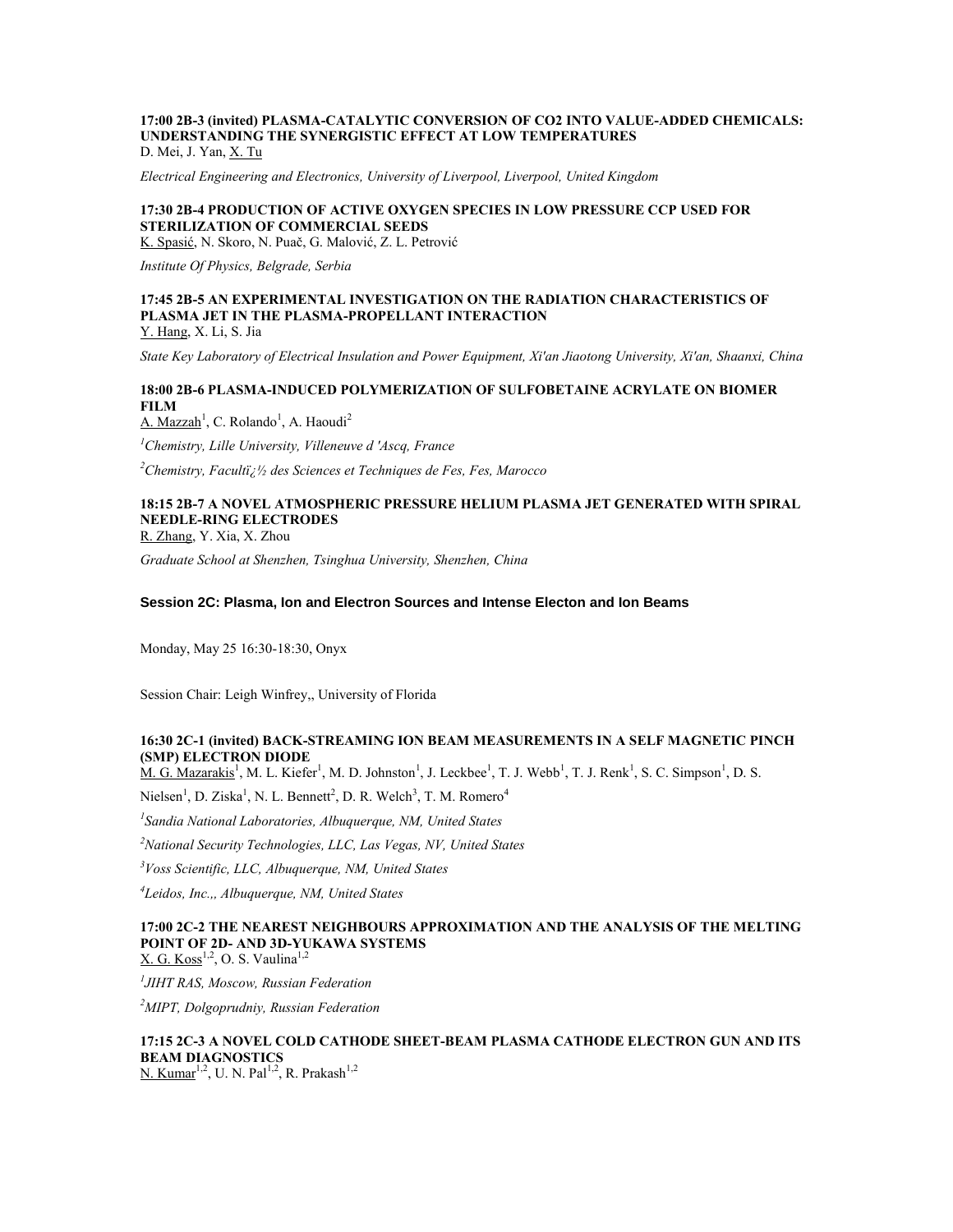**17:00 2B-3 (invited) PLASMA-CATALYTIC CONVERSION OF CO2 INTO VALUE-ADDED CHEMICALS: UNDERSTANDING THE SYNERGISTIC EFFECT AT LOW TEMPERATURES**
D. Mei, J. Yan, X. Tu

*Electrical Engineering and Electronics, University of Liverpool, Liverpool, United Kingdom*

**17:30 2B-4 PRODUCTION OF ACTIVE OXYGEN SPECIES IN LOW PRESSURE CCP USED FOR STERILIZATION OF COMMERCIAL SEEDS**
K. Spasić, N. Skoro, N. Puač, G. Malović, Z. L. Petrović

*Institute Of Physics, Belgrade, Serbia*

**17:45 2B-5 AN EXPERIMENTAL INVESTIGATION ON THE RADIATION CHARACTERISTICS OF PLASMA JET IN THE PLASMA-PROPELLANT INTERACTION**
Y. Hang, X. Li, S. Jia

*State Key Laboratory of Electrical Insulation and Power Equipment, Xi'an Jiaotong University, Xi'an, Shaanxi, China*

**18:00 2B-6 PLASMA-INDUCED POLYMERIZATION OF SULFOBETAINE ACRYLATE ON BIOMER FILM**
A. Mazzah[1], C. Rolando[1], A. Haoudi[2]

[1]*Chemistry, Lille University, Villeneuve d 'Ascq, France*

[2]*Chemistry, Facultï¿½ des Sciences et Techniques de Fes, Fes, Marocco*

**18:15 2B-7 A NOVEL ATMOSPHERIC PRESSURE HELIUM PLASMA JET GENERATED WITH SPIRAL NEEDLE-RING ELECTRODES**
R. Zhang, Y. Xia, X. Zhou

*Graduate School at Shenzhen, Tsinghua University, Shenzhen, China*

## Session 2C: Plasma, Ion and Electron Sources and Intense Electon and Ion Beams

Monday, May 25 16:30-18:30, Onyx

Session Chair: Leigh Winfrey,, University of Florida

**16:30 2C-1 (invited) BACK-STREAMING ION BEAM MEASUREMENTS IN A SELF MAGNETIC PINCH (SMP) ELECTRON DIODE**
M. G. Mazarakis[1], M. L. Kiefer[1], M. D. Johnston[1], J. Leckbee[1], T. J. Webb[1], T. J. Renk[1], S. C. Simpson[1], D. S. Nielsen[1], D. Ziska[1], N. L. Bennett[2], D. R. Welch[3], T. M. Romero[4]

[1]*Sandia National Laboratories, Albuquerque, NM, United States*

[2]*National Security Technologies, LLC, Las Vegas, NV, United States*

[3]*Voss Scientific, LLC, Albuquerque, NM, United States*

[4]*Leidos, Inc.,, Albuquerque, NM, United States*

**17:00 2C-2 THE NEAREST NEIGHBOURS APPROXIMATION AND THE ANALYSIS OF THE MELTING POINT OF 2D- AND 3D-YUKAWA SYSTEMS**
X. G. Koss[1,2], O. S. Vaulina[1,2]

[1]*JIHT RAS, Moscow, Russian Federation*

[2]*MIPT, Dolgoprudniy, Russian Federation*

**17:15 2C-3 A NOVEL COLD CATHODE SHEET-BEAM PLASMA CATHODE ELECTRON GUN AND ITS BEAM DIAGNOSTICS**
N. Kumar[1,2], U. N. Pal[1,2], R. Prakash[1,2]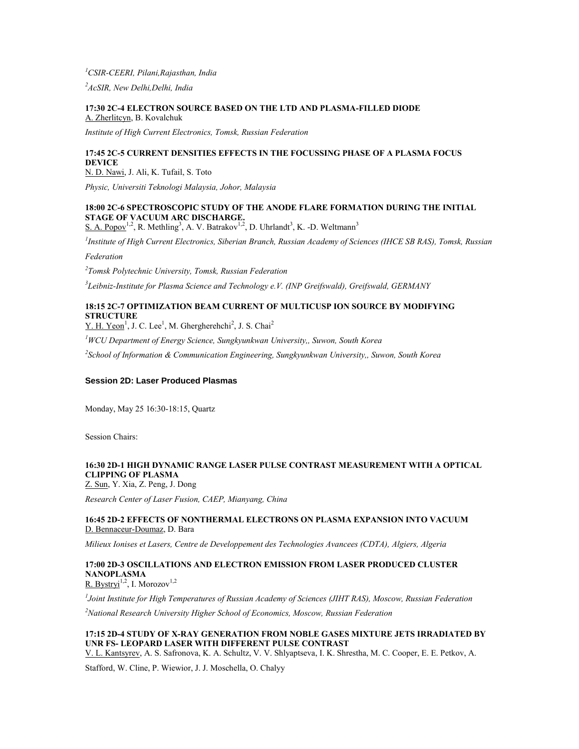[1]*CSIR-CEERI, Pilani,Rajasthan, India*

[2]*AcSIR, New Delhi,Delhi, India*

**17:30 2C-4 ELECTRON SOURCE BASED ON THE LTD AND PLASMA-FILLED DIODE**
A. Zherlitcyn, B. Kovalchuk

*Institute of High Current Electronics, Tomsk, Russian Federation*

**17:45 2C-5 CURRENT DENSITIES EFFECTS IN THE FOCUSSING PHASE OF A PLASMA FOCUS DEVICE**
N. D. Nawi, J. Ali, K. Tufail, S. Toto

*Physic, Universiti Teknologi Malaysia, Johor, Malaysia*

**18:00 2C-6 SPECTROSCOPIC STUDY OF THE ANODE FLARE FORMATION DURING THE INITIAL STAGE OF VACUUM ARC DISCHARGE.**
S. A. Popov[1,2], R. Methling[3], A. V. Batrakov[1,2], D. Uhrlandt[3], K. -D. Weltmann[3]

[1]*Institute of High Current Electronics, Siberian Branch, Russian Academy of Sciences (IHCE SB RAS), Tomsk, Russian Federation*

[2]*Tomsk Polytechnic University, Tomsk, Russian Federation*

[3]*Leibniz-Institute for Plasma Science and Technology e.V. (INP Greifswald), Greifswald, GERMANY*

**18:15 2C-7 OPTIMIZATION BEAM CURRENT OF MULTICUSP ION SOURCE BY MODIFYING STRUCTURE**
Y. H. Yeon[1], J. C. Lee[1], M. Ghergherehchi[2], J. S. Chai[2]

[1]*WCU Department of Energy Science, Sungkyunkwan University,, Suwon, South Korea*

[2]*School of Information & Communication Engineering, Sungkyunkwan University,, Suwon, South Korea*

### Session 2D: Laser Produced Plasmas

Monday, May 25 16:30-18:15, Quartz

Session Chairs:

**16:30 2D-1 HIGH DYNAMIC RANGE LASER PULSE CONTRAST MEASUREMENT WITH A OPTICAL CLIPPING OF PLASMA**
Z. Sun, Y. Xia, Z. Peng, J. Dong

*Research Center of Laser Fusion, CAEP, Mianyang, China*

**16:45 2D-2 EFFECTS OF NONTHERMAL ELECTRONS ON PLASMA EXPANSION INTO VACUUM**
D. Bennaceur-Doumaz, D. Bara

*Milieux Ionises et Lasers, Centre de Developpement des Technologies Avancees (CDTA), Algiers, Algeria*

**17:00 2D-3 OSCILLATIONS AND ELECTRON EMISSION FROM LASER PRODUCED CLUSTER NANOPLASMA**
R. Bystryi[1,2], I. Morozov[1,2]

[1]*Joint Institute for High Temperatures of Russian Academy of Sciences (JIHT RAS), Moscow, Russian Federation*

[2]*National Research University Higher School of Economics, Moscow, Russian Federation*

**17:15 2D-4 STUDY OF X-RAY GENERATION FROM NOBLE GASES MIXTURE JETS IRRADIATED BY UNR FS- LEOPARD LASER WITH DIFFERENT PULSE CONTRAST**
V. L. Kantsyrev, A. S. Safronova, K. A. Schultz, V. V. Shlyaptseva, I. K. Shrestha, M. C. Cooper, E. E. Petkov, A. Stafford, W. Cline, P. Wiewior, J. J. Moschella, O. Chalyy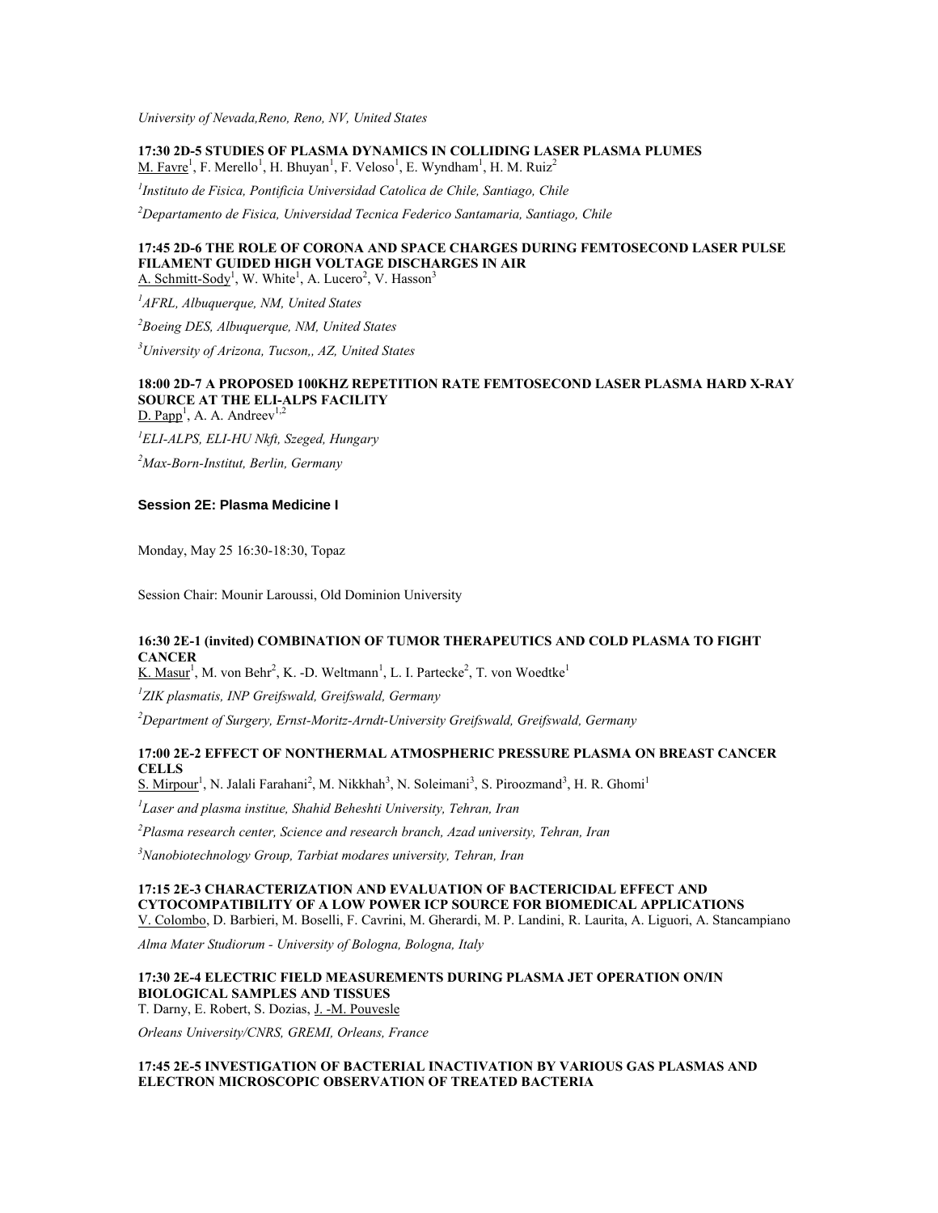*University of Nevada,Reno, Reno, NV, United States*

**17:30 2D-5 STUDIES OF PLASMA DYNAMICS IN COLLIDING LASER PLASMA PLUMES**
M. Favre[1], F. Merello[1], H. Bhuyan[1], F. Veloso[1], E. Wyndham[1], H. M. Ruiz[2]

*[1]Instituto de Fisica, Pontificia Universidad Catolica de Chile, Santiago, Chile*

*[2]Departamento de Fisica, Universidad Tecnica Federico Santamaria, Santiago, Chile*

**17:45 2D-6 THE ROLE OF CORONA AND SPACE CHARGES DURING FEMTOSECOND LASER PULSE FILAMENT GUIDED HIGH VOLTAGE DISCHARGES IN AIR**
A. Schmitt-Sody[1], W. White[1], A. Lucero[2], V. Hasson[3]

*[1]AFRL, Albuquerque, NM, United States*

*[2]Boeing DES, Albuquerque, NM, United States*

*[3]University of Arizona, Tucson,, AZ, United States*

**18:00 2D-7 A PROPOSED 100KHZ REPETITION RATE FEMTOSECOND LASER PLASMA HARD X-RAY SOURCE AT THE ELI-ALPS FACILITY**
D. Papp[1], A. A. Andreev[1,2]

*[1]ELI-ALPS, ELI-HU Nkft, Szeged, Hungary*

*[2]Max-Born-Institut, Berlin, Germany*

## Session 2E: Plasma Medicine I

Monday, May 25 16:30-18:30, Topaz

Session Chair: Mounir Laroussi, Old Dominion University

**16:30 2E-1 (invited) COMBINATION OF TUMOR THERAPEUTICS AND COLD PLASMA TO FIGHT CANCER**
K. Masur[1], M. von Behr[2], K. -D. Weltmann[1], L. I. Partecke[2], T. von Woedtke[1]

*[1]ZIK plasmatis, INP Greifswald, Greifswald, Germany*

*[2]Department of Surgery, Ernst-Moritz-Arndt-University Greifswald, Greifswald, Germany*

**17:00 2E-2 EFFECT OF NONTHERMAL ATMOSPHERIC PRESSURE PLASMA ON BREAST CANCER CELLS**
S. Mirpour[1], N. Jalali Farahani[2], M. Nikkhah[3], N. Soleimani[3], S. Piroozmand[3], H. R. Ghomi[1]

*[1]Laser and plasma institue, Shahid Beheshti University, Tehran, Iran*

*[2]Plasma research center, Science and research branch, Azad university, Tehran, Iran*

*[3]Nanobiotechnology Group, Tarbiat modares university, Tehran, Iran*

**17:15 2E-3 CHARACTERIZATION AND EVALUATION OF BACTERICIDAL EFFECT AND CYTOCOMPATIBILITY OF A LOW POWER ICP SOURCE FOR BIOMEDICAL APPLICATIONS**
V. Colombo, D. Barbieri, M. Boselli, F. Cavrini, M. Gherardi, M. P. Landini, R. Laurita, A. Liguori, A. Stancampiano

*Alma Mater Studiorum - University of Bologna, Bologna, Italy*

**17:30 2E-4 ELECTRIC FIELD MEASUREMENTS DURING PLASMA JET OPERATION ON/IN BIOLOGICAL SAMPLES AND TISSUES**
T. Darny, E. Robert, S. Dozias, J. -M. Pouvesle

*Orleans University/CNRS, GREMI, Orleans, France*

**17:45 2E-5 INVESTIGATION OF BACTERIAL INACTIVATION BY VARIOUS GAS PLASMAS AND ELECTRON MICROSCOPIC OBSERVATION OF TREATED BACTERIA**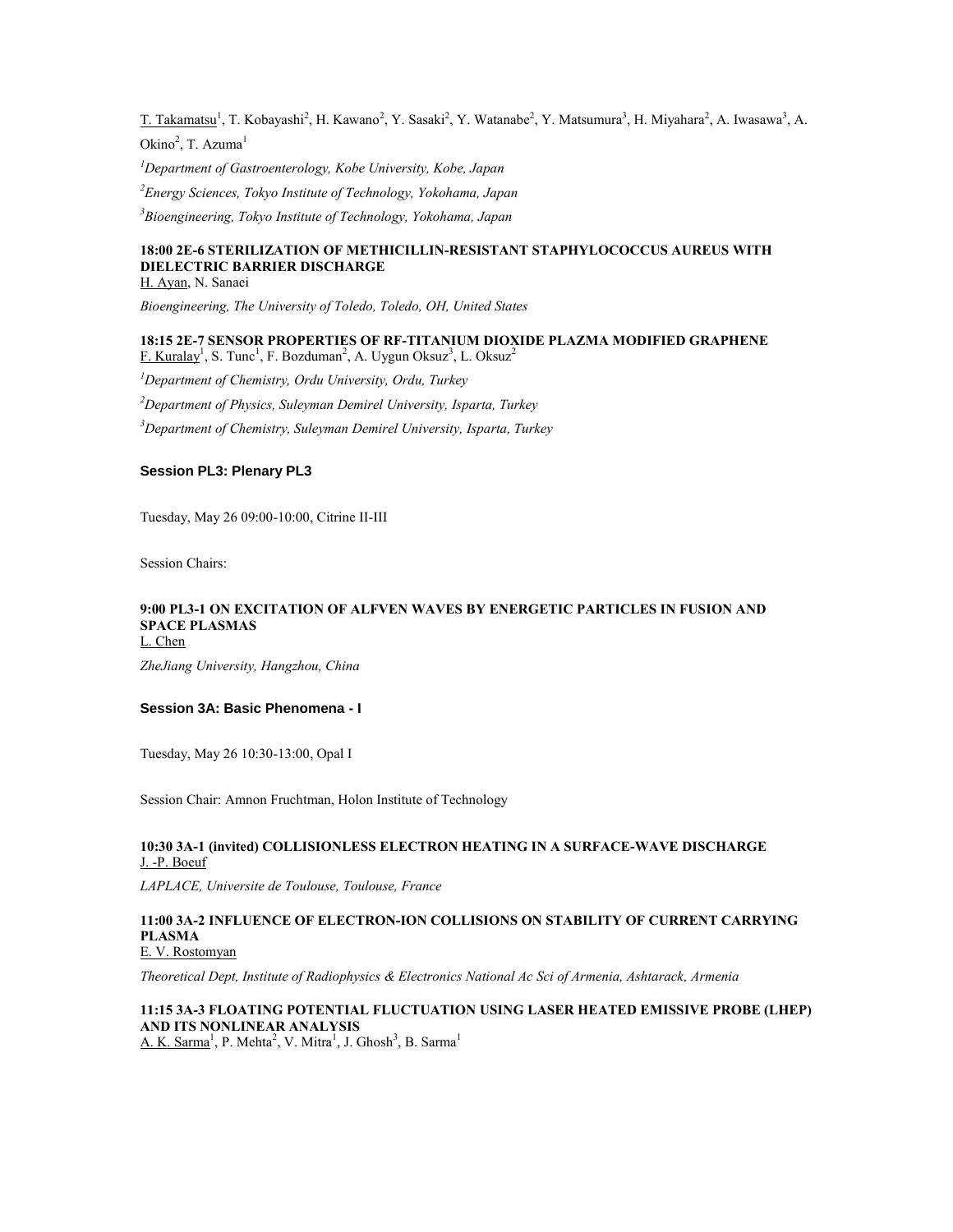T. Takamatsu[1], T. Kobayashi[2], H. Kawano[2], Y. Sasaki[2], Y. Watanabe[2], Y. Matsumura[3], H. Miyahara[2], A. Iwasawa[3], A. Okino[2], T. Azuma[1]

[1]*Department of Gastroenterology, Kobe University, Kobe, Japan*

[2]*Energy Sciences, Tokyo Institute of Technology, Yokohama, Japan*

[3]*Bioengineering, Tokyo Institute of Technology, Yokohama, Japan*

**18:00 2E-6 STERILIZATION OF METHICILLIN-RESISTANT STAPHYLOCOCCUS AUREUS WITH DIELECTRIC BARRIER DISCHARGE**
H. Ayan, N. Sanaei

*Bioengineering, The University of Toledo, Toledo, OH, United States*

**18:15 2E-7 SENSOR PROPERTIES OF RF-TITANIUM DIOXIDE PLAZMA MODIFIED GRAPHENE**
F. Kuralay[1], S. Tunc[1], F. Bozduman[2], A. Uygun Oksuz[3], L. Oksuz[2]

[1]*Department of Chemistry, Ordu University, Ordu, Turkey*

[2]*Department of Physics, Suleyman Demirel University, Isparta, Turkey*

[3]*Department of Chemistry, Suleyman Demirel University, Isparta, Turkey*

### Session PL3: Plenary PL3

Tuesday, May 26 09:00-10:00, Citrine II-III

Session Chairs:

**9:00 PL3-1 ON EXCITATION OF ALFVEN WAVES BY ENERGETIC PARTICLES IN FUSION AND SPACE PLASMAS**
L. Chen

*ZheJiang University, Hangzhou, China*

### Session 3A: Basic Phenomena - I

Tuesday, May 26 10:30-13:00, Opal I

Session Chair: Amnon Fruchtman, Holon Institute of Technology

**10:30 3A-1 (invited) COLLISIONLESS ELECTRON HEATING IN A SURFACE-WAVE DISCHARGE**
J. -P. Boeuf

*LAPLACE, Universite de Toulouse, Toulouse, France*

**11:00 3A-2 INFLUENCE OF ELECTRON-ION COLLISIONS ON STABILITY OF CURRENT CARRYING PLASMA**
E. V. Rostomyan

*Theoretical Dept, Institute of Radiophysics & Electronics National Ac Sci of Armenia, Ashtarack, Armenia*

**11:15 3A-3 FLOATING POTENTIAL FLUCTUATION USING LASER HEATED EMISSIVE PROBE (LHEP) AND ITS NONLINEAR ANALYSIS**
A. K. Sarma[1], P. Mehta[2], V. Mitra[1], J. Ghosh[3], B. Sarma[1]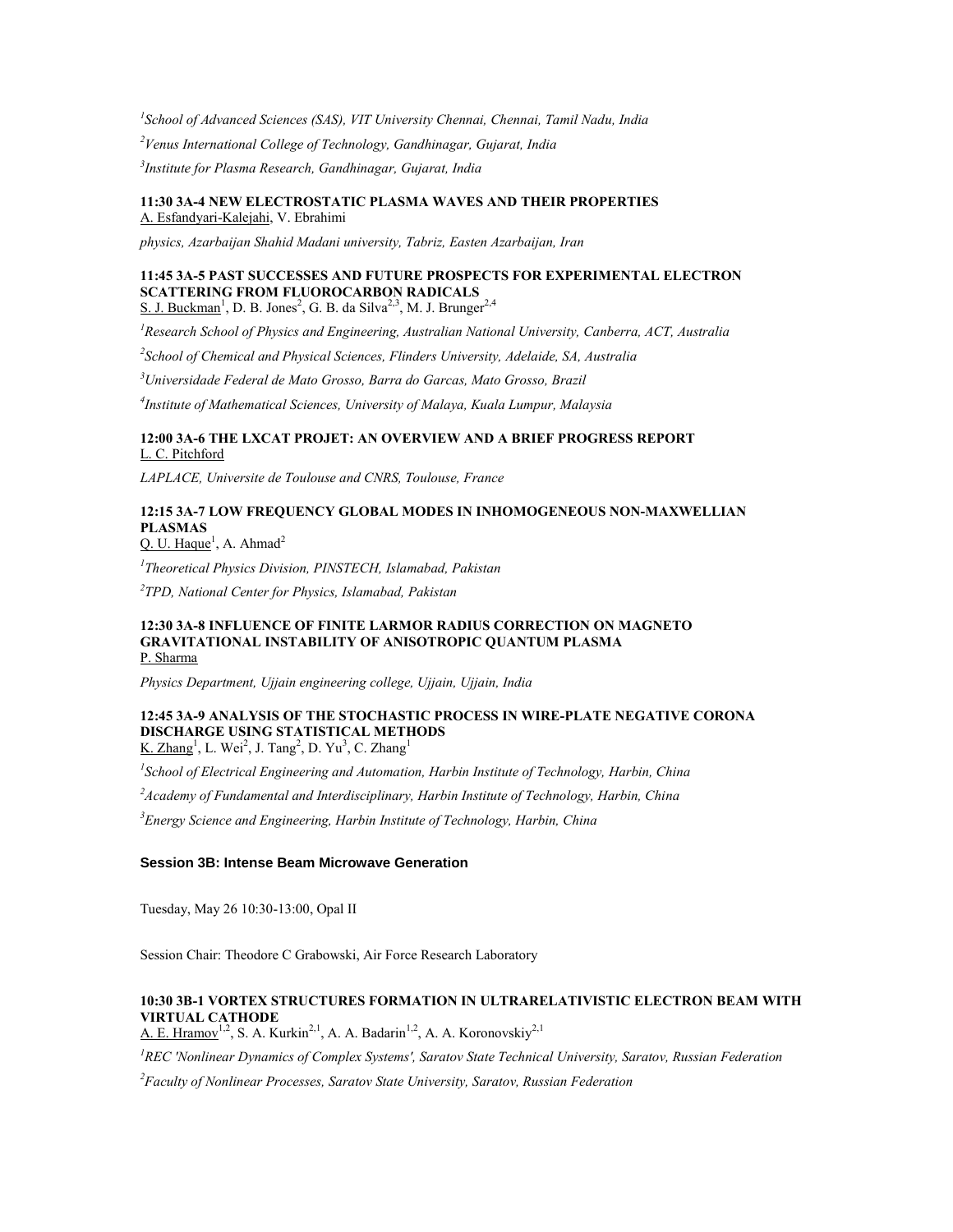[1]*School of Advanced Sciences (SAS), VIT University Chennai, Chennai, Tamil Nadu, India*

[2]*Venus International College of Technology, Gandhinagar, Gujarat, India*

[3]*Institute for Plasma Research, Gandhinagar, Gujarat, India*

**11:30 3A-4 NEW ELECTROSTATIC PLASMA WAVES AND THEIR PROPERTIES**
A. Esfandyari-Kalejahi, V. Ebrahimi

*physics, Azarbaijan Shahid Madani university, Tabriz, Easten Azarbaijan, Iran*

**11:45 3A-5 PAST SUCCESSES AND FUTURE PROSPECTS FOR EXPERIMENTAL ELECTRON SCATTERING FROM FLUOROCARBON RADICALS**
S. J. Buckman[1], D. B. Jones[2], G. B. da Silva[2,3], M. J. Brunger[2,4]

[1]*Research School of Physics and Engineering, Australian National University, Canberra, ACT, Australia*

[2]*School of Chemical and Physical Sciences, Flinders University, Adelaide, SA, Australia*

[3]*Universidade Federal de Mato Grosso, Barra do Garcas, Mato Grosso, Brazil*

[4]*Institute of Mathematical Sciences, University of Malaya, Kuala Lumpur, Malaysia*

**12:00 3A-6 THE LXCAT PROJET: AN OVERVIEW AND A BRIEF PROGRESS REPORT**
L. C. Pitchford

*LAPLACE, Universite de Toulouse and CNRS, Toulouse, France*

**12:15 3A-7 LOW FREQUENCY GLOBAL MODES IN INHOMOGENEOUS NON-MAXWELLIAN PLASMAS**
Q. U. Haque[1], A. Ahmad[2]

[1]*Theoretical Physics Division, PINSTECH, Islamabad, Pakistan*

[2]*TPD, National Center for Physics, Islamabad, Pakistan*

**12:30 3A-8 INFLUENCE OF FINITE LARMOR RADIUS CORRECTION ON MAGNETO GRAVITATIONAL INSTABILITY OF ANISOTROPIC QUANTUM PLASMA**
P. Sharma

*Physics Department, Ujjain engineering college, Ujjain, Ujjain, India*

**12:45 3A-9 ANALYSIS OF THE STOCHASTIC PROCESS IN WIRE-PLATE NEGATIVE CORONA DISCHARGE USING STATISTICAL METHODS**
K. Zhang[1], L. Wei[2], J. Tang[2], D. Yu[3], C. Zhang[1]

[1]*School of Electrical Engineering and Automation, Harbin Institute of Technology, Harbin, China*

[2]*Academy of Fundamental and Interdisciplinary, Harbin Institute of Technology, Harbin, China*

[3]*Energy Science and Engineering, Harbin Institute of Technology, Harbin, China*

## Session 3B: Intense Beam Microwave Generation

Tuesday, May 26 10:30-13:00, Opal II

Session Chair: Theodore C Grabowski, Air Force Research Laboratory

**10:30 3B-1 VORTEX STRUCTURES FORMATION IN ULTRARELATIVISTIC ELECTRON BEAM WITH VIRTUAL CATHODE**
A. E. Hramov[1,2], S. A. Kurkin[2,1], A. A. Badarin[1,2], A. A. Koronovskiy[2,1]

[1]*REC 'Nonlinear Dynamics of Complex Systems', Saratov State Technical University, Saratov, Russian Federation*

[2]*Faculty of Nonlinear Processes, Saratov State University, Saratov, Russian Federation*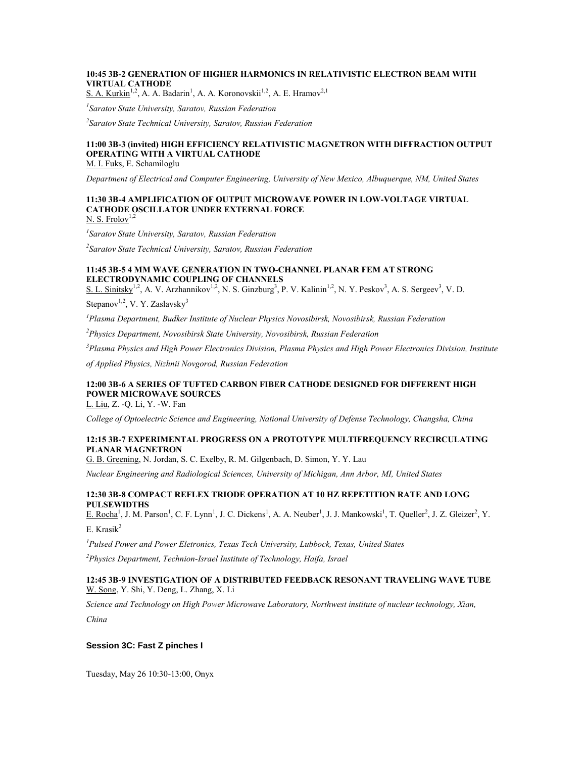**10:45 3B-2 GENERATION OF HIGHER HARMONICS IN RELATIVISTIC ELECTRON BEAM WITH VIRTUAL CATHODE**

S. A. Kurkin[1,2], A. A. Badarin[1], A. A. Koronovskii[1,2], A. E. Hramov[2,1]

*[1]Saratov State University, Saratov, Russian Federation*

*[2]Saratov State Technical University, Saratov, Russian Federation*

**11:00 3B-3 (invited) HIGH EFFICIENCY RELATIVISTIC MAGNETRON WITH DIFFRACTION OUTPUT OPERATING WITH A VIRTUAL CATHODE**

M. I. Fuks, E. Schamiloglu

*Department of Electrical and Computer Engineering, University of New Mexico, Albuquerque, NM, United States*

**11:30 3B-4 AMPLIFICATION OF OUTPUT MICROWAVE POWER IN LOW-VOLTAGE VIRTUAL CATHODE OSCILLATOR UNDER EXTERNAL FORCE**

N. S. Frolov[1,2]

*[1]Saratov State University, Saratov, Russian Federation*

*[2]Saratov State Technical University, Saratov, Russian Federation*

**11:45 3B-5 4 MM WAVE GENERATION IN TWO-CHANNEL PLANAR FEM AT STRONG ELECTRODYNAMIC COUPLING OF CHANNELS**

S. L. Sinitsky[1,2], A. V. Arzhannikov[1,2], N. S. Ginzburg[3], P. V. Kalinin[1,2], N. Y. Peskov[3], A. S. Sergeev[3], V. D. Stepanov[1,2], V. Y. Zaslavsky[3]

*[1]Plasma Department, Budker Institute of Nuclear Physics Novosibirsk, Novosibirsk, Russian Federation*

*[2]Physics Department, Novosibirsk State University, Novosibirsk, Russian Federation*

*[3]Plasma Physics and High Power Electronics Division, Plasma Physics and High Power Electronics Division, Institute of Applied Physics, Nizhnii Novgorod, Russian Federation*

**12:00 3B-6 A SERIES OF TUFTED CARBON FIBER CATHODE DESIGNED FOR DIFFERENT HIGH POWER MICROWAVE SOURCES**

L. Liu, Z. -Q. Li, Y. -W. Fan

*College of Optoelectric Science and Engineering, National University of Defense Technology, Changsha, China*

**12:15 3B-7 EXPERIMENTAL PROGRESS ON A PROTOTYPE MULTIFREQUENCY RECIRCULATING PLANAR MAGNETRON**

G. B. Greening, N. Jordan, S. C. Exelby, R. M. Gilgenbach, D. Simon, Y. Y. Lau

*Nuclear Engineering and Radiological Sciences, University of Michigan, Ann Arbor, MI, United States*

**12:30 3B-8 COMPACT REFLEX TRIODE OPERATION AT 10 HZ REPETITION RATE AND LONG PULSEWIDTHS**

E. Rocha[1], J. M. Parson[1], C. F. Lynn[1], J. C. Dickens[1], A. A. Neuber[1], J. J. Mankowski[1], T. Queller[2], J. Z. Gleizer[2], Y. E. Krasik[2]

*[1]Pulsed Power and Power Eletronics, Texas Tech University, Lubbock, Texas, United States*

*[2]Physics Department, Technion-Israel Institute of Technology, Haifa, Israel*

**12:45 3B-9 INVESTIGATION OF A DISTRIBUTED FEEDBACK RESONANT TRAVELING WAVE TUBE**

W. Song, Y. Shi, Y. Deng, L. Zhang, X. Li

*Science and Technology on High Power Microwave Laboratory, Northwest institute of nuclear technology, Xian, China*

## Session 3C: Fast Z pinches I

Tuesday, May 26 10:30-13:00, Onyx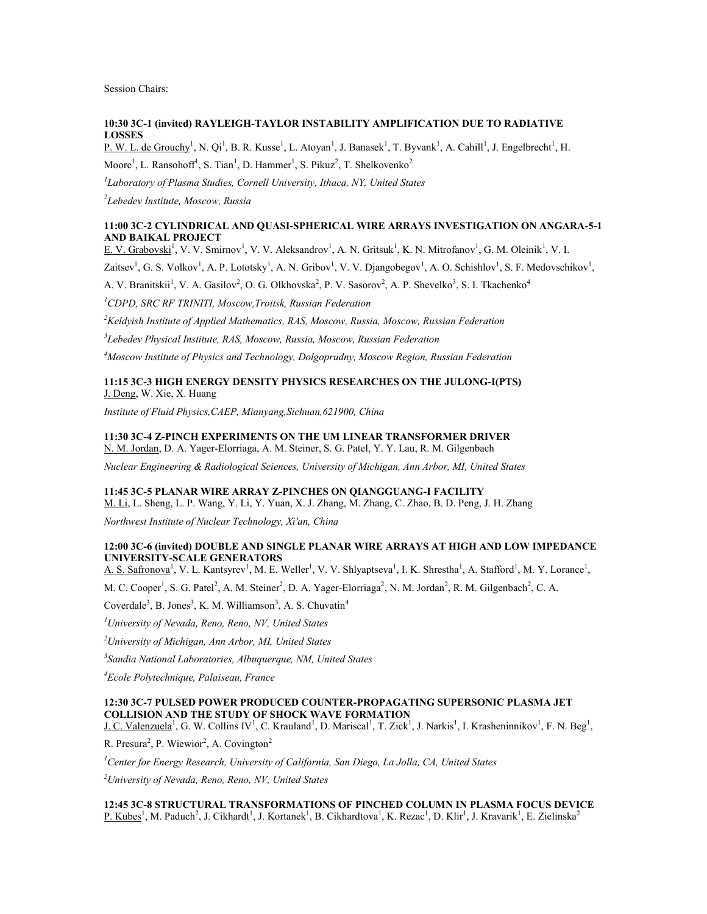Session Chairs:

**10:30 3C-1 (invited) RAYLEIGH-TAYLOR INSTABILITY AMPLIFICATION DUE TO RADIATIVE LOSSES**

P. W. L. de Grouchy[1], N. Qi[1], B. R. Kusse[1], L. Atoyan[1], J. Banasek[1], T. Byvank[1], A. Cahill[1], J. Engelbrecht[1], H. Moore[1], L. Ransohoff[1], S. Tian[1], D. Hammer[1], S. Pikuz[2], T. Shelkovenko[2]

*[1]Laboratory of Plasma Studies, Cornell University, Ithaca, NY, United States*

*[2]Lebedev Institute, Moscow, Russia*

**11:00 3C-2 CYLINDRICAL AND QUASI-SPHERICAL WIRE ARRAYS INVESTIGATION ON ANGARA-5-1 AND BAIKAL PROJECT**

E. V. Grabovski[1], V. V. Smirnov[1], V. V. Aleksandrov[1], A. N. Gritsuk[1], K. N. Mitrofanov[1], G. M. Oleinik[1], V. I. Zaitsev[1], G. S. Volkov[1], A. P. Lototsky[1], A. N. Gribov[1], V. V. Djangobegov[1], A. O. Schishlov[1], S. F. Medovschikov[1], A. V. Branitskii[1], V. A. Gasilov[2], O. G. Olkhovska[2], P. V. Sasorov[2], A. P. Shevelko[3], S. I. Tkachenko[4]

*[1]CDPD, SRC RF TRINITI, Moscow,Troitsk, Russian Federation*

*[2]Keldysh Institute of Applied Mathematics, RAS, Moscow, Russia, Moscow, Russian Federation*

*[3]Lebedev Physical Institute, RAS, Moscow, Russia, Moscow, Russian Federation*

*[4]Moscow Institute of Physics and Technology, Dolgoprudny, Moscow Region, Russian Federation*

**11:15 3C-3 HIGH ENERGY DENSITY PHYSICS RESEARCHES ON THE JULONG-I(PTS)**

J. Deng, W. Xie, X. Huang

*Institute of Fluid Physics,CAEP, Mianyang,Sichuan,621900, China*

**11:30 3C-4 Z-PINCH EXPERIMENTS ON THE UM LINEAR TRANSFORMER DRIVER**

N. M. Jordan, D. A. Yager-Elorriaga, A. M. Steiner, S. G. Patel, Y. Y. Lau, R. M. Gilgenbach

*Nuclear Engineering & Radiological Sciences, University of Michigan, Ann Arbor, MI, United States*

**11:45 3C-5 PLANAR WIRE ARRAY Z-PINCHES ON QIANGGUANG-I FACILITY**

M. Li, L. Sheng, L. P. Wang, Y. Li, Y. Yuan, X. J. Zhang, M. Zhang, C. Zhao, B. D. Peng, J. H. Zhang

*Northwest Institute of Nuclear Technology, Xi'an, China*

**12:00 3C-6 (invited) DOUBLE AND SINGLE PLANAR WIRE ARRAYS AT HIGH AND LOW IMPEDANCE UNIVERSITY-SCALE GENERATORS**

A. S. Safronova[1], V. L. Kantsyrev[1], M. E. Weller[1], V. V. Shlyaptseva[1], I. K. Shrestha[1], A. Stafford[1], M. Y. Lorance[1], M. C. Cooper[1], S. G. Patel[2], A. M. Steiner[2], D. A. Yager-Elorriaga[2], N. M. Jordan[2], R. M. Gilgenbach[2], C. A. Coverdale[3], B. Jones[3], K. M. Williamson[3], A. S. Chuvatin[4]

*[1]University of Nevada, Reno, Reno, NV, United States*

*[2]University of Michigan, Ann Arbor, MI, United States*

*[3]Sandia National Laboratories, Albuquerque, NM, United States*

*[4]Ecole Polytechnique, Palaiseau, France*

**12:30 3C-7 PULSED POWER PRODUCED COUNTER-PROPAGATING SUPERSONIC PLASMA JET COLLISION AND THE STUDY OF SHOCK WAVE FORMATION**

J. C. Valenzuela[1], G. W. Collins IV[1], C. Krauland[1], D. Mariscal[1], T. Zick[1], J. Narkis[1], I. Krasheninnikov[1], F. N. Beg[1], R. Presura[2], P. Wiewior[2], A. Covington[2]

*[1]Center for Energy Research, University of California, San Diego, La Jolla, CA, United States*

*[2]University of Nevada, Reno, Reno, NV, United States*

**12:45 3C-8 STRUCTURAL TRANSFORMATIONS OF PINCHED COLUMN IN PLASMA FOCUS DEVICE**

P. Kubes[1], M. Paduch[2], J. Cikhardt[1], J. Kortanek[1], B. Cikhardtova[1], K. Rezac[1], D. Klir[1], J. Kravarik[1], E. Zielinska[2]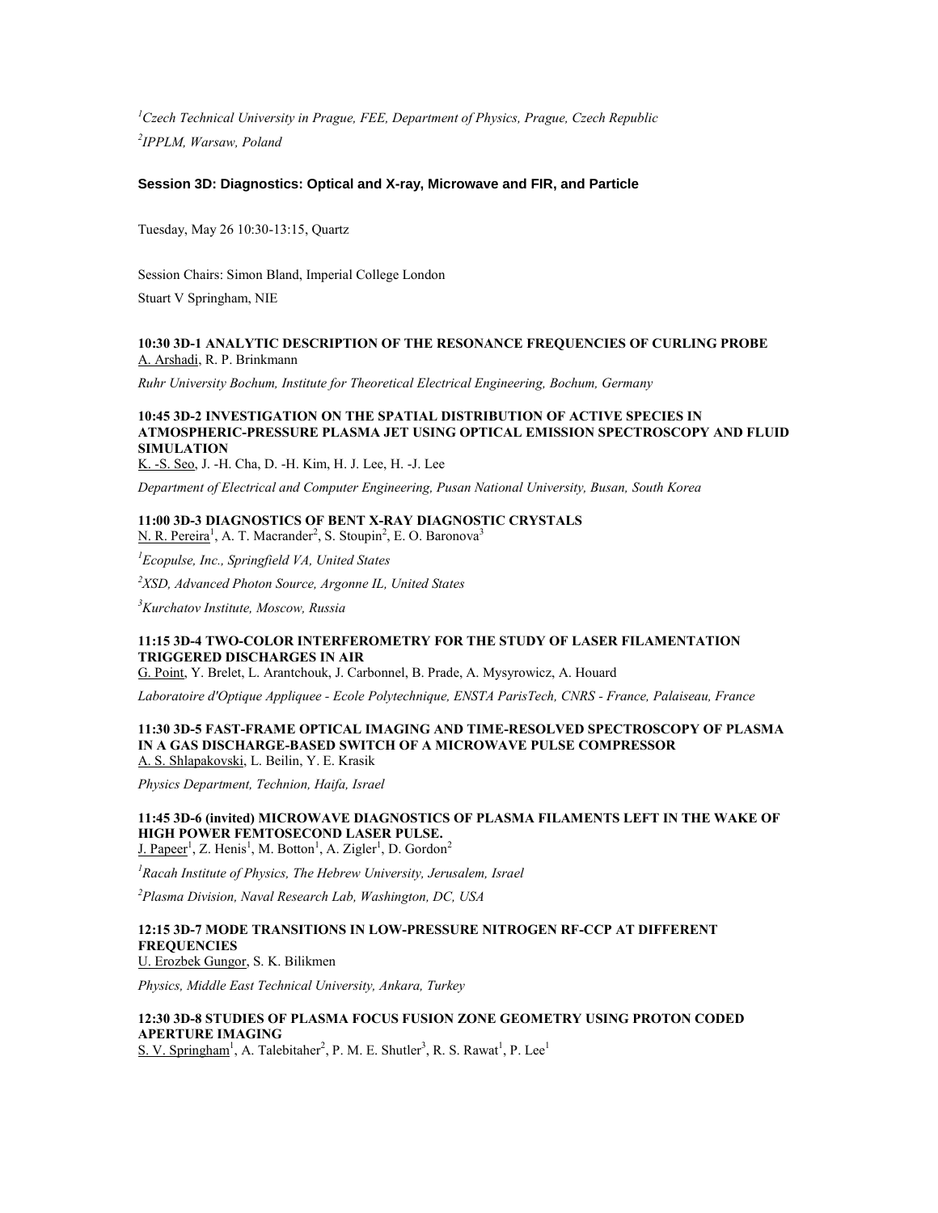[1]*Czech Technical University in Prague, FEE, Department of Physics, Prague, Czech Republic*

[2]*IPPLM, Warsaw, Poland*

## Session 3D: Diagnostics: Optical and X-ray, Microwave and FIR, and Particle

Tuesday, May 26 10:30-13:15, Quartz

Session Chairs: Simon Bland, Imperial College London

Stuart V Springham, NIE

**10:30 3D-1 ANALYTIC DESCRIPTION OF THE RESONANCE FREQUENCIES OF CURLING PROBE**
A. Arshadi, R. P. Brinkmann

*Ruhr University Bochum, Institute for Theoretical Electrical Engineering, Bochum, Germany*

**10:45 3D-2 INVESTIGATION ON THE SPATIAL DISTRIBUTION OF ACTIVE SPECIES IN ATMOSPHERIC-PRESSURE PLASMA JET USING OPTICAL EMISSION SPECTROSCOPY AND FLUID SIMULATION**
K. -S. Seo, J. -H. Cha, D. -H. Kim, H. J. Lee, H. -J. Lee

*Department of Electrical and Computer Engineering, Pusan National University, Busan, South Korea*

**11:00 3D-3 DIAGNOSTICS OF BENT X-RAY DIAGNOSTIC CRYSTALS**
N. R. Pereira[1], A. T. Macrander[2], S. Stoupin[2], E. O. Baronova[3]

[1]*Ecopulse, Inc., Springfield VA, United States*

[2]*XSD, Advanced Photon Source, Argonne IL, United States*

[3]*Kurchatov Institute, Moscow, Russia*

**11:15 3D-4 TWO-COLOR INTERFEROMETRY FOR THE STUDY OF LASER FILAMENTATION TRIGGERED DISCHARGES IN AIR**
G. Point, Y. Brelet, L. Arantchouk, J. Carbonnel, B. Prade, A. Mysyrowicz, A. Houard

*Laboratoire d'Optique Appliquee - Ecole Polytechnique, ENSTA ParisTech, CNRS - France, Palaiseau, France*

**11:30 3D-5 FAST-FRAME OPTICAL IMAGING AND TIME-RESOLVED SPECTROSCOPY OF PLASMA IN A GAS DISCHARGE-BASED SWITCH OF A MICROWAVE PULSE COMPRESSOR**
A. S. Shlapakovski, L. Beilin, Y. E. Krasik

*Physics Department, Technion, Haifa, Israel*

**11:45 3D-6 (invited) MICROWAVE DIAGNOSTICS OF PLASMA FILAMENTS LEFT IN THE WAKE OF HIGH POWER FEMTOSECOND LASER PULSE.**
J. Papeer[1], Z. Henis[1], M. Botton[1], A. Zigler[1], D. Gordon[2]

[1]*Racah Institute of Physics, The Hebrew University, Jerusalem, Israel*

[2]*Plasma Division, Naval Research Lab, Washington, DC, USA*

**12:15 3D-7 MODE TRANSITIONS IN LOW-PRESSURE NITROGEN RF-CCP AT DIFFERENT FREQUENCIES**
U. Erozbek Gungor, S. K. Bilikmen

*Physics, Middle East Technical University, Ankara, Turkey*

**12:30 3D-8 STUDIES OF PLASMA FOCUS FUSION ZONE GEOMETRY USING PROTON CODED APERTURE IMAGING**
S. V. Springham[1], A. Talebitaher[2], P. M. E. Shutler[3], R. S. Rawat[1], P. Lee[1]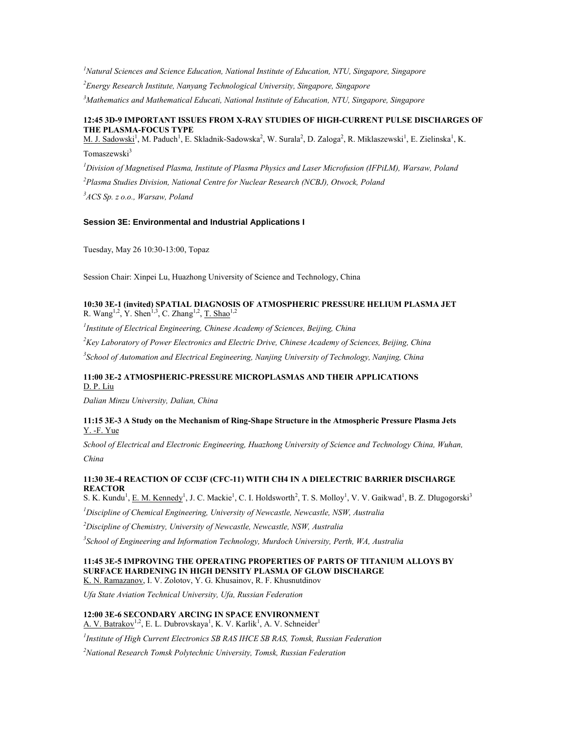[1]*Natural Sciences and Science Education, National Institute of Education, NTU, Singapore, Singapore*

[2]*Energy Research Institute, Nanyang Technological University, Singapore, Singapore*

[3]*Mathematics and Mathematical Educati, National Institute of Education, NTU, Singapore, Singapore*

**12:45 3D-9 IMPORTANT ISSUES FROM X-RAY STUDIES OF HIGH-CURRENT PULSE DISCHARGES OF THE PLASMA-FOCUS TYPE**
M. J. Sadowski[1], M. Paduch[1], E. Skladnik-Sadowska[2], W. Surala[2], D. Zaloga[2], R. Miklaszewski[1], E. Zielinska[1], K. Tomaszewski[3]

[1]*Division of Magnetised Plasma, Institute of Plasma Physics and Laser Microfusion (IFPiLM), Warsaw, Poland*

[2]*Plasma Studies Division, National Centre for Nuclear Research (NCBJ), Otwock, Poland*

[3]*ACS Sp. z o.o., Warsaw, Poland*

### Session 3E: Environmental and Industrial Applications I

Tuesday, May 26 10:30-13:00, Topaz

Session Chair: Xinpei Lu, Huazhong University of Science and Technology, China

**10:30 3E-1 (invited) SPATIAL DIAGNOSIS OF ATMOSPHERIC PRESSURE HELIUM PLASMA JET**
R. Wang[1,2], Y. Shen[1,3], C. Zhang[1,2], T. Shao[1,2]

[1]*Institute of Electrical Engineering, Chinese Academy of Sciences, Beijing, China*

[2]*Key Laboratory of Power Electronics and Electric Drive, Chinese Academy of Sciences, Beijing, China*

[3]*School of Automation and Electrical Engineering, Nanjing University of Technology, Nanjing, China*

**11:00 3E-2 ATMOSPHERIC-PRESSURE MICROPLASMAS AND THEIR APPLICATIONS**
D. P. Liu

*Dalian Minzu University, Dalian, China*

**11:15 3E-3 A Study on the Mechanism of Ring-Shape Structure in the Atmospheric Pressure Plasma Jets**
Y. -F. Yue

*School of Electrical and Electronic Engineering, Huazhong University of Science and Technology China, Wuhan, China*

**11:30 3E-4 REACTION OF CCl3F (CFC-11) WITH CH4 IN A DIELECTRIC BARRIER DISCHARGE REACTOR**
S. K. Kundu[1], E. M. Kennedy[1], J. C. Mackie[1], C. I. Holdsworth[2], T. S. Molloy[1], V. V. Gaikwad[1], B. Z. Dlugogorski[3]

[1]*Discipline of Chemical Engineering, University of Newcastle, Newcastle, NSW, Australia*

[2]*Discipline of Chemistry, University of Newcastle, Newcastle, NSW, Australia*

[3]*School of Engineering and Information Technology, Murdoch University, Perth, WA, Australia*

**11:45 3E-5 IMPROVING THE OPERATING PROPERTIES OF PARTS OF TITANIUM ALLOYS BY SURFACE HARDENING IN HIGH DENSITY PLASMA OF GLOW DISCHARGE**
K. N. Ramazanov, I. V. Zolotov, Y. G. Khusainov, R. F. Khusnutdinov

*Ufa State Aviation Technical University, Ufa, Russian Federation*

**12:00 3E-6 SECONDARY ARCING IN SPACE ENVIRONMENT**
A. V. Batrakov[1,2], E. L. Dubrovskaya[1], K. V. Karlik[1], A. V. Schneider[1]

[1]*Institute of High Current Electronics SB RAS IHCE SB RAS, Tomsk, Russian Federation*

[2]*National Research Tomsk Polytechnic University, Tomsk, Russian Federation*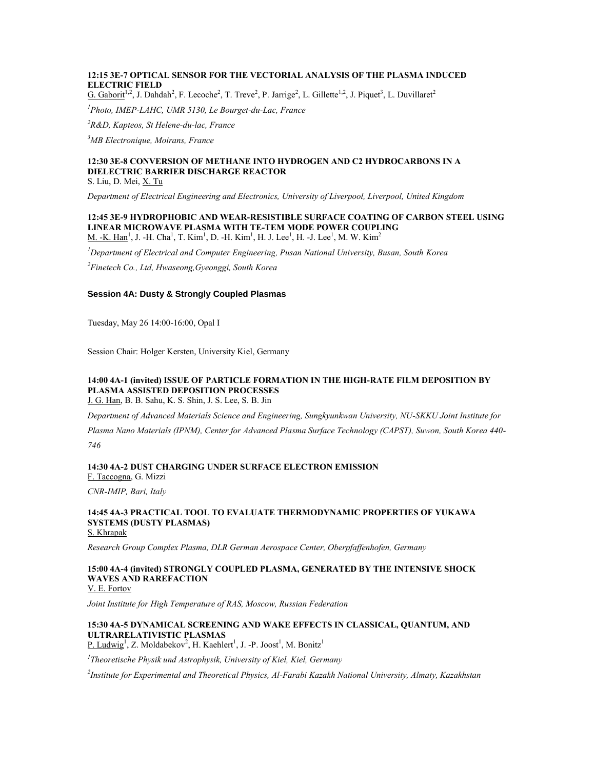**12:15 3E-7 OPTICAL SENSOR FOR THE VECTORIAL ANALYSIS OF THE PLASMA INDUCED ELECTRIC FIELD**

G. Gaborit[1,2], J. Dahdah[2], F. Lecoche[2], T. Treve[2], P. Jarrige[2], L. Gillette[1,2], J. Piquet[3], L. Duvillaret[2]

*[1]Photo, IMEP-LAHC, UMR 5130, Le Bourget-du-Lac, France*

*[2]R&D, Kapteos, St Helene-du-lac, France*

*[3]MB Electronique, Moirans, France*

**12:30 3E-8 CONVERSION OF METHANE INTO HYDROGEN AND C2 HYDROCARBONS IN A DIELECTRIC BARRIER DISCHARGE REACTOR**

S. Liu, D. Mei, X. Tu

*Department of Electrical Engineering and Electronics, University of Liverpool, Liverpool, United Kingdom*

**12:45 3E-9 HYDROPHOBIC AND WEAR-RESISTIBLE SURFACE COATING OF CARBON STEEL USING LINEAR MICROWAVE PLASMA WITH TE-TEM MODE POWER COUPLING**

M. -K. Han[1], J. -H. Cha[1], T. Kim[1], D. -H. Kim[1], H. J. Lee[1], H. -J. Lee[1], M. W. Kim[2]

*[1]Department of Electrical and Computer Engineering, Pusan National University, Busan, South Korea*

*[2]Finetech Co., Ltd, Hwaseong,Gyeonggi, South Korea*

## Session 4A: Dusty & Strongly Coupled Plasmas

Tuesday, May 26 14:00-16:00, Opal I

Session Chair: Holger Kersten, University Kiel, Germany

**14:00 4A-1 (invited) ISSUE OF PARTICLE FORMATION IN THE HIGH-RATE FILM DEPOSITION BY PLASMA ASSISTED DEPOSITION PROCESSES**

J. G. Han, B. B. Sahu, K. S. Shin, J. S. Lee, S. B. Jin

*Department of Advanced Materials Science and Engineering, Sungkyunkwan University, NU-SKKU Joint Institute for Plasma Nano Materials (IPNM), Center for Advanced Plasma Surface Technology (CAPST), Suwon, South Korea 440-746*

**14:30 4A-2 DUST CHARGING UNDER SURFACE ELECTRON EMISSION**

F. Taccogna, G. Mizzi

*CNR-IMIP, Bari, Italy*

**14:45 4A-3 PRACTICAL TOOL TO EVALUATE THERMODYNAMIC PROPERTIES OF YUKAWA SYSTEMS (DUSTY PLASMAS)**

S. Khrapak

*Research Group Complex Plasma, DLR German Aerospace Center, Oberpfaffenhofen, Germany*

**15:00 4A-4 (invited) STRONGLY COUPLED PLASMA, GENERATED BY THE INTENSIVE SHOCK WAVES AND RAREFACTION**

V. E. Fortov

*Joint Institute for High Temperature of RAS, Moscow, Russian Federation*

**15:30 4A-5 DYNAMICAL SCREENING AND WAKE EFFECTS IN CLASSICAL, QUANTUM, AND ULTRARELATIVISTIC PLASMAS**

P. Ludwig[1], Z. Moldabekov[2], H. Kaehlert[1], J. -P. Joost[1], M. Bonitz[1]

*[1]Theoretische Physik und Astrophysik, University of Kiel, Kiel, Germany*

*[2]Institute for Experimental and Theoretical Physics, Al-Farabi Kazakh National University, Almaty, Kazakhstan*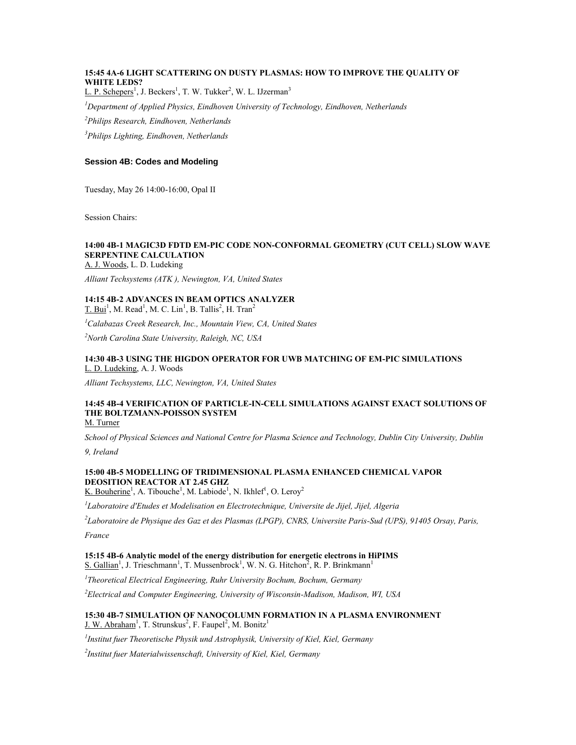**15:45 4A-6 LIGHT SCATTERING ON DUSTY PLASMAS: HOW TO IMPROVE THE QUALITY OF WHITE LEDS?**

L. P. Schepers[1], J. Beckers[1], T. W. Tukker[2], W. L. IJzerman[3]

*[1]Department of Applied Physics, Eindhoven University of Technology, Eindhoven, Netherlands*

*[2]Philips Research, Eindhoven, Netherlands*

*[3]Philips Lighting, Eindhoven, Netherlands*

### Session 4B: Codes and Modeling

Tuesday, May 26 14:00-16:00, Opal II

Session Chairs:

**14:00 4B-1 MAGIC3D FDTD EM-PIC CODE NON-CONFORMAL GEOMETRY (CUT CELL) SLOW WAVE SERPENTINE CALCULATION**

A. J. Woods, L. D. Ludeking

*Alliant Techsystems (ATK ), Newington, VA, United States*

**14:15 4B-2 ADVANCES IN BEAM OPTICS ANALYZER**

T. Bui[1], M. Read[1], M. C. Lin[1], B. Tallis[2], H. Tran[2]

*[1]Calabazas Creek Research, Inc., Mountain View, CA, United States*

*[2]North Carolina State University, Raleigh, NC, USA*

**14:30 4B-3 USING THE HIGDON OPERATOR FOR UWB MATCHING OF EM-PIC SIMULATIONS**

L. D. Ludeking, A. J. Woods

*Alliant Techsystems, LLC, Newington, VA, United States*

**14:45 4B-4 VERIFICATION OF PARTICLE-IN-CELL SIMULATIONS AGAINST EXACT SOLUTIONS OF THE BOLTZMANN-POISSON SYSTEM**

M. Turner

*School of Physical Sciences and National Centre for Plasma Science and Technology, Dublin City University, Dublin 9, Ireland*

**15:00 4B-5 MODELLING OF TRIDIMENSIONAL PLASMA ENHANCED CHEMICAL VAPOR DEOSITION REACTOR AT 2.45 GHZ**

K. Bouherine[1], A. Tibouche[1], M. Labiode[1], N. Ikhlef[1], O. Leroy[2]

*[1]Laboratoire d'Etudes et Modelisation en Electrotechnique, Universite de Jijel, Jijel, Algeria*

*[2]Laboratoire de Physique des Gaz et des Plasmas (LPGP), CNRS, Universite Paris-Sud (UPS), 91405 Orsay, Paris, France*

**15:15 4B-6 Analytic model of the energy distribution for energetic electrons in HiPIMS**

S. Gallian[1], J. Trieschmann[1], T. Mussenbrock[1], W. N. G. Hitchon[2], R. P. Brinkmann[1]

*[1]Theoretical Electrical Engineering, Ruhr University Bochum, Bochum, Germany*

*[2]Electrical and Computer Engineering, University of Wisconsin-Madison, Madison, WI, USA*

**15:30 4B-7 SIMULATION OF NANOCOLUMN FORMATION IN A PLASMA ENVIRONMENT**

J. W. Abraham[1], T. Strunskus[2], F. Faupel[2], M. Bonitz[1]

*[1]Institut fuer Theoretische Physik und Astrophysik, University of Kiel, Kiel, Germany*

*[2]Institut fuer Materialwissenschaft, University of Kiel, Kiel, Germany*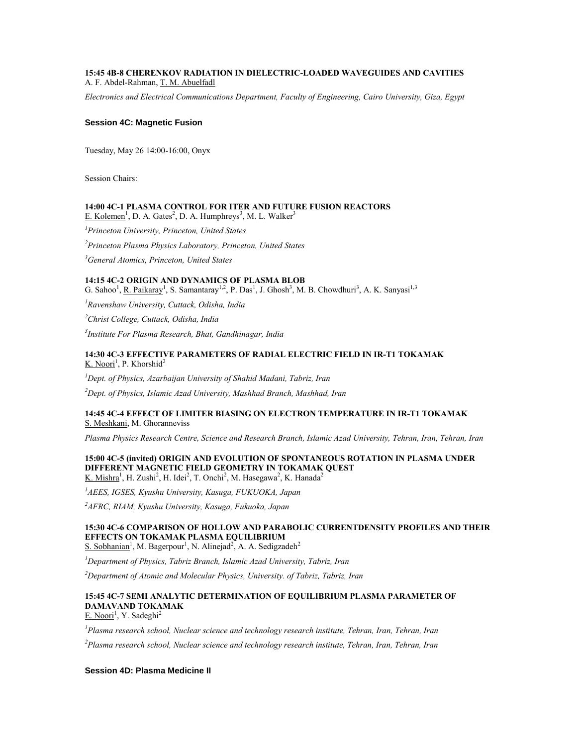**15:45 4B-8 CHERENKOV RADIATION IN DIELECTRIC-LOADED WAVEGUIDES AND CAVITIES**
A. F. Abdel-Rahman, T. M. Abuelfadl

*Electronics and Electrical Communications Department, Faculty of Engineering, Cairo University, Giza, Egypt*

## Session 4C: Magnetic Fusion

Tuesday, May 26 14:00-16:00, Onyx

Session Chairs:

**14:00 4C-1 PLASMA CONTROL FOR ITER AND FUTURE FUSION REACTORS**
E. Kolemen[1], D. A. Gates[2], D. A. Humphreys[3], M. L. Walker[3]

*[1]Princeton University, Princeton, United States*

*[2]Princeton Plasma Physics Laboratory, Princeton, United States*

*[3]General Atomics, Princeton, United States*

**14:15 4C-2 ORIGIN AND DYNAMICS OF PLASMA BLOB**
G. Sahoo[1], R. Paikaray[1], S. Samantaray[1,2], P. Das[1], J. Ghosh[3], M. B. Chowdhuri[3], A. K. Sanyasi[1,3]

*[1]Ravenshaw University, Cuttack, Odisha, India*

*[2]Christ College, Cuttack, Odisha, India*

*[3]Institute For Plasma Research, Bhat, Gandhinagar, India*

**14:30 4C-3 EFFECTIVE PARAMETERS OF RADIAL ELECTRIC FIELD IN IR-T1 TOKAMAK**
K. Noori[1], P. Khorshid[2]

*[1]Dept. of Physics, Azarbaijan University of Shahid Madani, Tabriz, Iran*

*[2]Dept. of Physics, Islamic Azad University, Mashhad Branch, Mashhad, Iran*

**14:45 4C-4 EFFECT OF LIMITER BIASING ON ELECTRON TEMPERATURE IN IR-T1 TOKAMAK**
S. Meshkani, M. Ghoranneviss

*Plasma Physics Research Centre, Science and Research Branch, Islamic Azad University, Tehran, Iran, Tehran, Iran*

**15:00 4C-5 (invited) ORIGIN AND EVOLUTION OF SPONTANEOUS ROTATION IN PLASMA UNDER DIFFERENT MAGNETIC FIELD GEOMETRY IN TOKAMAK QUEST**
K. Mishra[1], H. Zushi[2], H. Idei[2], T. Onchi[2], M. Hasegawa[2], K. Hanada[2]

*[1]AEES, IGSES, Kyushu University, Kasuga, FUKUOKA, Japan*

*[2]AFRC, RIAM, Kyushu University, Kasuga, Fukuoka, Japan*

**15:30 4C-6 COMPARISON OF HOLLOW AND PARABOLIC CURRENTDENSITY PROFILES AND THEIR EFFECTS ON TOKAMAK PLASMA EQUILIBRIUM**
S. Sobhanian[1], M. Bagerpour[1], N. Alinejad[2], A. A. Sedigzadeh[2]

*[1]Department of Physics, Tabriz Branch, Islamic Azad University, Tabriz, Iran*

*[2]Department of Atomic and Molecular Physics, University. of Tabriz, Tabriz, Iran*

**15:45 4C-7 SEMI ANALYTIC DETERMINATION OF EQUILIBRIUM PLASMA PARAMETER OF DAMAVAND TOKAMAK**
E. Noori[1], Y. Sadeghi[2]

*[1]Plasma research school, Nuclear science and technology research institute, Tehran, Iran, Tehran, Iran*

*[2]Plasma research school, Nuclear science and technology research institute, Tehran, Iran, Tehran, Iran*

## Session 4D: Plasma Medicine II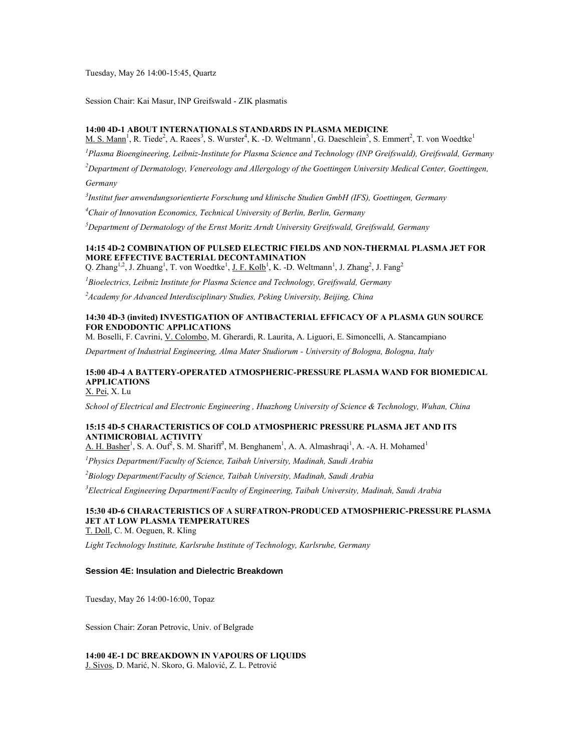Tuesday, May 26 14:00-15:45, Quartz

Session Chair: Kai Masur, INP Greifswald - ZIK plasmatis

**14:00 4D-1 ABOUT INTERNATIONALS STANDARDS IN PLASMA MEDICINE**

M. S. Mann[1], R. Tiede[2], A. Raees[3], S. Wurster[4], K. -D. Weltmann[1], G. Daeschlein[5], S. Emmert[2], T. von Woedtke[1]

[1]*Plasma Bioengineering, Leibniz-Institute for Plasma Science and Technology (INP Greifswald), Greifswald, Germany*

[2]*Department of Dermatology, Venereology and Allergology of the Goettingen University Medical Center, Goettingen, Germany*

[3]*Institut fuer anwendungsorientierte Forschung und klinische Studien GmbH (IFS), Goettingen, Germany*

[4]*Chair of Innovation Economics, Technical University of Berlin, Berlin, Germany*

[5]*Department of Dermatology of the Ernst Moritz Arndt University Greifswald, Greifswald, Germany*

**14:15 4D-2 COMBINATION OF PULSED ELECTRIC FIELDS AND NON-THERMAL PLASMA JET FOR MORE EFFECTIVE BACTERIAL DECONTAMINATION**

Q. Zhang[1,2], J. Zhuang[1], T. von Woedtke[1], J. F. Kolb[1], K. -D. Weltmann[1], J. Zhang[2], J. Fang[2]

[1]*Bioelectrics, Leibniz Institute for Plasma Science and Technology, Greifswald, Germany*

[2]*Academy for Advanced Interdisciplinary Studies, Peking University, Beijing, China*

**14:30 4D-3 (invited) INVESTIGATION OF ANTIBACTERIAL EFFICACY OF A PLASMA GUN SOURCE FOR ENDODONTIC APPLICATIONS**

M. Boselli, F. Cavrini, V. Colombo, M. Gherardi, R. Laurita, A. Liguori, E. Simoncelli, A. Stancampiano

*Department of Industrial Engineering, Alma Mater Studiorum - University of Bologna, Bologna, Italy*

**15:00 4D-4 A BATTERY-OPERATED ATMOSPHERIC-PRESSURE PLASMA WAND FOR BIOMEDICAL APPLICATIONS**

X. Pei, X. Lu

*School of Electrical and Electronic Engineering , Huazhong University of Science & Technology, Wuhan, China*

**15:15 4D-5 CHARACTERISTICS OF COLD ATMOSPHERIC PRESSURE PLASMA JET AND ITS ANTIMICROBIAL ACTIVITY**

A. H. Basher[1], S. A. Ouf[2], S. M. Shariff[3], M. Benghanem[1], A. A. Almashraqi[1], A. -A. H. Mohamed[1]

[1]*Physics Department/Faculty of Science, Taibah University, Madinah, Saudi Arabia*

[2]*Biology Department/Faculty of Science, Taibah University, Madinah, Saudi Arabia*

[3]*Electrical Engineering Department/Faculty of Engineering, Taibah University, Madinah, Saudi Arabia*

**15:30 4D-6 CHARACTERISTICS OF A SURFATRON-PRODUCED ATMOSPHERIC-PRESSURE PLASMA JET AT LOW PLASMA TEMPERATURES**

T. Doll, C. M. Oeguen, R. Kling

*Light Technology Institute, Karlsruhe Institute of Technology, Karlsruhe, Germany*

### Session 4E: Insulation and Dielectric Breakdown

Tuesday, May 26 14:00-16:00, Topaz

Session Chair: Zoran Petrovic, Univ. of Belgrade

**14:00 4E-1 DC BREAKDOWN IN VAPOURS OF LIQUIDS**

J. Sivos, D. Marić, N. Skoro, G. Malović, Z. L. Petrović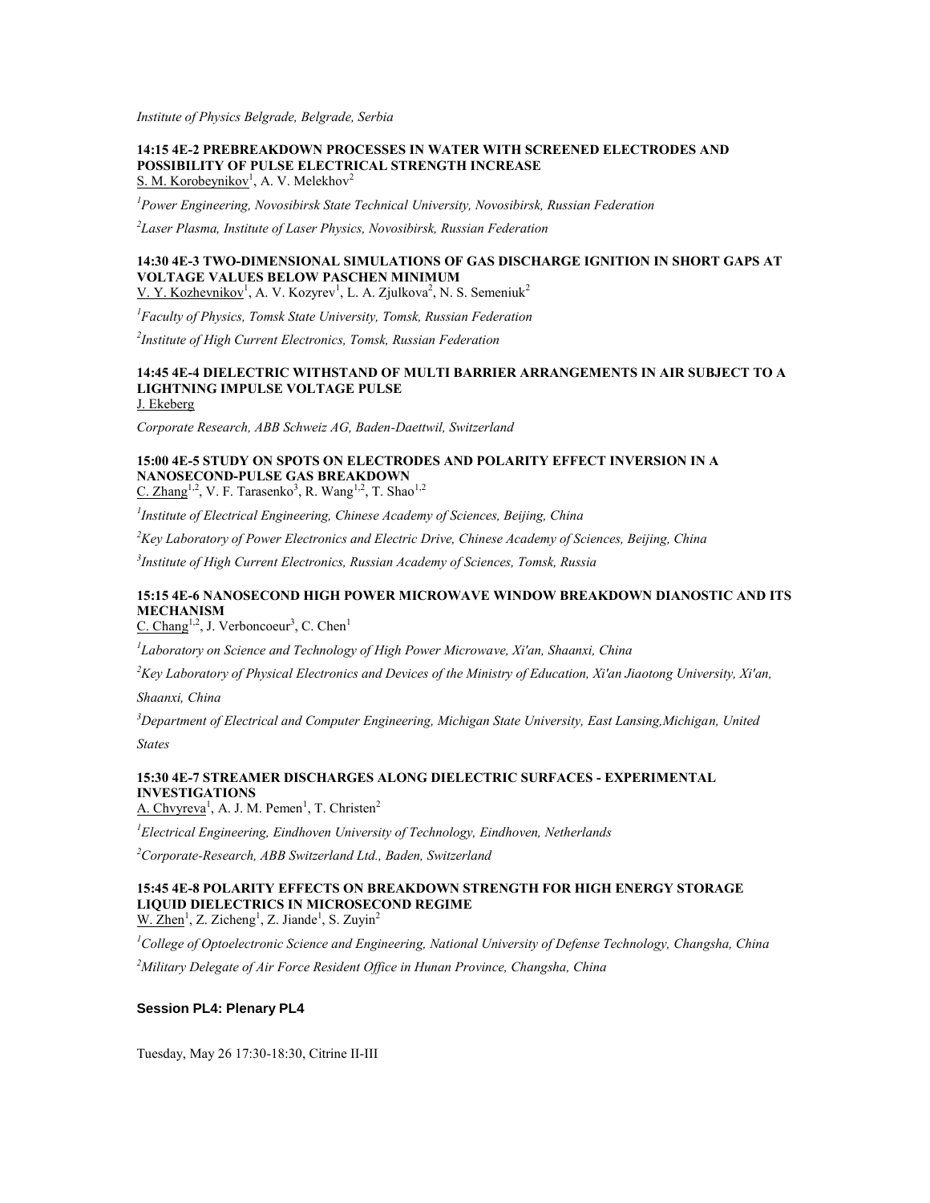*Institute of Physics Belgrade, Belgrade, Serbia*

#### 14:15 4E-2 PREBREAKDOWN PROCESSES IN WATER WITH SCREENED ELECTRODES AND POSSIBILITY OF PULSE ELECTRICAL STRENGTH INCREASE

S. M. Korobeynikov[1], A. V. Melekhov[2]

*[1]Power Engineering, Novosibirsk State Technical University, Novosibirsk, Russian Federation*

*[2]Laser Plasma, Institute of Laser Physics, Novosibirsk, Russian Federation*

#### 14:30 4E-3 TWO-DIMENSIONAL SIMULATIONS OF GAS DISCHARGE IGNITION IN SHORT GAPS AT VOLTAGE VALUES BELOW PASCHEN MINIMUM

V. Y. Kozhevnikov[1], A. V. Kozyrev[1], L. A. Zjulkova[2], N. S. Semeniuk[2]

*[1]Faculty of Physics, Tomsk State University, Tomsk, Russian Federation*

*[2]Institute of High Current Electronics, Tomsk, Russian Federation*

#### 14:45 4E-4 DIELECTRIC WITHSTAND OF MULTI BARRIER ARRANGEMENTS IN AIR SUBJECT TO A LIGHTNING IMPULSE VOLTAGE PULSE

J. Ekeberg

*Corporate Research, ABB Schweiz AG, Baden-Daettwil, Switzerland*

#### 15:00 4E-5 STUDY ON SPOTS ON ELECTRODES AND POLARITY EFFECT INVERSION IN A NANOSECOND-PULSE GAS BREAKDOWN

C. Zhang[1,2], V. F. Tarasenko[3], R. Wang[1,2], T. Shao[1,2]

*[1]Institute of Electrical Engineering, Chinese Academy of Sciences, Beijing, China*

*[2]Key Laboratory of Power Electronics and Electric Drive, Chinese Academy of Sciences, Beijing, China*

*[3]Institute of High Current Electronics, Russian Academy of Sciences, Tomsk, Russia*

#### 15:15 4E-6 NANOSECOND HIGH POWER MICROWAVE WINDOW BREAKDOWN DIANOSTIC AND ITS MECHANISM

C. Chang[1,2], J. Verboncoeur[3], C. Chen[1]

*[1]Laboratory on Science and Technology of High Power Microwave, Xi'an, Shaanxi, China*

*[2]Key Laboratory of Physical Electronics and Devices of the Ministry of Education, Xi'an Jiaotong University, Xi'an, Shaanxi, China*

*[3]Department of Electrical and Computer Engineering, Michigan State University, East Lansing,Michigan, United States*

#### 15:30 4E-7 STREAMER DISCHARGES ALONG DIELECTRIC SURFACES - EXPERIMENTAL INVESTIGATIONS

A. Chvyreva[1], A. J. M. Pemen[1], T. Christen[2]

*[1]Electrical Engineering, Eindhoven University of Technology, Eindhoven, Netherlands*

*[2]Corporate-Research, ABB Switzerland Ltd., Baden, Switzerland*

#### 15:45 4E-8 POLARITY EFFECTS ON BREAKDOWN STRENGTH FOR HIGH ENERGY STORAGE LIQUID DIELECTRICS IN MICROSECOND REGIME

W. Zhen[1], Z. Zicheng[1], Z. Jiande[1], S. Zuyin[2]

*[1]College of Optoelectronic Science and Engineering, National University of Defense Technology, Changsha, China*

*[2]Military Delegate of Air Force Resident Office in Hunan Province, Changsha, China*

### Session PL4: Plenary PL4

Tuesday, May 26 17:30-18:30, Citrine II-III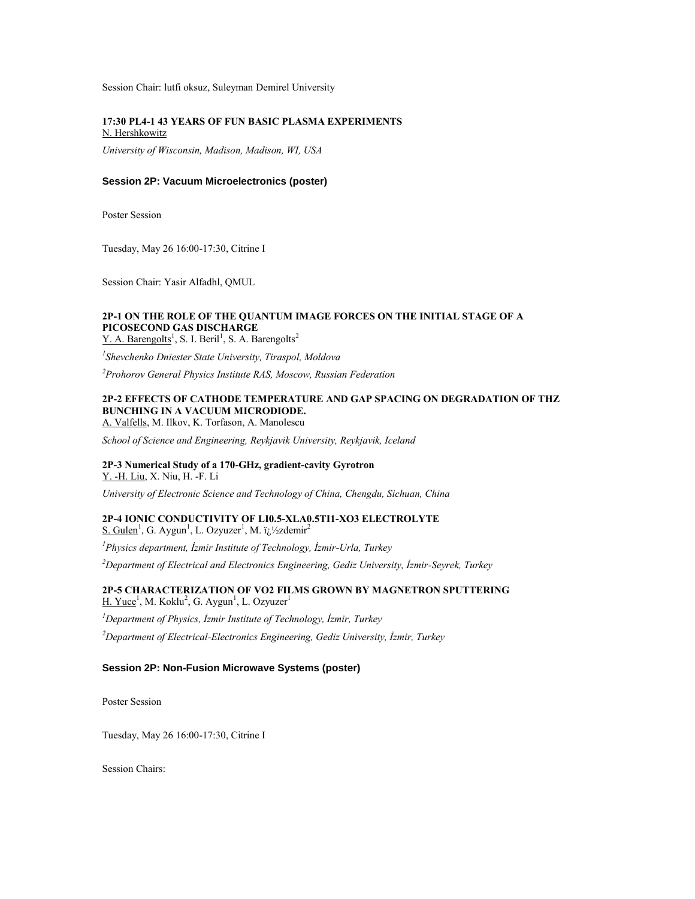Session Chair: lutfi oksuz, Suleyman Demirel University

**17:30 PL4-1 43 YEARS OF FUN BASIC PLASMA EXPERIMENTS**
N. Hershkowitz

*University of Wisconsin, Madison, Madison, WI, USA*

### Session 2P: Vacuum Microelectronics (poster)

Poster Session

Tuesday, May 26 16:00-17:30, Citrine I

Session Chair: Yasir Alfadhl, QMUL

**2P-1 ON THE ROLE OF THE QUANTUM IMAGE FORCES ON THE INITIAL STAGE OF A PICOSECOND GAS DISCHARGE**
Y. A. Barengolts[1], S. I. Beril[1], S. A. Barengolts[2]

*[1]Shevchenko Dniester State University, Tiraspol, Moldova*

*[2]Prohorov General Physics Institute RAS, Moscow, Russian Federation*

**2P-2 EFFECTS OF CATHODE TEMPERATURE AND GAP SPACING ON DEGRADATION OF THZ BUNCHING IN A VACUUM MICRODIODE.**
A. Valfells, M. Ilkov, K. Torfason, A. Manolescu

*School of Science and Engineering, Reykjavik University, Reykjavik, Iceland*

**2P-3 Numerical Study of a 170-GHz, gradient-cavity Gyrotron**
Y. -H. Liu, X. Niu, H. -F. Li

*University of Electronic Science and Technology of China, Chengdu, Sichuan, China*

**2P-4 IONIC CONDUCTIVITY OF LI0.5-XLA0.5TI1-XO3 ELECTROLYTE**
S. Gulen[1], G. Aygun[1], L. Ozyuzer[1], M. ï¿½zdemir[2]

*[1]Physics department, İzmir Institute of Technology, İzmir-Urla, Turkey*

*[2]Department of Electrical and Electronics Engineering, Gediz University, İzmir-Seyrek, Turkey*

**2P-5 CHARACTERIZATION OF VO2 FILMS GROWN BY MAGNETRON SPUTTERING**
H. Yuce[1], M. Koklu[2], G. Aygun[1], L. Ozyuzer[1]

*[1]Department of Physics, İzmir Institute of Technology, İzmir, Turkey*

*[2]Department of Electrical-Electronics Engineering, Gediz University, İzmir, Turkey*

### Session 2P: Non-Fusion Microwave Systems (poster)

Poster Session

Tuesday, May 26 16:00-17:30, Citrine I

Session Chairs: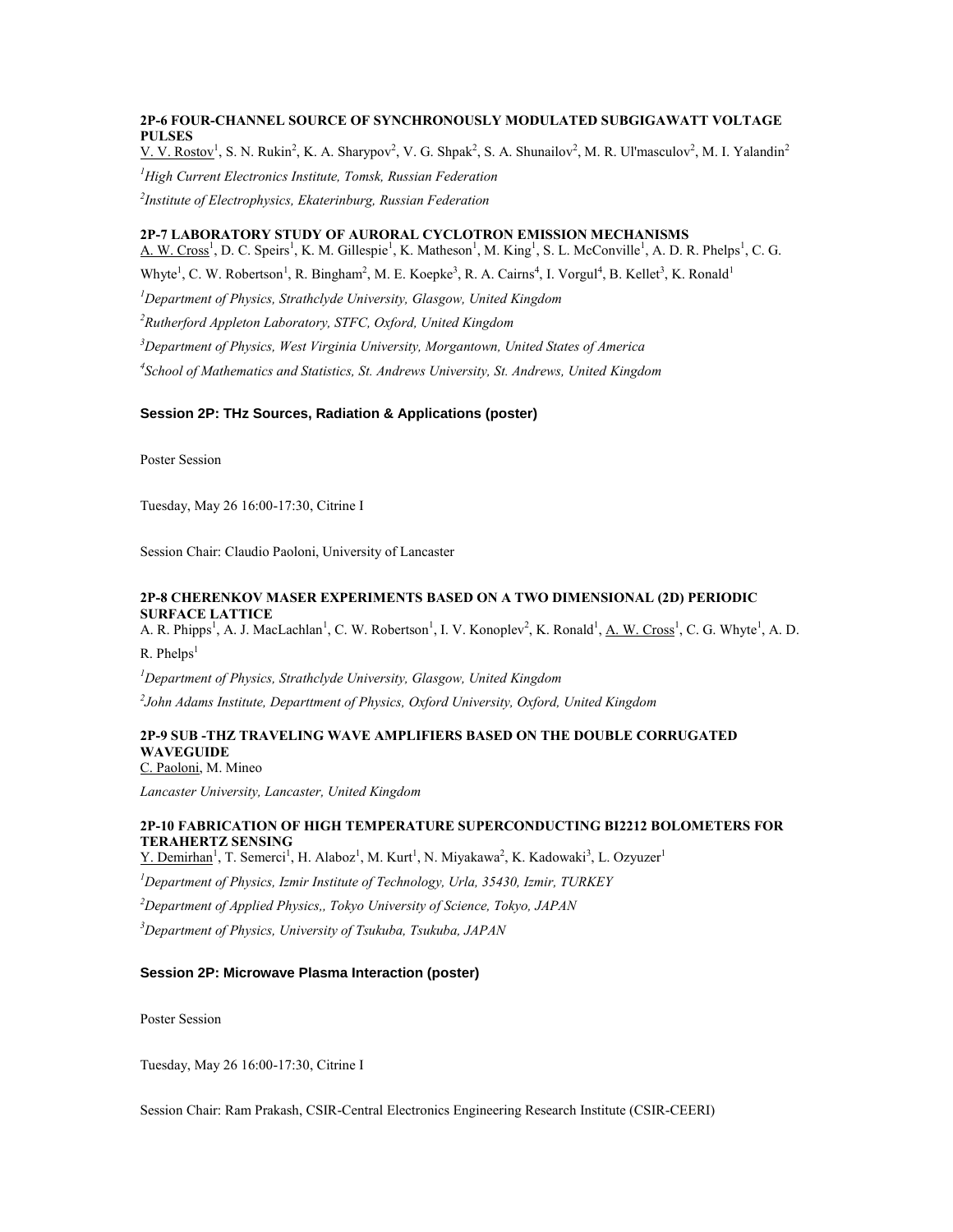**2P-6 FOUR-CHANNEL SOURCE OF SYNCHRONOUSLY MODULATED SUBGIGAWATT VOLTAGE PULSES**

V. V. Rostov[1], S. N. Rukin[2], K. A. Sharypov[2], V. G. Shpak[2], S. A. Shunailov[2], M. R. Ul'masculov[2], M. I. Yalandin[2]

*[1]High Current Electronics Institute, Tomsk, Russian Federation*

*[2]Institute of Electrophysics, Ekaterinburg, Russian Federation*

**2P-7 LABORATORY STUDY OF AURORAL CYCLOTRON EMISSION MECHANISMS**

A. W. Cross[1], D. C. Speirs[1], K. M. Gillespie[1], K. Matheson[1], M. King[1], S. L. McConville[1], A. D. R. Phelps[1], C. G. Whyte[1], C. W. Robertson[1], R. Bingham[2], M. E. Koepke[3], R. A. Cairns[4], I. Vorgul[4], B. Kellet[3], K. Ronald[1]

*[1]Department of Physics, Strathclyde University, Glasgow, United Kingdom*

*[2]Rutherford Appleton Laboratory, STFC, Oxford, United Kingdom*

*[3]Department of Physics, West Virginia University, Morgantown, United States of America*

*[4]School of Mathematics and Statistics, St. Andrews University, St. Andrews, United Kingdom*

### Session 2P: THz Sources, Radiation & Applications (poster)

Poster Session

Tuesday, May 26 16:00-17:30, Citrine I

Session Chair: Claudio Paoloni, University of Lancaster

**2P-8 CHERENKOV MASER EXPERIMENTS BASED ON A TWO DIMENSIONAL (2D) PERIODIC SURFACE LATTICE**

A. R. Phipps[1], A. J. MacLachlan[1], C. W. Robertson[1], I. V. Konoplev[2], K. Ronald[1], A. W. Cross[1], C. G. Whyte[1], A. D. R. Phelps[1]

*[1]Department of Physics, Strathclyde University, Glasgow, United Kingdom*

*[2]John Adams Institute, Departtment of Physics, Oxford University, Oxford, United Kingdom*

**2P-9 SUB -THZ TRAVELING WAVE AMPLIFIERS BASED ON THE DOUBLE CORRUGATED WAVEGUIDE**

C. Paoloni, M. Mineo

*Lancaster University, Lancaster, United Kingdom*

**2P-10 FABRICATION OF HIGH TEMPERATURE SUPERCONDUCTING BI2212 BOLOMETERS FOR TERAHERTZ SENSING**

Y. Demirhan[1], T. Semerci[1], H. Alaboz[1], M. Kurt[1], N. Miyakawa[2], K. Kadowaki[3], L. Ozyuzer[1]

*[1]Department of Physics, Izmir Institute of Technology, Urla, 35430, Izmir, TURKEY*

*[2]Department of Applied Physics,, Tokyo University of Science, Tokyo, JAPAN*

*[3]Department of Physics, University of Tsukuba, Tsukuba, JAPAN*

### Session 2P: Microwave Plasma Interaction (poster)

Poster Session

Tuesday, May 26 16:00-17:30, Citrine I

Session Chair: Ram Prakash, CSIR-Central Electronics Engineering Research Institute (CSIR-CEERI)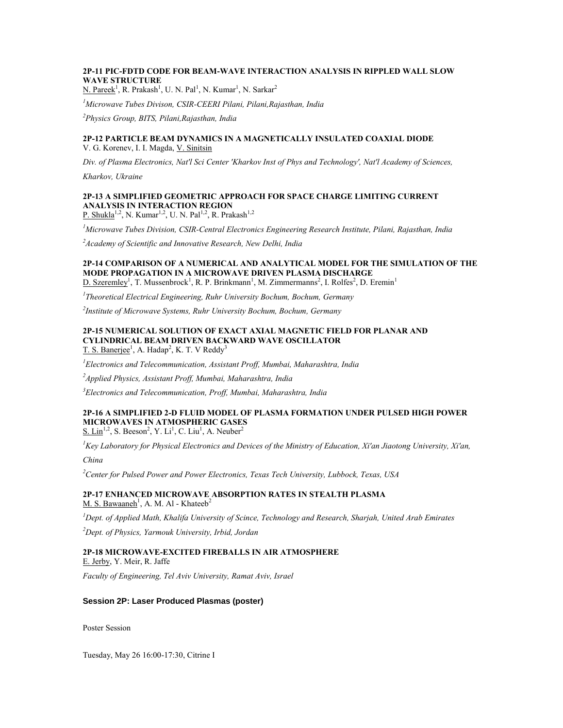**2P-11 PIC-FDTD CODE FOR BEAM-WAVE INTERACTION ANALYSIS IN RIPPLED WALL SLOW WAVE STRUCTURE**
N. Pareek[1], R. Prakash[1], U. N. Pal[1], N. Kumar[1], N. Sarkar[2]

*[1]Microwave Tubes Divison, CSIR-CEERI Pilani, Pilani,Rajasthan, India*

*[2]Physics Group, BITS, Pilani,Rajasthan, India*

**2P-12 PARTICLE BEAM DYNAMICS IN A MAGNETICALLY INSULATED COAXIAL DIODE**
V. G. Korenev, I. I. Magda, V. Sinitsin

*Div. of Plasma Electronics, Nat'l Sci Center 'Kharkov Inst of Phys and Technology', Nat'l Academy of Sciences, Kharkov, Ukraine*

**2P-13 A SIMPLIFIED GEOMETRIC APPROACH FOR SPACE CHARGE LIMITING CURRENT ANALYSIS IN INTERACTION REGION**
P. Shukla[1,2], N. Kumar[1,2], U. N. Pal[1,2], R. Prakash[1,2]

*[1]Microwave Tubes Division, CSIR-Central Electronics Engineering Research Institute, Pilani, Rajasthan, India*

*[2]Academy of Scientific and Innovative Research, New Delhi, India*

**2P-14 COMPARISON OF A NUMERICAL AND ANALYTICAL MODEL FOR THE SIMULATION OF THE MODE PROPAGATION IN A MICROWAVE DRIVEN PLASMA DISCHARGE**
D. Szeremley[1], T. Mussenbrock[1], R. P. Brinkmann[1], M. Zimmermanns[2], I. Rolfes[2], D. Eremin[1]

*[1]Theoretical Electrical Engineering, Ruhr University Bochum, Bochum, Germany*

*[2]Institute of Microwave Systems, Ruhr University Bochum, Bochum, Germany*

**2P-15 NUMERICAL SOLUTION OF EXACT AXIAL MAGNETIC FIELD FOR PLANAR AND CYLINDRICAL BEAM DRIVEN BACKWARD WAVE OSCILLATOR**
T. S. Banerjee[1], A. Hadap[2], K. T. V Reddy[3]

*[1]Electronics and Telecommunication, Assistant Proff, Mumbai, Maharashtra, India*

*[2]Applied Physics, Assistant Proff, Mumbai, Maharashtra, India*

*[3]Electronics and Telecommunication, Proff, Mumbai, Maharashtra, India*

**2P-16 A SIMPLIFIED 2-D FLUID MODEL OF PLASMA FORMATION UNDER PULSED HIGH POWER MICROWAVES IN ATMOSPHERIC GASES**
S. Lin[1,2], S. Beeson[2], Y. Li[1], C. Liu[1], A. Neuber[2]

*[1]Key Laboratory for Physical Electronics and Devices of the Ministry of Education, Xi'an Jiaotong University, Xi'an, China*

*[2]Center for Pulsed Power and Power Electronics, Texas Tech University, Lubbock, Texas, USA*

**2P-17 ENHANCED MICROWAVE ABSORPTION RATES IN STEALTH PLASMA**
M. S. Bawaaneh[1], A. M. Al - Khateeb[2]

*[1]Dept. of Applied Math, Khalifa University of Scince, Technology and Research, Sharjah, United Arab Emirates*

*[2]Dept. of Physics, Yarmouk University, Irbid, Jordan*

**2P-18 MICROWAVE-EXCITED FIREBALLS IN AIR ATMOSPHERE**
E. Jerby, Y. Meir, R. Jaffe

*Faculty of Engineering, Tel Aviv University, Ramat Aviv, Israel*

## Session 2P: Laser Produced Plasmas (poster)

Poster Session

Tuesday, May 26 16:00-17:30, Citrine I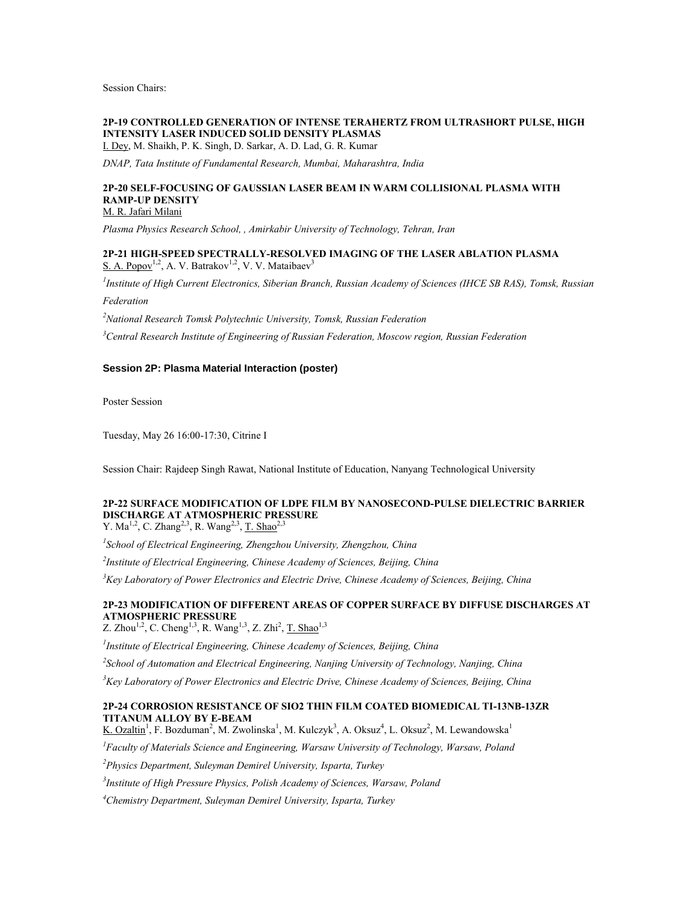Session Chairs:

**2P-19 CONTROLLED GENERATION OF INTENSE TERAHERTZ FROM ULTRASHORT PULSE, HIGH INTENSITY LASER INDUCED SOLID DENSITY PLASMAS**

I. Dey, M. Shaikh, P. K. Singh, D. Sarkar, A. D. Lad, G. R. Kumar

*DNAP, Tata Institute of Fundamental Research, Mumbai, Maharashtra, India*

**2P-20 SELF-FOCUSING OF GAUSSIAN LASER BEAM IN WARM COLLISIONAL PLASMA WITH RAMP-UP DENSITY**

M. R. Jafari Milani

*Plasma Physics Research School, , Amirkabir University of Technology, Tehran, Iran*

**2P-21 HIGH-SPEED SPECTRALLY-RESOLVED IMAGING OF THE LASER ABLATION PLASMA**

S. A. Popov[1,2], A. V. Batrakov[1,2], V. V. Mataibaev[3]

[1]*Institute of High Current Electronics, Siberian Branch, Russian Academy of Sciences (IHCE SB RAS), Tomsk, Russian Federation*

[2]*National Research Tomsk Polytechnic University, Tomsk, Russian Federation*

[3]*Central Research Institute of Engineering of Russian Federation, Moscow region, Russian Federation*

## Session 2P: Plasma Material Interaction (poster)

Poster Session

Tuesday, May 26 16:00-17:30, Citrine I

Session Chair: Rajdeep Singh Rawat, National Institute of Education, Nanyang Technological University

**2P-22 SURFACE MODIFICATION OF LDPE FILM BY NANOSECOND-PULSE DIELECTRIC BARRIER DISCHARGE AT ATMOSPHERIC PRESSURE**

Y. Ma[1,2], C. Zhang[2,3], R. Wang[2,3], T. Shao[2,3]

[1]*School of Electrical Engineering, Zhengzhou University, Zhengzhou, China*

[2]*Institute of Electrical Engineering, Chinese Academy of Sciences, Beijing, China*

[3]*Key Laboratory of Power Electronics and Electric Drive, Chinese Academy of Sciences, Beijing, China*

**2P-23 MODIFICATION OF DIFFERENT AREAS OF COPPER SURFACE BY DIFFUSE DISCHARGES AT ATMOSPHERIC PRESSURE**

Z. Zhou[1,2], C. Cheng[1,3], R. Wang[1,3], Z. Zhi[2], T. Shao[1,3]

[1]*Institute of Electrical Engineering, Chinese Academy of Sciences, Beijing, China*

[2]*School of Automation and Electrical Engineering, Nanjing University of Technology, Nanjing, China*

[3]*Key Laboratory of Power Electronics and Electric Drive, Chinese Academy of Sciences, Beijing, China*

**2P-24 CORROSION RESISTANCE OF SIO2 THIN FILM COATED BIOMEDICAL TI-13NB-13ZR TITANUM ALLOY BY E-BEAM**

K. Ozaltin[1], F. Bozduman[2], M. Zwolinska[1], M. Kulczyk[3], A. Oksuz[4], L. Oksuz[2], M. Lewandowska[1]

[1]*Faculty of Materials Science and Engineering, Warsaw University of Technology, Warsaw, Poland*

[2]*Physics Department, Suleyman Demirel University, Isparta, Turkey*

[3]*Institute of High Pressure Physics, Polish Academy of Sciences, Warsaw, Poland*

[4]*Chemistry Department, Suleyman Demirel University, Isparta, Turkey*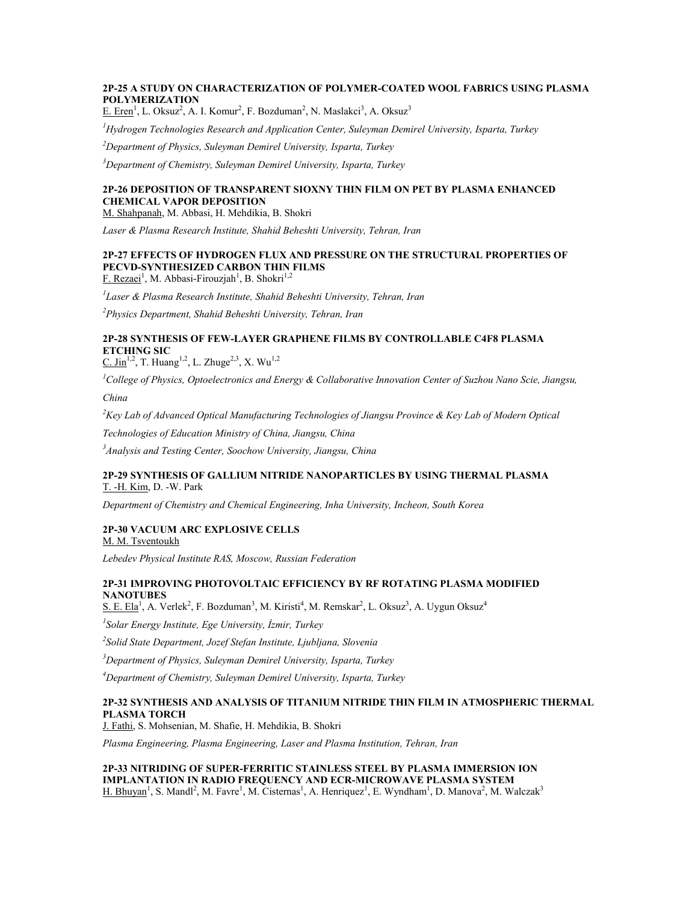**2P-25 A STUDY ON CHARACTERIZATION OF POLYMER-COATED WOOL FABRICS USING PLASMA POLYMERIZATION**

E. Eren[1], L. Oksuz[2], A. I. Komur[2], F. Bozduman[2], N. Maslakci[3], A. Oksuz[3]

*[1]Hydrogen Technologies Research and Application Center, Suleyman Demirel University, Isparta, Turkey*

*[2]Department of Physics, Suleyman Demirel University, Isparta, Turkey*

*[3]Department of Chemistry, Suleyman Demirel University, Isparta, Turkey*

**2P-26 DEPOSITION OF TRANSPARENT SIOXNY THIN FILM ON PET BY PLASMA ENHANCED CHEMICAL VAPOR DEPOSITION**

M. Shahpanah, M. Abbasi, H. Mehdikia, B. Shokri

*Laser & Plasma Research Institute, Shahid Beheshti University, Tehran, Iran*

**2P-27 EFFECTS OF HYDROGEN FLUX AND PRESSURE ON THE STRUCTURAL PROPERTIES OF PECVD-SYNTHESIZED CARBON THIN FILMS**

F. Rezaei[1], M. Abbasi-Firouzjah[1], B. Shokri[1,2]

*[1]Laser & Plasma Research Institute, Shahid Beheshti University, Tehran, Iran*

*[2]Physics Department, Shahid Beheshti University, Tehran, Iran*

**2P-28 SYNTHESIS OF FEW-LAYER GRAPHENE FILMS BY CONTROLLABLE C4F8 PLASMA ETCHING SIC**

C. Jin[1,2], T. Huang[1,2], L. Zhuge[2,3], X. Wu[1,2]

*[1]College of Physics, Optoelectronics and Energy & Collaborative Innovation Center of Suzhou Nano Scie, Jiangsu, China*

*[2]Key Lab of Advanced Optical Manufacturing Technologies of Jiangsu Province & Key Lab of Modern Optical Technologies of Education Ministry of China, Jiangsu, China*

*[3]Analysis and Testing Center, Soochow University, Jiangsu, China*

**2P-29 SYNTHESIS OF GALLIUM NITRIDE NANOPARTICLES BY USING THERMAL PLASMA**

T. -H. Kim, D. -W. Park

*Department of Chemistry and Chemical Engineering, Inha University, Incheon, South Korea*

**2P-30 VACUUM ARC EXPLOSIVE CELLS**

M. M. Tsventoukh

*Lebedev Physical Institute RAS, Moscow, Russian Federation*

**2P-31 IMPROVING PHOTOVOLTAIC EFFICIENCY BY RF ROTATING PLASMA MODIFIED NANOTUBES**

S. E. Ela[1], A. Verlek[2], F. Bozduman[3], M. Kiristi[4], M. Remskar[2], L. Oksuz[3], A. Uygun Oksuz[4]

*[1]Solar Energy Institute, Ege University, İzmir, Turkey*

*[2]Solid State Department, Jozef Stefan Institute, Ljubljana, Slovenia*

*[3]Department of Physics, Suleyman Demirel University, Isparta, Turkey*

*[4]Department of Chemistry, Suleyman Demirel University, Isparta, Turkey*

**2P-32 SYNTHESIS AND ANALYSIS OF TITANIUM NITRIDE THIN FILM IN ATMOSPHERIC THERMAL PLASMA TORCH**

J. Fathi, S. Mohsenian, M. Shafie, H. Mehdikia, B. Shokri

*Plasma Engineering, Plasma Engineering, Laser and Plasma Institution, Tehran, Iran*

**2P-33 NITRIDING OF SUPER-FERRITIC STAINLESS STEEL BY PLASMA IMMERSION ION IMPLANTATION IN RADIO FREQUENCY AND ECR-MICROWAVE PLASMA SYSTEM**

H. Bhuyan[1], S. Mandl[2], M. Favre[1], M. Cisternas[1], A. Henriquez[1], E. Wyndham[1], D. Manova[2], M. Walczak[3]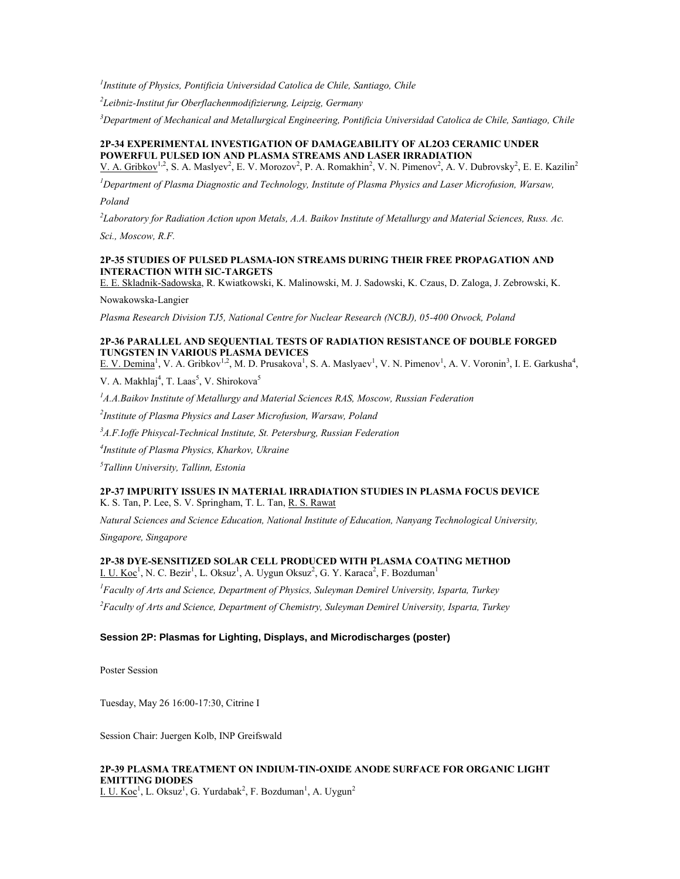[1]*Institute of Physics, Pontificia Universidad Catolica de Chile, Santiago, Chile*

[2]*Leibniz-Institut fur Oberflachenmodifizierung, Leipzig, Germany*

[3]*Department of Mechanical and Metallurgical Engineering, Pontificia Universidad Catolica de Chile, Santiago, Chile*

### 2P-34 EXPERIMENTAL INVESTIGATION OF DAMAGEABILITY OF AL2O3 CERAMIC UNDER POWERFUL PULSED ION AND PLASMA STREAMS AND LASER IRRADIATION

V. A. Gribkov[1,2], S. A. Maslyev[2], E. V. Morozov[2], P. A. Romakhin[2], V. N. Pimenov[2], A. V. Dubrovsky[2], E. E. Kazilin[2]

[1]*Department of Plasma Diagnostic and Technology, Institute of Plasma Physics and Laser Microfusion, Warsaw, Poland*

[2]*Laboratory for Radiation Action upon Metals, A.A. Baikov Institute of Metallurgy and Material Sciences, Russ. Ac. Sci., Moscow, R.F.*

### 2P-35 STUDIES OF PULSED PLASMA-ION STREAMS DURING THEIR FREE PROPAGATION AND INTERACTION WITH SIC-TARGETS

E. E. Skladnik-Sadowska, R. Kwiatkowski, K. Malinowski, M. J. Sadowski, K. Czaus, D. Zaloga, J. Zebrowski, K. Nowakowska-Langier

*Plasma Research Division TJ5, National Centre for Nuclear Research (NCBJ), 05-400 Otwock, Poland*

### 2P-36 PARALLEL AND SEQUENTIAL TESTS OF RADIATION RESISTANCE OF DOUBLE FORGED TUNGSTEN IN VARIOUS PLASMA DEVICES

E. V. Demina[1], V. A. Gribkov[1,2], M. D. Prusakova[1], S. A. Maslyaev[1], V. N. Pimenov[1], A. V. Voronin[3], I. E. Garkusha[4], V. A. Makhlaj[4], T. Laas[5], V. Shirokova[5]

[1]*A.A.Baikov Institute of Metallurgy and Material Sciences RAS, Moscow, Russian Federation*

[2]*Institute of Plasma Physics and Laser Microfusion, Warsaw, Poland*

[3]*A.F.Ioffe Phisycal-Technical Institute, St. Petersburg, Russian Federation*

[4]*Institute of Plasma Physics, Kharkov, Ukraine*

[5]*Tallinn University, Tallinn, Estonia*

### 2P-37 IMPURITY ISSUES IN MATERIAL IRRADIATION STUDIES IN PLASMA FOCUS DEVICE

K. S. Tan, P. Lee, S. V. Springham, T. L. Tan, R. S. Rawat

*Natural Sciences and Science Education, National Institute of Education, Nanyang Technological University, Singapore, Singapore*

### 2P-38 DYE-SENSITIZED SOLAR CELL PRODUCED WITH PLASMA COATING METHOD

I. U. Koc[1], N. C. Bezir[1], L. Oksuz[1], A. Uygun Oksuz[2], G. Y. Karaca[2], F. Bozduman[1]

[1]*Faculty of Arts and Science, Department of Physics, Suleyman Demirel University, Isparta, Turkey*

[2]*Faculty of Arts and Science, Department of Chemistry, Suleyman Demirel University, Isparta, Turkey*

## Session 2P: Plasmas for Lighting, Displays, and Microdischarges (poster)

Poster Session

Tuesday, May 26 16:00-17:30, Citrine I

Session Chair: Juergen Kolb, INP Greifswald

### 2P-39 PLASMA TREATMENT ON INDIUM-TIN-OXIDE ANODE SURFACE FOR ORGANIC LIGHT EMITTING DIODES

I. U. Koc[1], L. Oksuz[1], G. Yurdabak[2], F. Bozduman[1], A. Uygun[2]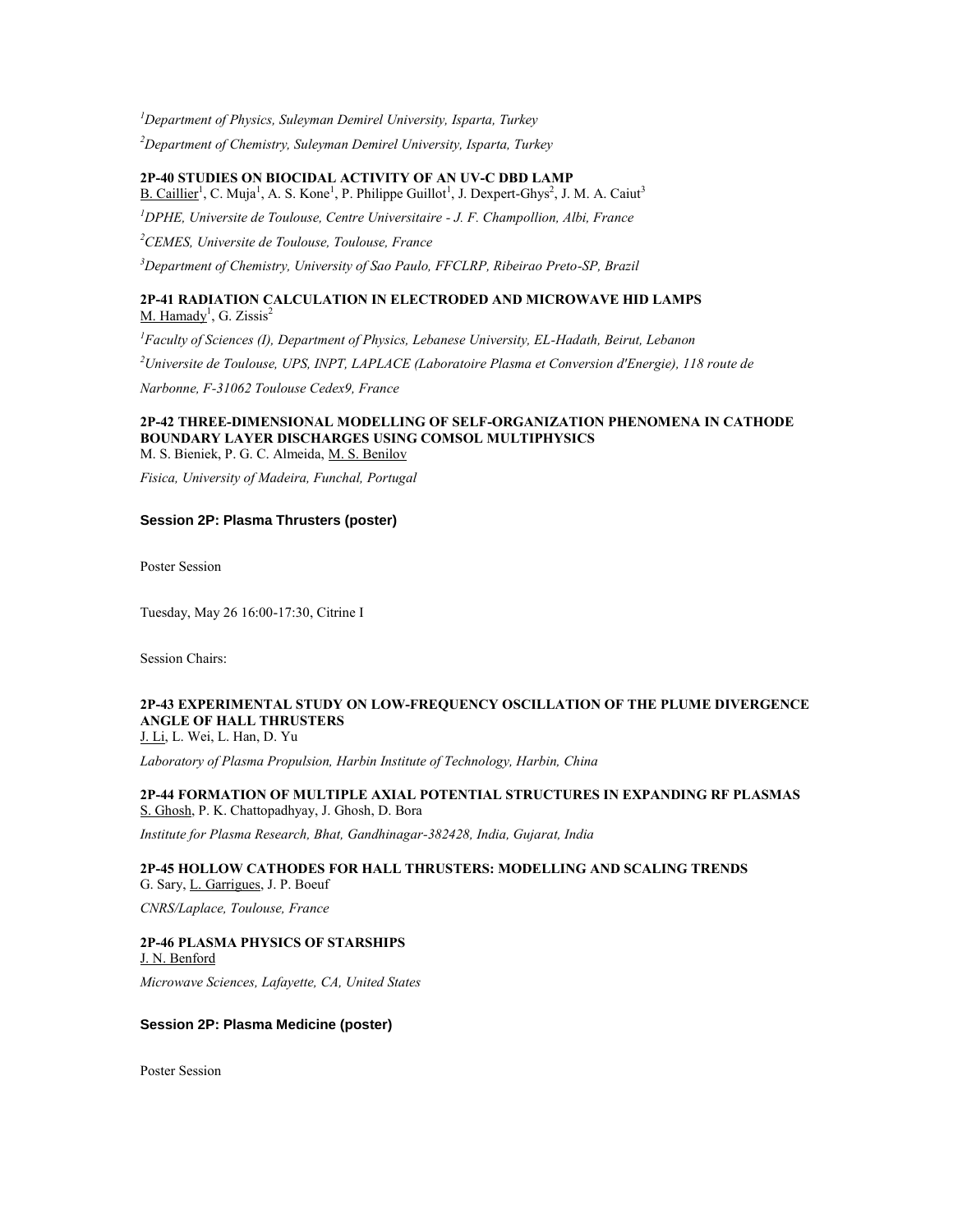[1]*Department of Physics, Suleyman Demirel University, Isparta, Turkey*

[2]*Department of Chemistry, Suleyman Demirel University, Isparta, Turkey*

**2P-40 STUDIES ON BIOCIDAL ACTIVITY OF AN UV-C DBD LAMP**

B. Caillier[1], C. Muja[1], A. S. Kone[1], P. Philippe Guillot[1], J. Dexpert-Ghys[2], J. M. A. Caiut[3]

[1]*DPHE, Universite de Toulouse, Centre Universitaire - J. F. Champollion, Albi, France*

[2]*CEMES, Universite de Toulouse, Toulouse, France*

[3]*Department of Chemistry, University of Sao Paulo, FFCLRP, Ribeirao Preto-SP, Brazil*

**2P-41 RADIATION CALCULATION IN ELECTRODED AND MICROWAVE HID LAMPS**

M. Hamady[1], G. Zissis[2]

[1]*Faculty of Sciences (I), Department of Physics, Lebanese University, EL-Hadath, Beirut, Lebanon*

[2]*Universite de Toulouse, UPS, INPT, LAPLACE (Laboratoire Plasma et Conversion d'Energie), 118 route de Narbonne, F-31062 Toulouse Cedex9, France*

**2P-42 THREE-DIMENSIONAL MODELLING OF SELF-ORGANIZATION PHENOMENA IN CATHODE BOUNDARY LAYER DISCHARGES USING COMSOL MULTIPHYSICS**

M. S. Bieniek, P. G. C. Almeida, M. S. Benilov

*Fisica, University of Madeira, Funchal, Portugal*

### Session 2P: Plasma Thrusters (poster)

Poster Session

Tuesday, May 26 16:00-17:30, Citrine I

Session Chairs:

**2P-43 EXPERIMENTAL STUDY ON LOW-FREQUENCY OSCILLATION OF THE PLUME DIVERGENCE ANGLE OF HALL THRUSTERS**

J. Li, L. Wei, L. Han, D. Yu

*Laboratory of Plasma Propulsion, Harbin Institute of Technology, Harbin, China*

**2P-44 FORMATION OF MULTIPLE AXIAL POTENTIAL STRUCTURES IN EXPANDING RF PLASMAS**

S. Ghosh, P. K. Chattopadhyay, J. Ghosh, D. Bora

*Institute for Plasma Research, Bhat, Gandhinagar-382428, India, Gujarat, India*

**2P-45 HOLLOW CATHODES FOR HALL THRUSTERS: MODELLING AND SCALING TRENDS**

G. Sary, L. Garrigues, J. P. Boeuf

*CNRS/Laplace, Toulouse, France*

**2P-46 PLASMA PHYSICS OF STARSHIPS**

J. N. Benford

*Microwave Sciences, Lafayette, CA, United States*

### Session 2P: Plasma Medicine (poster)

Poster Session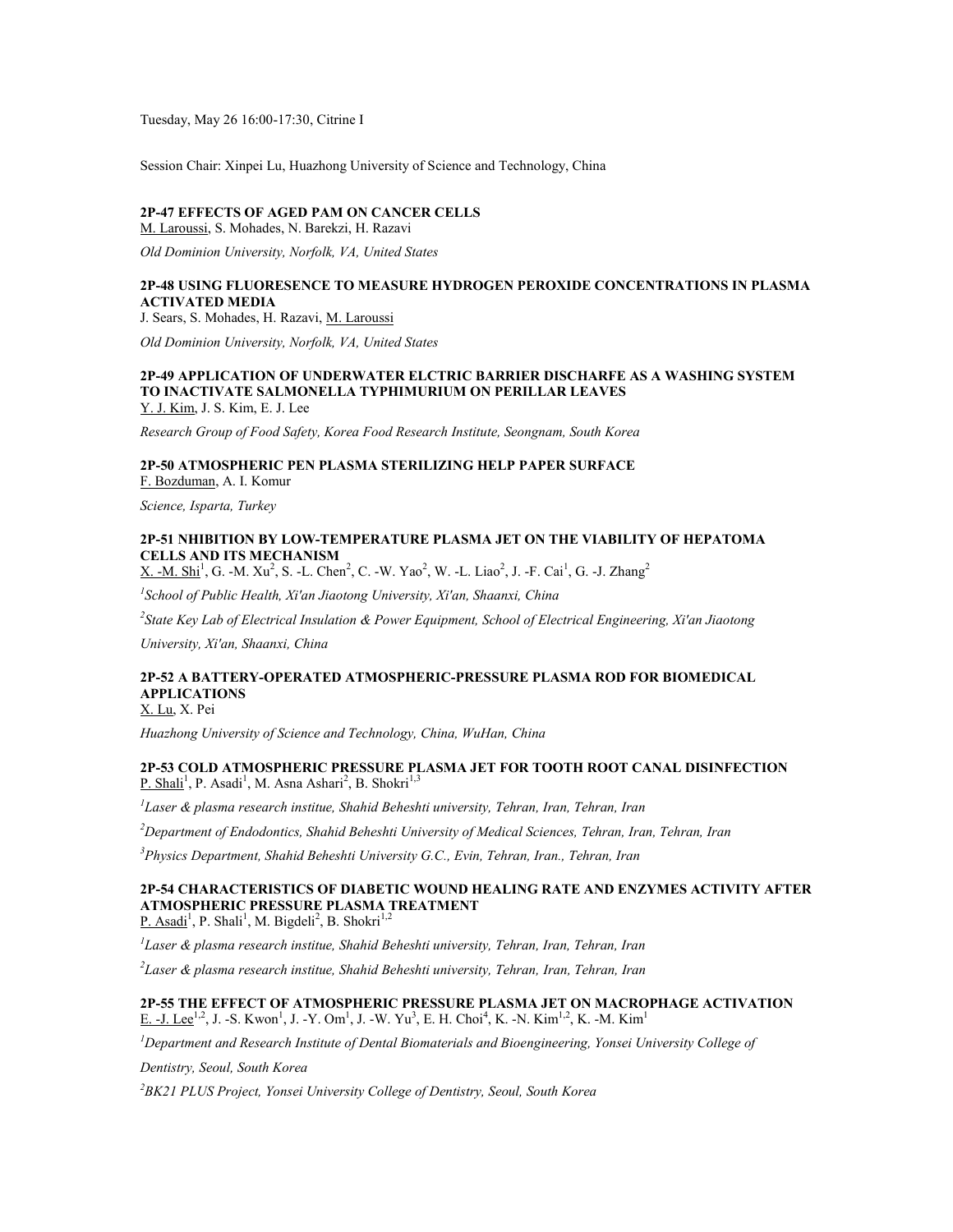Tuesday, May 26 16:00-17:30, Citrine I

Session Chair: Xinpei Lu, Huazhong University of Science and Technology, China

**2P-47 EFFECTS OF AGED PAM ON CANCER CELLS**
M. Laroussi, S. Mohades, N. Barekzi, H. Razavi

*Old Dominion University, Norfolk, VA, United States*

**2P-48 USING FLUORESENCE TO MEASURE HYDROGEN PEROXIDE CONCENTRATIONS IN PLASMA ACTIVATED MEDIA**
J. Sears, S. Mohades, H. Razavi, M. Laroussi

*Old Dominion University, Norfolk, VA, United States*

**2P-49 APPLICATION OF UNDERWATER ELCTRIC BARRIER DISCHARFE AS A WASHING SYSTEM TO INACTIVATE SALMONELLA TYPHIMURIUM ON PERILLAR LEAVES**
Y. J. Kim, J. S. Kim, E. J. Lee

*Research Group of Food Safety, Korea Food Research Institute, Seongnam, South Korea*

**2P-50 ATMOSPHERIC PEN PLASMA STERILIZING HELP PAPER SURFACE**
F. Bozduman, A. I. Komur

*Science, Isparta, Turkey*

**2P-51 NHIBITION BY LOW-TEMPERATURE PLASMA JET ON THE VIABILITY OF HEPATOMA CELLS AND ITS MECHANISM**
X. -M. Shi[1], G. -M. Xu[2], S. -L. Chen[2], C. -W. Yao[2], W. -L. Liao[2], J. -F. Cai[1], G. -J. Zhang[2]

*[1]School of Public Health, Xi'an Jiaotong University, Xi'an, Shaanxi, China*

*[2]State Key Lab of Electrical Insulation & Power Equipment, School of Electrical Engineering, Xi'an Jiaotong University, Xi'an, Shaanxi, China*

**2P-52 A BATTERY-OPERATED ATMOSPHERIC-PRESSURE PLASMA ROD FOR BIOMEDICAL APPLICATIONS**
X. Lu, X. Pei

*Huazhong University of Science and Technology, China, WuHan, China*

**2P-53 COLD ATMOSPHERIC PRESSURE PLASMA JET FOR TOOTH ROOT CANAL DISINFECTION**
P. Shali[1], P. Asadi[1], M. Asna Ashari[2], B. Shokri[1,3]

*[1]Laser & plasma research institue, Shahid Beheshti university, Tehran, Iran, Tehran, Iran*

*[2]Department of Endodontics, Shahid Beheshti University of Medical Sciences, Tehran, Iran, Tehran, Iran*

*[3]Physics Department, Shahid Beheshti University G.C., Evin, Tehran, Iran., Tehran, Iran*

**2P-54 CHARACTERISTICS OF DIABETIC WOUND HEALING RATE AND ENZYMES ACTIVITY AFTER ATMOSPHERIC PRESSURE PLASMA TREATMENT**
P. Asadi[1], P. Shali[1], M. Bigdeli[2], B. Shokri[1,2]

*[1]Laser & plasma research institue, Shahid Beheshti university, Tehran, Iran, Tehran, Iran*

*[2]Laser & plasma research institue, Shahid Beheshti university, Tehran, Iran, Tehran, Iran*

**2P-55 THE EFFECT OF ATMOSPHERIC PRESSURE PLASMA JET ON MACROPHAGE ACTIVATION**
E. -J. Lee[1,2], J. -S. Kwon[1], J. -Y. Om[1], J. -W. Yu[3], E. H. Choi[4], K. -N. Kim[1,2], K. -M. Kim[1]

*[1]Department and Research Institute of Dental Biomaterials and Bioengineering, Yonsei University College of Dentistry, Seoul, South Korea*

*[2]BK21 PLUS Project, Yonsei University College of Dentistry, Seoul, South Korea*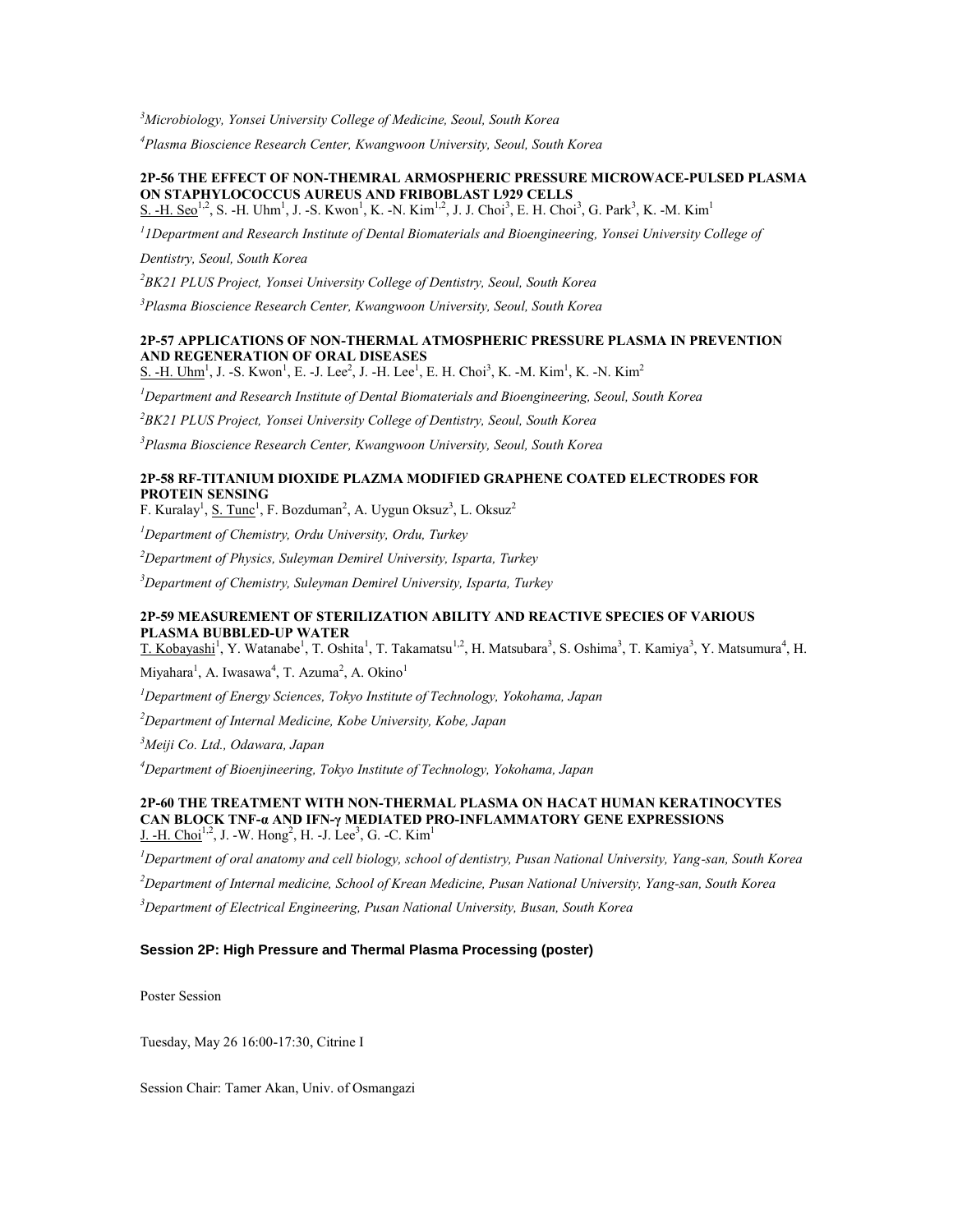[3]*Microbiology, Yonsei University College of Medicine, Seoul, South Korea*

[4]*Plasma Bioscience Research Center, Kwangwoon University, Seoul, South Korea*

**2P-56 THE EFFECT OF NON-THEMRAL ARMOSPHERIC PRESSURE MICROWACE-PULSED PLASMA ON STAPHYLOCOCCUS AUREUS AND FRIBOBLAST L929 CELLS**

S. -H. Seo[1,2], S. -H. Uhm[1], J. -S. Kwon[1], K. -N. Kim[1,2], J. J. Choi[3], E. H. Choi[3], G. Park[3], K. -M. Kim[1]

[1]*1Department and Research Institute of Dental Biomaterials and Bioengineering, Yonsei University College of Dentistry, Seoul, South Korea*

[2]*BK21 PLUS Project, Yonsei University College of Dentistry, Seoul, South Korea*

[3]*Plasma Bioscience Research Center, Kwangwoon University, Seoul, South Korea*

**2P-57 APPLICATIONS OF NON-THERMAL ATMOSPHERIC PRESSURE PLASMA IN PREVENTION AND REGENERATION OF ORAL DISEASES**

S. -H. Uhm[1], J. -S. Kwon[1], E. -J. Lee[2], J. -H. Lee[1], E. H. Choi[3], K. -M. Kim[1], K. -N. Kim[2]

[1]*Department and Research Institute of Dental Biomaterials and Bioengineering, Seoul, South Korea*

[2]*BK21 PLUS Project, Yonsei University College of Dentistry, Seoul, South Korea*

[3]*Plasma Bioscience Research Center, Kwangwoon University, Seoul, South Korea*

**2P-58 RF-TITANIUM DIOXIDE PLAZMA MODIFIED GRAPHENE COATED ELECTRODES FOR PROTEIN SENSING**

F. Kuralay[1], S. Tunc[1], F. Bozduman[2], A. Uygun Oksuz[3], L. Oksuz[2]

[1]*Department of Chemistry, Ordu University, Ordu, Turkey*

[2]*Department of Physics, Suleyman Demirel University, Isparta, Turkey*

[3]*Department of Chemistry, Suleyman Demirel University, Isparta, Turkey*

**2P-59 MEASUREMENT OF STERILIZATION ABILITY AND REACTIVE SPECIES OF VARIOUS PLASMA BUBBLED-UP WATER**

T. Kobayashi[1], Y. Watanabe[1], T. Oshita[1], T. Takamatsu[1,2], H. Matsubara[3], S. Oshima[3], T. Kamiya[3], Y. Matsumura[4], H. Miyahara[1], A. Iwasawa[4], T. Azuma[2], A. Okino[1]

[1]*Department of Energy Sciences, Tokyo Institute of Technology, Yokohama, Japan*

[2]*Department of Internal Medicine, Kobe University, Kobe, Japan*

[3]*Meiji Co. Ltd., Odawara, Japan*

[4]*Department of Bioenjineering, Tokyo Institute of Technology, Yokohama, Japan*

**2P-60 THE TREATMENT WITH NON-THERMAL PLASMA ON HACAT HUMAN KERATINOCYTES CAN BLOCK TNF-α AND IFN-γ MEDIATED PRO-INFLAMMATORY GENE EXPRESSIONS**

J. -H. Choi[1,2], J. -W. Hong[2], H. -J. Lee[3], G. -C. Kim[1]

[1]*Department of oral anatomy and cell biology, school of dentistry, Pusan National University, Yang-san, South Korea*

[2]*Department of Internal medicine, School of Krean Medicine, Pusan National University, Yang-san, South Korea*

[3]*Department of Electrical Engineering, Pusan National University, Busan, South Korea*

## Session 2P: High Pressure and Thermal Plasma Processing (poster)

Poster Session

Tuesday, May 26 16:00-17:30, Citrine I

Session Chair: Tamer Akan, Univ. of Osmangazi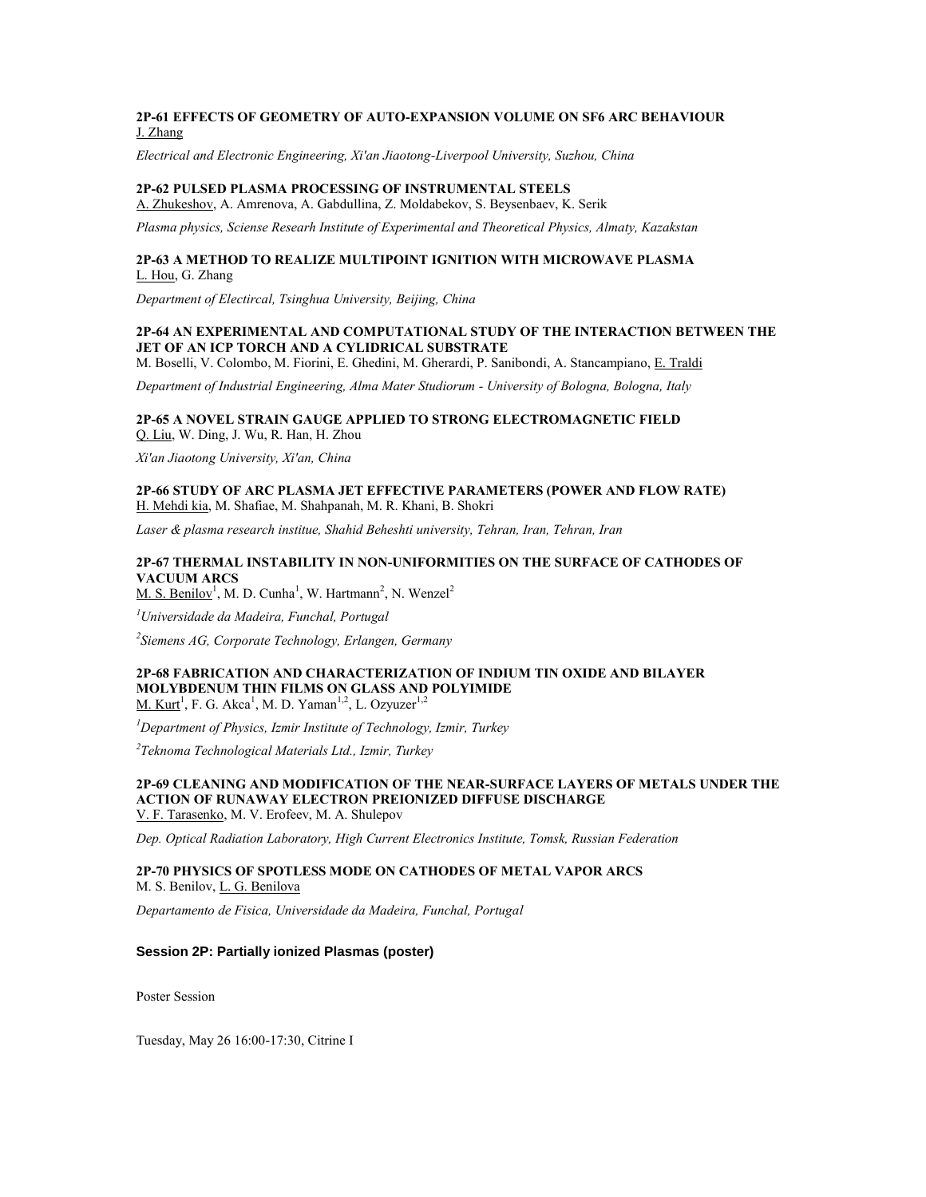**2P-61 EFFECTS OF GEOMETRY OF AUTO-EXPANSION VOLUME ON SF6 ARC BEHAVIOUR**
J. Zhang

*Electrical and Electronic Engineering, Xi'an Jiaotong-Liverpool University, Suzhou, China*

**2P-62 PULSED PLASMA PROCESSING OF INSTRUMENTAL STEELS**
A. Zhukeshov, A. Amrenova, A. Gabdullina, Z. Moldabekov, S. Beysenbaev, K. Serik

*Plasma physics, Sciense Researh Institute of Experimental and Theoretical Physics, Almaty, Kazakstan*

**2P-63 A METHOD TO REALIZE MULTIPOINT IGNITION WITH MICROWAVE PLASMA**
L. Hou, G. Zhang

*Department of Electircal, Tsinghua University, Beijing, China*

**2P-64 AN EXPERIMENTAL AND COMPUTATIONAL STUDY OF THE INTERACTION BETWEEN THE JET OF AN ICP TORCH AND A CYLIDRICAL SUBSTRATE**
M. Boselli, V. Colombo, M. Fiorini, E. Ghedini, M. Gherardi, P. Sanibondi, A. Stancampiano, E. Traldi

*Department of Industrial Engineering, Alma Mater Studiorum - University of Bologna, Bologna, Italy*

**2P-65 A NOVEL STRAIN GAUGE APPLIED TO STRONG ELECTROMAGNETIC FIELD**
Q. Liu, W. Ding, J. Wu, R. Han, H. Zhou

*Xi'an Jiaotong University, Xi'an, China*

**2P-66 STUDY OF ARC PLASMA JET EFFECTIVE PARAMETERS (POWER AND FLOW RATE)**
H. Mehdi kia, M. Shafiae, M. Shahpanah, M. R. Khani, B. Shokri

*Laser & plasma research institue, Shahid Beheshti university, Tehran, Iran, Tehran, Iran*

**2P-67 THERMAL INSTABILITY IN NON-UNIFORMITIES ON THE SURFACE OF CATHODES OF VACUUM ARCS**
M. S. Benilov[1], M. D. Cunha[1], W. Hartmann[2], N. Wenzel[2]

*[1]Universidade da Madeira, Funchal, Portugal*

*[2]Siemens AG, Corporate Technology, Erlangen, Germany*

**2P-68 FABRICATION AND CHARACTERIZATION OF INDIUM TIN OXIDE AND BILAYER MOLYBDENUM THIN FILMS ON GLASS AND POLYIMIDE**
M. Kurt[1], F. G. Akca[1], M. D. Yaman[1,2], L. Ozyuzer[1,2]

*[1]Department of Physics, Izmir Institute of Technology, Izmir, Turkey*

*[2]Teknoma Technological Materials Ltd., Izmir, Turkey*

**2P-69 CLEANING AND MODIFICATION OF THE NEAR-SURFACE LAYERS OF METALS UNDER THE ACTION OF RUNAWAY ELECTRON PREIONIZED DIFFUSE DISCHARGE**
V. F. Tarasenko, M. V. Erofeev, M. A. Shulepov

*Dep. Optical Radiation Laboratory, High Current Electronics Institute, Tomsk, Russian Federation*

**2P-70 PHYSICS OF SPOTLESS MODE ON CATHODES OF METAL VAPOR ARCS**
M. S. Benilov, L. G. Benilova

*Departamento de Fisica, Universidade da Madeira, Funchal, Portugal*

### Session 2P: Partially ionized Plasmas (poster)

Poster Session

Tuesday, May 26 16:00-17:30, Citrine I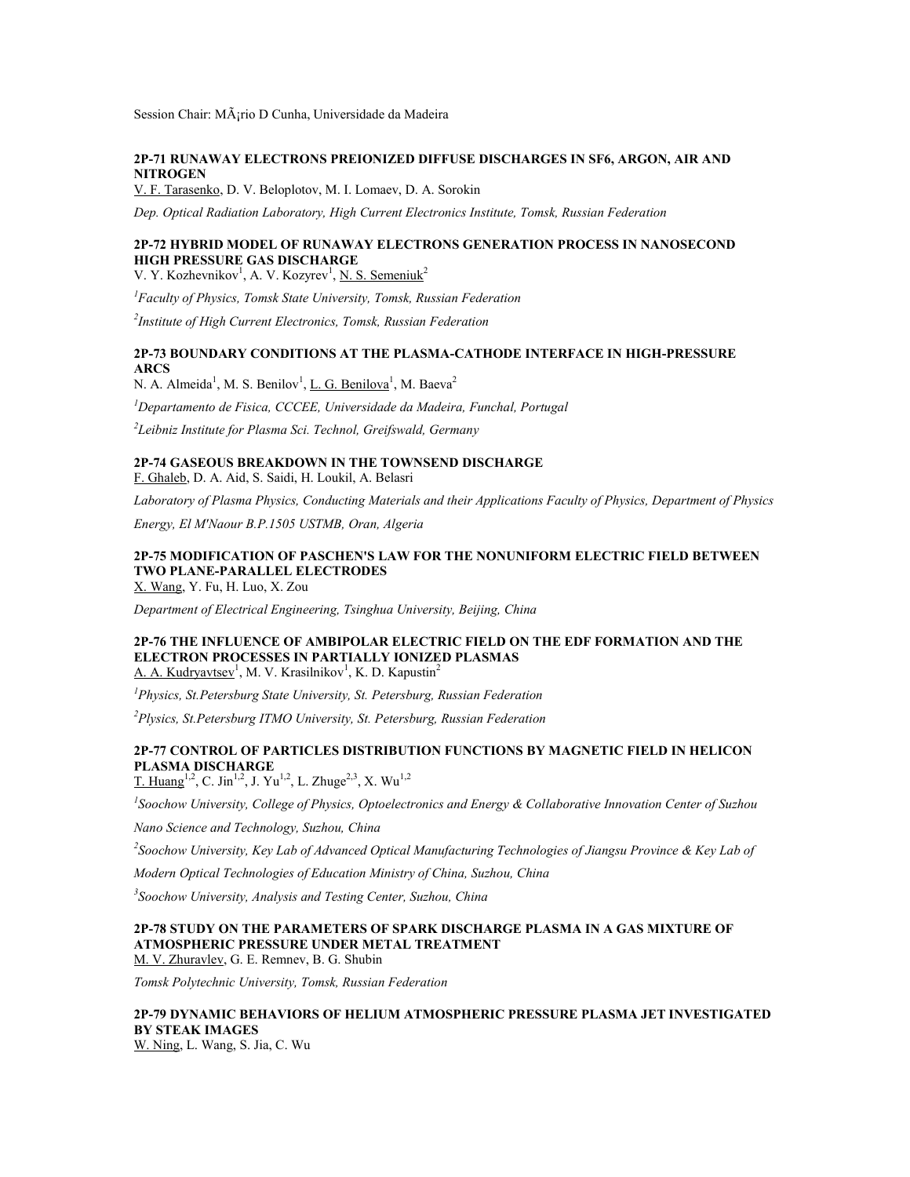Session Chair: MÃ¡rio D Cunha, Universidade da Madeira

**2P-71 RUNAWAY ELECTRONS PREIONIZED DIFFUSE DISCHARGES IN SF6, ARGON, AIR AND NITROGEN**

V. F. Tarasenko, D. V. Beloplotov, M. I. Lomaev, D. A. Sorokin

*Dep. Optical Radiation Laboratory, High Current Electronics Institute, Tomsk, Russian Federation*

**2P-72 HYBRID MODEL OF RUNAWAY ELECTRONS GENERATION PROCESS IN NANOSECOND HIGH PRESSURE GAS DISCHARGE**

V. Y. Kozhevnikov[1], A. V. Kozyrev[1], N. S. Semeniuk[2]

*[1]Faculty of Physics, Tomsk State University, Tomsk, Russian Federation*

*[2]Institute of High Current Electronics, Tomsk, Russian Federation*

**2P-73 BOUNDARY CONDITIONS AT THE PLASMA-CATHODE INTERFACE IN HIGH-PRESSURE ARCS**

N. A. Almeida[1], M. S. Benilov[1], L. G. Benilova[1], M. Baeva[2]

*[1]Departamento de Fisica, CCCEE, Universidade da Madeira, Funchal, Portugal*

*[2]Leibniz Institute for Plasma Sci. Technol, Greifswald, Germany*

**2P-74 GASEOUS BREAKDOWN IN THE TOWNSEND DISCHARGE**

F. Ghaleb, D. A. Aid, S. Saidi, H. Loukil, A. Belasri

*Laboratory of Plasma Physics, Conducting Materials and their Applications Faculty of Physics, Department of Physics Energy, El M'Naour B.P.1505 USTMB, Oran, Algeria*

**2P-75 MODIFICATION OF PASCHEN'S LAW FOR THE NONUNIFORM ELECTRIC FIELD BETWEEN TWO PLANE-PARALLEL ELECTRODES**

X. Wang, Y. Fu, H. Luo, X. Zou

*Department of Electrical Engineering, Tsinghua University, Beijing, China*

**2P-76 THE INFLUENCE OF AMBIPOLAR ELECTRIC FIELD ON THE EDF FORMATION AND THE ELECTRON PROCESSES IN PARTIALLY IONIZED PLASMAS**

A. A. Kudryavtsev[1], M. V. Krasilnikov[1], K. D. Kapustin[2]

*[1]Physics, St.Petersburg State University, St. Petersburg, Russian Federation*

*[2]Plysics, St.Petersburg ITMO University, St. Petersburg, Russian Federation*

**2P-77 CONTROL OF PARTICLES DISTRIBUTION FUNCTIONS BY MAGNETIC FIELD IN HELICON PLASMA DISCHARGE**

T. Huang[1,2], C. Jin[1,2], J. Yu[1,2], L. Zhuge[2,3], X. Wu[1,2]

*[1]Soochow University, College of Physics, Optoelectronics and Energy & Collaborative Innovation Center of Suzhou Nano Science and Technology, Suzhou, China*

*[2]Soochow University, Key Lab of Advanced Optical Manufacturing Technologies of Jiangsu Province & Key Lab of Modern Optical Technologies of Education Ministry of China, Suzhou, China*

*[3]Soochow University, Analysis and Testing Center, Suzhou, China*

**2P-78 STUDY ON THE PARAMETERS OF SPARK DISCHARGE PLASMA IN A GAS MIXTURE OF ATMOSPHERIC PRESSURE UNDER METAL TREATMENT**

M. V. Zhuravlev, G. E. Remnev, B. G. Shubin

*Tomsk Polytechnic University, Tomsk, Russian Federation*

**2P-79 DYNAMIC BEHAVIORS OF HELIUM ATMOSPHERIC PRESSURE PLASMA JET INVESTIGATED BY STEAK IMAGES**

W. Ning, L. Wang, S. Jia, C. Wu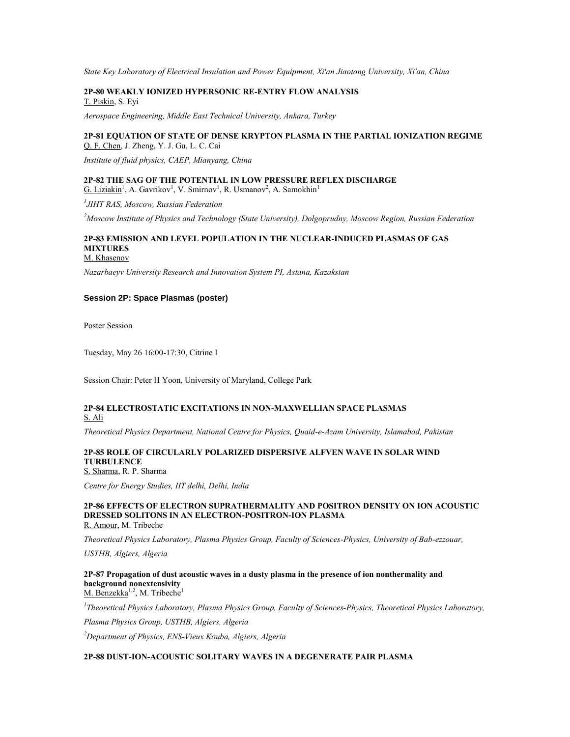*State Key Laboratory of Electrical Insulation and Power Equipment, Xi'an Jiaotong University, Xi'an, China*

**2P-80 WEAKLY IONIZED HYPERSONIC RE-ENTRY FLOW ANALYSIS**
T. Piskin, S. Eyi

*Aerospace Engineering, Middle East Technical University, Ankara, Turkey*

**2P-81 EQUATION OF STATE OF DENSE KRYPTON PLASMA IN THE PARTIAL IONIZATION REGIME**
Q. F. Chen, J. Zheng, Y. J. Gu, L. C. Cai

*Institute of fluid physics, CAEP, Mianyang, China*

**2P-82 THE SAG OF THE POTENTIAL IN LOW PRESSURE REFLEX DISCHARGE**
G. Liziakin[1], A. Gavrikov[1], V. Smirnov[1], R. Usmanov[2], A. Samokhin[1]

*[1]JIHT RAS, Moscow, Russian Federation*

*[2]Moscow Institute of Physics and Technology (State University), Dolgoprudny, Moscow Region, Russian Federation*

**2P-83 EMISSION AND LEVEL POPULATION IN THE NUCLEAR-INDUCED PLASMAS OF GAS MIXTURES**
M. Khasenov

*Nazarbaeyv University Research and Innovation System PI, Astana, Kazakstan*

### Session 2P: Space Plasmas (poster)

Poster Session

Tuesday, May 26 16:00-17:30, Citrine I

Session Chair: Peter H Yoon, University of Maryland, College Park

**2P-84 ELECTROSTATIC EXCITATIONS IN NON-MAXWELLIAN SPACE PLASMAS**
S. Ali

*Theoretical Physics Department, National Centre for Physics, Quaid-e-Azam University, Islamabad, Pakistan*

**2P-85 ROLE OF CIRCULARLY POLARIZED DISPERSIVE ALFVEN WAVE IN SOLAR WIND TURBULENCE**
S. Sharma, R. P. Sharma

*Centre for Energy Studies, IIT delhi, Delhi, India*

**2P-86 EFFECTS OF ELECTRON SUPRATHERMALITY AND POSITRON DENSITY ON ION ACOUSTIC DRESSED SOLITONS IN AN ELECTRON-POSITRON-ION PLASMA**
R. Amour, M. Tribeche

*Theoretical Physics Laboratory, Plasma Physics Group, Faculty of Sciences-Physics, University of Bab-ezzouar, USTHB, Algiers, Algeria*

**2P-87 Propagation of dust acoustic waves in a dusty plasma in the presence of ion nonthermality and background nonextensivity**
M. Benzekka[1,2], M. Tribeche[1]

*[1]Theoretical Physics Laboratory, Plasma Physics Group, Faculty of Sciences-Physics, Theoretical Physics Laboratory, Plasma Physics Group, USTHB, Algiers, Algeria*

*[2]Department of Physics, ENS-Vieux Kouba, Algiers, Algeria*

**2P-88 DUST-ION-ACOUSTIC SOLITARY WAVES IN A DEGENERATE PAIR PLASMA**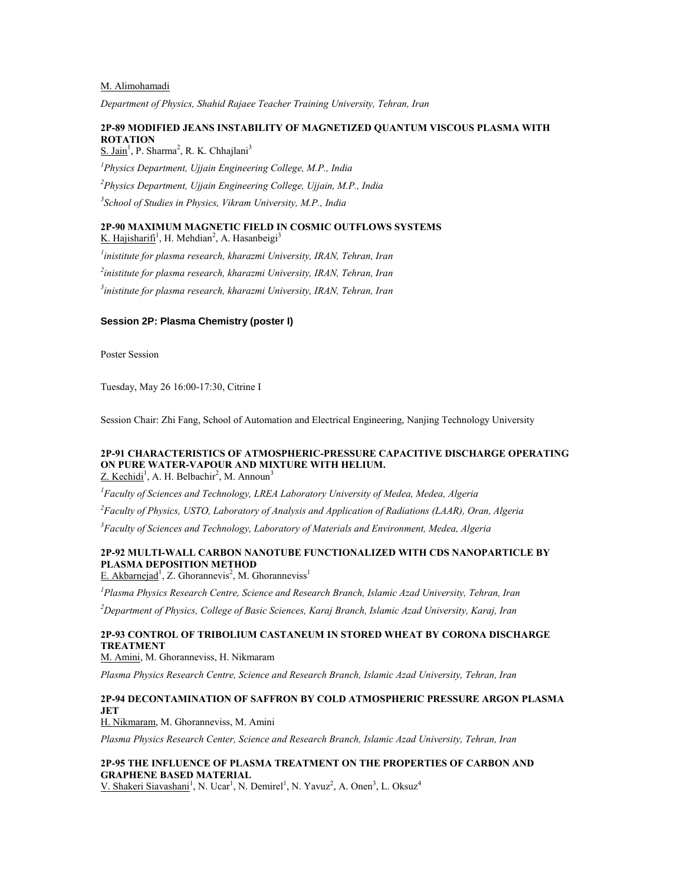M. Alimohamadi

*Department of Physics, Shahid Rajaee Teacher Training University, Tehran, Iran*

**2P-89 MODIFIED JEANS INSTABILITY OF MAGNETIZED QUANTUM VISCOUS PLASMA WITH ROTATION**

S. Jain[1], P. Sharma[2], R. K. Chhajlani[3]

[1]*Physics Department, Ujjain Engineering College, M.P., India*

[2]*Physics Department, Ujjain Engineering College, Ujjain, M.P., India*

[3]*School of Studies in Physics, Vikram University, M.P., India*

**2P-90 MAXIMUM MAGNETIC FIELD IN COSMIC OUTFLOWS SYSTEMS**

K. Hajisharifi[1], H. Mehdian[2], A. Hasanbeigi[3]

[1]*inistitute for plasma research, kharazmi University, IRAN, Tehran, Iran*

[2]*inistitute for plasma research, kharazmi University, IRAN, Tehran, Iran*

[3]*inistitute for plasma research, kharazmi University, IRAN, Tehran, Iran*

## Session 2P: Plasma Chemistry (poster I)

Poster Session

Tuesday, May 26 16:00-17:30, Citrine I

Session Chair: Zhi Fang, School of Automation and Electrical Engineering, Nanjing Technology University

**2P-91 CHARACTERISTICS OF ATMOSPHERIC-PRESSURE CAPACITIVE DISCHARGE OPERATING ON PURE WATER-VAPOUR AND MIXTURE WITH HELIUM.**

Z. Kechidi[1], A. H. Belbachir[2], M. Announ[3]

[1]*Faculty of Sciences and Technology, LREA Laboratory University of Medea, Medea, Algeria*

[2]*Faculty of Physics, USTO, Laboratory of Analysis and Application of Radiations (LAAR), Oran, Algeria*

[3]*Faculty of Sciences and Technology, Laboratory of Materials and Environment, Medea, Algeria*

**2P-92 MULTI-WALL CARBON NANOTUBE FUNCTIONALIZED WITH CDS NANOPARTICLE BY PLASMA DEPOSITION METHOD**

E. Akbarnejad[1], Z. Ghorannevis[2], M. Ghoranneviss[1]

[1]*Plasma Physics Research Centre, Science and Research Branch, Islamic Azad University, Tehran, Iran*

[2]*Department of Physics, College of Basic Sciences, Karaj Branch, Islamic Azad University, Karaj, Iran*

**2P-93 CONTROL OF TRIBOLIUM CASTANEUM IN STORED WHEAT BY CORONA DISCHARGE TREATMENT**

M. Amini, M. Ghoranneviss, H. Nikmaram

*Plasma Physics Research Centre, Science and Research Branch, Islamic Azad University, Tehran, Iran*

**2P-94 DECONTAMINATION OF SAFFRON BY COLD ATMOSPHERIC PRESSURE ARGON PLASMA JET**

H. Nikmaram, M. Ghoranneviss, M. Amini

*Plasma Physics Research Center, Science and Research Branch, Islamic Azad University, Tehran, Iran*

**2P-95 THE INFLUENCE OF PLASMA TREATMENT ON THE PROPERTIES OF CARBON AND GRAPHENE BASED MATERIAL**

V. Shakeri Siavashani[1], N. Ucar[1], N. Demirel[1], N. Yavuz[2], A. Onen[3], L. Oksuz[4]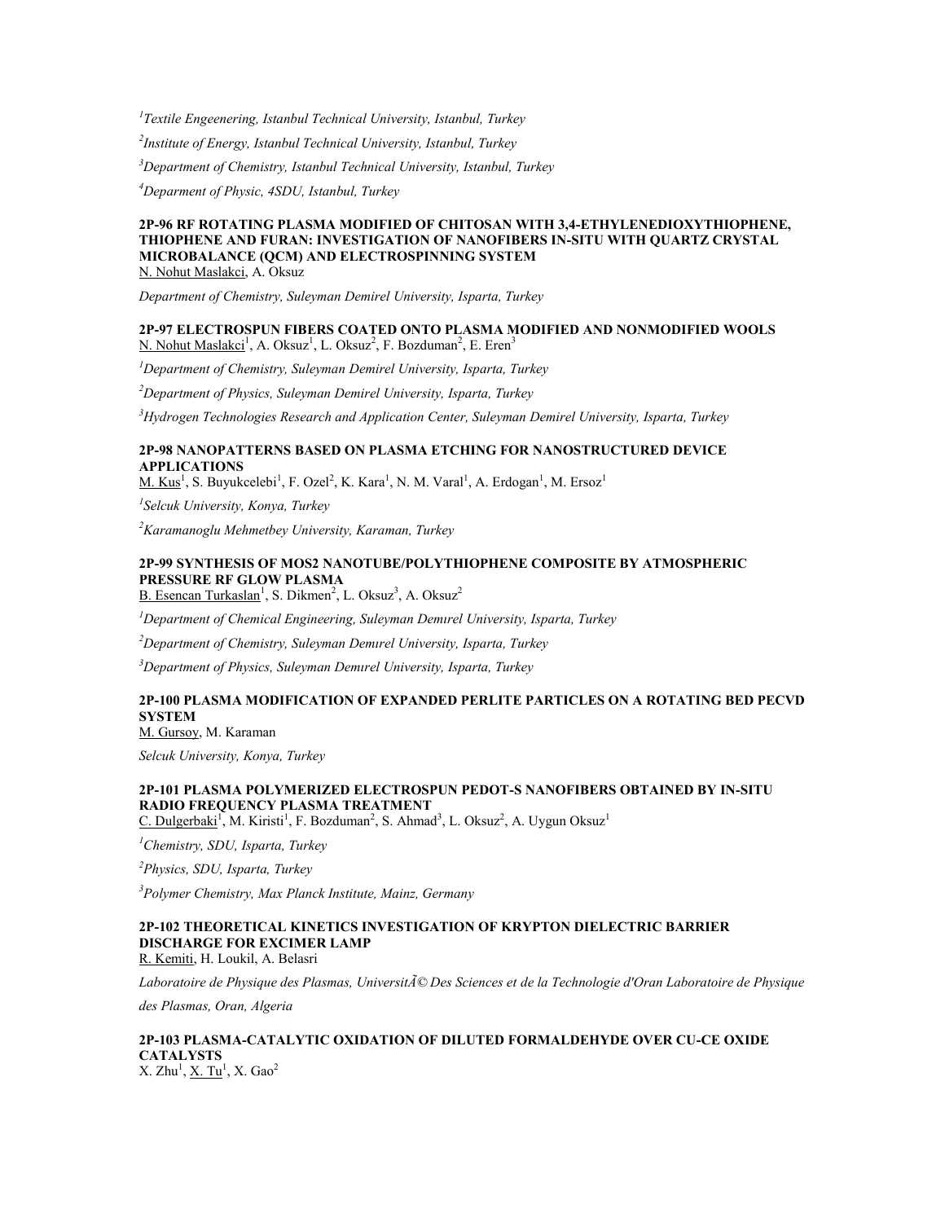[1]*Textile Engeenering, Istanbul Technical University, Istanbul, Turkey*

[2]*Institute of Energy, Istanbul Technical University, Istanbul, Turkey*

[3]*Department of Chemistry, Istanbul Technical University, Istanbul, Turkey*

[4]*Deparment of Physic, 4SDU, Istanbul, Turkey*

**2P-96 RF ROTATING PLASMA MODIFIED OF CHITOSAN WITH 3,4-ETHYLENEDIOXYTHIOPHENE, THIOPHENE AND FURAN: INVESTIGATION OF NANOFIBERS IN-SITU WITH QUARTZ CRYSTAL MICROBALANCE (QCM) AND ELECTROSPINNING SYSTEM**
N. Nohut Maslakci, A. Oksuz

*Department of Chemistry, Suleyman Demirel University, Isparta, Turkey*

**2P-97 ELECTROSPUN FIBERS COATED ONTO PLASMA MODIFIED AND NONMODIFIED WOOLS**
N. Nohut Maslakci[1], A. Oksuz[1], L. Oksuz[2], F. Bozduman[2], E. Eren[3]

[1]*Department of Chemistry, Suleyman Demirel University, Isparta, Turkey*

[2]*Department of Physics, Suleyman Demirel University, Isparta, Turkey*

[3]*Hydrogen Technologies Research and Application Center, Suleyman Demirel University, Isparta, Turkey*

**2P-98 NANOPATTERNS BASED ON PLASMA ETCHING FOR NANOSTRUCTURED DEVICE APPLICATIONS**
M. Kus[1], S. Buyukcelebi[1], F. Ozel[2], K. Kara[1], N. M. Varal[1], A. Erdogan[1], M. Ersoz[1]

[1]*Selcuk University, Konya, Turkey*

[2]*Karamanoglu Mehmetbey University, Karaman, Turkey*

**2P-99 SYNTHESIS OF MOS2 NANOTUBE/POLYTHIOPHENE COMPOSITE BY ATMOSPHERIC PRESSURE RF GLOW PLASMA**
B. Esencan Turkaslan[1], S. Dikmen[2], L. Oksuz[3], A. Oksuz[2]

[1]*Department of Chemical Engineering, Suleyman Demırel University, Isparta, Turkey*

[2]*Department of Chemistry, Suleyman Demırel University, Isparta, Turkey*

[3]*Department of Physics, Suleyman Demırel University, Isparta, Turkey*

**2P-100 PLASMA MODIFICATION OF EXPANDED PERLITE PARTICLES ON A ROTATING BED PECVD SYSTEM**
M. Gursoy, M. Karaman

*Selcuk University, Konya, Turkey*

**2P-101 PLASMA POLYMERIZED ELECTROSPUN PEDOT-S NANOFIBERS OBTAINED BY IN-SITU RADIO FREQUENCY PLASMA TREATMENT**
C. Dulgerbaki[1], M. Kiristi[1], F. Bozduman[2], S. Ahmad[3], L. Oksuz[2], A. Uygun Oksuz[1]

[1]*Chemistry, SDU, Isparta, Turkey*

[2]*Physics, SDU, Isparta, Turkey*

[3]*Polymer Chemistry, Max Planck Institute, Mainz, Germany*

**2P-102 THEORETICAL KINETICS INVESTIGATION OF KRYPTON DIELECTRIC BARRIER DISCHARGE FOR EXCIMER LAMP**
R. Kemiti, H. Loukil, A. Belasri

*Laboratoire de Physique des Plasmas, UniversitÃ© Des Sciences et de la Technologie d'Oran Laboratoire de Physique des Plasmas, Oran, Algeria*

**2P-103 PLASMA-CATALYTIC OXIDATION OF DILUTED FORMALDEHYDE OVER CU-CE OXIDE CATALYSTS**
X. Zhu[1], X. Tu[1], X. Gao[2]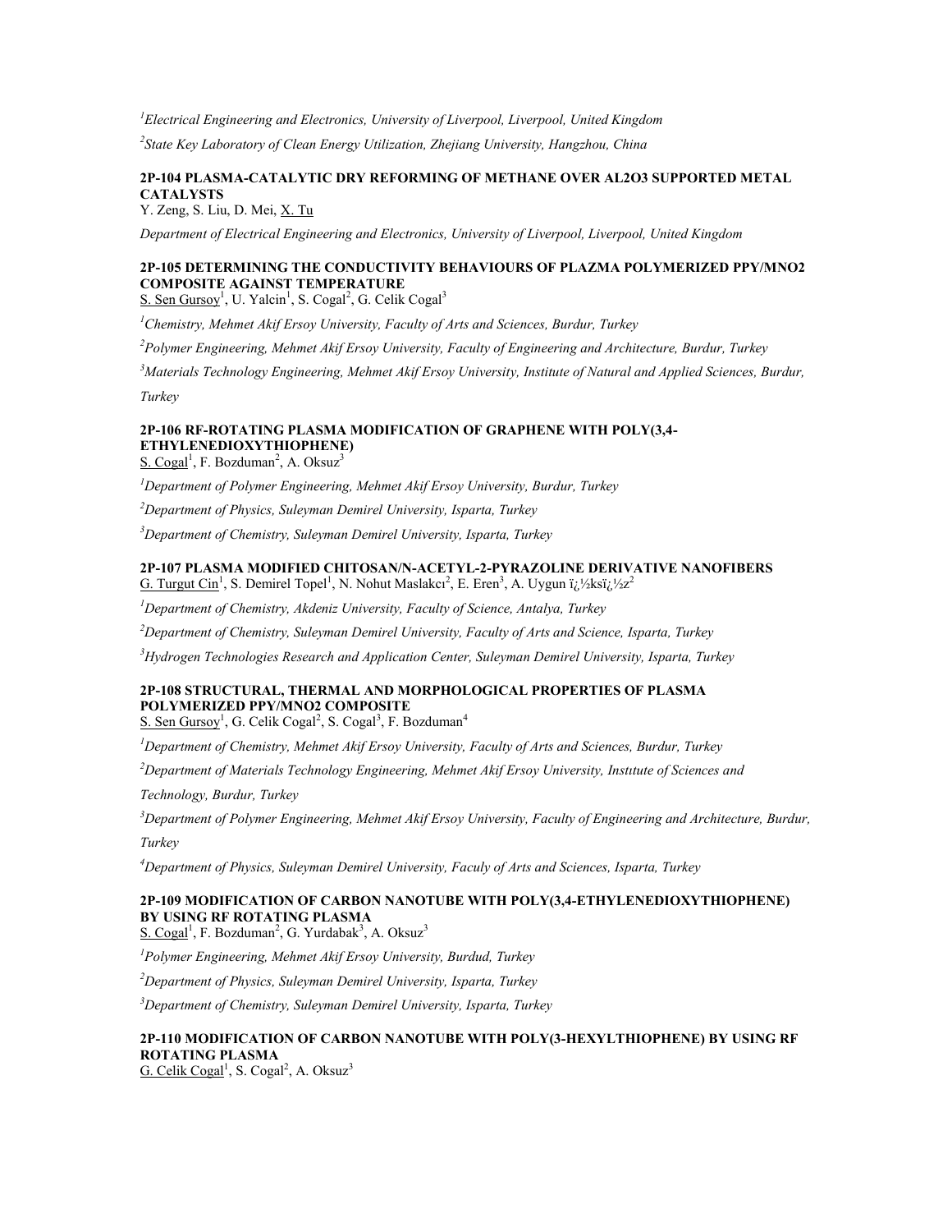*[1]Electrical Engineering and Electronics, University of Liverpool, Liverpool, United Kingdom*

*[2]State Key Laboratory of Clean Energy Utilization, Zhejiang University, Hangzhou, China*

**2P-104 PLASMA-CATALYTIC DRY REFORMING OF METHANE OVER AL2O3 SUPPORTED METAL CATALYSTS**

Y. Zeng, S. Liu, D. Mei, X. Tu

*Department of Electrical Engineering and Electronics, University of Liverpool, Liverpool, United Kingdom*

**2P-105 DETERMINING THE CONDUCTIVITY BEHAVIOURS OF PLAZMA POLYMERIZED PPY/MNO2 COMPOSITE AGAINST TEMPERATURE**

S. Sen Gursoy[1], U. Yalcin[1], S. Cogal[2], G. Celik Cogal[3]

*[1]Chemistry, Mehmet Akif Ersoy University, Faculty of Arts and Sciences, Burdur, Turkey*

*[2]Polymer Engineering, Mehmet Akif Ersoy University, Faculty of Engineering and Architecture, Burdur, Turkey*

*[3]Materials Technology Engineering, Mehmet Akif Ersoy University, Institute of Natural and Applied Sciences, Burdur, Turkey*

**2P-106 RF-ROTATING PLASMA MODIFICATION OF GRAPHENE WITH POLY(3,4-ETHYLENEDIOXYTHIOPHENE)**

S. Cogal[1], F. Bozduman[2], A. Oksuz[3]

*[1]Department of Polymer Engineering, Mehmet Akif Ersoy University, Burdur, Turkey*

*[2]Department of Physics, Suleyman Demirel University, Isparta, Turkey*

*[3]Department of Chemistry, Suleyman Demirel University, Isparta, Turkey*

**2P-107 PLASMA MODIFIED CHITOSAN/N-ACETYL-2-PYRAZOLINE DERIVATIVE NANOFIBERS**

G. Turgut Cin[1], S. Demirel Topel[1], N. Nohut Maslakcı[2], E. Eren[3], A. Uygun ï¿½ksï¿½z[2]

*[1]Department of Chemistry, Akdeniz University, Faculty of Science, Antalya, Turkey*

*[2]Department of Chemistry, Suleyman Demirel University, Faculty of Arts and Science, Isparta, Turkey*

*[3]Hydrogen Technologies Research and Application Center, Suleyman Demirel University, Isparta, Turkey*

**2P-108 STRUCTURAL, THERMAL AND MORPHOLOGICAL PROPERTIES OF PLASMA POLYMERIZED PPY/MNO2 COMPOSITE**

S. Sen Gursoy[1], G. Celik Cogal[2], S. Cogal[3], F. Bozduman[4]

*[1]Department of Chemistry, Mehmet Akif Ersoy University, Faculty of Arts and Sciences, Burdur, Turkey*

*[2]Department of Materials Technology Engineering, Mehmet Akif Ersoy University, Instıtute of Sciences and Technology, Burdur, Turkey*

*[3]Department of Polymer Engineering, Mehmet Akif Ersoy University, Faculty of Engineering and Architecture, Burdur, Turkey*

*[4]Department of Physics, Suleyman Demirel University, Faculy of Arts and Sciences, Isparta, Turkey*

**2P-109 MODIFICATION OF CARBON NANOTUBE WITH POLY(3,4-ETHYLENEDIOXYTHIOPHENE) BY USING RF ROTATING PLASMA**

S. Cogal[1], F. Bozduman[2], G. Yurdabak[3], A. Oksuz[3]

*[1]Polymer Engineering, Mehmet Akif Ersoy University, Burdud, Turkey*

*[2]Department of Physics, Suleyman Demirel University, Isparta, Turkey*

*[3]Department of Chemistry, Suleyman Demirel University, Isparta, Turkey*

**2P-110 MODIFICATION OF CARBON NANOTUBE WITH POLY(3-HEXYLTHIOPHENE) BY USING RF ROTATING PLASMA**

G. Celik Cogal[1], S. Cogal[2], A. Oksuz[3]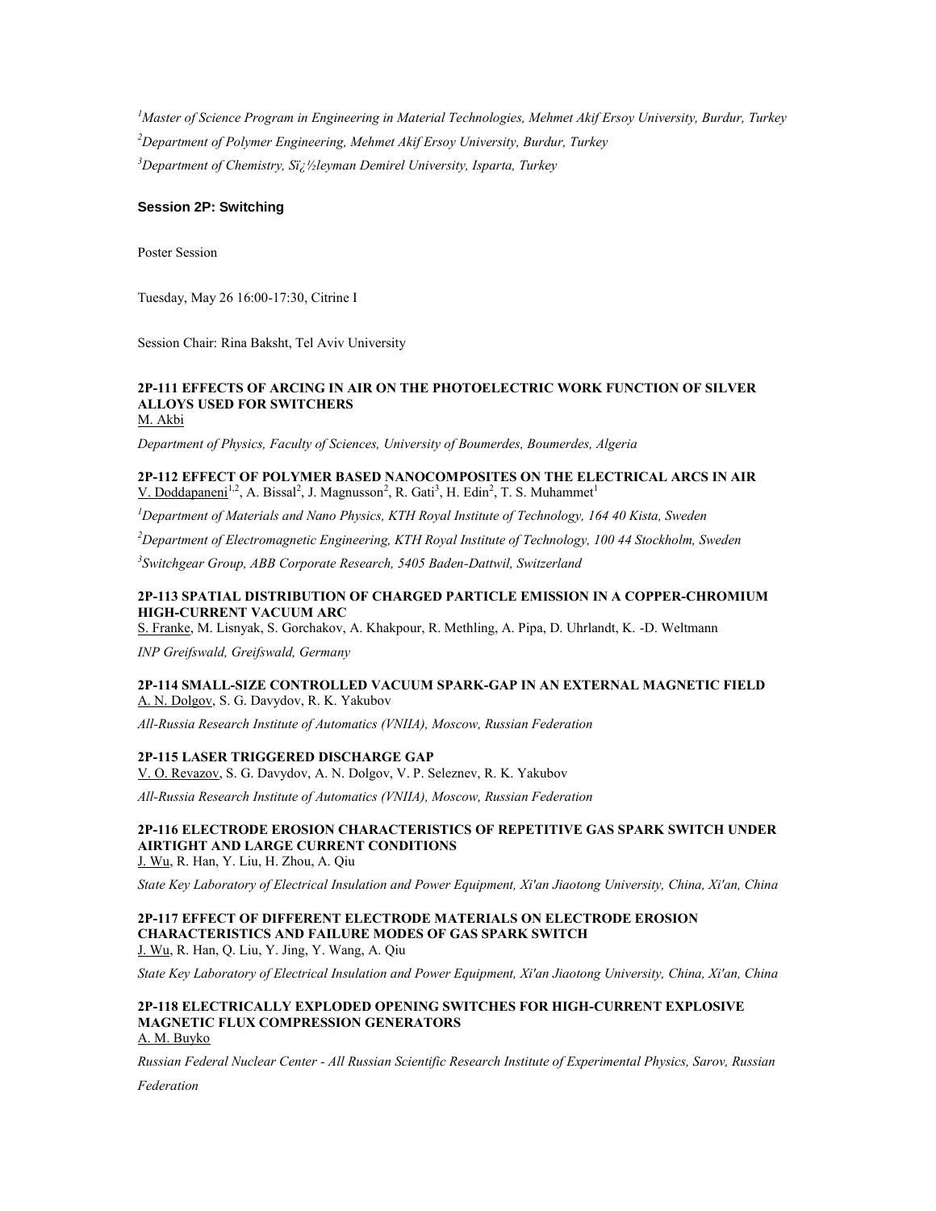[1]*Master of Science Program in Engineering in Material Technologies, Mehmet Akif Ersoy University, Burdur, Turkey*

[2]*Department of Polymer Engineering, Mehmet Akif Ersoy University, Burdur, Turkey*

[3]*Department of Chemistry, Sï¿½leyman Demirel University, Isparta, Turkey*

### Session 2P: Switching

Poster Session

Tuesday, May 26 16:00-17:30, Citrine I

Session Chair: Rina Baksht, Tel Aviv University

**2P-111 EFFECTS OF ARCING IN AIR ON THE PHOTOELECTRIC WORK FUNCTION OF SILVER ALLOYS USED FOR SWITCHERS**
M. Akbi

*Department of Physics, Faculty of Sciences, University of Boumerdes, Boumerdes, Algeria*

**2P-112 EFFECT OF POLYMER BASED NANOCOMPOSITES ON THE ELECTRICAL ARCS IN AIR**
V. Doddapaneni[1,2], A. Bissal[2], J. Magnusson[2], R. Gati[3], H. Edin[2], T. S. Muhammet[1]

[1]*Department of Materials and Nano Physics, KTH Royal Institute of Technology, 164 40 Kista, Sweden*

[2]*Department of Electromagnetic Engineering, KTH Royal Institute of Technology, 100 44 Stockholm, Sweden*

[3]*Switchgear Group, ABB Corporate Research, 5405 Baden-Dattwil, Switzerland*

**2P-113 SPATIAL DISTRIBUTION OF CHARGED PARTICLE EMISSION IN A COPPER-CHROMIUM HIGH-CURRENT VACUUM ARC**
S. Franke, M. Lisnyak, S. Gorchakov, A. Khakpour, R. Methling, A. Pipa, D. Uhrlandt, K. -D. Weltmann

*INP Greifswald, Greifswald, Germany*

**2P-114 SMALL-SIZE CONTROLLED VACUUM SPARK-GAP IN AN EXTERNAL MAGNETIC FIELD**
A. N. Dolgov, S. G. Davydov, R. K. Yakubov

*All-Russia Research Institute of Automatics (VNIIA), Moscow, Russian Federation*

**2P-115 LASER TRIGGERED DISCHARGE GAP**
V. O. Revazov, S. G. Davydov, A. N. Dolgov, V. P. Seleznev, R. K. Yakubov

*All-Russia Research Institute of Automatics (VNIIA), Moscow, Russian Federation*

**2P-116 ELECTRODE EROSION CHARACTERISTICS OF REPETITIVE GAS SPARK SWITCH UNDER AIRTIGHT AND LARGE CURRENT CONDITIONS**
J. Wu, R. Han, Y. Liu, H. Zhou, A. Qiu

*State Key Laboratory of Electrical Insulation and Power Equipment, Xi'an Jiaotong University, China, Xi'an, China*

**2P-117 EFFECT OF DIFFERENT ELECTRODE MATERIALS ON ELECTRODE EROSION CHARACTERISTICS AND FAILURE MODES OF GAS SPARK SWITCH**
J. Wu, R. Han, Q. Liu, Y. Jing, Y. Wang, A. Qiu

*State Key Laboratory of Electrical Insulation and Power Equipment, Xi'an Jiaotong University, China, Xi'an, China*

**2P-118 ELECTRICALLY EXPLODED OPENING SWITCHES FOR HIGH-CURRENT EXPLOSIVE MAGNETIC FLUX COMPRESSION GENERATORS**
A. M. Buyko

*Russian Federal Nuclear Center - All Russian Scientific Research Institute of Experimental Physics, Sarov, Russian Federation*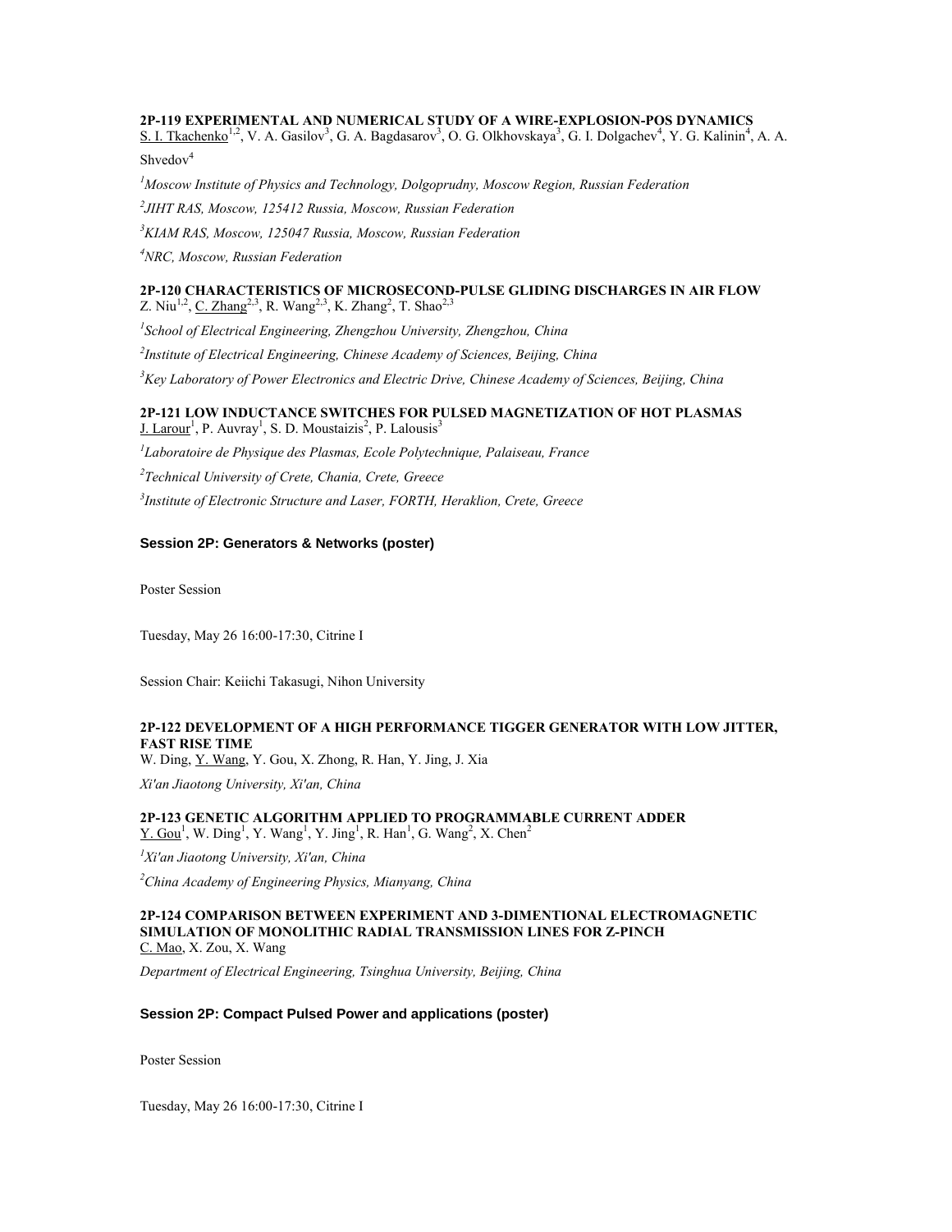**2P-119 EXPERIMENTAL AND NUMERICAL STUDY OF A WIRE-EXPLOSION-POS DYNAMICS**
S. I. Tkachenko[1,2], V. A. Gasilov[3], G. A. Bagdasarov[3], O. G. Olkhovskaya[3], G. I. Dolgachev[4], Y. G. Kalinin[4], A. A. Shvedov[4]

[1]*Moscow Institute of Physics and Technology, Dolgoprudny, Moscow Region, Russian Federation*

[2]*JIHT RAS, Moscow, 125412 Russia, Moscow, Russian Federation*

[3]*KIAM RAS, Moscow, 125047 Russia, Moscow, Russian Federation*

[4]*NRC, Moscow, Russian Federation*

**2P-120 CHARACTERISTICS OF MICROSECOND-PULSE GLIDING DISCHARGES IN AIR FLOW**
Z. Niu[1,2], C. Zhang[2,3], R. Wang[2,3], K. Zhang[2], T. Shao[2,3]

[1]*School of Electrical Engineering, Zhengzhou University, Zhengzhou, China*

[2]*Institute of Electrical Engineering, Chinese Academy of Sciences, Beijing, China*

[3]*Key Laboratory of Power Electronics and Electric Drive, Chinese Academy of Sciences, Beijing, China*

**2P-121 LOW INDUCTANCE SWITCHES FOR PULSED MAGNETIZATION OF HOT PLASMAS**
J. Larour[1], P. Auvray[1], S. D. Moustaizis[2], P. Lalousis[3]

[1]*Laboratoire de Physique des Plasmas, Ecole Polytechnique, Palaiseau, France*

[2]*Technical University of Crete, Chania, Crete, Greece*

[3]*Institute of Electronic Structure and Laser, FORTH, Heraklion, Crete, Greece*

### Session 2P: Generators & Networks (poster)

Poster Session

Tuesday, May 26 16:00-17:30, Citrine I

Session Chair: Keiichi Takasugi, Nihon University

**2P-122 DEVELOPMENT OF A HIGH PERFORMANCE TIGGER GENERATOR WITH LOW JITTER, FAST RISE TIME**
W. Ding, Y. Wang, Y. Gou, X. Zhong, R. Han, Y. Jing, J. Xia

*Xi'an Jiaotong University, Xi'an, China*

**2P-123 GENETIC ALGORITHM APPLIED TO PROGRAMMABLE CURRENT ADDER**
Y. Gou[1], W. Ding[1], Y. Wang[1], Y. Jing[1], R. Han[1], G. Wang[2], X. Chen[2]

[1]*Xi'an Jiaotong University, Xi'an, China*

[2]*China Academy of Engineering Physics, Mianyang, China*

**2P-124 COMPARISON BETWEEN EXPERIMENT AND 3-DIMENTIONAL ELECTROMAGNETIC SIMULATION OF MONOLITHIC RADIAL TRANSMISSION LINES FOR Z-PINCH**
C. Mao, X. Zou, X. Wang

*Department of Electrical Engineering, Tsinghua University, Beijing, China*

### Session 2P: Compact Pulsed Power and applications (poster)

Poster Session

Tuesday, May 26 16:00-17:30, Citrine I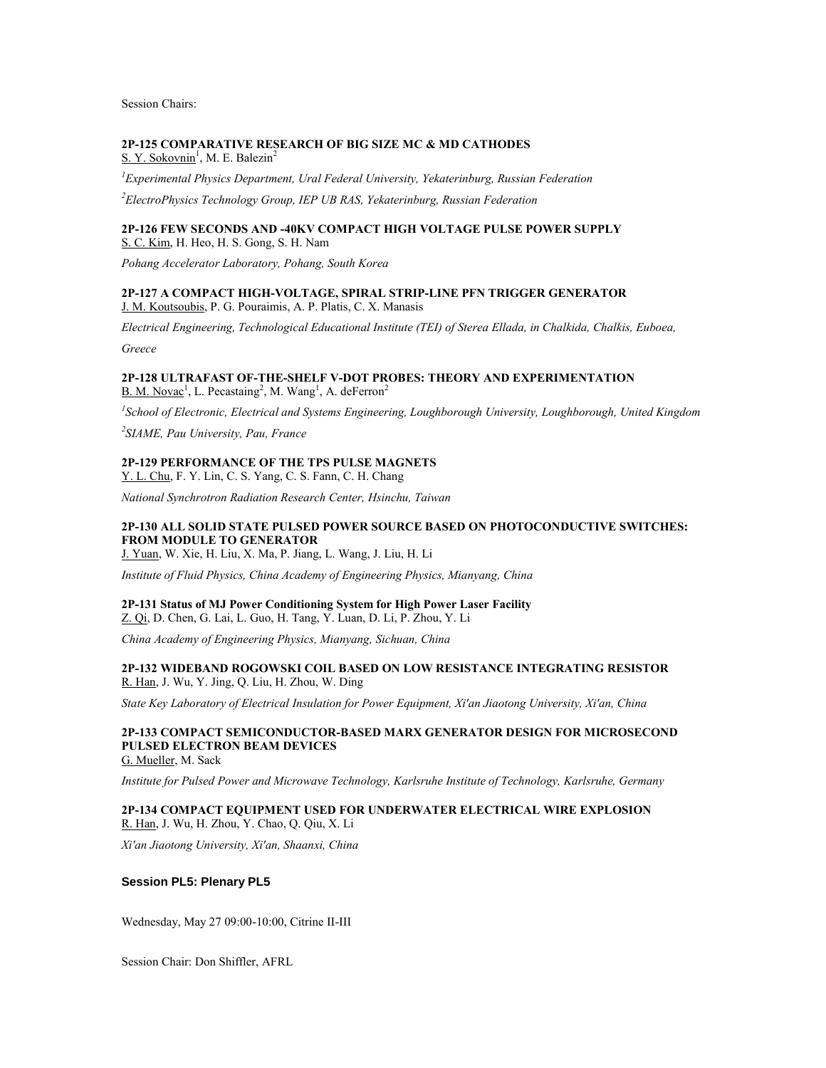Session Chairs:

**2P-125 COMPARATIVE RESEARCH OF BIG SIZE MC & MD CATHODES**
S. Y. Sokovnin[1], M. E. Balezin[2]

*[1]Experimental Physics Department, Ural Federal University, Yekaterinburg, Russian Federation*

*[2]ElectroPhysics Technology Group, IEP UB RAS, Yekaterinburg, Russian Federation*

**2P-126 FEW SECONDS AND -40KV COMPACT HIGH VOLTAGE PULSE POWER SUPPLY**
S. C. Kim, H. Heo, H. S. Gong, S. H. Nam

*Pohang Accelerator Laboratory, Pohang, South Korea*

**2P-127 A COMPACT HIGH-VOLTAGE, SPIRAL STRIP-LINE PFN TRIGGER GENERATOR**
J. M. Koutsoubis, P. G. Pouraimis, A. P. Platis, C. X. Manasis

*Electrical Engineering, Technological Educational Institute (TEI) of Sterea Ellada, in Chalkida, Chalkis, Euboea, Greece*

**2P-128 ULTRAFAST OF-THE-SHELF V-DOT PROBES: THEORY AND EXPERIMENTATION**
B. M. Novac[1], L. Pecastaing[2], M. Wang[1], A. deFerron[2]

*[1]School of Electronic, Electrical and Systems Engineering, Loughborough University, Loughborough, United Kingdom*

*[2]SIAME, Pau University, Pau, France*

**2P-129 PERFORMANCE OF THE TPS PULSE MAGNETS**
Y. L. Chu, F. Y. Lin, C. S. Yang, C. S. Fann, C. H. Chang

*National Synchrotron Radiation Research Center, Hsinchu, Taiwan*

**2P-130 ALL SOLID STATE PULSED POWER SOURCE BASED ON PHOTOCONDUCTIVE SWITCHES: FROM MODULE TO GENERATOR**
J. Yuan, W. Xie, H. Liu, X. Ma, P. Jiang, L. Wang, J. Liu, H. Li

*Institute of Fluid Physics, China Academy of Engineering Physics, Mianyang, China*

**2P-131 Status of MJ Power Conditioning System for High Power Laser Facility**
Z. Qi, D. Chen, G. Lai, L. Guo, H. Tang, Y. Luan, D. Li, P. Zhou, Y. Li

*China Academy of Engineering Physics, Mianyang, Sichuan, China*

**2P-132 WIDEBAND ROGOWSKI COIL BASED ON LOW RESISTANCE INTEGRATING RESISTOR**
R. Han, J. Wu, Y. Jing, Q. Liu, H. Zhou, W. Ding

*State Key Laboratory of Electrical Insulation for Power Equipment, Xi'an Jiaotong University, Xi'an, China*

**2P-133 COMPACT SEMICONDUCTOR-BASED MARX GENERATOR DESIGN FOR MICROSECOND PULSED ELECTRON BEAM DEVICES**
G. Mueller, M. Sack

*Institute for Pulsed Power and Microwave Technology, Karlsruhe Institute of Technology, Karlsruhe, Germany*

**2P-134 COMPACT EQUIPMENT USED FOR UNDERWATER ELECTRICAL WIRE EXPLOSION**
R. Han, J. Wu, H. Zhou, Y. Chao, Q. Qiu, X. Li

*Xi'an Jiaotong University, Xi'an, Shaanxi, China*

### Session PL5: Plenary PL5

Wednesday, May 27 09:00-10:00, Citrine II-III

Session Chair: Don Shiffler, AFRL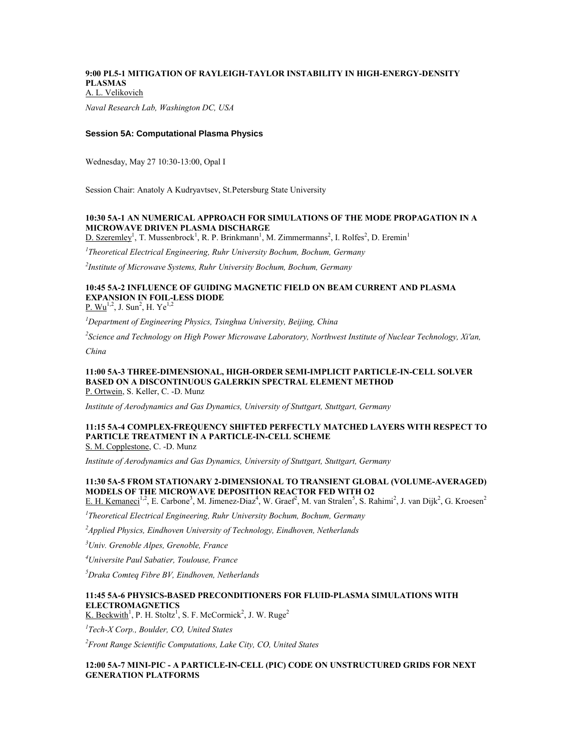**9:00 PL5-1 MITIGATION OF RAYLEIGH-TAYLOR INSTABILITY IN HIGH-ENERGY-DENSITY PLASMAS**
A. L. Velikovich

*Naval Research Lab, Washington DC, USA*

### Session 5A: Computational Plasma Physics

Wednesday, May 27 10:30-13:00, Opal I

Session Chair: Anatoly A Kudryavtsev, St.Petersburg State University

**10:30 5A-1 AN NUMERICAL APPROACH FOR SIMULATIONS OF THE MODE PROPAGATION IN A MICROWAVE DRIVEN PLASMA DISCHARGE**
D. Szeremley[1], T. Mussenbrock[1], R. P. Brinkmann[1], M. Zimmermanns[2], I. Rolfes[2], D. Eremin[1]

*[1]Theoretical Electrical Engineering, Ruhr University Bochum, Bochum, Germany*

*[2]Institute of Microwave Systems, Ruhr University Bochum, Bochum, Germany*

**10:45 5A-2 INFLUENCE OF GUIDING MAGNETIC FIELD ON BEAM CURRENT AND PLASMA EXPANSION IN FOIL-LESS DIODE**
P. Wu[1,2], J. Sun[2], H. Ye[1,2]

*[1]Department of Engineering Physics, Tsinghua University, Beijing, China*

*[2]Science and Technology on High Power Microwave Laboratory, Northwest Institute of Nuclear Technology, Xi'an, China*

**11:00 5A-3 THREE-DIMENSIONAL, HIGH-ORDER SEMI-IMPLICIT PARTICLE-IN-CELL SOLVER BASED ON A DISCONTINUOUS GALERKIN SPECTRAL ELEMENT METHOD**
P. Ortwein, S. Keller, C. -D. Munz

*Institute of Aerodynamics and Gas Dynamics, University of Stuttgart, Stuttgart, Germany*

**11:15 5A-4 COMPLEX-FREQUENCY SHIFTED PERFECTLY MATCHED LAYERS WITH RESPECT TO PARTICLE TREATMENT IN A PARTICLE-IN-CELL SCHEME**
S. M. Copplestone, C. -D. Munz

*Institute of Aerodynamics and Gas Dynamics, University of Stuttgart, Stuttgart, Germany*

**11:30 5A-5 FROM STATIONARY 2-DIMENSIONAL TO TRANSIENT GLOBAL (VOLUME-AVERAGED) MODELS OF THE MICROWAVE DEPOSITION REACTOR FED WITH O2**
E. H. Kemaneci[1,2], E. Carbone[3], M. Jimenez-Diaz[4], W. Graef[2], M. van Stralen[5], S. Rahimi[2], J. van Dijk[2], G. Kroesen[2]

*[1]Theoretical Electrical Engineering, Ruhr University Bochum, Bochum, Germany*

*[2]Applied Physics, Eindhoven University of Technology, Eindhoven, Netherlands*

*[3]Univ. Grenoble Alpes, Grenoble, France*

*[4]Universite Paul Sabatier, Toulouse, France*

*[5]Draka Comteq Fibre BV, Eindhoven, Netherlands*

**11:45 5A-6 PHYSICS-BASED PRECONDITIONERS FOR FLUID-PLASMA SIMULATIONS WITH ELECTROMAGNETICS**
K. Beckwith[1], P. H. Stoltz[1], S. F. McCormick[2], J. W. Ruge[2]

*[1]Tech-X Corp., Boulder, CO, United States*

*[2]Front Range Scientific Computations, Lake City, CO, United States*

**12:00 5A-7 MINI-PIC - A PARTICLE-IN-CELL (PIC) CODE ON UNSTRUCTURED GRIDS FOR NEXT GENERATION PLATFORMS**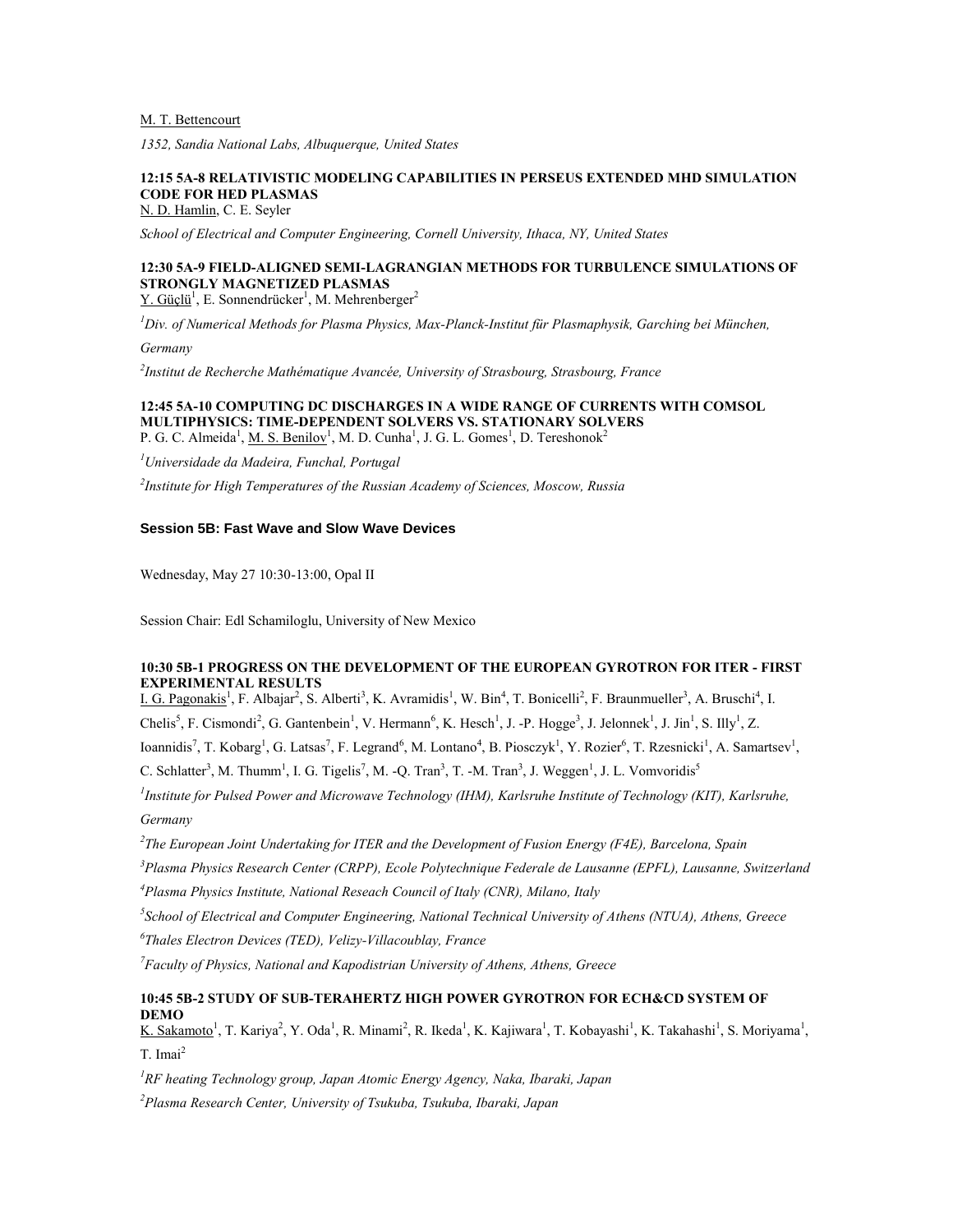M. T. Bettencourt

*1352, Sandia National Labs, Albuquerque, United States*

**12:15 5A-8 RELATIVISTIC MODELING CAPABILITIES IN PERSEUS EXTENDED MHD SIMULATION CODE FOR HED PLASMAS**
N. D. Hamlin, C. E. Seyler

*School of Electrical and Computer Engineering, Cornell University, Ithaca, NY, United States*

**12:30 5A-9 FIELD-ALIGNED SEMI-LAGRANGIAN METHODS FOR TURBULENCE SIMULATIONS OF STRONGLY MAGNETIZED PLASMAS**
Y. Güçlü[1], E. Sonnendrücker[1], M. Mehrenberger[2]

*[1]Div. of Numerical Methods for Plasma Physics, Max-Planck-Institut für Plasmaphysik, Garching bei München, Germany*

*[2]Institut de Recherche Mathématique Avancée, University of Strasbourg, Strasbourg, France*

**12:45 5A-10 COMPUTING DC DISCHARGES IN A WIDE RANGE OF CURRENTS WITH COMSOL MULTIPHYSICS: TIME-DEPENDENT SOLVERS VS. STATIONARY SOLVERS**
P. G. C. Almeida[1], M. S. Benilov[1], M. D. Cunha[1], J. G. L. Gomes[1], D. Tereshonok[2]

*[1]Universidade da Madeira, Funchal, Portugal*

*[2]Institute for High Temperatures of the Russian Academy of Sciences, Moscow, Russia*

## Session 5B: Fast Wave and Slow Wave Devices

Wednesday, May 27 10:30-13:00, Opal II

Session Chair: Edl Schamiloglu, University of New Mexico

**10:30 5B-1 PROGRESS ON THE DEVELOPMENT OF THE EUROPEAN GYROTRON FOR ITER - FIRST EXPERIMENTAL RESULTS**
I. G. Pagonakis[1], F. Albajar[2], S. Alberti[3], K. Avramidis[1], W. Bin[4], T. Bonicelli[2], F. Braunmueller[3], A. Bruschi[4], I. Chelis[5], F. Cismondi[2], G. Gantenbein[1], V. Hermann[6], K. Hesch[1], J. -P. Hogge[3], J. Jelonnek[1], J. Jin[1], S. Illy[1], Z. Ioannidis[7], T. Kobarg[1], G. Latsas[7], F. Legrand[6], M. Lontano[4], B. Piosczyk[1], Y. Rozier[6], T. Rzesnicki[1], A. Samartsev[1], C. Schlatter[3], M. Thumm[1], I. G. Tigelis[7], M. -Q. Tran[3], T. -M. Tran[3], J. Weggen[1], J. L. Vomvoridis[5]

*[1]Institute for Pulsed Power and Microwave Technology (IHM), Karlsruhe Institute of Technology (KIT), Karlsruhe, Germany*

*[2]The European Joint Undertaking for ITER and the Development of Fusion Energy (F4E), Barcelona, Spain*

*[3]Plasma Physics Research Center (CRPP), Ecole Polytechnique Federale de Lausanne (EPFL), Lausanne, Switzerland*

*[4]Plasma Physics Institute, National Reseach Council of Italy (CNR), Milano, Italy*

*[5]School of Electrical and Computer Engineering, National Technical University of Athens (NTUA), Athens, Greece*

*[6]Thales Electron Devices (TED), Velizy-Villacoublay, France*

*[7]Faculty of Physics, National and Kapodistrian University of Athens, Athens, Greece*

**10:45 5B-2 STUDY OF SUB-TERAHERTZ HIGH POWER GYROTRON FOR ECH&CD SYSTEM OF DEMO**
K. Sakamoto[1], T. Kariya[2], Y. Oda[1], R. Minami[2], R. Ikeda[1], K. Kajiwara[1], T. Kobayashi[1], K. Takahashi[1], S. Moriyama[1], T. Imai[2]

*[1]RF heating Technology group, Japan Atomic Energy Agency, Naka, Ibaraki, Japan*

*[2]Plasma Research Center, University of Tsukuba, Tsukuba, Ibaraki, Japan*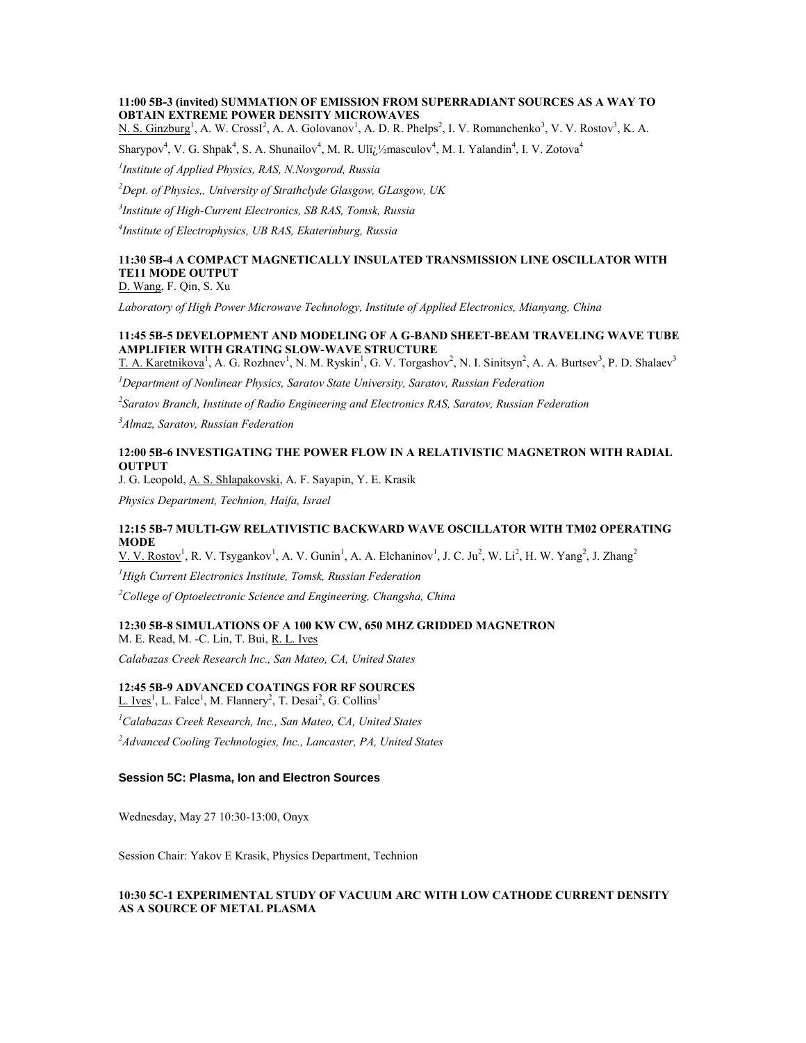**11:00 5B-3 (invited) SUMMATION OF EMISSION FROM SUPERRADIANT SOURCES AS A WAY TO OBTAIN EXTREME POWER DENSITY MICROWAVES**

N. S. Ginzburg[1], A. W. CrossI[2], A. A. Golovanov[1], A. D. R. Phelps[2], I. V. Romanchenko[3], V. V. Rostov[3], K. A. Sharypov[4], V. G. Shpak[4], S. A. Shunailov[4], M. R. Ulï¿½masculov[4], M. I. Yalandin[4], I. V. Zotova[4]

*[1]Institute of Applied Physics, RAS, N.Novgorod, Russia*

*[2]Dept. of Physics,, University of Strathclyde Glasgow, GLasgow, UK*

*[3]Institute of High-Current Electronics, SB RAS, Tomsk, Russia*

*[4]Institute of Electrophysics, UB RAS, Ekaterinburg, Russia*

**11:30 5B-4 A COMPACT MAGNETICALLY INSULATED TRANSMISSION LINE OSCILLATOR WITH TE11 MODE OUTPUT**

D. Wang, F. Qin, S. Xu

*Laboratory of High Power Microwave Technology, Institute of Applied Electronics, Mianyang, China*

**11:45 5B-5 DEVELOPMENT AND MODELING OF A G-BAND SHEET-BEAM TRAVELING WAVE TUBE AMPLIFIER WITH GRATING SLOW-WAVE STRUCTURE**

T. A. Karetnikova[1], A. G. Rozhnev[1], N. M. Ryskin[1], G. V. Torgashov[2], N. I. Sinitsyn[2], A. A. Burtsev[3], P. D. Shalaev[3]

*[1]Department of Nonlinear Physics, Saratov State University, Saratov, Russian Federation*

*[2]Saratov Branch, Institute of Radio Engineering and Electronics RAS, Saratov, Russian Federation*

*[3]Almaz, Saratov, Russian Federation*

**12:00 5B-6 INVESTIGATING THE POWER FLOW IN A RELATIVISTIC MAGNETRON WITH RADIAL OUTPUT**

J. G. Leopold, A. S. Shlapakovski, A. F. Sayapin, Y. E. Krasik

*Physics Department, Technion, Haifa, Israel*

**12:15 5B-7 MULTI-GW RELATIVISTIC BACKWARD WAVE OSCILLATOR WITH TM02 OPERATING MODE**

V. V. Rostov[1], R. V. Tsygankov[1], A. V. Gunin[1], A. A. Elchaninov[1], J. C. Ju[2], W. Li[2], H. W. Yang[2], J. Zhang[2]

*[1]High Current Electronics Institute, Tomsk, Russian Federation*

*[2]College of Optoelectronic Science and Engineering, Changsha, China*

**12:30 5B-8 SIMULATIONS OF A 100 KW CW, 650 MHZ GRIDDED MAGNETRON**

M. E. Read, M. -C. Lin, T. Bui, R. L. Ives

*Calabazas Creek Research Inc., San Mateo, CA, United States*

**12:45 5B-9 ADVANCED COATINGS FOR RF SOURCES**

L. Ives[1], L. Falce[1], M. Flannery[2], T. Desai[2], G. Collins[1]

*[1]Calabazas Creek Research, Inc., San Mateo, CA, United States*

*[2]Advanced Cooling Technologies, Inc., Lancaster, PA, United States*

## Session 5C: Plasma, Ion and Electron Sources

Wednesday, May 27 10:30-13:00, Onyx

Session Chair: Yakov E Krasik, Physics Department, Technion

**10:30 5C-1 EXPERIMENTAL STUDY OF VACUUM ARC WITH LOW CATHODE CURRENT DENSITY AS A SOURCE OF METAL PLASMA**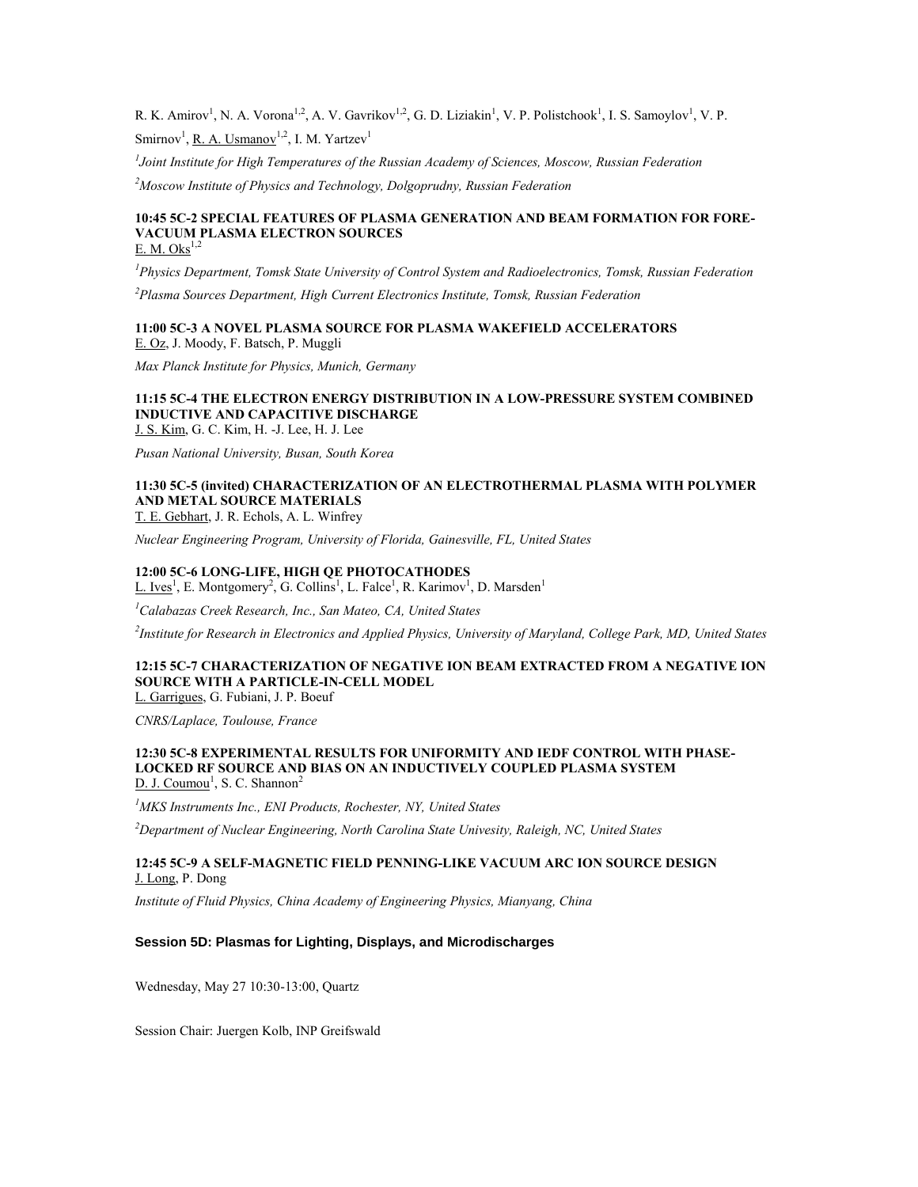R. K. Amirov[1], N. A. Vorona[1,2], A. V. Gavrikov[1,2], G. D. Liziakin[1], V. P. Polistchook[1], I. S. Samoylov[1], V. P. Smirnov[1], R. A. Usmanov[1,2], I. M. Yartzev[1]

*[1]Joint Institute for High Temperatures of the Russian Academy of Sciences, Moscow, Russian Federation*

*[2]Moscow Institute of Physics and Technology, Dolgoprudny, Russian Federation*

**10:45 5C-2 SPECIAL FEATURES OF PLASMA GENERATION AND BEAM FORMATION FOR FORE-VACUUM PLASMA ELECTRON SOURCES**
E. M. Oks[1,2]

*[1]Physics Department, Tomsk State University of Control System and Radioelectronics, Tomsk, Russian Federation*

*[2]Plasma Sources Department, High Current Electronics Institute, Tomsk, Russian Federation*

**11:00 5C-3 A NOVEL PLASMA SOURCE FOR PLASMA WAKEFIELD ACCELERATORS**
E. Oz, J. Moody, F. Batsch, P. Muggli

*Max Planck Institute for Physics, Munich, Germany*

**11:15 5C-4 THE ELECTRON ENERGY DISTRIBUTION IN A LOW-PRESSURE SYSTEM COMBINED INDUCTIVE AND CAPACITIVE DISCHARGE**
J. S. Kim, G. C. Kim, H. -J. Lee, H. J. Lee

*Pusan National University, Busan, South Korea*

**11:30 5C-5 (invited) CHARACTERIZATION OF AN ELECTROTHERMAL PLASMA WITH POLYMER AND METAL SOURCE MATERIALS**
T. E. Gebhart, J. R. Echols, A. L. Winfrey

*Nuclear Engineering Program, University of Florida, Gainesville, FL, United States*

**12:00 5C-6 LONG-LIFE, HIGH QE PHOTOCATHODES**
L. Ives[1], E. Montgomery[2], G. Collins[1], L. Falce[1], R. Karimov[1], D. Marsden[1]

*[1]Calabazas Creek Research, Inc., San Mateo, CA, United States*

*[2]Institute for Research in Electronics and Applied Physics, University of Maryland, College Park, MD, United States*

**12:15 5C-7 CHARACTERIZATION OF NEGATIVE ION BEAM EXTRACTED FROM A NEGATIVE ION SOURCE WITH A PARTICLE-IN-CELL MODEL**
L. Garrigues, G. Fubiani, J. P. Boeuf

*CNRS/Laplace, Toulouse, France*

**12:30 5C-8 EXPERIMENTAL RESULTS FOR UNIFORMITY AND IEDF CONTROL WITH PHASE-LOCKED RF SOURCE AND BIAS ON AN INDUCTIVELY COUPLED PLASMA SYSTEM**
D. J. Coumou[1], S. C. Shannon[2]

*[1]MKS Instruments Inc., ENI Products, Rochester, NY, United States*

*[2]Department of Nuclear Engineering, North Carolina State Univesity, Raleigh, NC, United States*

**12:45 5C-9 A SELF-MAGNETIC FIELD PENNING-LIKE VACUUM ARC ION SOURCE DESIGN**
J. Long, P. Dong

*Institute of Fluid Physics, China Academy of Engineering Physics, Mianyang, China*

### Session 5D: Plasmas for Lighting, Displays, and Microdischarges

Wednesday, May 27 10:30-13:00, Quartz

Session Chair: Juergen Kolb, INP Greifswald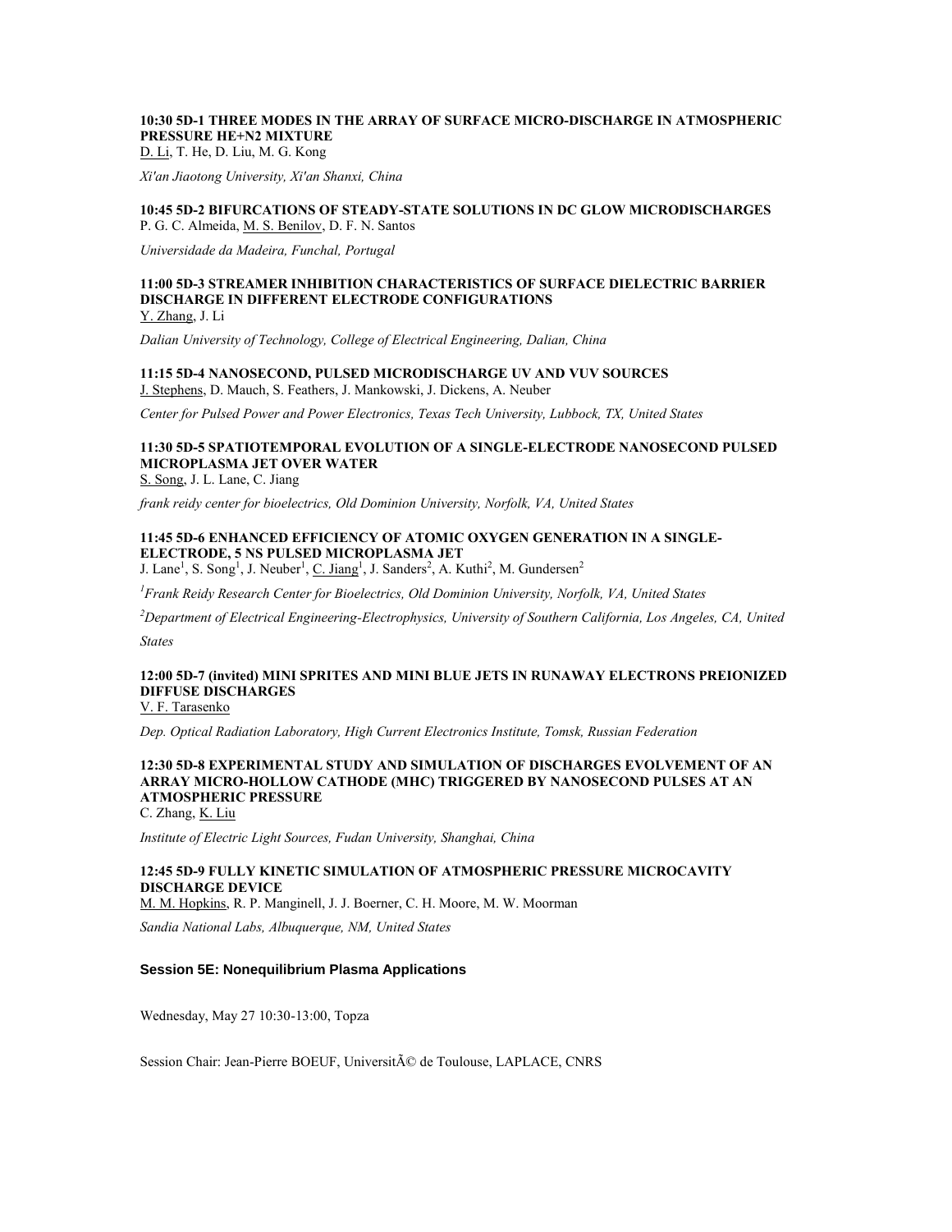**10:30 5D-1 THREE MODES IN THE ARRAY OF SURFACE MICRO-DISCHARGE IN ATMOSPHERIC PRESSURE HE+N2 MIXTURE**
D. Li, T. He, D. Liu, M. G. Kong

*Xi'an Jiaotong University, Xi'an Shanxi, China*

**10:45 5D-2 BIFURCATIONS OF STEADY-STATE SOLUTIONS IN DC GLOW MICRODISCHARGES**
P. G. C. Almeida, M. S. Benilov, D. F. N. Santos

*Universidade da Madeira, Funchal, Portugal*

**11:00 5D-3 STREAMER INHIBITION CHARACTERISTICS OF SURFACE DIELECTRIC BARRIER DISCHARGE IN DIFFERENT ELECTRODE CONFIGURATIONS**
Y. Zhang, J. Li

*Dalian University of Technology, College of Electrical Engineering, Dalian, China*

**11:15 5D-4 NANOSECOND, PULSED MICRODISCHARGE UV AND VUV SOURCES**
J. Stephens, D. Mauch, S. Feathers, J. Mankowski, J. Dickens, A. Neuber

*Center for Pulsed Power and Power Electronics, Texas Tech University, Lubbock, TX, United States*

**11:30 5D-5 SPATIOTEMPORAL EVOLUTION OF A SINGLE-ELECTRODE NANOSECOND PULSED MICROPLASMA JET OVER WATER**
S. Song, J. L. Lane, C. Jiang

*frank reidy center for bioelectrics, Old Dominion University, Norfolk, VA, United States*

**11:45 5D-6 ENHANCED EFFICIENCY OF ATOMIC OXYGEN GENERATION IN A SINGLE-ELECTRODE, 5 NS PULSED MICROPLASMA JET**
J. Lane[1], S. Song[1], J. Neuber[1], C. Jiang[1], J. Sanders[2], A. Kuthi[2], M. Gundersen[2]

*[1]Frank Reidy Research Center for Bioelectrics, Old Dominion University, Norfolk, VA, United States*

*[2]Department of Electrical Engineering-Electrophysics, University of Southern California, Los Angeles, CA, United States*

**12:00 5D-7 (invited) MINI SPRITES AND MINI BLUE JETS IN RUNAWAY ELECTRONS PREIONIZED DIFFUSE DISCHARGES**
V. F. Tarasenko

*Dep. Optical Radiation Laboratory, High Current Electronics Institute, Tomsk, Russian Federation*

**12:30 5D-8 EXPERIMENTAL STUDY AND SIMULATION OF DISCHARGES EVOLVEMENT OF AN ARRAY MICRO-HOLLOW CATHODE (MHC) TRIGGERED BY NANOSECOND PULSES AT AN ATMOSPHERIC PRESSURE**
C. Zhang, K. Liu

*Institute of Electric Light Sources, Fudan University, Shanghai, China*

**12:45 5D-9 FULLY KINETIC SIMULATION OF ATMOSPHERIC PRESSURE MICROCAVITY DISCHARGE DEVICE**
M. M. Hopkins, R. P. Manginell, J. J. Boerner, C. H. Moore, M. W. Moorman

*Sandia National Labs, Albuquerque, NM, United States*

### Session 5E: Nonequilibrium Plasma Applications

Wednesday, May 27 10:30-13:00, Topza

Session Chair: Jean-Pierre BOEUF, UniversitÃ© de Toulouse, LAPLACE, CNRS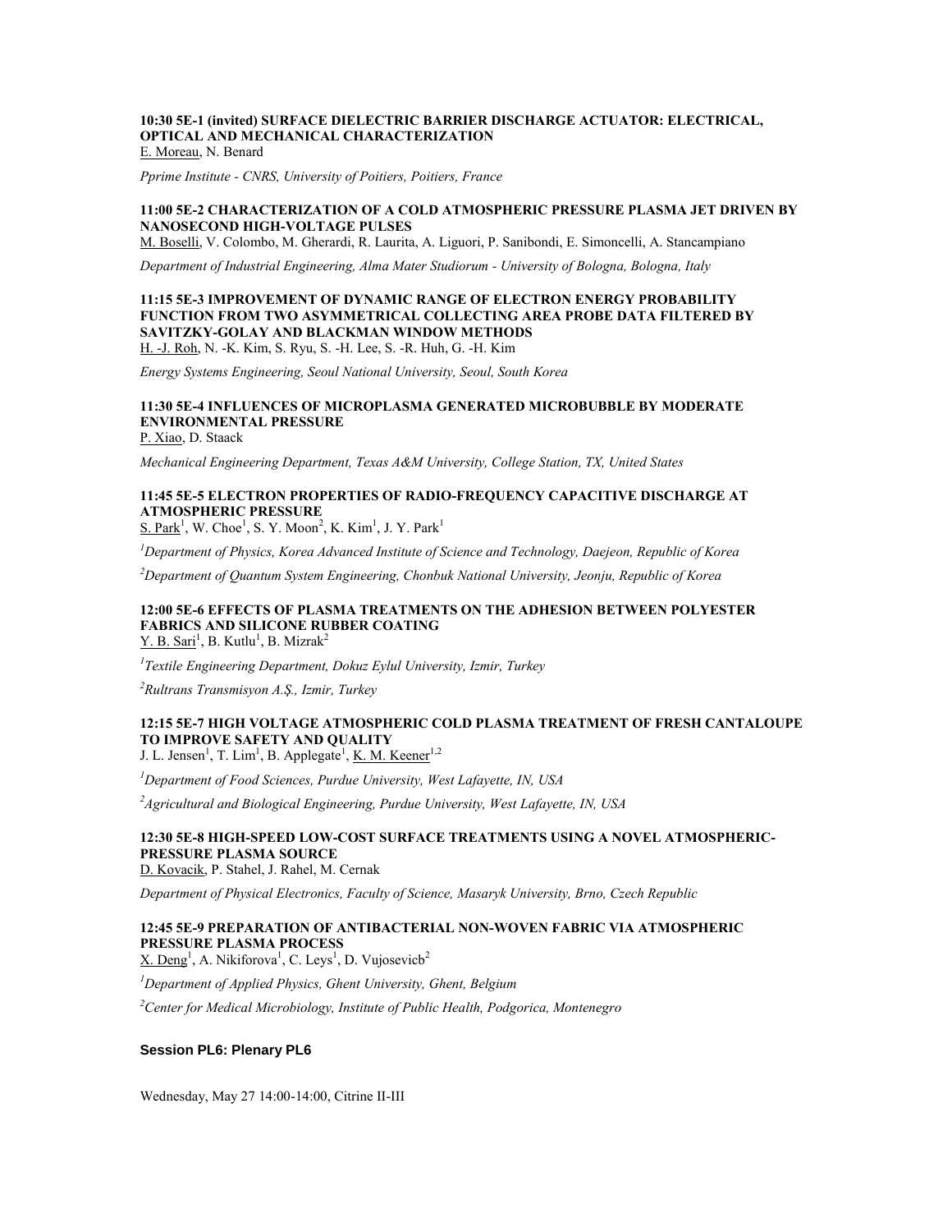**10:30 5E-1 (invited) SURFACE DIELECTRIC BARRIER DISCHARGE ACTUATOR: ELECTRICAL, OPTICAL AND MECHANICAL CHARACTERIZATION**
E. Moreau, N. Benard

*Pprime Institute - CNRS, University of Poitiers, Poitiers, France*

**11:00 5E-2 CHARACTERIZATION OF A COLD ATMOSPHERIC PRESSURE PLASMA JET DRIVEN BY NANOSECOND HIGH-VOLTAGE PULSES**
M. Boselli, V. Colombo, M. Gherardi, R. Laurita, A. Liguori, P. Sanibondi, E. Simoncelli, A. Stancampiano

*Department of Industrial Engineering, Alma Mater Studiorum - University of Bologna, Bologna, Italy*

**11:15 5E-3 IMPROVEMENT OF DYNAMIC RANGE OF ELECTRON ENERGY PROBABILITY FUNCTION FROM TWO ASYMMETRICAL COLLECTING AREA PROBE DATA FILTERED BY SAVITZKY-GOLAY AND BLACKMAN WINDOW METHODS**
H. -J. Roh, N. -K. Kim, S. Ryu, S. -H. Lee, S. -R. Huh, G. -H. Kim

*Energy Systems Engineering, Seoul National University, Seoul, South Korea*

**11:30 5E-4 INFLUENCES OF MICROPLASMA GENERATED MICROBUBBLE BY MODERATE ENVIRONMENTAL PRESSURE**
P. Xiao, D. Staack

*Mechanical Engineering Department, Texas A&M University, College Station, TX, United States*

**11:45 5E-5 ELECTRON PROPERTIES OF RADIO-FREQUENCY CAPACITIVE DISCHARGE AT ATMOSPHERIC PRESSURE**
S. Park[1], W. Choe[1], S. Y. Moon[2], K. Kim[1], J. Y. Park[1]

*[1]Department of Physics, Korea Advanced Institute of Science and Technology, Daejeon, Republic of Korea*

*[2]Department of Quantum System Engineering, Chonbuk National University, Jeonju, Republic of Korea*

**12:00 5E-6 EFFECTS OF PLASMA TREATMENTS ON THE ADHESION BETWEEN POLYESTER FABRICS AND SILICONE RUBBER COATING**
Y. B. Sari[1], B. Kutlu[1], B. Mizrak[2]

*[1]Textile Engineering Department, Dokuz Eylul University, Izmir, Turkey*

*[2]Rultrans Transmisyon A.Ş., Izmir, Turkey*

**12:15 5E-7 HIGH VOLTAGE ATMOSPHERIC COLD PLASMA TREATMENT OF FRESH CANTALOUPE TO IMPROVE SAFETY AND QUALITY**
J. L. Jensen[1], T. Lim[1], B. Applegate[1], K. M. Keener[1,2]

*[1]Department of Food Sciences, Purdue University, West Lafayette, IN, USA*

*[2]Agricultural and Biological Engineering, Purdue University, West Lafayette, IN, USA*

**12:30 5E-8 HIGH-SPEED LOW-COST SURFACE TREATMENTS USING A NOVEL ATMOSPHERIC-PRESSURE PLASMA SOURCE**
D. Kovacik, P. Stahel, J. Rahel, M. Cernak

*Department of Physical Electronics, Faculty of Science, Masaryk University, Brno, Czech Republic*

**12:45 5E-9 PREPARATION OF ANTIBACTERIAL NON-WOVEN FABRIC VIA ATMOSPHERIC PRESSURE PLASMA PROCESS**
X. Deng[1], A. Nikiforova[1], C. Leys[1], D. Vujosevicb[2]

*[1]Department of Applied Physics, Ghent University, Ghent, Belgium*

*[2]Center for Medical Microbiology, Institute of Public Health, Podgorica, Montenegro*

### Session PL6: Plenary PL6

Wednesday, May 27 14:00-14:00, Citrine II-III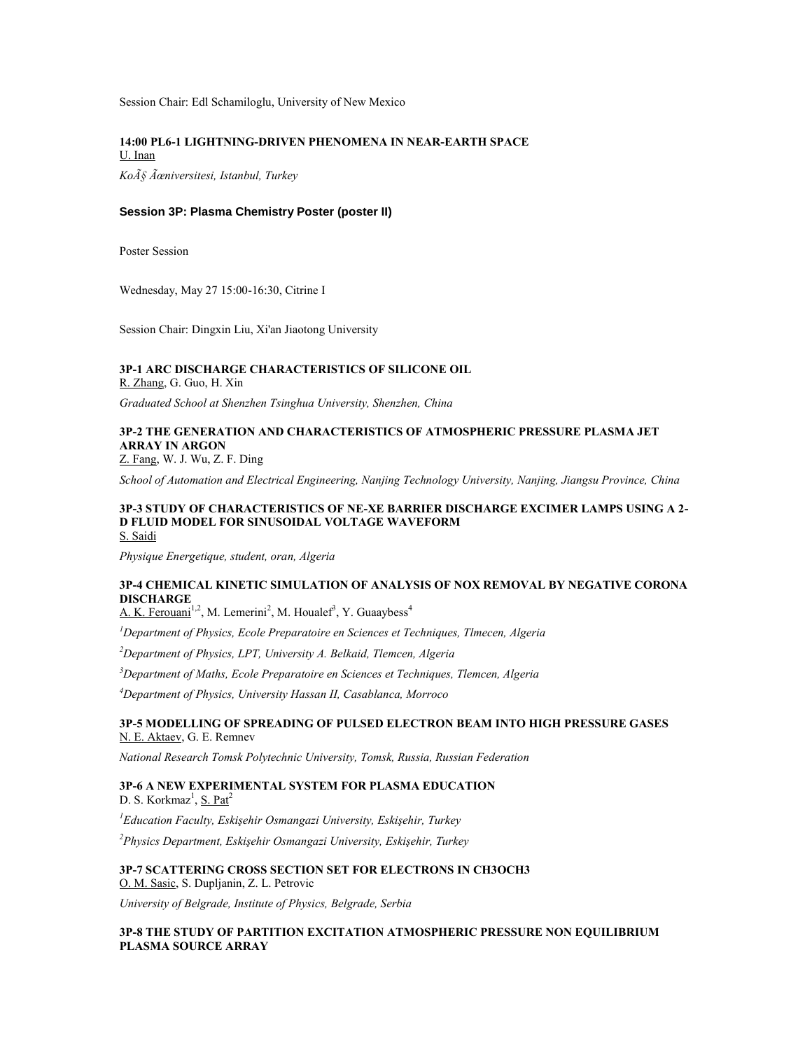Session Chair: Edl Schamiloglu, University of New Mexico

**14:00 PL6-1 LIGHTNING-DRIVEN PHENOMENA IN NEAR-EARTH SPACE**
U. Inan

*KoÃ§ Ãœniversitesi, Istanbul, Turkey*

### Session 3P: Plasma Chemistry Poster (poster II)

Poster Session

Wednesday, May 27 15:00-16:30, Citrine I

Session Chair: Dingxin Liu, Xi'an Jiaotong University

**3P-1 ARC DISCHARGE CHARACTERISTICS OF SILICONE OIL**
R. Zhang, G. Guo, H. Xin

*Graduated School at Shenzhen Tsinghua University, Shenzhen, China*

**3P-2 THE GENERATION AND CHARACTERISTICS OF ATMOSPHERIC PRESSURE PLASMA JET ARRAY IN ARGON**
Z. Fang, W. J. Wu, Z. F. Ding

*School of Automation and Electrical Engineering, Nanjing Technology University, Nanjing, Jiangsu Province, China*

**3P-3 STUDY OF CHARACTERISTICS OF NE-XE BARRIER DISCHARGE EXCIMER LAMPS USING A 2-D FLUID MODEL FOR SINUSOIDAL VOLTAGE WAVEFORM**
S. Saidi

*Physique Energetique, student, oran, Algeria*

**3P-4 CHEMICAL KINETIC SIMULATION OF ANALYSIS OF NOX REMOVAL BY NEGATIVE CORONA DISCHARGE**
A. K. Ferouani[1,2], M. Lemerini[2], M. Houalef[3], Y. Guaaybess[4]

*[1]Department of Physics, Ecole Preparatoire en Sciences et Techniques, Tlmecen, Algeria*

*[2]Department of Physics, LPT, University A. Belkaid, Tlemcen, Algeria*

*[3]Department of Maths, Ecole Preparatoire en Sciences et Techniques, Tlemcen, Algeria*

*[4]Department of Physics, University Hassan II, Casablanca, Morroco*

**3P-5 MODELLING OF SPREADING OF PULSED ELECTRON BEAM INTO HIGH PRESSURE GASES**
N. E. Aktaev, G. E. Remnev

*National Research Tomsk Polytechnic University, Tomsk, Russia, Russian Federation*

**3P-6 A NEW EXPERIMENTAL SYSTEM FOR PLASMA EDUCATION**
D. S. Korkmaz[1], S. Pat[2]

*[1]Education Faculty, Eskişehir Osmangazi University, Eskişehir, Turkey*

*[2]Physics Department, Eskişehir Osmangazi University, Eskişehir, Turkey*

**3P-7 SCATTERING CROSS SECTION SET FOR ELECTRONS IN CH3OCH3**
O. M. Sasic, S. Dupljanin, Z. L. Petrovic

*University of Belgrade, Institute of Physics, Belgrade, Serbia*

**3P-8 THE STUDY OF PARTITION EXCITATION ATMOSPHERIC PRESSURE NON EQUILIBRIUM PLASMA SOURCE ARRAY**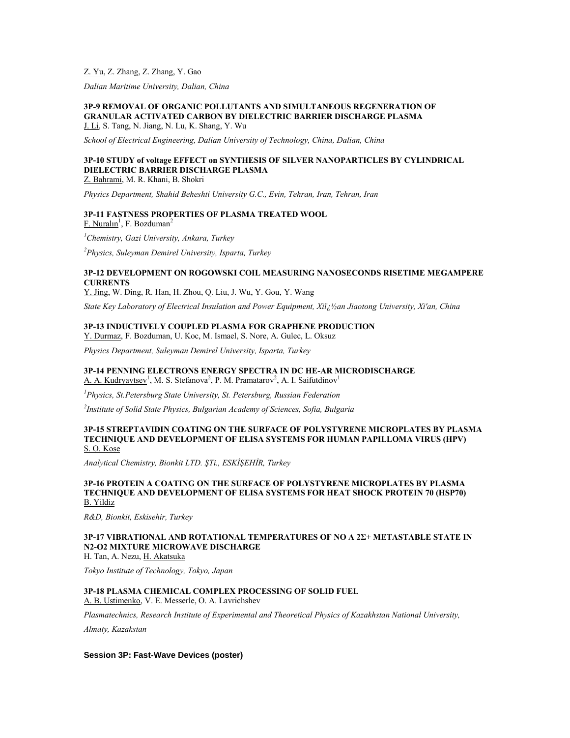Z. Yu, Z. Zhang, Z. Zhang, Y. Gao

*Dalian Maritime University, Dalian, China*

**3P-9 REMOVAL OF ORGANIC POLLUTANTS AND SIMULTANEOUS REGENERATION OF GRANULAR ACTIVATED CARBON BY DIELECTRIC BARRIER DISCHARGE PLASMA**

J. Li, S. Tang, N. Jiang, N. Lu, K. Shang, Y. Wu

*School of Electrical Engineering, Dalian University of Technology, China, Dalian, China*

**3P-10 STUDY of voltage EFFECT on SYNTHESIS OF SILVER NANOPARTICLES BY CYLINDRICAL DIELECTRIC BARRIER DISCHARGE PLASMA**

Z. Bahrami, M. R. Khani, B. Shokri

*Physics Department, Shahid Beheshti University G.C., Evin, Tehran, Iran, Tehran, Iran*

**3P-11 FASTNESS PROPERTIES OF PLASMA TREATED WOOL**

F. Nuralın[1], F. Bozduman[2]

*[1]Chemistry, Gazi University, Ankara, Turkey*

*[2]Physics, Suleyman Demirel University, Isparta, Turkey*

**3P-12 DEVELOPMENT ON ROGOWSKI COIL MEASURING NANOSECONDS RISETIME MEGAMPERE CURRENTS**

Y. Jing, W. Ding, R. Han, H. Zhou, Q. Liu, J. Wu, Y. Gou, Y. Wang

*State Key Laboratory of Electrical Insulation and Power Equipment, Xiï¿½an Jiaotong University, Xi'an, China*

**3P-13 INDUCTIVELY COUPLED PLASMA FOR GRAPHENE PRODUCTION**

Y. Durmaz, F. Bozduman, U. Koc, M. Ismael, S. Nore, A. Gulec, L. Oksuz

*Physics Department, Suleyman Demirel University, Isparta, Turkey*

**3P-14 PENNING ELECTRONS ENERGY SPECTRA IN DC HE-AR MICRODISCHARGE**

A. A. Kudryavtsev[1], M. S. Stefanova[2], P. M. Pramatarov[2], A. I. Saifutdinov[1]

*[1]Physics, St.Petersburg State University, St. Petersburg, Russian Federation*

*[2]Institute of Solid State Physics, Bulgarian Academy of Sciences, Sofia, Bulgaria*

**3P-15 STREPTAVIDIN COATING ON THE SURFACE OF POLYSTYRENE MICROPLATES BY PLASMA TECHNIQUE AND DEVELOPMENT OF ELISA SYSTEMS FOR HUMAN PAPILLOMA VIRUS (HPV)**

S. O. Kose

*Analytical Chemistry, Bionkit LTD. ŞTi., ESKİŞEHİR, Turkey*

**3P-16 PROTEIN A COATING ON THE SURFACE OF POLYSTYRENE MICROPLATES BY PLASMA TECHNIQUE AND DEVELOPMENT OF ELISA SYSTEMS FOR HEAT SHOCK PROTEIN 70 (HSP70)**

B. Yildiz

*R&D, Bionkit, Eskisehir, Turkey*

**3P-17 VIBRATIONAL AND ROTATIONAL TEMPERATURES OF NO A $2\Sigma+$ METASTABLE STATE IN $N_2$-$O_2$ MIXTURE MICROWAVE DISCHARGE**

H. Tan, A. Nezu, H. Akatsuka

*Tokyo Institute of Technology, Tokyo, Japan*

**3P-18 PLASMA CHEMICAL COMPLEX PROCESSING OF SOLID FUEL**

A. B. Ustimenko, V. E. Messerle, O. A. Lavrichshev

*Plasmatechnics, Research Institute of Experimental and Theoretical Physics of Kazakhstan National University, Almaty, Kazakstan*

### Session 3P: Fast-Wave Devices (poster)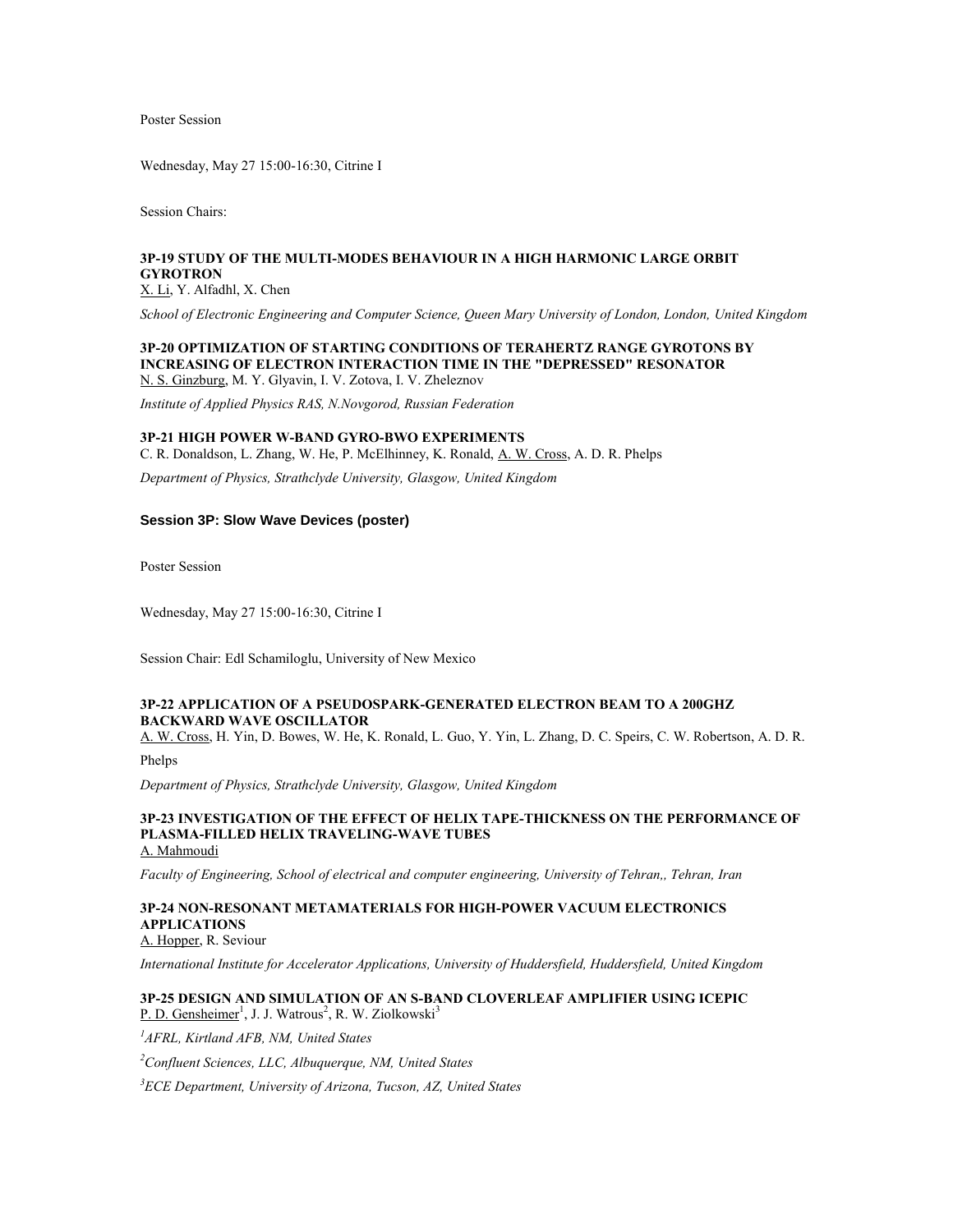Poster Session

Wednesday, May 27 15:00-16:30, Citrine I

Session Chairs:

**3P-19 STUDY OF THE MULTI-MODES BEHAVIOUR IN A HIGH HARMONIC LARGE ORBIT GYROTRON**
X. Li, Y. Alfadhl, X. Chen

*School of Electronic Engineering and Computer Science, Queen Mary University of London, London, United Kingdom*

**3P-20 OPTIMIZATION OF STARTING CONDITIONS OF TERAHERTZ RANGE GYROTONS BY INCREASING OF ELECTRON INTERACTION TIME IN THE "DEPRESSED" RESONATOR**
N. S. Ginzburg, M. Y. Glyavin, I. V. Zotova, I. V. Zheleznov

*Institute of Applied Physics RAS, N.Novgorod, Russian Federation*

**3P-21 HIGH POWER W-BAND GYRO-BWO EXPERIMENTS**
C. R. Donaldson, L. Zhang, W. He, P. McElhinney, K. Ronald, A. W. Cross, A. D. R. Phelps

*Department of Physics, Strathclyde University, Glasgow, United Kingdom*

## Session 3P: Slow Wave Devices (poster)

Poster Session

Wednesday, May 27 15:00-16:30, Citrine I

Session Chair: Edl Schamiloglu, University of New Mexico

**3P-22 APPLICATION OF A PSEUDOSPARK-GENERATED ELECTRON BEAM TO A 200GHZ BACKWARD WAVE OSCILLATOR**
A. W. Cross, H. Yin, D. Bowes, W. He, K. Ronald, L. Guo, Y. Yin, L. Zhang, D. C. Speirs, C. W. Robertson, A. D. R. Phelps

*Department of Physics, Strathclyde University, Glasgow, United Kingdom*

**3P-23 INVESTIGATION OF THE EFFECT OF HELIX TAPE-THICKNESS ON THE PERFORMANCE OF PLASMA-FILLED HELIX TRAVELING-WAVE TUBES**
A. Mahmoudi

*Faculty of Engineering, School of electrical and computer engineering, University of Tehran,, Tehran, Iran*

**3P-24 NON-RESONANT METAMATERIALS FOR HIGH-POWER VACUUM ELECTRONICS APPLICATIONS**
A. Hopper, R. Seviour

*International Institute for Accelerator Applications, University of Huddersfield, Huddersfield, United Kingdom*

**3P-25 DESIGN AND SIMULATION OF AN S-BAND CLOVERLEAF AMPLIFIER USING ICEPIC**
P. D. Gensheimer[1], J. J. Watrous[2], R. W. Ziolkowski[3]

*[1]AFRL, Kirtland AFB, NM, United States*

*[2]Confluent Sciences, LLC, Albuquerque, NM, United States*

*[3]ECE Department, University of Arizona, Tucson, AZ, United States*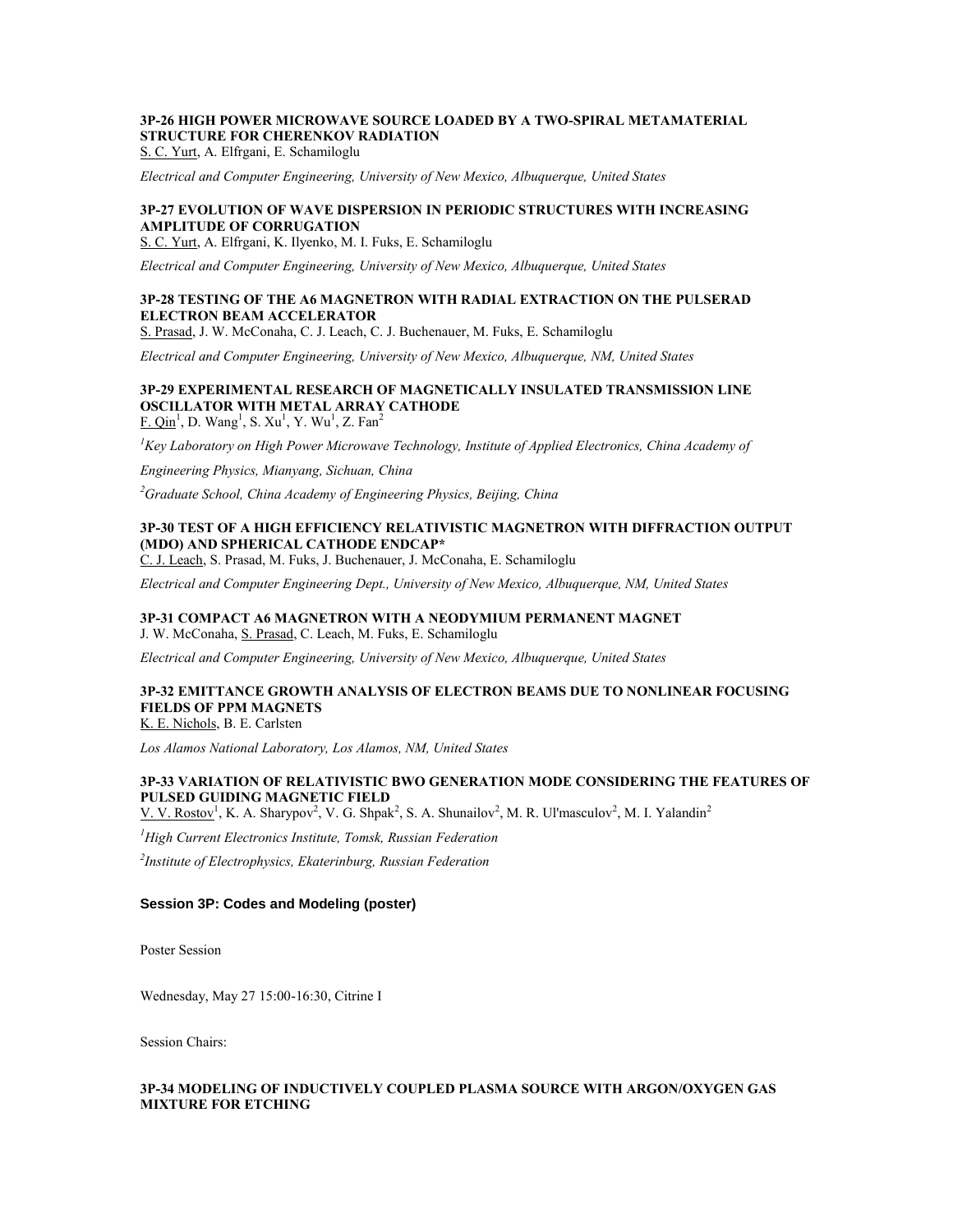**3P-26 HIGH POWER MICROWAVE SOURCE LOADED BY A TWO-SPIRAL METAMATERIAL STRUCTURE FOR CHERENKOV RADIATION**

S. C. Yurt, A. Elfrgani, E. Schamiloglu

*Electrical and Computer Engineering, University of New Mexico, Albuquerque, United States*

**3P-27 EVOLUTION OF WAVE DISPERSION IN PERIODIC STRUCTURES WITH INCREASING AMPLITUDE OF CORRUGATION**

S. C. Yurt, A. Elfrgani, K. Ilyenko, M. I. Fuks, E. Schamiloglu

*Electrical and Computer Engineering, University of New Mexico, Albuquerque, United States*

**3P-28 TESTING OF THE A6 MAGNETRON WITH RADIAL EXTRACTION ON THE PULSERAD ELECTRON BEAM ACCELERATOR**

S. Prasad, J. W. McConaha, C. J. Leach, C. J. Buchenauer, M. Fuks, E. Schamiloglu

*Electrical and Computer Engineering, University of New Mexico, Albuquerque, NM, United States*

**3P-29 EXPERIMENTAL RESEARCH OF MAGNETICALLY INSULATED TRANSMISSION LINE OSCILLATOR WITH METAL ARRAY CATHODE**

F. Qin[1], D. Wang[1], S. Xu[1], Y. Wu[1], Z. Fan[2]

*[1]Key Laboratory on High Power Microwave Technology, Institute of Applied Electronics, China Academy of Engineering Physics, Mianyang, Sichuan, China*

*[2]Graduate School, China Academy of Engineering Physics, Beijing, China*

**3P-30 TEST OF A HIGH EFFICIENCY RELATIVISTIC MAGNETRON WITH DIFFRACTION OUTPUT (MDO) AND SPHERICAL CATHODE ENDCAP***

C. J. Leach, S. Prasad, M. Fuks, J. Buchenauer, J. McConaha, E. Schamiloglu

*Electrical and Computer Engineering Dept., University of New Mexico, Albuquerque, NM, United States*

**3P-31 COMPACT A6 MAGNETRON WITH A NEODYMIUM PERMANENT MAGNET**

J. W. McConaha, S. Prasad, C. Leach, M. Fuks, E. Schamiloglu

*Electrical and Computer Engineering, University of New Mexico, Albuquerque, United States*

**3P-32 EMITTANCE GROWTH ANALYSIS OF ELECTRON BEAMS DUE TO NONLINEAR FOCUSING FIELDS OF PPM MAGNETS**

K. E. Nichols, B. E. Carlsten

*Los Alamos National Laboratory, Los Alamos, NM, United States*

**3P-33 VARIATION OF RELATIVISTIC BWO GENERATION MODE CONSIDERING THE FEATURES OF PULSED GUIDING MAGNETIC FIELD**

V. V. Rostov[1], K. A. Sharypov[2], V. G. Shpak[2], S. A. Shunailov[2], M. R. Ul'masculov[2], M. I. Yalandin[2]

*[1]High Current Electronics Institute, Tomsk, Russian Federation*

*[2]Institute of Electrophysics, Ekaterinburg, Russian Federation*

### Session 3P: Codes and Modeling (poster)

Poster Session

Wednesday, May 27 15:00-16:30, Citrine I

Session Chairs:

**3P-34 MODELING OF INDUCTIVELY COUPLED PLASMA SOURCE WITH ARGON/OXYGEN GAS MIXTURE FOR ETCHING**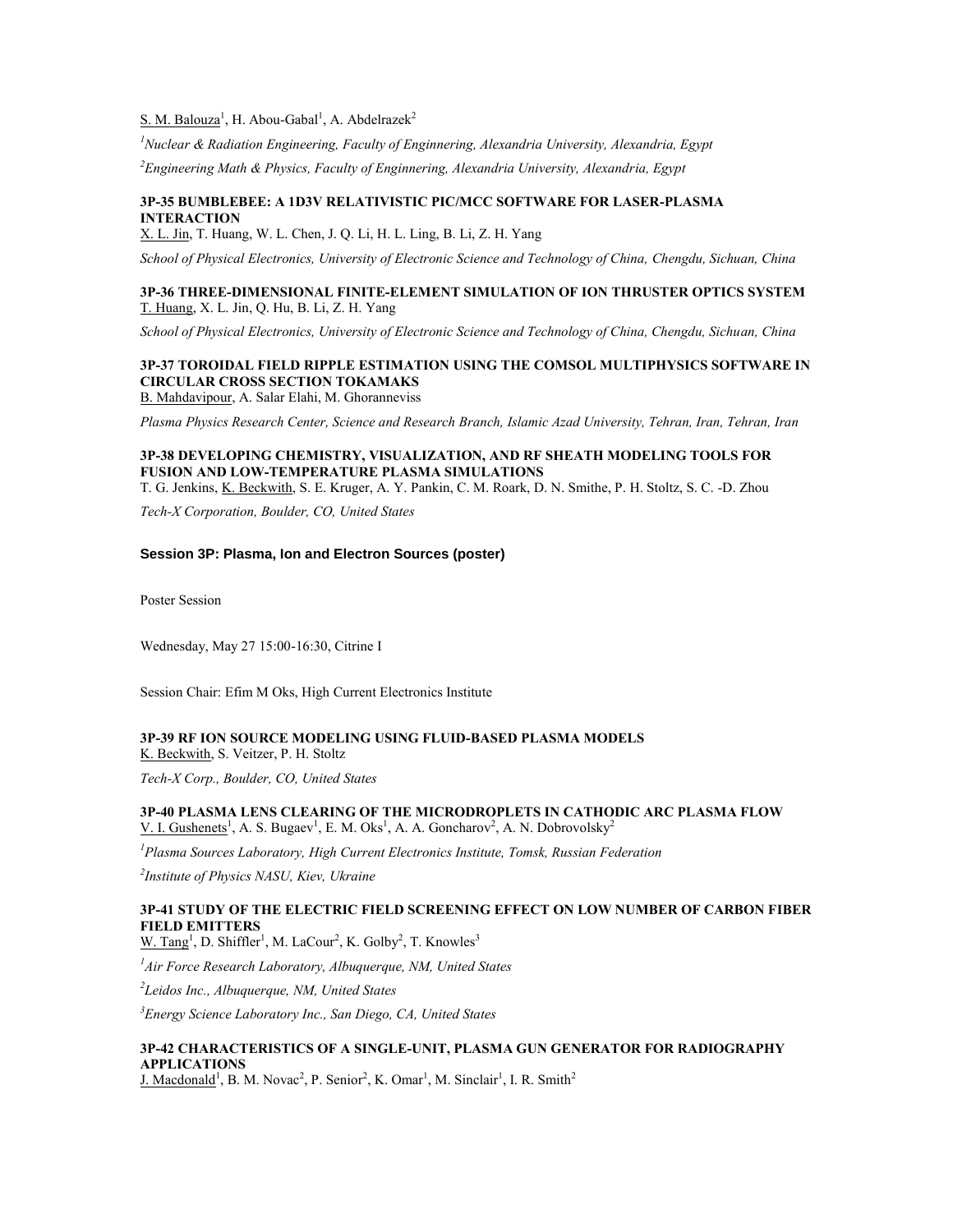S. M. Balouza[1], H. Abou-Gabal[1], A. Abdelrazek[2]

*[1]Nuclear & Radiation Engineering, Faculty of Enginnering, Alexandria University, Alexandria, Egypt*

*[2]Engineering Math & Physics, Faculty of Enginnering, Alexandria University, Alexandria, Egypt*

**3P-35 BUMBLEBEE: A 1D3V RELATIVISTIC PIC/MCC SOFTWARE FOR LASER-PLASMA INTERACTION**
X. L. Jin, T. Huang, W. L. Chen, J. Q. Li, H. L. Ling, B. Li, Z. H. Yang

*School of Physical Electronics, University of Electronic Science and Technology of China, Chengdu, Sichuan, China*

**3P-36 THREE-DIMENSIONAL FINITE-ELEMENT SIMULATION OF ION THRUSTER OPTICS SYSTEM**
T. Huang, X. L. Jin, Q. Hu, B. Li, Z. H. Yang

*School of Physical Electronics, University of Electronic Science and Technology of China, Chengdu, Sichuan, China*

**3P-37 TOROIDAL FIELD RIPPLE ESTIMATION USING THE COMSOL MULTIPHYSICS SOFTWARE IN CIRCULAR CROSS SECTION TOKAMAKS**
B. Mahdavipour, A. Salar Elahi, M. Ghoranneviss

*Plasma Physics Research Center, Science and Research Branch, Islamic Azad University, Tehran, Iran, Tehran, Iran*

**3P-38 DEVELOPING CHEMISTRY, VISUALIZATION, AND RF SHEATH MODELING TOOLS FOR FUSION AND LOW-TEMPERATURE PLASMA SIMULATIONS**
T. G. Jenkins, K. Beckwith, S. E. Kruger, A. Y. Pankin, C. M. Roark, D. N. Smithe, P. H. Stoltz, S. C. -D. Zhou

*Tech-X Corporation, Boulder, CO, United States*

## Session 3P: Plasma, Ion and Electron Sources (poster)

Poster Session

Wednesday, May 27 15:00-16:30, Citrine I

Session Chair: Efim M Oks, High Current Electronics Institute

**3P-39 RF ION SOURCE MODELING USING FLUID-BASED PLASMA MODELS**
K. Beckwith, S. Veitzer, P. H. Stoltz

*Tech-X Corp., Boulder, CO, United States*

**3P-40 PLASMA LENS CLEARING OF THE MICRODROPLETS IN CATHODIC ARC PLASMA FLOW**
V. I. Gushenets[1], A. S. Bugaev[1], E. M. Oks[1], A. A. Goncharov[2], A. N. Dobrovolsky[2]

*[1]Plasma Sources Laboratory, High Current Electronics Institute, Tomsk, Russian Federation*

*[2]Institute of Physics NASU, Kiev, Ukraine*

**3P-41 STUDY OF THE ELECTRIC FIELD SCREENING EFFECT ON LOW NUMBER OF CARBON FIBER FIELD EMITTERS**
W. Tang[1], D. Shiffler[1], M. LaCour[2], K. Golby[2], T. Knowles[3]

*[1]Air Force Research Laboratory, Albuquerque, NM, United States*

*[2]Leidos Inc., Albuquerque, NM, United States*

*[3]Energy Science Laboratory Inc., San Diego, CA, United States*

**3P-42 CHARACTERISTICS OF A SINGLE-UNIT, PLASMA GUN GENERATOR FOR RADIOGRAPHY APPLICATIONS**
J. Macdonald[1], B. M. Novac[2], P. Senior[2], K. Omar[1], M. Sinclair[1], I. R. Smith[2]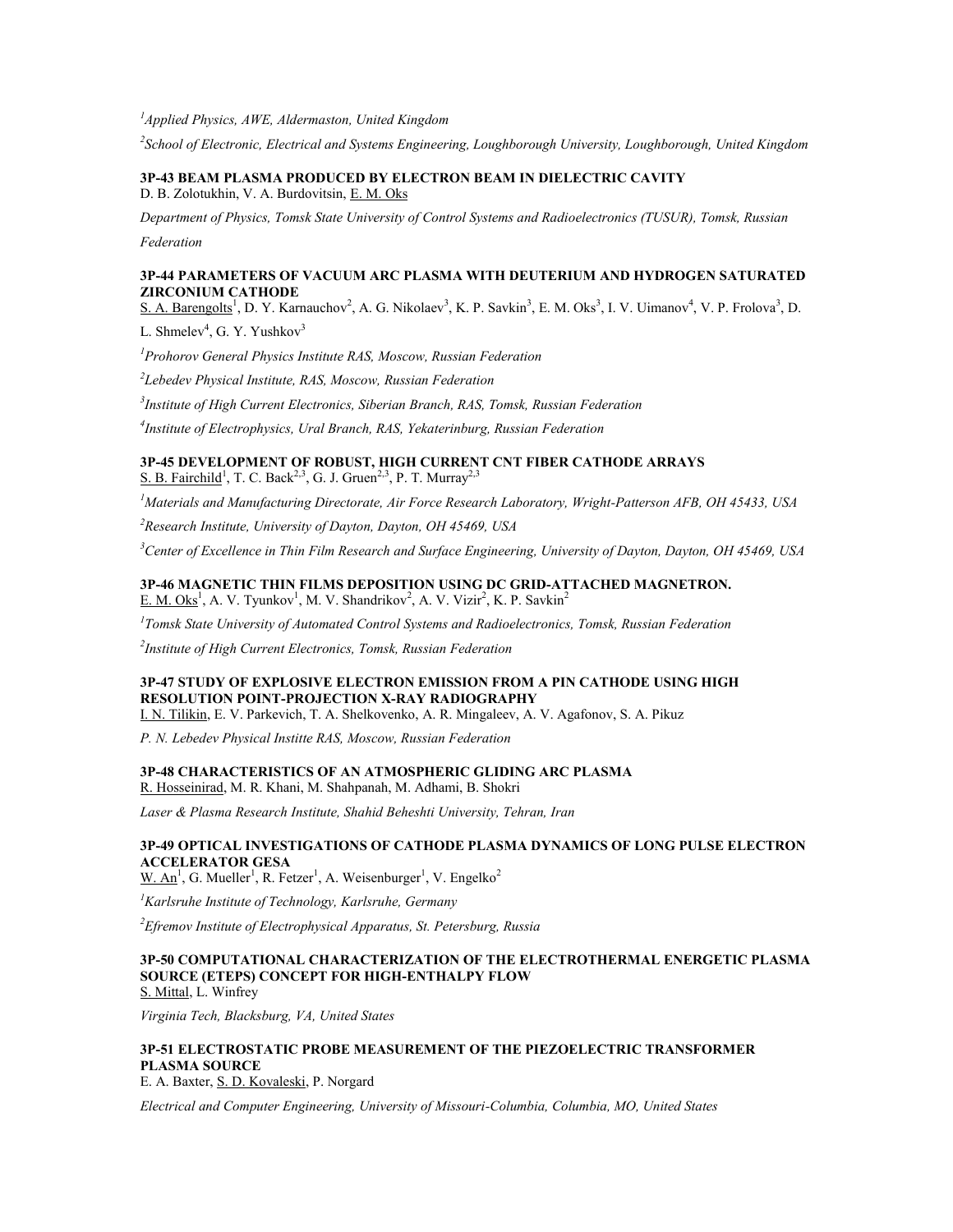*[1]Applied Physics, AWE, Aldermaston, United Kingdom*

*[2]School of Electronic, Electrical and Systems Engineering, Loughborough University, Loughborough, United Kingdom*

### 3P-43 BEAM PLASMA PRODUCED BY ELECTRON BEAM IN DIELECTRIC CAVITY

D. B. Zolotukhin, V. A. Burdovitsin, E. M. Oks

*Department of Physics, Tomsk State University of Control Systems and Radioelectronics (TUSUR), Tomsk, Russian Federation*

### 3P-44 PARAMETERS OF VACUUM ARC PLASMA WITH DEUTERIUM AND HYDROGEN SATURATED ZIRCONIUM CATHODE

S. A. Barengolts[1], D. Y. Karnauchov[2], A. G. Nikolaev[3], K. P. Savkin[3], E. M. Oks[3], I. V. Uimanov[4], V. P. Frolova[3], D. L. Shmelev[4], G. Y. Yushkov[3]

*[1]Prohorov General Physics Institute RAS, Moscow, Russian Federation*

*[2]Lebedev Physical Institute, RAS, Moscow, Russian Federation*

*[3]Institute of High Current Electronics, Siberian Branch, RAS, Tomsk, Russian Federation*

*[4]Institute of Electrophysics, Ural Branch, RAS, Yekaterinburg, Russian Federation*

### 3P-45 DEVELOPMENT OF ROBUST, HIGH CURRENT CNT FIBER CATHODE ARRAYS

S. B. Fairchild[1], T. C. Back[2,3], G. J. Gruen[2,3], P. T. Murray[2,3]

*[1]Materials and Manufacturing Directorate, Air Force Research Laboratory, Wright-Patterson AFB, OH 45433, USA*

*[2]Research Institute, University of Dayton, Dayton, OH 45469, USA*

*[3]Center of Excellence in Thin Film Research and Surface Engineering, University of Dayton, Dayton, OH 45469, USA*

### 3P-46 MAGNETIC THIN FILMS DEPOSITION USING DC GRID-ATTACHED MAGNETRON.

E. M. Oks[1], A. V. Tyunkov[1], M. V. Shandrikov[2], A. V. Vizir[2], K. P. Savkin[2]

*[1]Tomsk State University of Automated Control Systems and Radioelectronics, Tomsk, Russian Federation*

*[2]Institute of High Current Electronics, Tomsk, Russian Federation*

### 3P-47 STUDY OF EXPLOSIVE ELECTRON EMISSION FROM A PIN CATHODE USING HIGH RESOLUTION POINT-PROJECTION X-RAY RADIOGRAPHY

I. N. Tilikin, E. V. Parkevich, T. A. Shelkovenko, A. R. Mingaleev, A. V. Agafonov, S. A. Pikuz

*P. N. Lebedev Physical Institte RAS, Moscow, Russian Federation*

### 3P-48 CHARACTERISTICS OF AN ATMOSPHERIC GLIDING ARC PLASMA

R. Hosseinirad, M. R. Khani, M. Shahpanah, M. Adhami, B. Shokri

*Laser & Plasma Research Institute, Shahid Beheshti University, Tehran, Iran*

### 3P-49 OPTICAL INVESTIGATIONS OF CATHODE PLASMA DYNAMICS OF LONG PULSE ELECTRON ACCELERATOR GESA

W. An[1], G. Mueller[1], R. Fetzer[1], A. Weisenburger[1], V. Engelko[2]

*[1]Karlsruhe Institute of Technology, Karlsruhe, Germany*

*[2]Efremov Institute of Electrophysical Apparatus, St. Petersburg, Russia*

### 3P-50 COMPUTATIONAL CHARACTERIZATION OF THE ELECTROTHERMAL ENERGETIC PLASMA SOURCE (ETEPS) CONCEPT FOR HIGH-ENTHALPY FLOW

S. Mittal, L. Winfrey

*Virginia Tech, Blacksburg, VA, United States*

### 3P-51 ELECTROSTATIC PROBE MEASUREMENT OF THE PIEZOELECTRIC TRANSFORMER PLASMA SOURCE

E. A. Baxter, S. D. Kovaleski, P. Norgard

*Electrical and Computer Engineering, University of Missouri-Columbia, Columbia, MO, United States*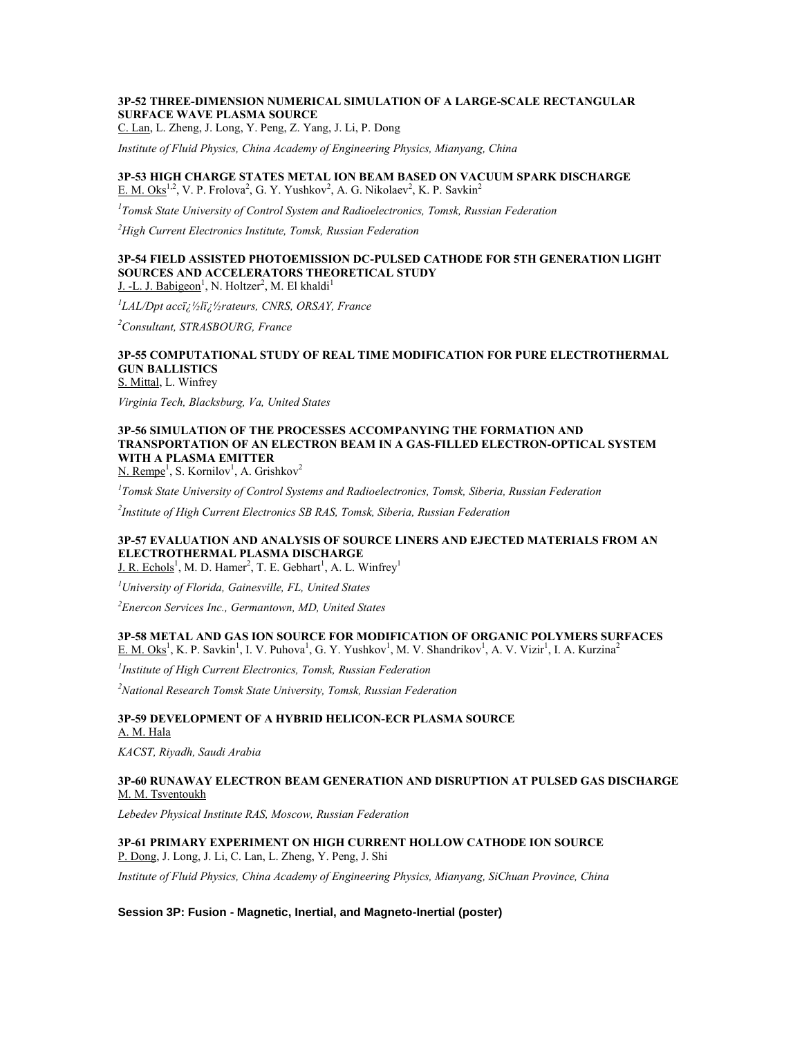### 3P-52 THREE-DIMENSION NUMERICAL SIMULATION OF A LARGE-SCALE RECTANGULAR SURFACE WAVE PLASMA SOURCE

C. Lan, L. Zheng, J. Long, Y. Peng, Z. Yang, J. Li, P. Dong

*Institute of Fluid Physics, China Academy of Engineering Physics, Mianyang, China*

### 3P-53 HIGH CHARGE STATES METAL ION BEAM BASED ON VACUUM SPARK DISCHARGE

E. M. Oks[1,2], V. P. Frolova[2], G. Y. Yushkov[2], A. G. Nikolaev[2], K. P. Savkin[2]

*[1]Tomsk State University of Control System and Radioelectronics, Tomsk, Russian Federation*

*[2]High Current Electronics Institute, Tomsk, Russian Federation*

### 3P-54 FIELD ASSISTED PHOTOEMISSION DC-PULSED CATHODE FOR 5TH GENERATION LIGHT SOURCES AND ACCELERATORS THEORETICAL STUDY

J. -L. J. Babigeon[1], N. Holtzer[2], M. El khaldi[1]

*[1]LAL/Dpt accï¿½lï¿½rateurs, CNRS, ORSAY, France*

*[2]Consultant, STRASBOURG, France*

### 3P-55 COMPUTATIONAL STUDY OF REAL TIME MODIFICATION FOR PURE ELECTROTHERMAL GUN BALLISTICS

S. Mittal, L. Winfrey

*Virginia Tech, Blacksburg, Va, United States*

### 3P-56 SIMULATION OF THE PROCESSES ACCOMPANYING THE FORMATION AND TRANSPORTATION OF AN ELECTRON BEAM IN A GAS-FILLED ELECTRON-OPTICAL SYSTEM WITH A PLASMA EMITTER

N. Rempe[1], S. Kornilov[1], A. Grishkov[2]

*[1]Tomsk State University of Control Systems and Radioelectronics, Tomsk, Siberia, Russian Federation*

*[2]Institute of High Current Electronics SB RAS, Tomsk, Siberia, Russian Federation*

### 3P-57 EVALUATION AND ANALYSIS OF SOURCE LINERS AND EJECTED MATERIALS FROM AN ELECTROTHERMAL PLASMA DISCHARGE

J. R. Echols[1], M. D. Hamer[2], T. E. Gebhart[1], A. L. Winfrey[1]

*[1]University of Florida, Gainesville, FL, United States*

*[2]Enercon Services Inc., Germantown, MD, United States*

### 3P-58 METAL AND GAS ION SOURCE FOR MODIFICATION OF ORGANIC POLYMERS SURFACES

E. M. Oks[1], K. P. Savkin[1], I. V. Puhova[1], G. Y. Yushkov[1], M. V. Shandrikov[1], A. V. Vizir[1], I. A. Kurzina[2]

*[1]Institute of High Current Electronics, Tomsk, Russian Federation*

*[2]National Research Tomsk State University, Tomsk, Russian Federation*

### 3P-59 DEVELOPMENT OF A HYBRID HELICON-ECR PLASMA SOURCE

A. M. Hala

*KACST, Riyadh, Saudi Arabia*

### 3P-60 RUNAWAY ELECTRON BEAM GENERATION AND DISRUPTION AT PULSED GAS DISCHARGE

M. M. Tsventoukh

*Lebedev Physical Institute RAS, Moscow, Russian Federation*

### 3P-61 PRIMARY EXPERIMENT ON HIGH CURRENT HOLLOW CATHODE ION SOURCE

P. Dong, J. Long, J. Li, C. Lan, L. Zheng, Y. Peng, J. Shi

*Institute of Fluid Physics, China Academy of Engineering Physics, Mianyang, SiChuan Province, China*

## Session 3P: Fusion - Magnetic, Inertial, and Magneto-Inertial (poster)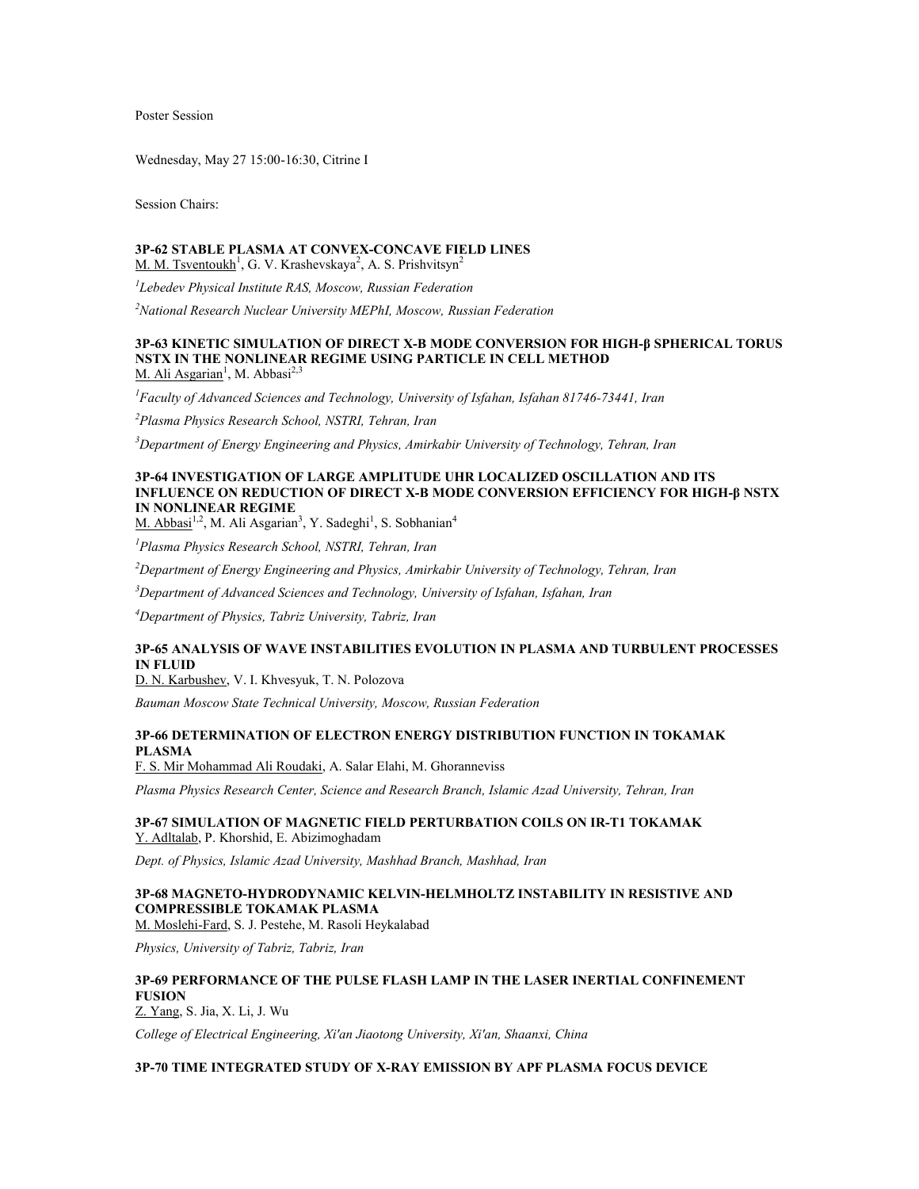Poster Session

Wednesday, May 27 15:00-16:30, Citrine I

Session Chairs:

**3P-62 STABLE PLASMA AT CONVEX-CONCAVE FIELD LINES**
M. M. Tsventoukh[1], G. V. Krashevskaya[2], A. S. Prishvitsyn[2]

*[1]Lebedev Physical Institute RAS, Moscow, Russian Federation*

*[2]National Research Nuclear University MEPhI, Moscow, Russian Federation*

**3P-63 KINETIC SIMULATION OF DIRECT X-B MODE CONVERSION FOR HIGH-β SPHERICAL TORUS NSTX IN THE NONLINEAR REGIME USING PARTICLE IN CELL METHOD**
M. Ali Asgarian[1], M. Abbasi[2,3]

*[1]Faculty of Advanced Sciences and Technology, University of Isfahan, Isfahan 81746-73441, Iran*

*[2]Plasma Physics Research School, NSTRI, Tehran, Iran*

*[3]Department of Energy Engineering and Physics, Amirkabir University of Technology, Tehran, Iran*

**3P-64 INVESTIGATION OF LARGE AMPLITUDE UHR LOCALIZED OSCILLATION AND ITS INFLUENCE ON REDUCTION OF DIRECT X-B MODE CONVERSION EFFICIENCY FOR HIGH-β NSTX IN NONLINEAR REGIME**
M. Abbasi[1,2], M. Ali Asgarian[3], Y. Sadeghi[1], S. Sobhanian[4]

*[1]Plasma Physics Research School, NSTRI, Tehran, Iran*

*[2]Department of Energy Engineering and Physics, Amirkabir University of Technology, Tehran, Iran*

*[3]Department of Advanced Sciences and Technology, University of Isfahan, Isfahan, Iran*

*[4]Department of Physics, Tabriz University, Tabriz, Iran*

**3P-65 ANALYSIS OF WAVE INSTABILITIES EVOLUTION IN PLASMA AND TURBULENT PROCESSES IN FLUID**
D. N. Karbushev, V. I. Khvesyuk, T. N. Polozova

*Bauman Moscow State Technical University, Moscow, Russian Federation*

**3P-66 DETERMINATION OF ELECTRON ENERGY DISTRIBUTION FUNCTION IN TOKAMAK PLASMA**
F. S. Mir Mohammad Ali Roudaki, A. Salar Elahi, M. Ghoranneviss

*Plasma Physics Research Center, Science and Research Branch, Islamic Azad University, Tehran, Iran*

**3P-67 SIMULATION OF MAGNETIC FIELD PERTURBATION COILS ON IR-T1 TOKAMAK**
Y. Adltalab, P. Khorshid, E. Abizimoghadam

*Dept. of Physics, Islamic Azad University, Mashhad Branch, Mashhad, Iran*

**3P-68 MAGNETO-HYDRODYNAMIC KELVIN-HELMHOLTZ INSTABILITY IN RESISTIVE AND COMPRESSIBLE TOKAMAK PLASMA**
M. Moslehi-Fard, S. J. Pestehe, M. Rasoli Heykalabad

*Physics, University of Tabriz, Tabriz, Iran*

**3P-69 PERFORMANCE OF THE PULSE FLASH LAMP IN THE LASER INERTIAL CONFINEMENT FUSION**
Z. Yang, S. Jia, X. Li, J. Wu

*College of Electrical Engineering, Xi'an Jiaotong University, Xi'an, Shaanxi, China*

**3P-70 TIME INTEGRATED STUDY OF X-RAY EMISSION BY APF PLASMA FOCUS DEVICE**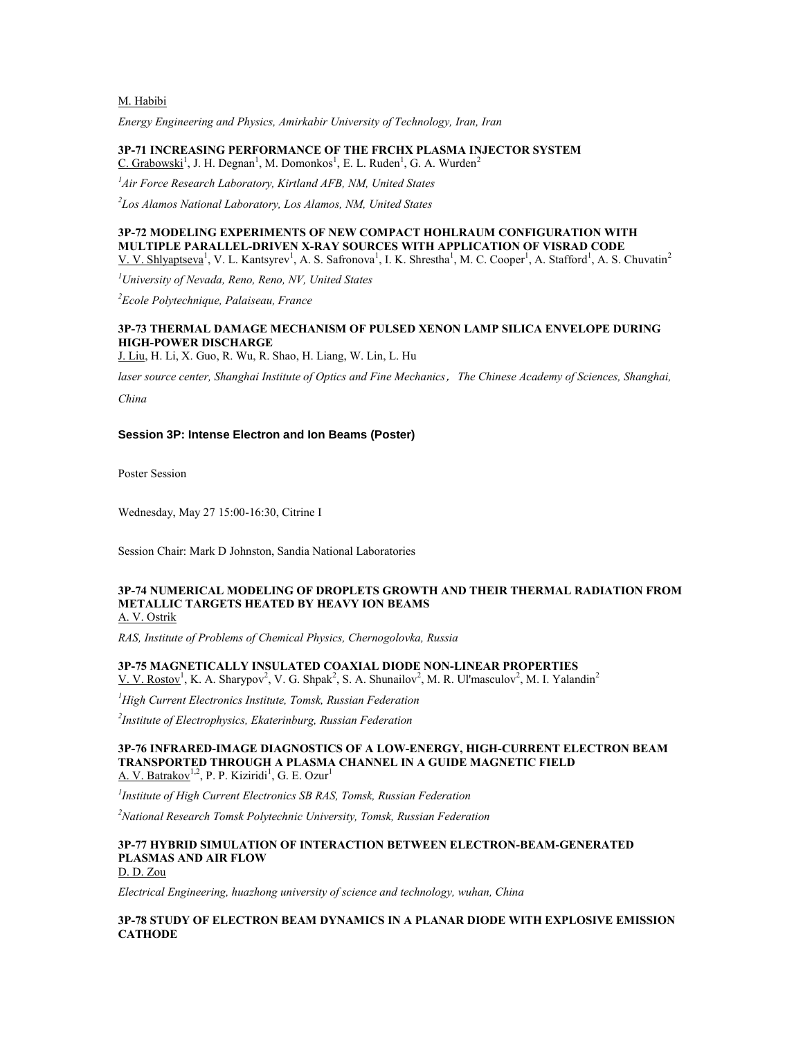M. Habibi

*Energy Engineering and Physics, Amirkabir University of Technology, Iran, Iran*

**3P-71 INCREASING PERFORMANCE OF THE FRCHX PLASMA INJECTOR SYSTEM**
C. Grabowski[1], J. H. Degnan[1], M. Domonkos[1], E. L. Ruden[1], G. A. Wurden[2]

*[1]Air Force Research Laboratory, Kirtland AFB, NM, United States*

*[2]Los Alamos National Laboratory, Los Alamos, NM, United States*

**3P-72 MODELING EXPERIMENTS OF NEW COMPACT HOHLRAUM CONFIGURATION WITH MULTIPLE PARALLEL-DRIVEN X-RAY SOURCES WITH APPLICATION OF VISRAD CODE**
V. V. Shlyaptseva[1], V. L. Kantsyrev[1], A. S. Safronova[1], I. K. Shrestha[1], M. C. Cooper[1], A. Stafford[1], A. S. Chuvatin[2]

*[1]University of Nevada, Reno, Reno, NV, United States*

*[2]Ecole Polytechnique, Palaiseau, France*

**3P-73 THERMAL DAMAGE MECHANISM OF PULSED XENON LAMP SILICA ENVELOPE DURING HIGH-POWER DISCHARGE**
J. Liu, H. Li, X. Guo, R. Wu, R. Shao, H. Liang, W. Lin, L. Hu

*laser source center, Shanghai Institute of Optics and Fine Mechanics，The Chinese Academy of Sciences, Shanghai, China*

## Session 3P: Intense Electron and Ion Beams (Poster)

Poster Session

Wednesday, May 27 15:00-16:30, Citrine I

Session Chair: Mark D Johnston, Sandia National Laboratories

**3P-74 NUMERICAL MODELING OF DROPLETS GROWTH AND THEIR THERMAL RADIATION FROM METALLIC TARGETS HEATED BY HEAVY ION BEAMS**
A. V. Ostrik

*RAS, Institute of Problems of Chemical Physics, Chernogolovka, Russia*

**3P-75 MAGNETICALLY INSULATED COAXIAL DIODE NON-LINEAR PROPERTIES**
V. V. Rostov[1], K. A. Sharypov[2], V. G. Shpak[2], S. A. Shunailov[2], M. R. Ul'masculov[2], M. I. Yalandin[2]

*[1]High Current Electronics Institute, Tomsk, Russian Federation*

*[2]Institute of Electrophysics, Ekaterinburg, Russian Federation*

**3P-76 INFRARED-IMAGE DIAGNOSTICS OF A LOW-ENERGY, HIGH-CURRENT ELECTRON BEAM TRANSPORTED THROUGH A PLASMA CHANNEL IN A GUIDE MAGNETIC FIELD**
A. V. Batrakov[1,2], P. P. Kiziridi[1], G. E. Ozur[1]

*[1]Institute of High Current Electronics SB RAS, Tomsk, Russian Federation*

*[2]National Research Tomsk Polytechnic University, Tomsk, Russian Federation*

**3P-77 HYBRID SIMULATION OF INTERACTION BETWEEN ELECTRON-BEAM-GENERATED PLASMAS AND AIR FLOW**
D. D. Zou

*Electrical Engineering, huazhong university of science and technology, wuhan, China*

**3P-78 STUDY OF ELECTRON BEAM DYNAMICS IN A PLANAR DIODE WITH EXPLOSIVE EMISSION CATHODE**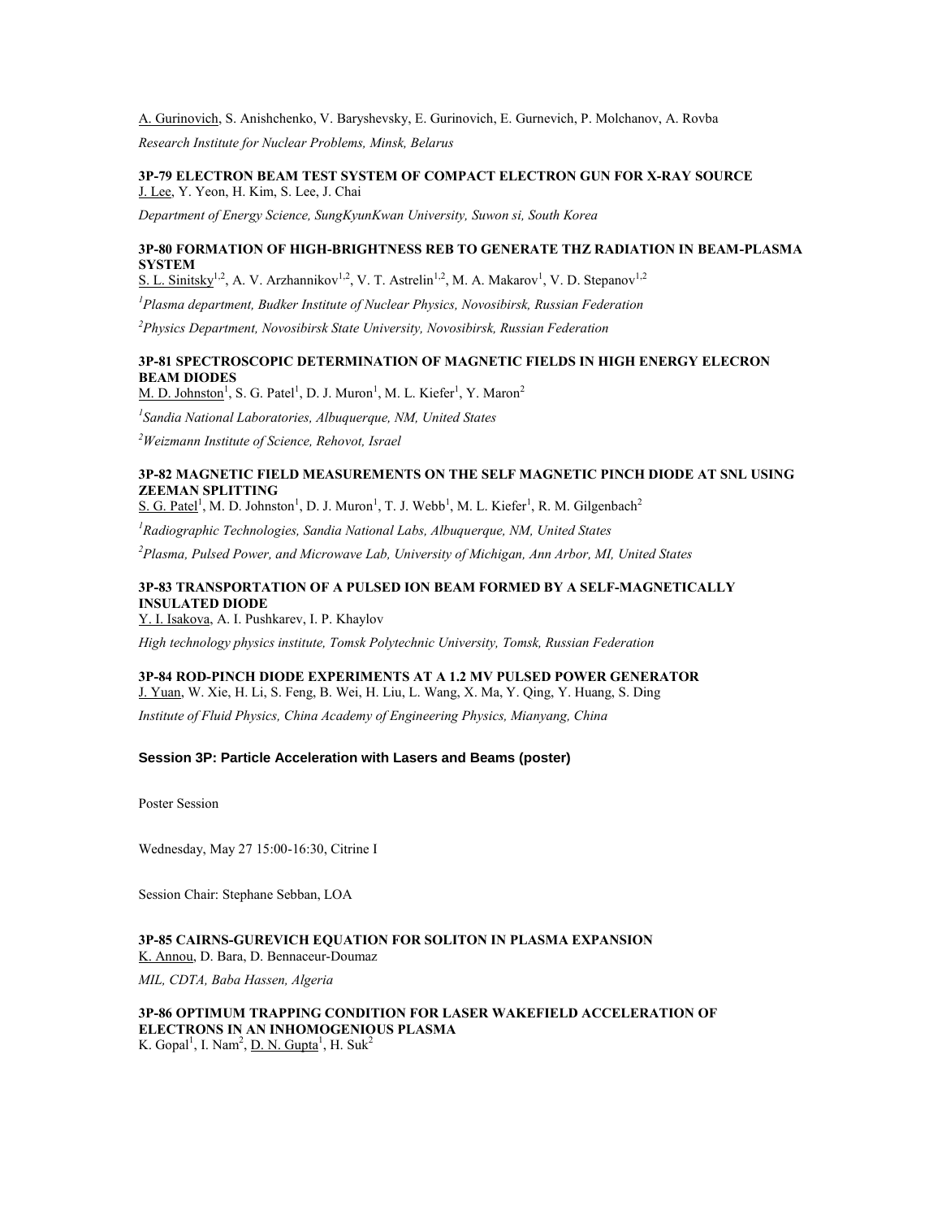A. Gurinovich, S. Anishchenko, V. Baryshevsky, E. Gurinovich, E. Gurnevich, P. Molchanov, A. Rovba

*Research Institute for Nuclear Problems, Minsk, Belarus*

**3P-79 ELECTRON BEAM TEST SYSTEM OF COMPACT ELECTRON GUN FOR X-RAY SOURCE**
J. Lee, Y. Yeon, H. Kim, S. Lee, J. Chai

*Department of Energy Science, SungKyunKwan University, Suwon si, South Korea*

**3P-80 FORMATION OF HIGH-BRIGHTNESS REB TO GENERATE THZ RADIATION IN BEAM-PLASMA SYSTEM**
S. L. Sinitsky[1,2], A. V. Arzhannikov[1,2], V. T. Astrelin[1,2], M. A. Makarov[1], V. D. Stepanov[1,2]

*[1]Plasma department, Budker Institute of Nuclear Physics, Novosibirsk, Russian Federation*

*[2]Physics Department, Novosibirsk State University, Novosibirsk, Russian Federation*

**3P-81 SPECTROSCOPIC DETERMINATION OF MAGNETIC FIELDS IN HIGH ENERGY ELECRON BEAM DIODES**
M. D. Johnston[1], S. G. Patel[1], D. J. Muron[1], M. L. Kiefer[1], Y. Maron[2]

*[1]Sandia National Laboratories, Albuquerque, NM, United States*

*[2]Weizmann Institute of Science, Rehovot, Israel*

**3P-82 MAGNETIC FIELD MEASUREMENTS ON THE SELF MAGNETIC PINCH DIODE AT SNL USING ZEEMAN SPLITTING**
S. G. Patel[1], M. D. Johnston[1], D. J. Muron[1], T. J. Webb[1], M. L. Kiefer[1], R. M. Gilgenbach[2]

*[1]Radiographic Technologies, Sandia National Labs, Albuquerque, NM, United States*

*[2]Plasma, Pulsed Power, and Microwave Lab, University of Michigan, Ann Arbor, MI, United States*

**3P-83 TRANSPORTATION OF A PULSED ION BEAM FORMED BY A SELF-MAGNETICALLY INSULATED DIODE**
Y. I. Isakova, A. I. Pushkarev, I. P. Khaylov

*High technology physics institute, Tomsk Polytechnic University, Tomsk, Russian Federation*

**3P-84 ROD-PINCH DIODE EXPERIMENTS AT A 1.2 MV PULSED POWER GENERATOR**
J. Yuan, W. Xie, H. Li, S. Feng, B. Wei, H. Liu, L. Wang, X. Ma, Y. Qing, Y. Huang, S. Ding

*Institute of Fluid Physics, China Academy of Engineering Physics, Mianyang, China*

## Session 3P: Particle Acceleration with Lasers and Beams (poster)

Poster Session

Wednesday, May 27 15:00-16:30, Citrine I

Session Chair: Stephane Sebban, LOA

**3P-85 CAIRNS-GUREVICH EQUATION FOR SOLITON IN PLASMA EXPANSION**
K. Annou, D. Bara, D. Bennaceur-Doumaz

*MIL, CDTA, Baba Hassen, Algeria*

**3P-86 OPTIMUM TRAPPING CONDITION FOR LASER WAKEFIELD ACCELERATION OF ELECTRONS IN AN INHOMOGENIOUS PLASMA**
K. Gopal[1], I. Nam[2], D. N. Gupta[1], H. Suk[2]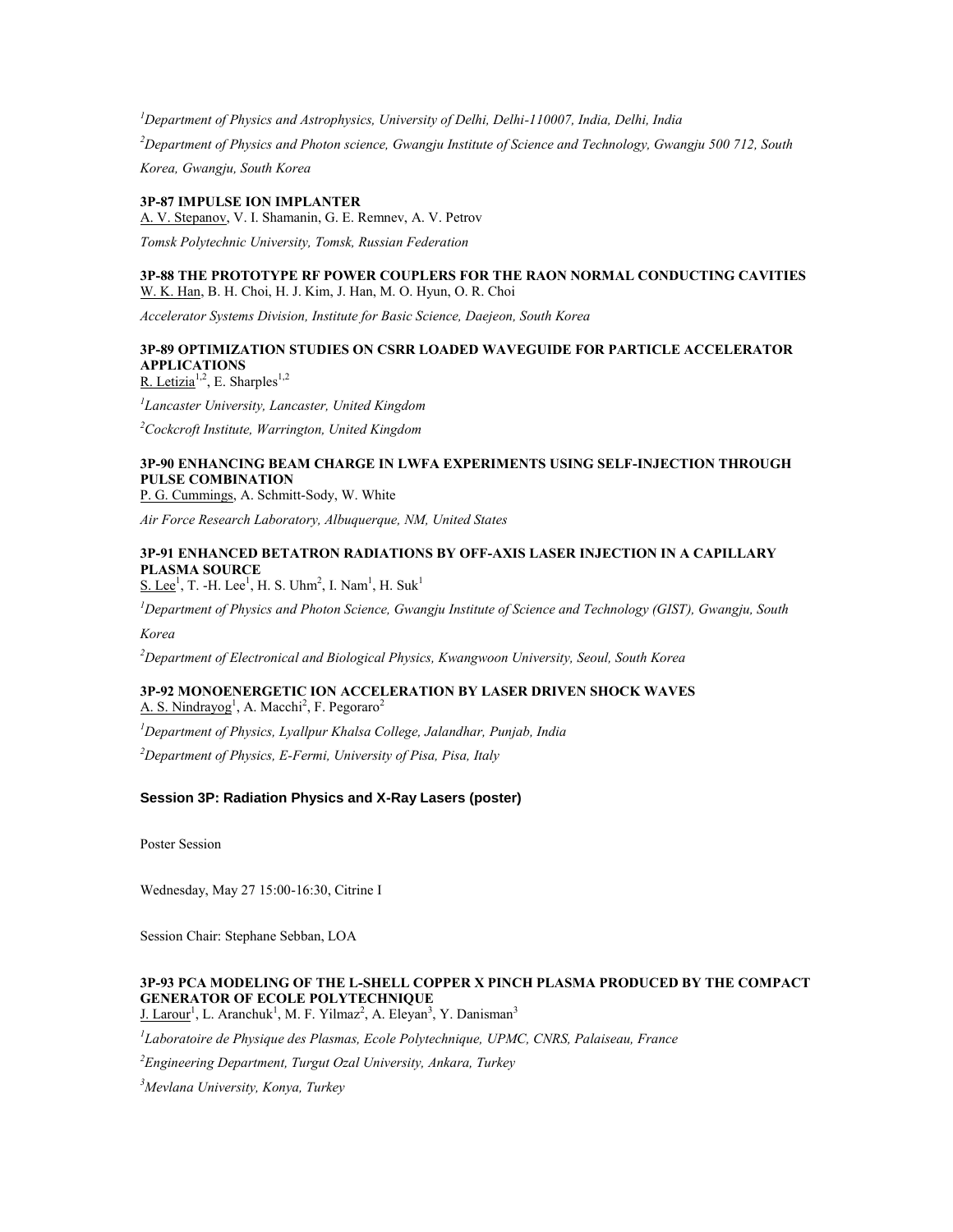[1]*Department of Physics and Astrophysics, University of Delhi, Delhi-110007, India, Delhi, India*

[2]*Department of Physics and Photon science, Gwangju Institute of Science and Technology, Gwangju 500 712, South Korea, Gwangju, South Korea*

**3P-87 IMPULSE ION IMPLANTER**

A. V. Stepanov, V. I. Shamanin, G. E. Remnev, A. V. Petrov

*Tomsk Polytechnic University, Tomsk, Russian Federation*

**3P-88 THE PROTOTYPE RF POWER COUPLERS FOR THE RAON NORMAL CONDUCTING CAVITIES**

W. K. Han, B. H. Choi, H. J. Kim, J. Han, M. O. Hyun, O. R. Choi

*Accelerator Systems Division, Institute for Basic Science, Daejeon, South Korea*

**3P-89 OPTIMIZATION STUDIES ON CSRR LOADED WAVEGUIDE FOR PARTICLE ACCELERATOR APPLICATIONS**

R. Letizia[1,2], E. Sharples[1,2]

[1]*Lancaster University, Lancaster, United Kingdom*

[2]*Cockcroft Institute, Warrington, United Kingdom*

**3P-90 ENHANCING BEAM CHARGE IN LWFA EXPERIMENTS USING SELF-INJECTION THROUGH PULSE COMBINATION**

P. G. Cummings, A. Schmitt-Sody, W. White

*Air Force Research Laboratory, Albuquerque, NM, United States*

**3P-91 ENHANCED BETATRON RADIATIONS BY OFF-AXIS LASER INJECTION IN A CAPILLARY PLASMA SOURCE**

S. Lee[1], T. -H. Lee[1], H. S. Uhm[2], I. Nam[1], H. Suk[1]

[1]*Department of Physics and Photon Science, Gwangju Institute of Science and Technology (GIST), Gwangju, South Korea*

[2]*Department of Electronical and Biological Physics, Kwangwoon University, Seoul, South Korea*

**3P-92 MONOENERGETIC ION ACCELERATION BY LASER DRIVEN SHOCK WAVES**

A. S. Nindrayog[1], A. Macchi[2], F. Pegoraro[2]

[1]*Department of Physics, Lyallpur Khalsa College, Jalandhar, Punjab, India*

[2]*Department of Physics, E-Fermi, University of Pisa, Pisa, Italy*

### Session 3P: Radiation Physics and X-Ray Lasers (poster)

Poster Session

Wednesday, May 27 15:00-16:30, Citrine I

Session Chair: Stephane Sebban, LOA

**3P-93 PCA MODELING OF THE L-SHELL COPPER X PINCH PLASMA PRODUCED BY THE COMPACT GENERATOR OF ECOLE POLYTECHNIQUE**

J. Larour[1], L. Aranchuk[1], M. F. Yilmaz[2], A. Eleyan[3], Y. Danisman[3]

[1]*Laboratoire de Physique des Plasmas, Ecole Polytechnique, UPMC, CNRS, Palaiseau, France*

[2]*Engineering Department, Turgut Ozal University, Ankara, Turkey*

[3]*Mevlana University, Konya, Turkey*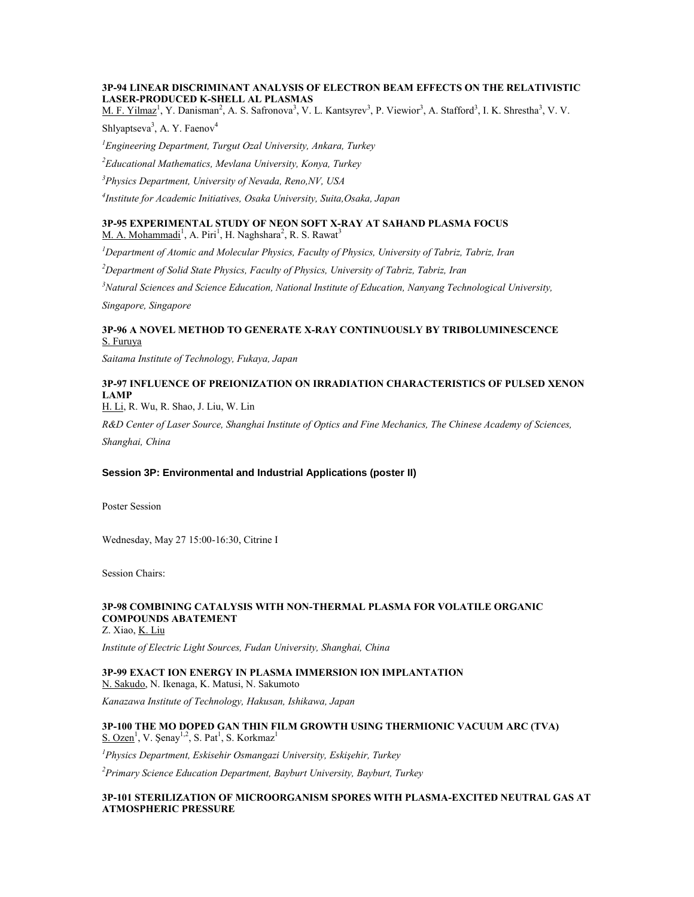### 3P-94 LINEAR DISCRIMINANT ANALYSIS OF ELECTRON BEAM EFFECTS ON THE RELATIVISTIC LASER-PRODUCED K-SHELL AL PLASMAS

M. F. Yilmaz[1], Y. Danisman[2], A. S. Safronova[3], V. L. Kantsyrev[3], P. Viewior[3], A. Stafford[3], I. K. Shrestha[3], V. V. Shlyaptseva[3], A. Y. Faenov[4]

*[1]Engineering Department, Turgut Ozal University, Ankara, Turkey*

*[2]Educational Mathematics, Mevlana University, Konya, Turkey*

*[3]Physics Department, University of Nevada, Reno,NV, USA*

*[4]Institute for Academic Initiatives, Osaka University, Suita,Osaka, Japan*

### 3P-95 EXPERIMENTAL STUDY OF NEON SOFT X-RAY AT SAHAND PLASMA FOCUS

M. A. Mohammadi[1], A. Piri[1], H. Naghshara[2], R. S. Rawat[3]

*[1]Department of Atomic and Molecular Physics, Faculty of Physics, University of Tabriz, Tabriz, Iran*

*[2]Department of Solid State Physics, Faculty of Physics, University of Tabriz, Tabriz, Iran*

*[3]Natural Sciences and Science Education, National Institute of Education, Nanyang Technological University, Singapore, Singapore*

### 3P-96 A NOVEL METHOD TO GENERATE X-RAY CONTINUOUSLY BY TRIBOLUMINESCENCE

S. Furuya

*Saitama Institute of Technology, Fukaya, Japan*

### 3P-97 INFLUENCE OF PREIONIZATION ON IRRADIATION CHARACTERISTICS OF PULSED XENON LAMP

H. Li, R. Wu, R. Shao, J. Liu, W. Lin

*R&D Center of Laser Source, Shanghai Institute of Optics and Fine Mechanics, The Chinese Academy of Sciences, Shanghai, China*

## Session 3P: Environmental and Industrial Applications (poster II)

Poster Session

Wednesday, May 27 15:00-16:30, Citrine I

Session Chairs:

### 3P-98 COMBINING CATALYSIS WITH NON-THERMAL PLASMA FOR VOLATILE ORGANIC COMPOUNDS ABATEMENT

Z. Xiao, K. Liu

*Institute of Electric Light Sources, Fudan University, Shanghai, China*

### 3P-99 EXACT ION ENERGY IN PLASMA IMMERSION ION IMPLANTATION

N. Sakudo, N. Ikenaga, K. Matusi, N. Sakumoto

*Kanazawa Institute of Technology, Hakusan, Ishikawa, Japan*

### 3P-100 THE MO DOPED GAN THIN FILM GROWTH USING THERMIONIC VACUUM ARC (TVA)

S. Ozen[1], V. Şenay[1,2], S. Pat[1], S. Korkmaz[1]

*[1]Physics Department, Eskisehir Osmangazi University, Eskişehir, Turkey*

*[2]Primary Science Education Department, Bayburt University, Bayburt, Turkey*

### 3P-101 STERILIZATION OF MICROORGANISM SPORES WITH PLASMA-EXCITED NEUTRAL GAS AT ATMOSPHERIC PRESSURE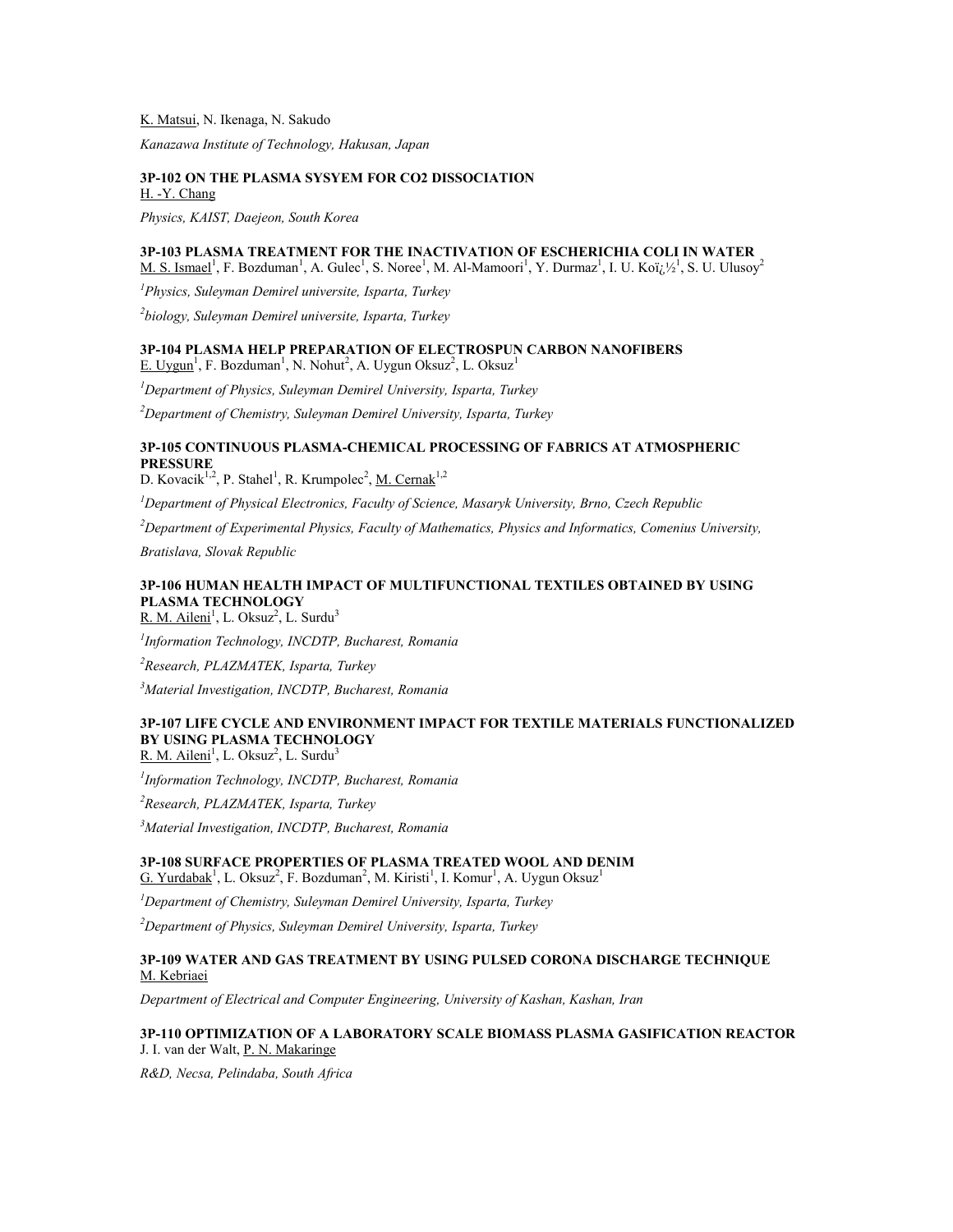K. Matsui, N. Ikenaga, N. Sakudo

*Kanazawa Institute of Technology, Hakusan, Japan*

**3P-102 ON THE PLASMA SYSYEM FOR CO2 DISSOCIATION**

H. -Y. Chang

*Physics, KAIST, Daejeon, South Korea*

**3P-103 PLASMA TREATMENT FOR THE INACTIVATION OF ESCHERICHIA COLI IN WATER**

M. S. Ismael[1], F. Bozduman[1], A. Gulec[1], S. Noree[1], M. Al-Mamoori[1], Y. Durmaz[1], I. U. Koï¿½[1], S. U. Ulusoy[2]

*[1]Physics, Suleyman Demirel universite, Isparta, Turkey*

*[2]biology, Suleyman Demirel universite, Isparta, Turkey*

**3P-104 PLASMA HELP PREPARATION OF ELECTROSPUN CARBON NANOFIBERS**

E. Uygun[1], F. Bozduman[1], N. Nohut[2], A. Uygun Oksuz[2], L. Oksuz[1]

*[1]Department of Physics, Suleyman Demirel University, Isparta, Turkey*

*[2]Department of Chemistry, Suleyman Demirel University, Isparta, Turkey*

**3P-105 CONTINUOUS PLASMA-CHEMICAL PROCESSING OF FABRICS AT ATMOSPHERIC PRESSURE**

D. Kovacik[1,2], P. Stahel[1], R. Krumpolec[2], M. Cernak[1,2]

*[1]Department of Physical Electronics, Faculty of Science, Masaryk University, Brno, Czech Republic*

*[2]Department of Experimental Physics, Faculty of Mathematics, Physics and Informatics, Comenius University, Bratislava, Slovak Republic*

**3P-106 HUMAN HEALTH IMPACT OF MULTIFUNCTIONAL TEXTILES OBTAINED BY USING PLASMA TECHNOLOGY**

R. M. Aileni[1], L. Oksuz[2], L. Surdu[3]

*[1]Information Technology, INCDTP, Bucharest, Romania*

*[2]Research, PLAZMATEK, Isparta, Turkey*

*[3]Material Investigation, INCDTP, Bucharest, Romania*

**3P-107 LIFE CYCLE AND ENVIRONMENT IMPACT FOR TEXTILE MATERIALS FUNCTIONALIZED BY USING PLASMA TECHNOLOGY**

R. M. Aileni[1], L. Oksuz[2], L. Surdu[3]

*[1]Information Technology, INCDTP, Bucharest, Romania*

*[2]Research, PLAZMATEK, Isparta, Turkey*

*[3]Material Investigation, INCDTP, Bucharest, Romania*

**3P-108 SURFACE PROPERTIES OF PLASMA TREATED WOOL AND DENIM**

G. Yurdabak[1], L. Oksuz[2], F. Bozduman[2], M. Kiristi[1], I. Komur[1], A. Uygun Oksuz[1]

*[1]Department of Chemistry, Suleyman Demirel University, Isparta, Turkey*

*[2]Department of Physics, Suleyman Demirel University, Isparta, Turkey*

**3P-109 WATER AND GAS TREATMENT BY USING PULSED CORONA DISCHARGE TECHNIQUE**

M. Kebriaei

*Department of Electrical and Computer Engineering, University of Kashan, Kashan, Iran*

**3P-110 OPTIMIZATION OF A LABORATORY SCALE BIOMASS PLASMA GASIFICATION REACTOR**

J. I. van der Walt, P. N. Makaringe

*R&D, Necsa, Pelindaba, South Africa*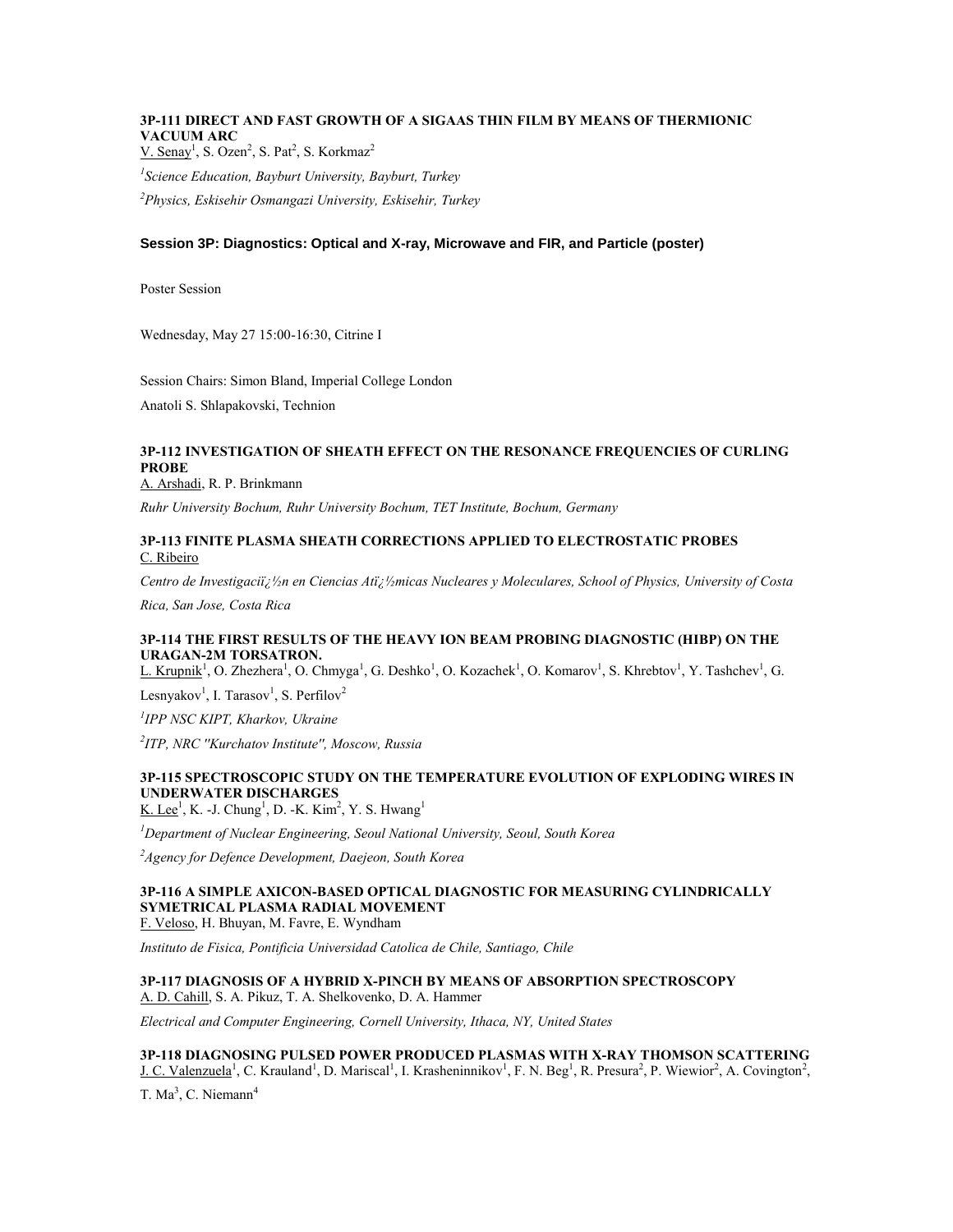**3P-111 DIRECT AND FAST GROWTH OF A SIGAAS THIN FILM BY MEANS OF THERMIONIC VACUUM ARC**

V. Senay[1], S. Ozen[2], S. Pat[2], S. Korkmaz[2]

*[1]Science Education, Bayburt University, Bayburt, Turkey*

*[2]Physics, Eskisehir Osmangazi University, Eskisehir, Turkey*

## Session 3P: Diagnostics: Optical and X-ray, Microwave and FIR, and Particle (poster)

Poster Session

Wednesday, May 27 15:00-16:30, Citrine I

Session Chairs: Simon Bland, Imperial College London

Anatoli S. Shlapakovski, Technion

**3P-112 INVESTIGATION OF SHEATH EFFECT ON THE RESONANCE FREQUENCIES OF CURLING PROBE**

A. Arshadi, R. P. Brinkmann

*Ruhr University Bochum, Ruhr University Bochum, TET Institute, Bochum, Germany*

**3P-113 FINITE PLASMA SHEATH CORRECTIONS APPLIED TO ELECTROSTATIC PROBES**

C. Ribeiro

*Centro de Investigacïż½n en Ciencias Atïż½micas Nucleares y Moleculares, School of Physics, University of Costa Rica, San Jose, Costa Rica*

**3P-114 THE FIRST RESULTS OF THE HEAVY ION BEAM PROBING DIAGNOSTIC (HIBP) ON THE URAGAN-2M TORSATRON.**

L. Krupnik[1], O. Zhezhera[1], O. Chmyga[1], G. Deshko[1], O. Kozachek[1], O. Komarov[1], S. Khrebtov[1], Y. Tashchev[1], G. Lesnyakov[1], I. Tarasov[1], S. Perfilov[2]

*[1]IPP NSC KIPT, Kharkov, Ukraine*

*[2]ITP, NRC "Kurchatov Institute", Moscow, Russia*

**3P-115 SPECTROSCOPIC STUDY ON THE TEMPERATURE EVOLUTION OF EXPLODING WIRES IN UNDERWATER DISCHARGES**

K. Lee[1], K. -J. Chung[1], D. -K. Kim[2], Y. S. Hwang[1]

*[1]Department of Nuclear Engineering, Seoul National University, Seoul, South Korea*

*[2]Agency for Defence Development, Daejeon, South Korea*

**3P-116 A SIMPLE AXICON-BASED OPTICAL DIAGNOSTIC FOR MEASURING CYLINDRICALLY SYMETRICAL PLASMA RADIAL MOVEMENT**

F. Veloso, H. Bhuyan, M. Favre, E. Wyndham

*Instituto de Fisica, Pontificia Universidad Catolica de Chile, Santiago, Chile*

**3P-117 DIAGNOSIS OF A HYBRID X-PINCH BY MEANS OF ABSORPTION SPECTROSCOPY**

A. D. Cahill, S. A. Pikuz, T. A. Shelkovenko, D. A. Hammer

*Electrical and Computer Engineering, Cornell University, Ithaca, NY, United States*

**3P-118 DIAGNOSING PULSED POWER PRODUCED PLASMAS WITH X-RAY THOMSON SCATTERING**

J. C. Valenzuela[1], C. Krauland[1], D. Mariscal[1], I. Krasheninnikov[1], F. N. Beg[1], R. Presura[2], P. Wiewior[2], A. Covington[2], T. Ma[3], C. Niemann[4]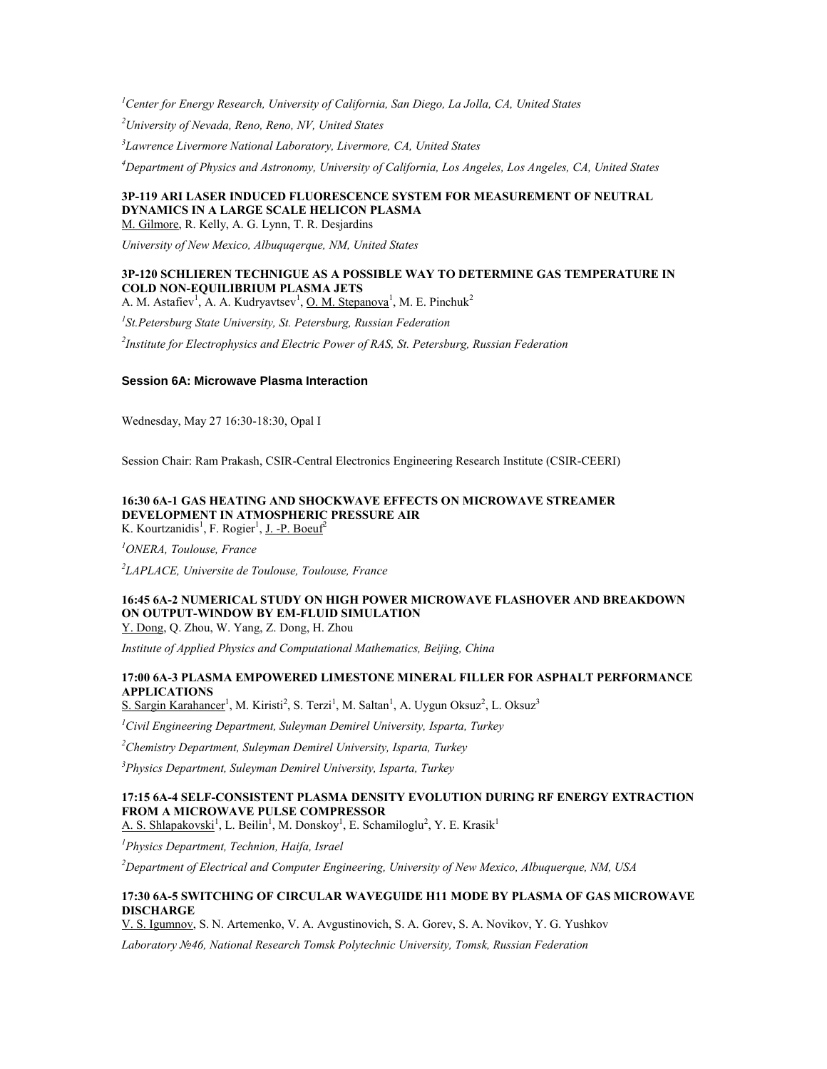[1]*Center for Energy Research, University of California, San Diego, La Jolla, CA, United States*

[2]*University of Nevada, Reno, Reno, NV, United States*

[3]*Lawrence Livermore National Laboratory, Livermore, CA, United States*

[4]*Department of Physics and Astronomy, University of California, Los Angeles, Los Angeles, CA, United States*

**3P-119 ARI LASER INDUCED FLUORESCENCE SYSTEM FOR MEASUREMENT OF NEUTRAL DYNAMICS IN A LARGE SCALE HELICON PLASMA**
M. Gilmore, R. Kelly, A. G. Lynn, T. R. Desjardins

*University of New Mexico, Albuquqerque, NM, United States*

**3P-120 SCHLIEREN TECHNIGUE AS A POSSIBLE WAY TO DETERMINE GAS TEMPERATURE IN COLD NON-EQUILIBRIUM PLASMA JETS**
A. M. Astafiev[1], A. A. Kudryavtsev[1], O. M. Stepanova[1], M. E. Pinchuk[2]

[1]*St.Petersburg State University, St. Petersburg, Russian Federation*

[2]*Institute for Electrophysics and Electric Power of RAS, St. Petersburg, Russian Federation*

## Session 6A: Microwave Plasma Interaction

Wednesday, May 27 16:30-18:30, Opal I

Session Chair: Ram Prakash, CSIR-Central Electronics Engineering Research Institute (CSIR-CEERI)

**16:30 6A-1 GAS HEATING AND SHOCKWAVE EFFECTS ON MICROWAVE STREAMER DEVELOPMENT IN ATMOSPHERIC PRESSURE AIR**
K. Kourtzanidis[1], F. Rogier[1], J. -P. Boeuf[2]

[1]*ONERA, Toulouse, France*

[2]*LAPLACE, Universite de Toulouse, Toulouse, France*

**16:45 6A-2 NUMERICAL STUDY ON HIGH POWER MICROWAVE FLASHOVER AND BREAKDOWN ON OUTPUT-WINDOW BY EM-FLUID SIMULATION**
Y. Dong, Q. Zhou, W. Yang, Z. Dong, H. Zhou

*Institute of Applied Physics and Computational Mathematics, Beijing, China*

**17:00 6A-3 PLASMA EMPOWERED LIMESTONE MINERAL FILLER FOR ASPHALT PERFORMANCE APPLICATIONS**
S. Sargin Karahancer[1], M. Kiristi[2], S. Terzi[1], M. Saltan[1], A. Uygun Oksuz[2], L. Oksuz[3]

[1]*Civil Engineering Department, Suleyman Demirel University, Isparta, Turkey*

[2]*Chemistry Department, Suleyman Demirel University, Isparta, Turkey*

[3]*Physics Department, Suleyman Demirel University, Isparta, Turkey*

**17:15 6A-4 SELF-CONSISTENT PLASMA DENSITY EVOLUTION DURING RF ENERGY EXTRACTION FROM A MICROWAVE PULSE COMPRESSOR**
A. S. Shlapakovski[1], L. Beilin[1], M. Donskoy[1], E. Schamiloglu[2], Y. E. Krasik[1]

[1]*Physics Department, Technion, Haifa, Israel*

[2]*Department of Electrical and Computer Engineering, University of New Mexico, Albuquerque, NM, USA*

**17:30 6A-5 SWITCHING OF CIRCULAR WAVEGUIDE H11 MODE BY PLASMA OF GAS MICROWAVE DISCHARGE**
V. S. Igumnov, S. N. Artemenko, V. A. Avgustinovich, S. A. Gorev, S. A. Novikov, Y. G. Yushkov

*Laboratory №46, National Research Tomsk Polytechnic University, Tomsk, Russian Federation*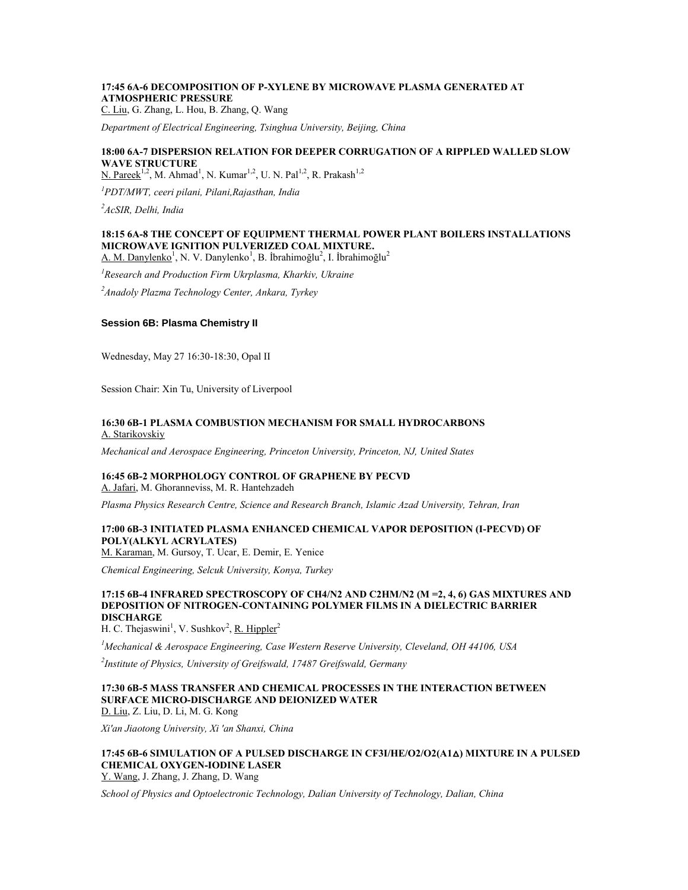**17:45 6A-6 DECOMPOSITION OF P-XYLENE BY MICROWAVE PLASMA GENERATED AT ATMOSPHERIC PRESSURE**

C. Liu, G. Zhang, L. Hou, B. Zhang, Q. Wang

*Department of Electrical Engineering, Tsinghua University, Beijing, China*

**18:00 6A-7 DISPERSION RELATION FOR DEEPER CORRUGATION OF A RIPPLED WALLED SLOW WAVE STRUCTURE**

N. Pareek[1,2], M. Ahmad[1], N. Kumar[1,2], U. N. Pal[1,2], R. Prakash[1,2]

*[1]PDT/MWT, ceeri pilani, Pilani,Rajasthan, India*

*[2]AcSIR, Delhi, India*

**18:15 6A-8 THE CONCEPT OF EQUIPMENT THERMAL POWER PLANT BOILERS INSTALLATIONS MICROWAVE IGNITION PULVERIZED COAL MIXTURE.**

A. M. Danylenko[1], N. V. Danylenko[1], B. İbrahimoğlu[2], I. İbrahimoğlu[2]

*[1]Research and Production Firm Ukrplasma, Kharkiv, Ukraine*

*[2]Anadoly Plazma Technology Center, Ankara, Tyrkey*

### Session 6B: Plasma Chemistry II

Wednesday, May 27 16:30-18:30, Opal II

Session Chair: Xin Tu, University of Liverpool

**16:30 6B-1 PLASMA COMBUSTION MECHANISM FOR SMALL HYDROCARBONS**

A. Starikovskiy

*Mechanical and Aerospace Engineering, Princeton University, Princeton, NJ, United States*

**16:45 6B-2 MORPHOLOGY CONTROL OF GRAPHENE BY PECVD**

A. Jafari, M. Ghoranneviss, M. R. Hantehzadeh

*Plasma Physics Research Centre, Science and Research Branch, Islamic Azad University, Tehran, Iran*

**17:00 6B-3 INITIATED PLASMA ENHANCED CHEMICAL VAPOR DEPOSITION (I-PECVD) OF POLY(ALKYL ACRYLATES)**

M. Karaman, M. Gursoy, T. Ucar, E. Demir, E. Yenice

*Chemical Engineering, Selcuk University, Konya, Turkey*

**17:15 6B-4 INFRARED SPECTROSCOPY OF CH4/N2 AND C2HM/N2 (M =2, 4, 6) GAS MIXTURES AND DEPOSITION OF NITROGEN-CONTAINING POLYMER FILMS IN A DIELECTRIC BARRIER DISCHARGE**

H. C. Thejaswini[1], V. Sushkov[2], R. Hippler[2]

*[1]Mechanical & Aerospace Engineering, Case Western Reserve University, Cleveland, OH 44106, USA*

*[2]Institute of Physics, University of Greifswald, 17487 Greifswald, Germany*

**17:30 6B-5 MASS TRANSFER AND CHEMICAL PROCESSES IN THE INTERACTION BETWEEN SURFACE MICRO-DISCHARGE AND DEIONIZED WATER**

D. Liu, Z. Liu, D. Li, M. G. Kong

*Xi'an Jiaotong University, Xi 'an Shanxi, China*

**17:45 6B-6 SIMULATION OF A PULSED DISCHARGE IN CF3I/HE/O2/O2(A1Δ) MIXTURE IN A PULSED CHEMICAL OXYGEN-IODINE LASER**

Y. Wang, J. Zhang, J. Zhang, D. Wang

*School of Physics and Optoelectronic Technology, Dalian University of Technology, Dalian, China*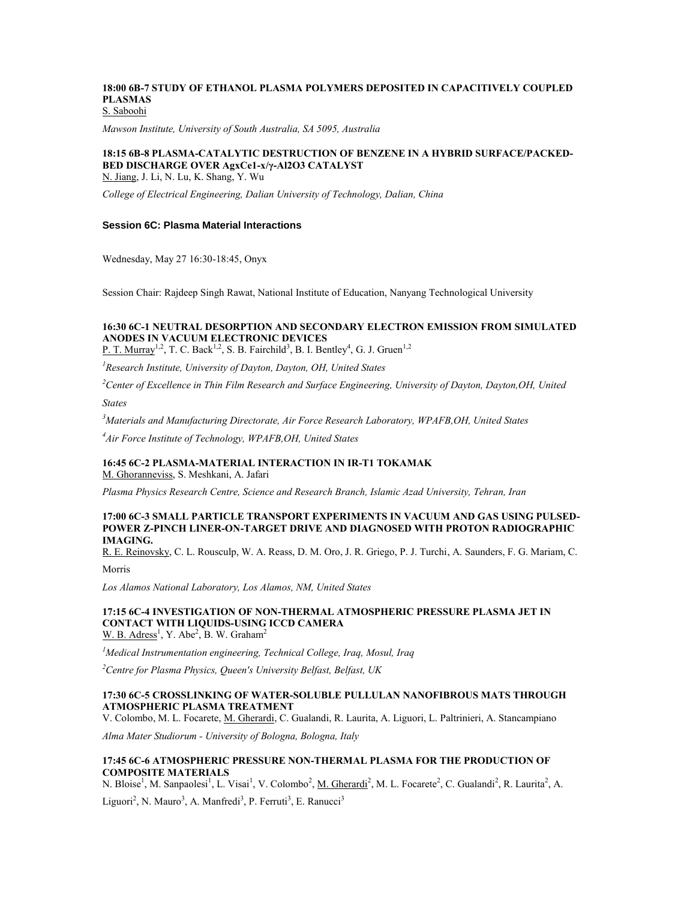**18:00 6B-7 STUDY OF ETHANOL PLASMA POLYMERS DEPOSITED IN CAPACITIVELY COUPLED PLASMAS**
S. Saboohi

*Mawson Institute, University of South Australia, SA 5095, Australia*

**18:15 6B-8 PLASMA-CATALYTIC DESTRUCTION OF BENZENE IN A HYBRID SURFACE/PACKED-BED DISCHARGE OVER $Ag_xCe_{1-x}/\gamma$-$Al_2O_3$ CATALYST**
N. Jiang, J. Li, N. Lu, K. Shang, Y. Wu

*College of Electrical Engineering, Dalian University of Technology, Dalian, China*

### Session 6C: Plasma Material Interactions

Wednesday, May 27 16:30-18:45, Onyx

Session Chair: Rajdeep Singh Rawat, National Institute of Education, Nanyang Technological University

**16:30 6C-1 NEUTRAL DESORPTION AND SECONDARY ELECTRON EMISSION FROM SIMULATED ANODES IN VACUUM ELECTRONIC DEVICES**
P. T. Murray[1,2], T. C. Back[1,2], S. B. Fairchild[3], B. I. Bentley[4], G. J. Gruen[1,2]

*[1]Research Institute, University of Dayton, Dayton, OH, United States*

*[2]Center of Excellence in Thin Film Research and Surface Engineering, University of Dayton, Dayton,OH, United States*

*[3]Materials and Manufacturing Directorate, Air Force Research Laboratory, WPAFB,OH, United States*

*[4]Air Force Institute of Technology, WPAFB,OH, United States*

**16:45 6C-2 PLASMA-MATERIAL INTERACTION IN IR-T1 TOKAMAK**
M. Ghoranneviss, S. Meshkani, A. Jafari

*Plasma Physics Research Centre, Science and Research Branch, Islamic Azad University, Tehran, Iran*

**17:00 6C-3 SMALL PARTICLE TRANSPORT EXPERIMENTS IN VACUUM AND GAS USING PULSED-POWER Z-PINCH LINER-ON-TARGET DRIVE AND DIAGNOSED WITH PROTON RADIOGRAPHIC IMAGING.**
R. E. Reinovsky, C. L. Rousculp, W. A. Reass, D. M. Oro, J. R. Griego, P. J. Turchi, A. Saunders, F. G. Mariam, C. Morris

*Los Alamos National Laboratory, Los Alamos, NM, United States*

**17:15 6C-4 INVESTIGATION OF NON-THERMAL ATMOSPHERIC PRESSURE PLASMA JET IN CONTACT WITH LIQUIDS-USING ICCD CAMERA**
W. B. Adress[1], Y. Abe[2], B. W. Graham[2]

*[1]Medical Instrumentation engineering, Technical College, Iraq, Mosul, Iraq*

*[2]Centre for Plasma Physics, Queen's University Belfast, Belfast, UK*

**17:30 6C-5 CROSSLINKING OF WATER-SOLUBLE PULLULAN NANOFIBROUS MATS THROUGH ATMOSPHERIC PLASMA TREATMENT**
V. Colombo, M. L. Focarete, M. Gherardi, C. Gualandi, R. Laurita, A. Liguori, L. Paltrinieri, A. Stancampiano

*Alma Mater Studiorum - University of Bologna, Bologna, Italy*

**17:45 6C-6 ATMOSPHERIC PRESSURE NON-THERMAL PLASMA FOR THE PRODUCTION OF COMPOSITE MATERIALS**
N. Bloise[1], M. Sanpaolesi[1], L. Visai[1], V. Colombo[2], M. Gherardi[2], M. L. Focarete[2], C. Gualandi[2], R. Laurita[2], A. Liguori[2], N. Mauro[3], A. Manfredi[3], P. Ferruti[3], E. Ranucci[3]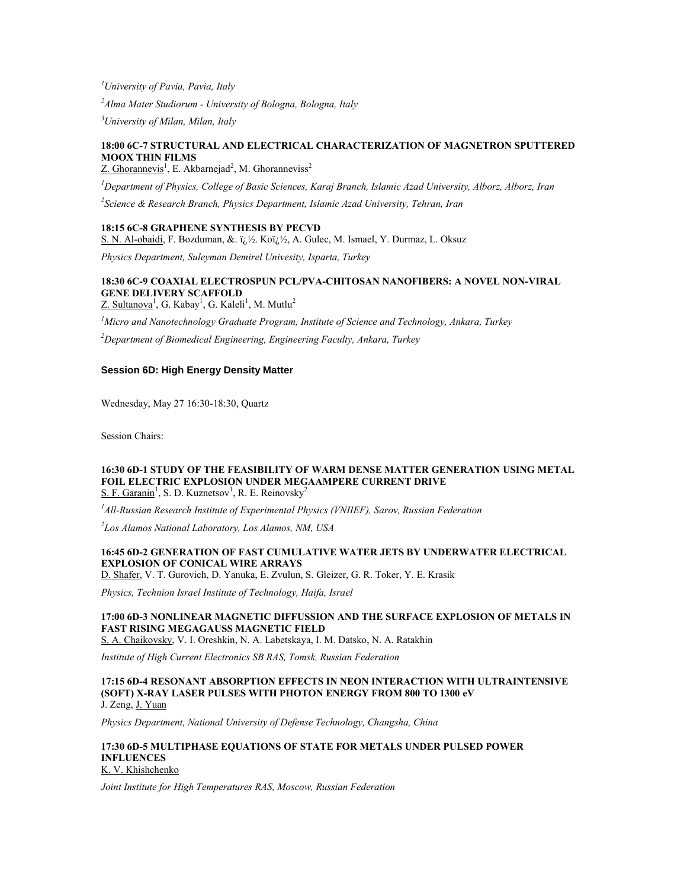[1]*University of Pavia, Pavia, Italy*

[2]*Alma Mater Studiorum - University of Bologna, Bologna, Italy*

[3]*University of Milan, Milan, Italy*

**18:00 6C-7 STRUCTURAL AND ELECTRICAL CHARACTERIZATION OF MAGNETRON SPUTTERED MOOX THIN FILMS**
Z. Ghorannevis[1], E. Akbarnejad[2], M. Ghoranneviss[2]

[1]*Department of Physics, College of Basic Sciences, Karaj Branch, Islamic Azad University, Alborz, Alborz, Iran*

[2]*Science & Research Branch, Physics Department, Islamic Azad University, Tehran, Iran*

**18:15 6C-8 GRAPHENE SYNTHESIS BY PECVD**
S. N. Al-obaidi, F. Bozduman, &. ï¿½. Koï¿½, A. Gulec, M. Ismael, Y. Durmaz, L. Oksuz

*Physics Department, Suleyman Demirel Univesity, Isparta, Turkey*

**18:30 6C-9 COAXIAL ELECTROSPUN PCL/PVA-CHITOSAN NANOFIBERS: A NOVEL NON-VIRAL GENE DELIVERY SCAFFOLD**
Z. Sultanova[1], G. Kabay[1], G. Kaleli[1], M. Mutlu[2]

[1]*Micro and Nanotechnology Graduate Program, Institute of Science and Technology, Ankara, Turkey*

[2]*Department of Biomedical Engineering, Engineering Faculty, Ankara, Turkey*

## Session 6D: High Energy Density Matter

Wednesday, May 27 16:30-18:30, Quartz

Session Chairs:

**16:30 6D-1 STUDY OF THE FEASIBILITY OF WARM DENSE MATTER GENERATION USING METAL FOIL ELECTRIC EXPLOSION UNDER MEGAAMPERE CURRENT DRIVE**
S. F. Garanin[1], S. D. Kuznetsov[1], R. E. Reinovsky[2]

[1]*All-Russian Research Institute of Experimental Physics (VNIIEF), Sarov, Russian Federation*

[2]*Los Alamos National Laboratory, Los Alamos, NM, USA*

**16:45 6D-2 GENERATION OF FAST CUMULATIVE WATER JETS BY UNDERWATER ELECTRICAL EXPLOSION OF CONICAL WIRE ARRAYS**
D. Shafer, V. T. Gurovich, D. Yanuka, E. Zvulun, S. Gleizer, G. R. Toker, Y. E. Krasik

*Physics, Technion Israel Institute of Technology, Haifa, Israel*

**17:00 6D-3 NONLINEAR MAGNETIC DIFFUSSION AND THE SURFACE EXPLOSION OF METALS IN FAST RISING MEGAGAUSS MAGNETIC FIELD**
S. A. Chaikovsky, V. I. Oreshkin, N. A. Labetskaya, I. M. Datsko, N. A. Ratakhin

*Institute of High Current Electronics SB RAS, Tomsk, Russian Federation*

**17:15 6D-4 RESONANT ABSORPTION EFFECTS IN NEON INTERACTION WITH ULTRAINTENSIVE (SOFT) X-RAY LASER PULSES WITH PHOTON ENERGY FROM 800 TO 1300 eV**
J. Zeng, J. Yuan

*Physics Department, National University of Defense Technology, Changsha, China*

**17:30 6D-5 MULTIPHASE EQUATIONS OF STATE FOR METALS UNDER PULSED POWER INFLUENCES**
K. V. Khishchenko

*Joint Institute for High Temperatures RAS, Moscow, Russian Federation*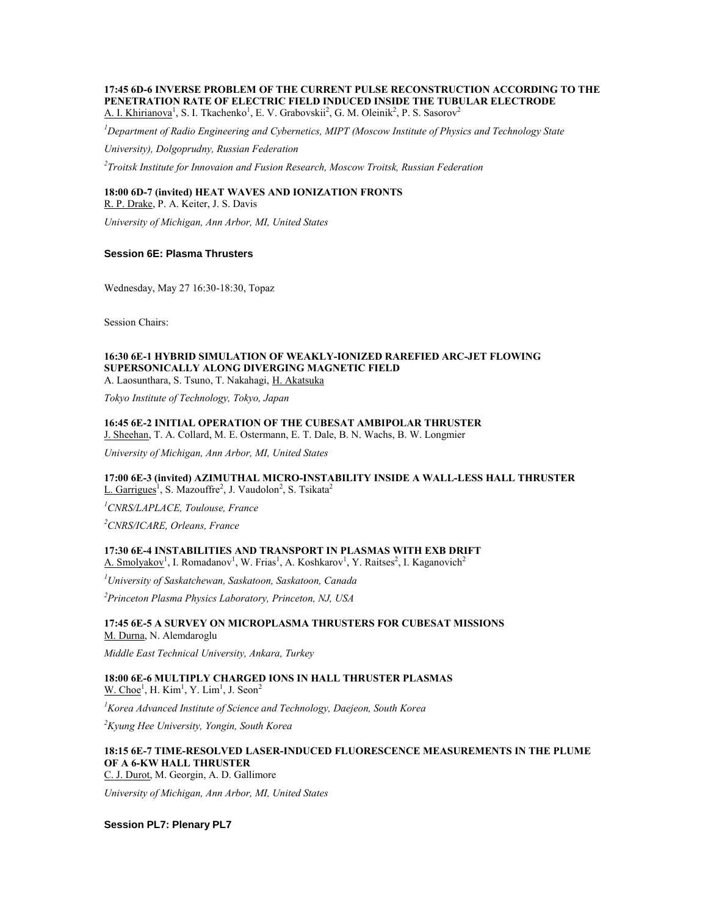**17:45 6D-6 INVERSE PROBLEM OF THE CURRENT PULSE RECONSTRUCTION ACCORDING TO THE PENETRATION RATE OF ELECTRIC FIELD INDUCED INSIDE THE TUBULAR ELECTRODE**
A. I. Khirianova[1], S. I. Tkachenko[1], E. V. Grabovskii[2], G. M. Oleinik[2], P. S. Sasorov[2]

*[1]Department of Radio Engineering and Cybernetics, MIPT (Moscow Institute of Physics and Technology State University), Dolgoprudny, Russian Federation*

*[2]Troitsk Institute for Innovaion and Fusion Research, Moscow Troitsk, Russian Federation*

**18:00 6D-7 (invited) HEAT WAVES AND IONIZATION FRONTS**
R. P. Drake, P. A. Keiter, J. S. Davis

*University of Michigan, Ann Arbor, MI, United States*

### Session 6E: Plasma Thrusters

Wednesday, May 27 16:30-18:30, Topaz

Session Chairs:

**16:30 6E-1 HYBRID SIMULATION OF WEAKLY-IONIZED RAREFIED ARC-JET FLOWING SUPERSONICALLY ALONG DIVERGING MAGNETIC FIELD**
A. Laosunthara, S. Tsuno, T. Nakahagi, H. Akatsuka

*Tokyo Institute of Technology, Tokyo, Japan*

**16:45 6E-2 INITIAL OPERATION OF THE CUBESAT AMBIPOLAR THRUSTER**
J. Sheehan, T. A. Collard, M. E. Ostermann, E. T. Dale, B. N. Wachs, B. W. Longmier

*University of Michigan, Ann Arbor, MI, United States*

**17:00 6E-3 (invited) AZIMUTHAL MICRO-INSTABILITY INSIDE A WALL-LESS HALL THRUSTER**
L. Garrigues[1], S. Mazouffre[2], J. Vaudolon[2], S. Tsikata[2]

*[1]CNRS/LAPLACE, Toulouse, France*

*[2]CNRS/ICARE, Orleans, France*

**17:30 6E-4 INSTABILITIES AND TRANSPORT IN PLASMAS WITH EXB DRIFT**
A. Smolyakov[1], I. Romadanov[1], W. Frias[1], A. Koshkarov[1], Y. Raitses[2], I. Kaganovich[2]

*[1]University of Saskatchewan, Saskatoon, Saskatoon, Canada*

*[2]Princeton Plasma Physics Laboratory, Princeton, NJ, USA*

**17:45 6E-5 A SURVEY ON MICROPLASMA THRUSTERS FOR CUBESAT MISSIONS**
M. Durna, N. Alemdaroglu

*Middle East Technical University, Ankara, Turkey*

**18:00 6E-6 MULTIPLY CHARGED IONS IN HALL THRUSTER PLASMAS**
W. Choe[1], H. Kim[1], Y. Lim[1], J. Seon[2]

*[1]Korea Advanced Institute of Science and Technology, Daejeon, South Korea*

*[2]Kyung Hee University, Yongin, South Korea*

**18:15 6E-7 TIME-RESOLVED LASER-INDUCED FLUORESCENCE MEASUREMENTS IN THE PLUME OF A 6-KW HALL THRUSTER**
C. J. Durot, M. Georgin, A. D. Gallimore

*University of Michigan, Ann Arbor, MI, United States*

### Session PL7: Plenary PL7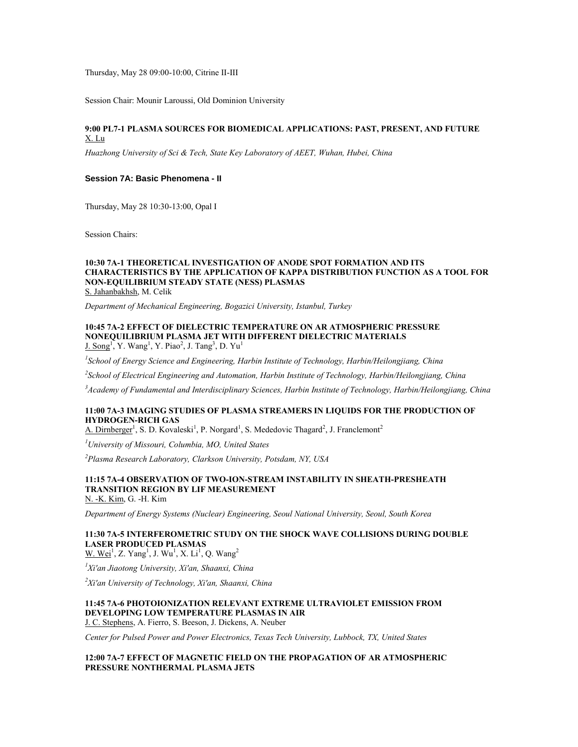Thursday, May 28 09:00-10:00, Citrine II-III

Session Chair: Mounir Laroussi, Old Dominion University

**9:00 PL7-1 PLASMA SOURCES FOR BIOMEDICAL APPLICATIONS: PAST, PRESENT, AND FUTURE**
X. Lu

*Huazhong University of Sci & Tech, State Key Laboratory of AEET, Wuhan, Hubei, China*

### Session 7A: Basic Phenomena - II

Thursday, May 28 10:30-13:00, Opal I

Session Chairs:

**10:30 7A-1 THEORETICAL INVESTIGATION OF ANODE SPOT FORMATION AND ITS CHARACTERISTICS BY THE APPLICATION OF KAPPA DISTRIBUTION FUNCTION AS A TOOL FOR NON-EQUILIBRIUM STEADY STATE (NESS) PLASMAS**
S. Jahanbakhsh, M. Celik

*Department of Mechanical Engineering, Bogazici University, Istanbul, Turkey*

**10:45 7A-2 EFFECT OF DIELECTRIC TEMPERATURE ON AR ATMOSPHERIC PRESSURE NONEQUILIBRIUM PLASMA JET WITH DIFFERENT DIELECTRIC MATERIALS**
J. Song[1], Y. Wang[1], Y. Piao[2], J. Tang[3], D. Yu[1]

*[1]School of Energy Science and Engineering, Harbin Institute of Technology, Harbin/Heilongjiang, China*

*[2]School of Electrical Engineering and Automation, Harbin Institute of Technology, Harbin/Heilongjiang, China*

*[3]Academy of Fundamental and Interdisciplinary Sciences, Harbin Institute of Technology, Harbin/Heilongjiang, China*

**11:00 7A-3 IMAGING STUDIES OF PLASMA STREAMERS IN LIQUIDS FOR THE PRODUCTION OF HYDROGEN-RICH GAS**
A. Dirnberger[1], S. D. Kovaleski[1], P. Norgard[1], S. Mededovic Thagard[2], J. Franclemont[2]

*[1]University of Missouri, Columbia, MO, United States*

*[2]Plasma Research Laboratory, Clarkson University, Potsdam, NY, USA*

**11:15 7A-4 OBSERVATION OF TWO-ION-STREAM INSTABILITY IN SHEATH-PRESHEATH TRANSITION REGION BY LIF MEASUREMENT**
N. -K. Kim, G. -H. Kim

*Department of Energy Systems (Nuclear) Engineering, Seoul National University, Seoul, South Korea*

**11:30 7A-5 INTERFEROMETRIC STUDY ON THE SHOCK WAVE COLLISIONS DURING DOUBLE LASER PRODUCED PLASMAS**
W. Wei[1], Z. Yang[1], J. Wu[1], X. Li[1], Q. Wang[2]

*[1]Xi'an Jiaotong University, Xi'an, Shaanxi, China*

*[2]Xi'an University of Technology, Xi'an, Shaanxi, China*

**11:45 7A-6 PHOTOIONIZATION RELEVANT EXTREME ULTRAVIOLET EMISSION FROM DEVELOPING LOW TEMPERATURE PLASMAS IN AIR**
J. C. Stephens, A. Fierro, S. Beeson, J. Dickens, A. Neuber

*Center for Pulsed Power and Power Electronics, Texas Tech University, Lubbock, TX, United States*

**12:00 7A-7 EFFECT OF MAGNETIC FIELD ON THE PROPAGATION OF AR ATMOSPHERIC PRESSURE NONTHERMAL PLASMA JETS**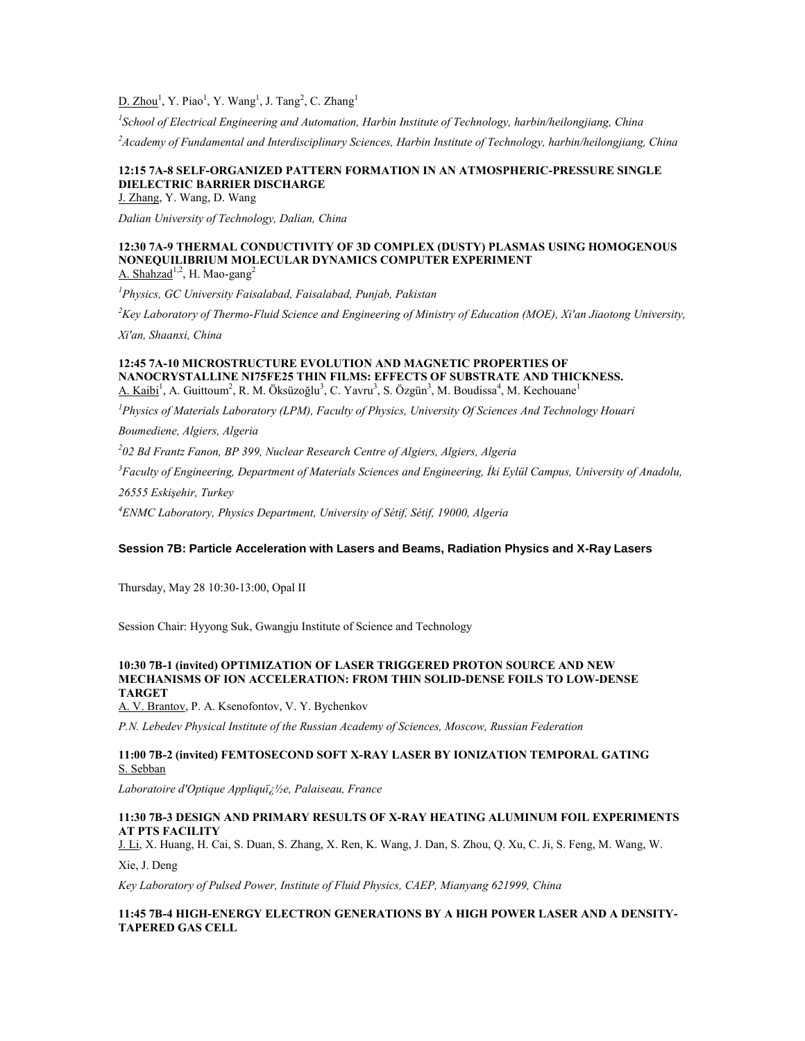D. Zhou[1], Y. Piao[1], Y. Wang[1], J. Tang[2], C. Zhang[1]

[1]*School of Electrical Engineering and Automation, Harbin Institute of Technology, harbin/heilongjiang, China*

[2]*Academy of Fundamental and Interdisciplinary Sciences, Harbin Institute of Technology, harbin/heilongjiang, China*

**12:15 7A-8 SELF-ORGANIZED PATTERN FORMATION IN AN ATMOSPHERIC-PRESSURE SINGLE DIELECTRIC BARRIER DISCHARGE**

J. Zhang, Y. Wang, D. Wang

*Dalian University of Technology, Dalian, China*

**12:30 7A-9 THERMAL CONDUCTIVITY OF 3D COMPLEX (DUSTY) PLASMAS USING HOMOGENOUS NONEQUILIBRIUM MOLECULAR DYNAMICS COMPUTER EXPERIMENT**

A. Shahzad[1,2], H. Mao-gang[2]

[1]*Physics, GC University Faisalabad, Faisalabad, Punjab, Pakistan*

[2]*Key Laboratory of Thermo-Fluid Science and Engineering of Ministry of Education (MOE), Xi'an Jiaotong University, Xi'an, Shaanxi, China*

**12:45 7A-10 MICROSTRUCTURE EVOLUTION AND MAGNETIC PROPERTIES OF NANOCRYSTALLINE NI75FE25 THIN FILMS: EFFECTS OF SUBSTRATE AND THICKNESS.**

A. Kaibi[1], A. Guittoum[2], R. M. Öksüzoğlu[3], C. Yavru[3], S. Özgün[3], M. Boudissa[4], M. Kechouane[1]

[1]*Physics of Materials Laboratory (LPM), Faculty of Physics, University Of Sciences And Technology Houari Boumediene, Algiers, Algeria*

[2]*02 Bd Frantz Fanon, BP 399, Nuclear Research Centre of Algiers, Algiers, Algeria*

[3]*Faculty of Engineering, Department of Materials Sciences and Engineering, İki Eylül Campus, University of Anadolu, 26555 Eskişehir, Turkey*

[4]*ENMC Laboratory, Physics Department, University of Sétif, Sétif, 19000, Algeria*

## Session 7B: Particle Acceleration with Lasers and Beams, Radiation Physics and X-Ray Lasers

Thursday, May 28 10:30-13:00, Opal II

Session Chair: Hyyong Suk, Gwangju Institute of Science and Technology

**10:30 7B-1 (invited) OPTIMIZATION OF LASER TRIGGERED PROTON SOURCE AND NEW MECHANISMS OF ION ACCELERATION: FROM THIN SOLID-DENSE FOILS TO LOW-DENSE TARGET**

A. V. Brantov, P. A. Ksenofontov, V. Y. Bychenkov

*P.N. Lebedev Physical Institute of the Russian Academy of Sciences, Moscow, Russian Federation*

**11:00 7B-2 (invited) FEMTOSECOND SOFT X-RAY LASER BY IONIZATION TEMPORAL GATING**

S. Sebban

*Laboratoire d'Optique Appliquï¿½e, Palaiseau, France*

**11:30 7B-3 DESIGN AND PRIMARY RESULTS OF X-RAY HEATING ALUMINUM FOIL EXPERIMENTS AT PTS FACILITY**

J. Li, X. Huang, H. Cai, S. Duan, S. Zhang, X. Ren, K. Wang, J. Dan, S. Zhou, Q. Xu, C. Ji, S. Feng, M. Wang, W. Xie, J. Deng

*Key Laboratory of Pulsed Power, Institute of Fluid Physics, CAEP, Mianyang 621999, China*

**11:45 7B-4 HIGH-ENERGY ELECTRON GENERATIONS BY A HIGH POWER LASER AND A DENSITY-TAPERED GAS CELL**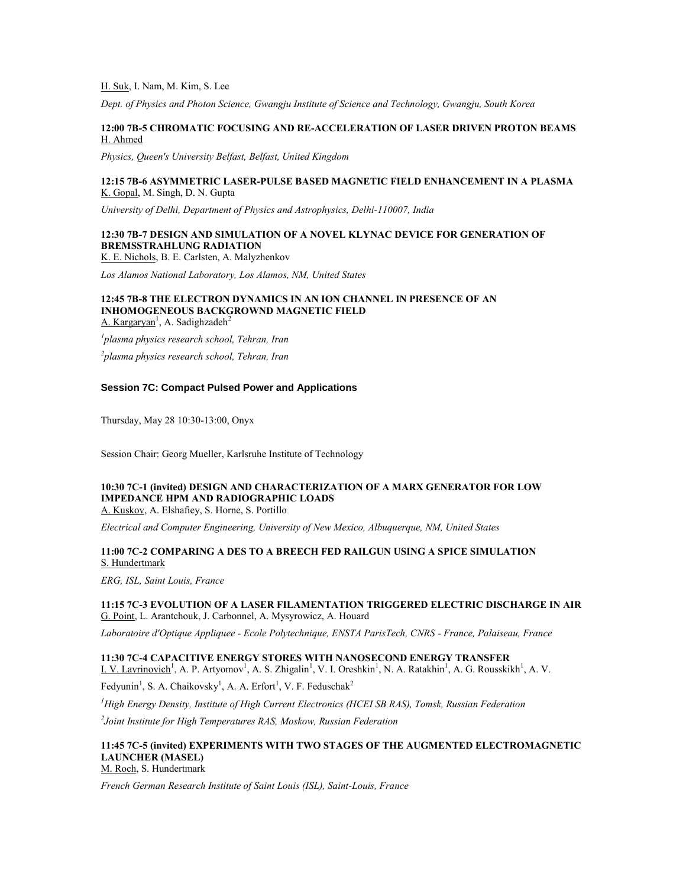H. Suk, I. Nam, M. Kim, S. Lee

*Dept. of Physics and Photon Science, Gwangju Institute of Science and Technology, Gwangju, South Korea*

**12:00 7B-5 CHROMATIC FOCUSING AND RE-ACCELERATION OF LASER DRIVEN PROTON BEAMS**
H. Ahmed

*Physics, Queen's University Belfast, Belfast, United Kingdom*

**12:15 7B-6 ASYMMETRIC LASER-PULSE BASED MAGNETIC FIELD ENHANCEMENT IN A PLASMA**
K. Gopal, M. Singh, D. N. Gupta

*University of Delhi, Department of Physics and Astrophysics, Delhi-110007, India*

**12:30 7B-7 DESIGN AND SIMULATION OF A NOVEL KLYNAC DEVICE FOR GENERATION OF BREMSSTRAHLUNG RADIATION**
K. E. Nichols, B. E. Carlsten, A. Malyzhenkov

*Los Alamos National Laboratory, Los Alamos, NM, United States*

**12:45 7B-8 THE ELECTRON DYNAMICS IN AN ION CHANNEL IN PRESENCE OF AN INHOMOGENEOUS BACKGROWND MAGNETIC FIELD**
A. Kargaryan[1], A. Sadighzadeh[2]

[1]*plasma physics research school, Tehran, Iran*

[2]*plasma physics research school, Tehran, Iran*

### Session 7C: Compact Pulsed Power and Applications

Thursday, May 28 10:30-13:00, Onyx

Session Chair: Georg Mueller, Karlsruhe Institute of Technology

**10:30 7C-1 (invited) DESIGN AND CHARACTERIZATION OF A MARX GENERATOR FOR LOW IMPEDANCE HPM AND RADIOGRAPHIC LOADS**
A. Kuskov, A. Elshafiey, S. Horne, S. Portillo

*Electrical and Computer Engineering, University of New Mexico, Albuquerque, NM, United States*

**11:00 7C-2 COMPARING A DES TO A BREECH FED RAILGUN USING A SPICE SIMULATION**
S. Hundertmark

*ERG, ISL, Saint Louis, France*

**11:15 7C-3 EVOLUTION OF A LASER FILAMENTATION TRIGGERED ELECTRIC DISCHARGE IN AIR**
G. Point, L. Arantchouk, J. Carbonnel, A. Mysyrowicz, A. Houard

*Laboratoire d'Optique Appliquee - Ecole Polytechnique, ENSTA ParisTech, CNRS - France, Palaiseau, France*

**11:30 7C-4 CAPACITIVE ENERGY STORES WITH NANOSECOND ENERGY TRANSFER**
I. V. Lavrinovich[1], A. P. Artyomov[1], A. S. Zhigalin[1], V. I. Oreshkin[1], N. A. Ratakhin[1], A. G. Rousskikh[1], A. V. Fedyunin[1], S. A. Chaikovsky[1], A. A. Erfort[1], V. F. Feduschak[2]

[1]*High Energy Density, Institute of High Current Electronics (HCEI SB RAS), Tomsk, Russian Federation*

[2]*Joint Institute for High Temperatures RAS, Moskow, Russian Federation*

**11:45 7C-5 (invited) EXPERIMENTS WITH TWO STAGES OF THE AUGMENTED ELECTROMAGNETIC LAUNCHER (MASEL)**
M. Roch, S. Hundertmark

*French German Research Institute of Saint Louis (ISL), Saint-Louis, France*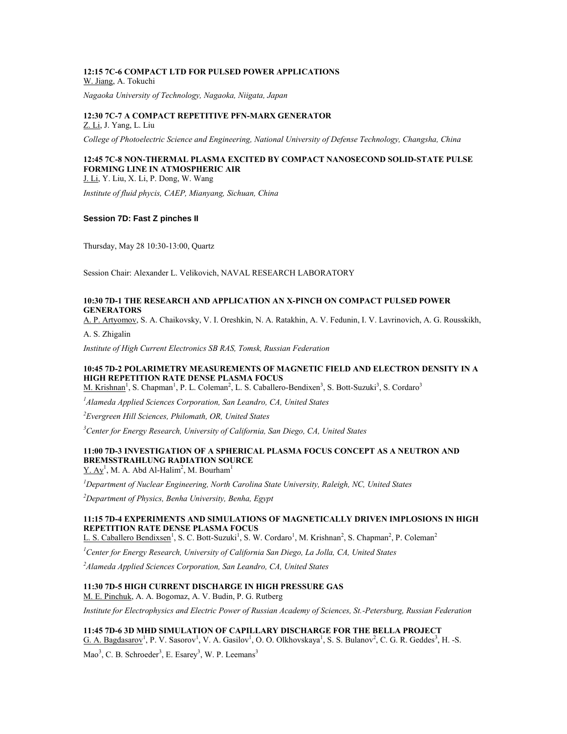**12:15 7C-6 COMPACT LTD FOR PULSED POWER APPLICATIONS**
W. Jiang, A. Tokuchi

*Nagaoka University of Technology, Nagaoka, Niigata, Japan*

**12:30 7C-7 A COMPACT REPETITIVE PFN-MARX GENERATOR**
Z. Li, J. Yang, L. Liu

*College of Photoelectric Science and Engineering, National University of Defense Technology, Changsha, China*

**12:45 7C-8 NON-THERMAL PLASMA EXCITED BY COMPACT NANOSECOND SOLID-STATE PULSE FORMING LINE IN ATMOSPHERIC AIR**
J. Li, Y. Liu, X. Li, P. Dong, W. Wang

*Institute of fluid phycis, CAEP, Mianyang, Sichuan, China*

### Session 7D: Fast Z pinches II

Thursday, May 28 10:30-13:00, Quartz

Session Chair: Alexander L. Velikovich, NAVAL RESEARCH LABORATORY

**10:30 7D-1 THE RESEARCH AND APPLICATION AN X-PINCH ON COMPACT PULSED POWER GENERATORS**
A. P. Artyomov, S. A. Chaikovsky, V. I. Oreshkin, N. A. Ratakhin, A. V. Fedunin, I. V. Lavrinovich, A. G. Rousskikh, A. S. Zhigalin

*Institute of High Current Electronics SB RAS, Tomsk, Russian Federation*

**10:45 7D-2 POLARIMETRY MEASUREMENTS OF MAGNETIC FIELD AND ELECTRON DENSITY IN A HIGH REPETITION RATE DENSE PLASMA FOCUS**
M. Krishnan[1], S. Chapman[1], P. L. Coleman[2], L. S. Caballero-Bendixen[3], S. Bott-Suzuki[3], S. Cordaro[3]

*[1]Alameda Applied Sciences Corporation, San Leandro, CA, United States*

*[2]Evergreen Hill Sciences, Philomath, OR, United States*

*[3]Center for Energy Research, University of California, San Diego, CA, United States*

**11:00 7D-3 INVESTIGATION OF A SPHERICAL PLASMA FOCUS CONCEPT AS A NEUTRON AND BREMSSTRAHLUNG RADIATION SOURCE**
Y. Ay[1], M. A. Abd Al-Halim[2], M. Bourham[1]

*[1]Department of Nuclear Engineering, North Carolina State University, Raleigh, NC, United States*

*[2]Department of Physics, Benha University, Benha, Egypt*

**11:15 7D-4 EXPERIMENTS AND SIMULATIONS OF MAGNETICALLY DRIVEN IMPLOSIONS IN HIGH REPETITION RATE DENSE PLASMA FOCUS**
L. S. Caballero Bendixen[1], S. C. Bott-Suzuki[1], S. W. Cordaro[1], M. Krishnan[2], S. Chapman[2], P. Coleman[2]

*[1]Center for Energy Research, University of California San Diego, La Jolla, CA, United States*

*[2]Alameda Applied Sciences Corporation, San Leandro, CA, United States*

**11:30 7D-5 HIGH CURRENT DISCHARGE IN HIGH PRESSURE GAS**
M. E. Pinchuk, A. A. Bogomaz, A. V. Budin, P. G. Rutberg

*Institute for Electrophysics and Electric Power of Russian Academy of Sciences, St.-Petersburg, Russian Federation*

**11:45 7D-6 3D MHD SIMULATION OF CAPILLARY DISCHARGE FOR THE BELLA PROJECT**
G. A. Bagdasarov[1], P. V. Sasorov[1], V. A. Gasilov[1], O. O. Olkhovskaya[1], S. S. Bulanov[2], C. G. R. Geddes[3], H. -S. Mao[3], C. B. Schroeder[3], E. Esarey[3], W. P. Leemans[3]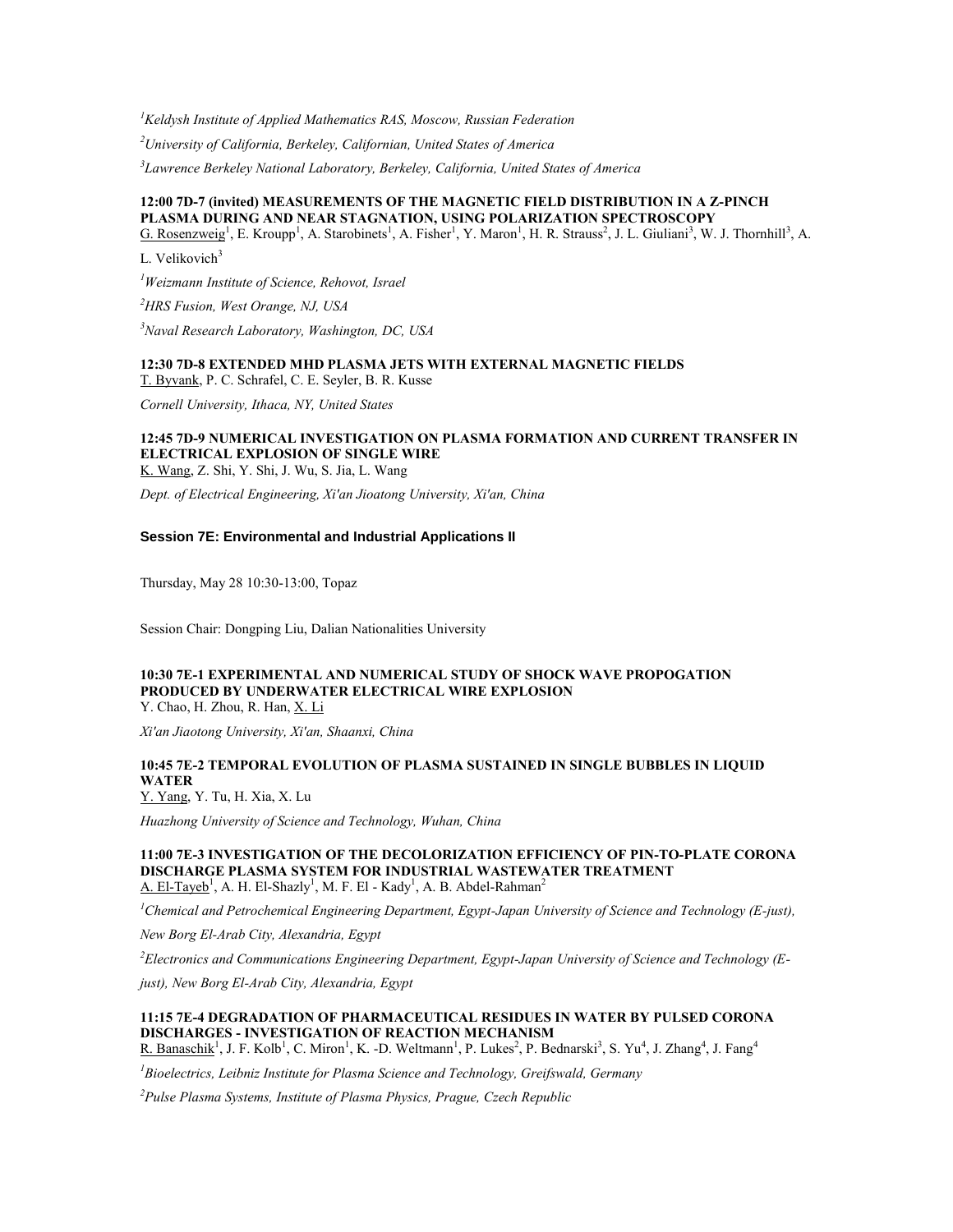[1]*Keldysh Institute of Applied Mathematics RAS, Moscow, Russian Federation*

[2]*University of California, Berkeley, Californian, United States of America*

[3]*Lawrence Berkeley National Laboratory, Berkeley, California, United States of America*

**12:00 7D-7 (invited) MEASUREMENTS OF THE MAGNETIC FIELD DISTRIBUTION IN A Z-PINCH PLASMA DURING AND NEAR STAGNATION, USING POLARIZATION SPECTROSCOPY**
G. Rosenzweig[1], E. Kroupp[1], A. Starobinets[1], A. Fisher[1], Y. Maron[1], H. R. Strauss[2], J. L. Giuliani[3], W. J. Thornhill[3], A. L. Velikovich[3]

[1]*Weizmann Institute of Science, Rehovot, Israel*

[2]*HRS Fusion, West Orange, NJ, USA*

[3]*Naval Research Laboratory, Washington, DC, USA*

**12:30 7D-8 EXTENDED MHD PLASMA JETS WITH EXTERNAL MAGNETIC FIELDS**
T. Byvank, P. C. Schrafel, C. E. Seyler, B. R. Kusse

*Cornell University, Ithaca, NY, United States*

**12:45 7D-9 NUMERICAL INVESTIGATION ON PLASMA FORMATION AND CURRENT TRANSFER IN ELECTRICAL EXPLOSION OF SINGLE WIRE**
K. Wang, Z. Shi, Y. Shi, J. Wu, S. Jia, L. Wang

*Dept. of Electrical Engineering, Xi'an Jioatong University, Xi'an, China*

### Session 7E: Environmental and Industrial Applications II

Thursday, May 28 10:30-13:00, Topaz

Session Chair: Dongping Liu, Dalian Nationalities University

**10:30 7E-1 EXPERIMENTAL AND NUMERICAL STUDY OF SHOCK WAVE PROPOGATION PRODUCED BY UNDERWATER ELECTRICAL WIRE EXPLOSION**
Y. Chao, H. Zhou, R. Han, X. Li

*Xi'an Jiaotong University, Xi'an, Shaanxi, China*

**10:45 7E-2 TEMPORAL EVOLUTION OF PLASMA SUSTAINED IN SINGLE BUBBLES IN LIQUID WATER**
Y. Yang, Y. Tu, H. Xia, X. Lu

*Huazhong University of Science and Technology, Wuhan, China*

**11:00 7E-3 INVESTIGATION OF THE DECOLORIZATION EFFICIENCY OF PIN-TO-PLATE CORONA DISCHARGE PLASMA SYSTEM FOR INDUSTRIAL WASTEWATER TREATMENT**
A. El-Tayeb[1], A. H. El-Shazly[1], M. F. El - Kady[1], A. B. Abdel-Rahman[2]

[1]*Chemical and Petrochemical Engineering Department, Egypt-Japan University of Science and Technology (E-just), New Borg El-Arab City, Alexandria, Egypt*

[2]*Electronics and Communications Engineering Department, Egypt-Japan University of Science and Technology (E-just), New Borg El-Arab City, Alexandria, Egypt*

**11:15 7E-4 DEGRADATION OF PHARMACEUTICAL RESIDUES IN WATER BY PULSED CORONA DISCHARGES - INVESTIGATION OF REACTION MECHANISM**
R. Banaschik[1], J. F. Kolb[1], C. Miron[1], K. -D. Weltmann[1], P. Lukes[2], P. Bednarski[3], S. Yu[4], J. Zhang[4], J. Fang[4]

[1]*Bioelectrics, Leibniz Institute for Plasma Science and Technology, Greifswald, Germany*

[2]*Pulse Plasma Systems, Institute of Plasma Physics, Prague, Czech Republic*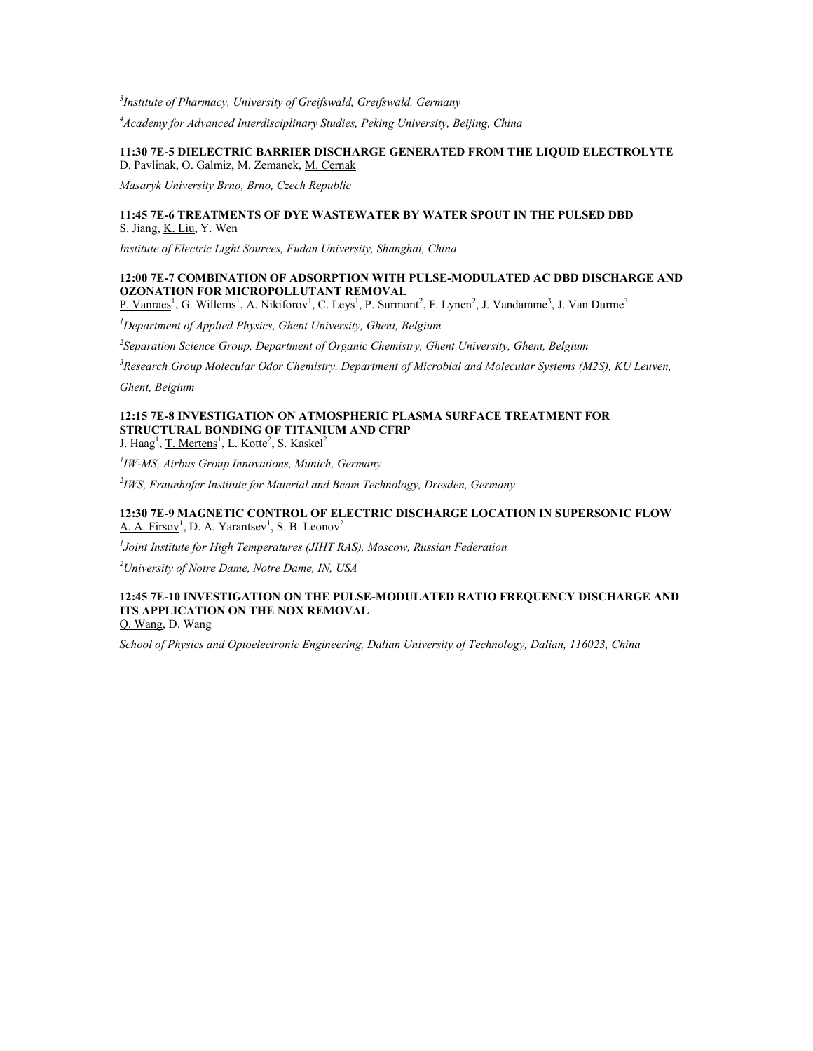*[3]Institute of Pharmacy, University of Greifswald, Greifswald, Germany*

*[4]Academy for Advanced Interdisciplinary Studies, Peking University, Beijing, China*

**11:30 7E-5 DIELECTRIC BARRIER DISCHARGE GENERATED FROM THE LIQUID ELECTROLYTE**
D. Pavlinak, O. Galmiz, M. Zemanek, M. Cernak

*Masaryk University Brno, Brno, Czech Republic*

**11:45 7E-6 TREATMENTS OF DYE WASTEWATER BY WATER SPOUT IN THE PULSED DBD**
S. Jiang, K. Liu, Y. Wen

*Institute of Electric Light Sources, Fudan University, Shanghai, China*

**12:00 7E-7 COMBINATION OF ADSORPTION WITH PULSE-MODULATED AC DBD DISCHARGE AND OZONATION FOR MICROPOLLUTANT REMOVAL**
P. Vanraes[1], G. Willems[1], A. Nikiforov[1], C. Leys[1], P. Surmont[2], F. Lynen[2], J. Vandamme[3], J. Van Durme[3]

*[1]Department of Applied Physics, Ghent University, Ghent, Belgium*

*[2]Separation Science Group, Department of Organic Chemistry, Ghent University, Ghent, Belgium*

*[3]Research Group Molecular Odor Chemistry, Department of Microbial and Molecular Systems (M2S), KU Leuven, Ghent, Belgium*

**12:15 7E-8 INVESTIGATION ON ATMOSPHERIC PLASMA SURFACE TREATMENT FOR STRUCTURAL BONDING OF TITANIUM AND CFRP**
J. Haag[1], T. Mertens[1], L. Kotte[2], S. Kaskel[2]

*[1]IW-MS, Airbus Group Innovations, Munich, Germany*

*[2]IWS, Fraunhofer Institute for Material and Beam Technology, Dresden, Germany*

**12:30 7E-9 MAGNETIC CONTROL OF ELECTRIC DISCHARGE LOCATION IN SUPERSONIC FLOW**
A. A. Firsov[1], D. A. Yarantsev[1], S. B. Leonov[2]

*[1]Joint Institute for High Temperatures (JIHT RAS), Moscow, Russian Federation*

*[2]University of Notre Dame, Notre Dame, IN, USA*

**12:45 7E-10 INVESTIGATION ON THE PULSE-MODULATED RATIO FREQUENCY DISCHARGE AND ITS APPLICATION ON THE NOX REMOVAL**
Q. Wang, D. Wang

*School of Physics and Optoelectronic Engineering, Dalian University of Technology, Dalian, 116023, China*